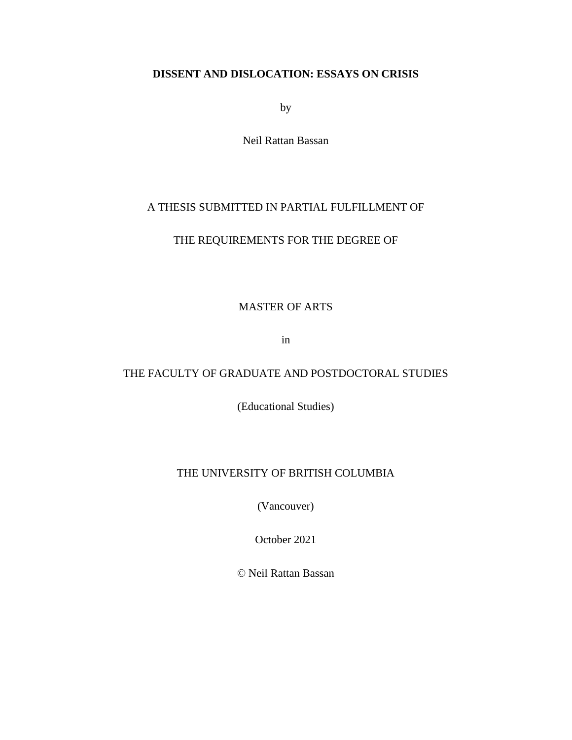**DISSENT AND DISLOCATION: ESSAYS ON CRISIS**

by

Neil Rattan Bassan

A THESIS SUBMITTED IN PARTIAL FULFILLMENT OF

THE REQUIREMENTS FOR THE DEGREE OF

MASTER OF ARTS

in

THE FACULTY OF GRADUATE AND POSTDOCTORAL STUDIES

(Educational Studies)

THE UNIVERSITY OF BRITISH COLUMBIA

(Vancouver)

October 2021

© Neil Rattan Bassan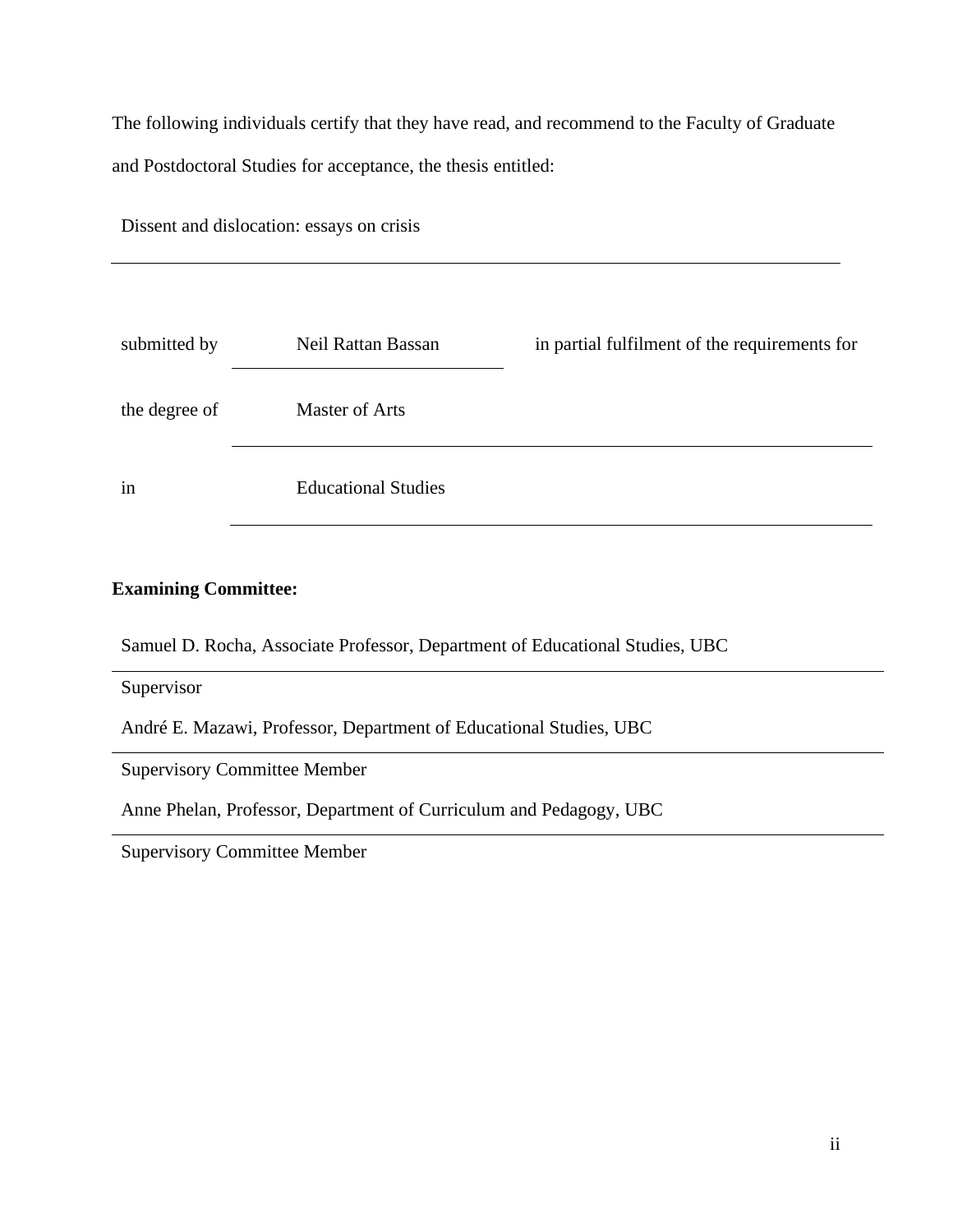The following individuals certify that they have read, and recommend to the Faculty of Graduate and Postdoctoral Studies for acceptance, the thesis entitled:

Dissent and dislocation: essays on crisis

submitted by Neil Rattan Bassan in partial fulfilment of the requirements for

the degree of Master of Arts

in Educational Studies

**Examining Committee:**

Samuel D. Rocha, Associate Professor, Department of Educational Studies, UBC

Supervisor

André E. Mazawi, Professor, Department of Educational Studies, UBC

Supervisory Committee Member

Anne Phelan, Professor, Department of Curriculum and Pedagogy, UBC

Supervisory Committee Member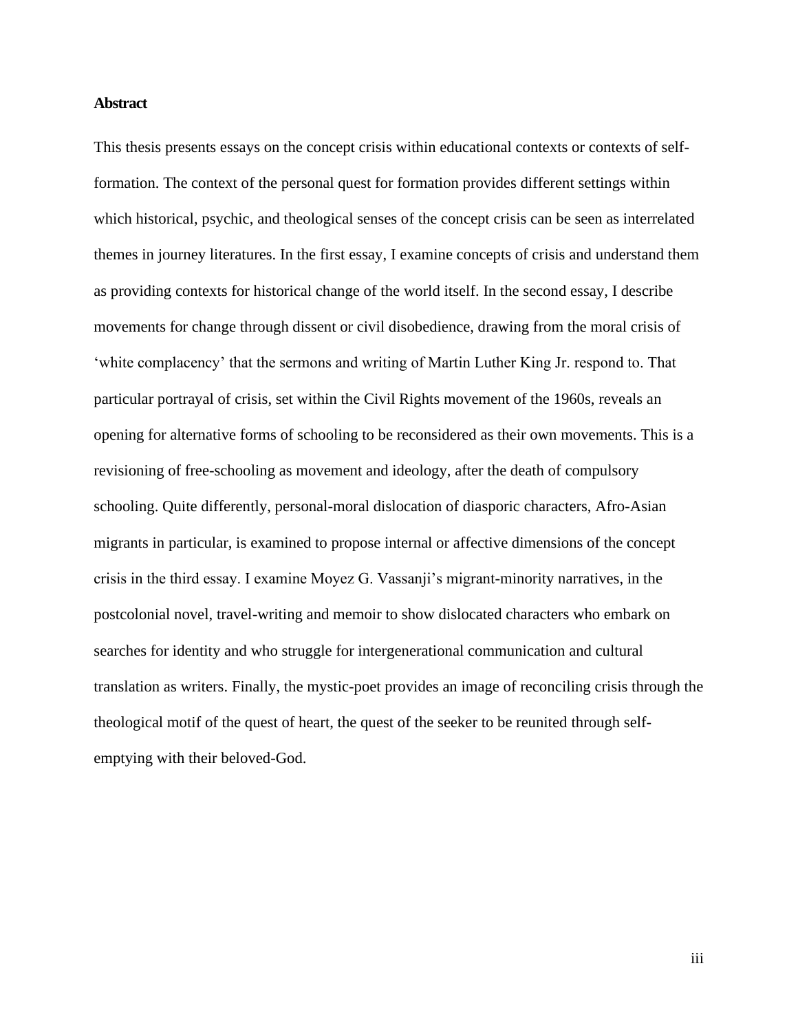**Abstract**

This thesis presents essays on the concept crisis within educational contexts or contexts of self-formation. The context of the personal quest for formation provides different settings within which historical, psychic, and theological senses of the concept crisis can be seen as interrelated themes in journey literatures. In the first essay, I examine concepts of crisis and understand them as providing contexts for historical change of the world itself. In the second essay, I describe movements for change through dissent or civil disobedience, drawing from the moral crisis of 'white complacency' that the sermons and writing of Martin Luther King Jr. respond to. That particular portrayal of crisis, set within the Civil Rights movement of the 1960s, reveals an opening for alternative forms of schooling to be reconsidered as their own movements. This is a revisioning of free-schooling as movement and ideology, after the death of compulsory schooling. Quite differently, personal-moral dislocation of diasporic characters, Afro-Asian migrants in particular, is examined to propose internal or affective dimensions of the concept crisis in the third essay. I examine Moyez G. Vassanji's migrant-minority narratives, in the postcolonial novel, travel-writing and memoir to show dislocated characters who embark on searches for identity and who struggle for intergenerational communication and cultural translation as writers. Finally, the mystic-poet provides an image of reconciling crisis through the theological motif of the quest of heart, the quest of the seeker to be reunited through self-emptying with their beloved-God.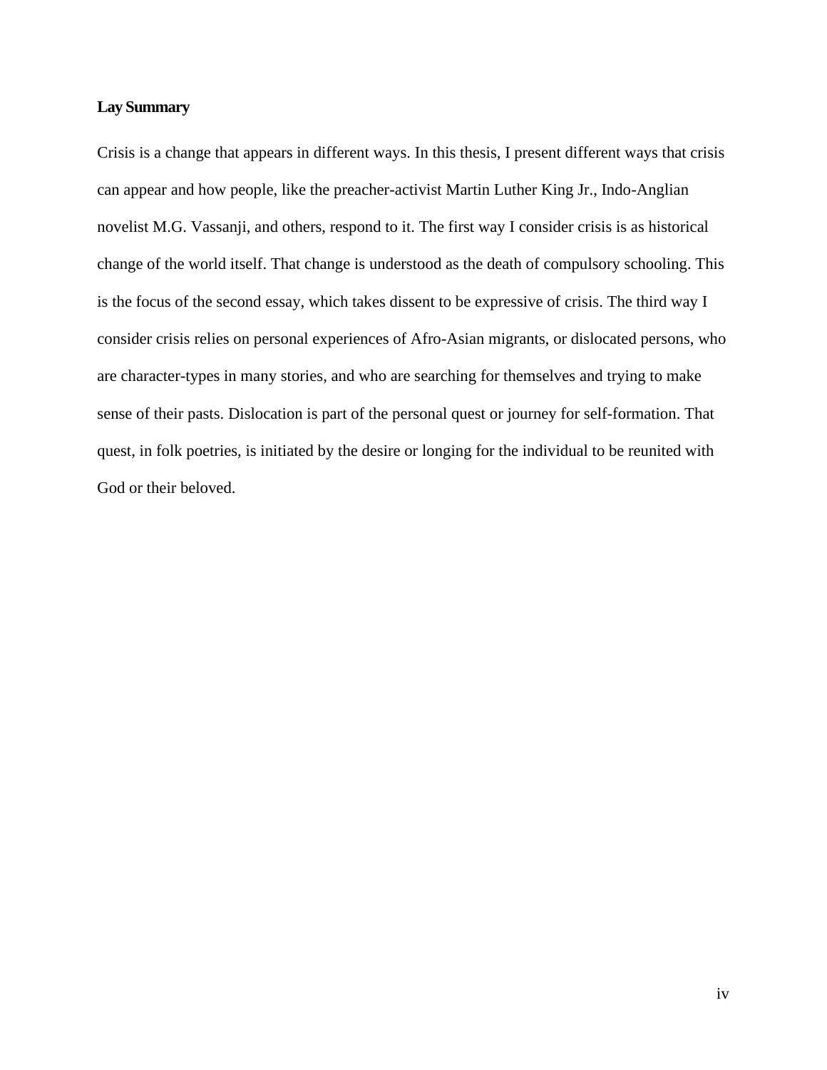## Lay Summary

Crisis is a change that appears in different ways. In this thesis, I present different ways that crisis can appear and how people, like the preacher-activist Martin Luther King Jr., Indo-Anglian novelist M.G. Vassanji, and others, respond to it. The first way I consider crisis is as historical change of the world itself. That change is understood as the death of compulsory schooling. This is the focus of the second essay, which takes dissent to be expressive of crisis. The third way I consider crisis relies on personal experiences of Afro-Asian migrants, or dislocated persons, who are character-types in many stories, and who are searching for themselves and trying to make sense of their pasts. Dislocation is part of the personal quest or journey for self-formation. That quest, in folk poetries, is initiated by the desire or longing for the individual to be reunited with God or their beloved.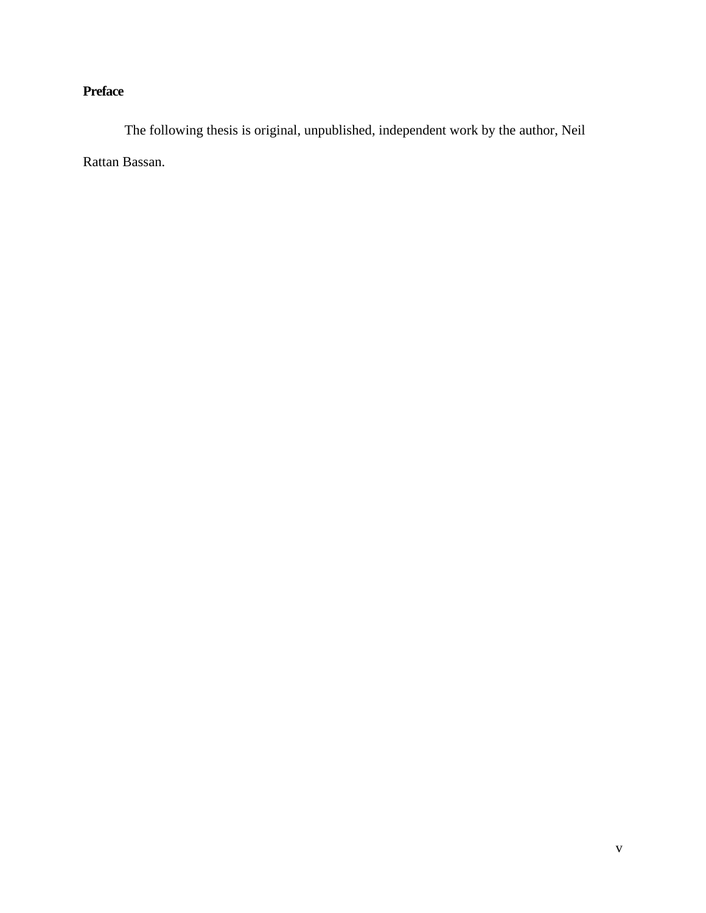## Preface

The following thesis is original, unpublished, independent work by the author, Neil Rattan Bassan.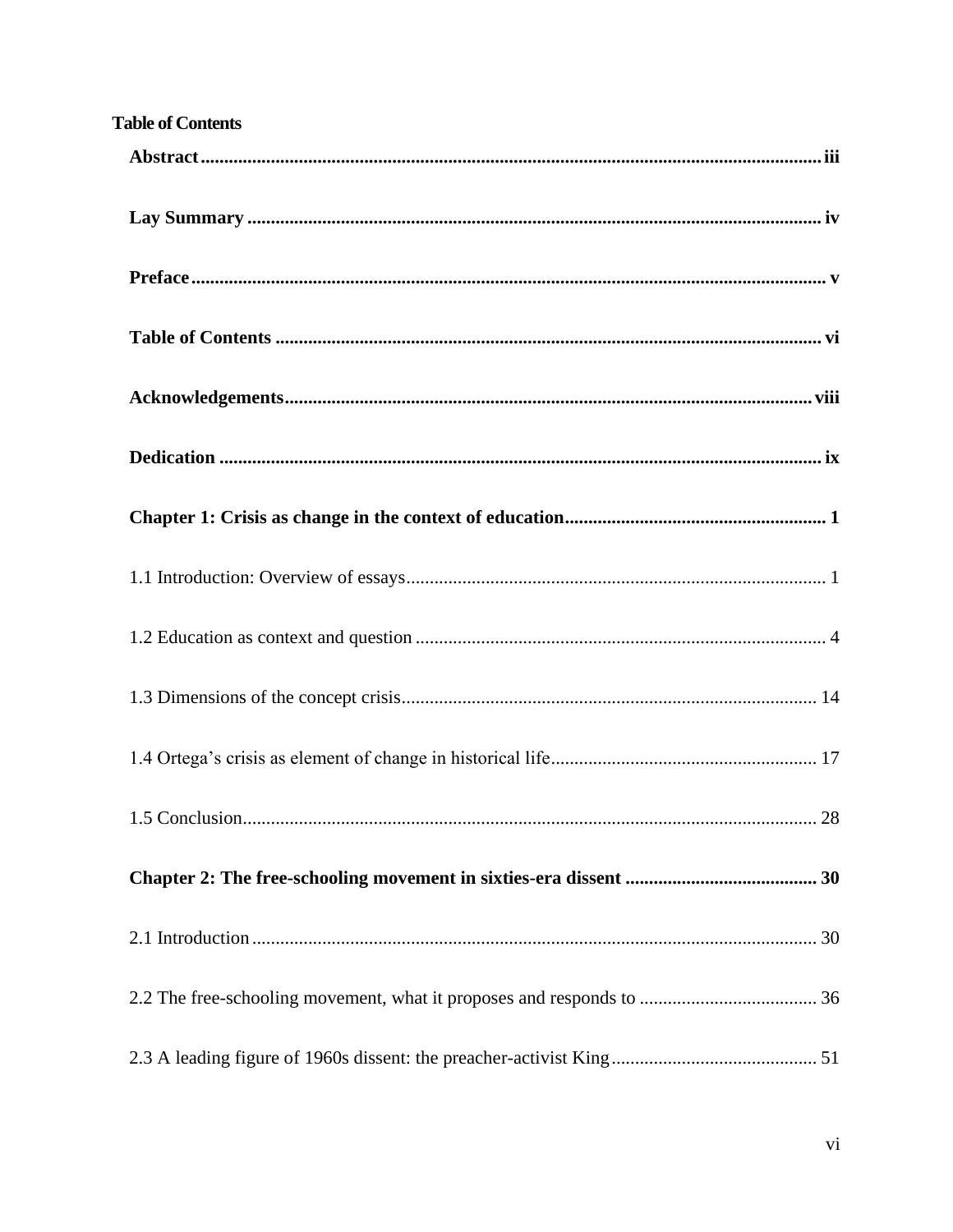**Table of Contents**

**Abstract** .......... **iii**

**Lay Summary** .......... **iv**

**Preface** .......... **v**

**Table of Contents** .......... **vi**

**Acknowledgements** .......... **viii**

**Dedication** .......... **ix**

**Chapter 1: Crisis as change in the context of education** .......... **1**

1.1 Introduction: Overview of essays .......... 1

1.2 Education as context and question .......... 4

1.3 Dimensions of the concept crisis .......... 14

1.4 Ortega's crisis as element of change in historical life .......... 17

1.5 Conclusion .......... 28

**Chapter 2: The free-schooling movement in sixties-era dissent** .......... **30**

2.1 Introduction .......... 30

2.2 The free-schooling movement, what it proposes and responds to .......... 36

2.3 A leading figure of 1960s dissent: the preacher-activist King .......... 51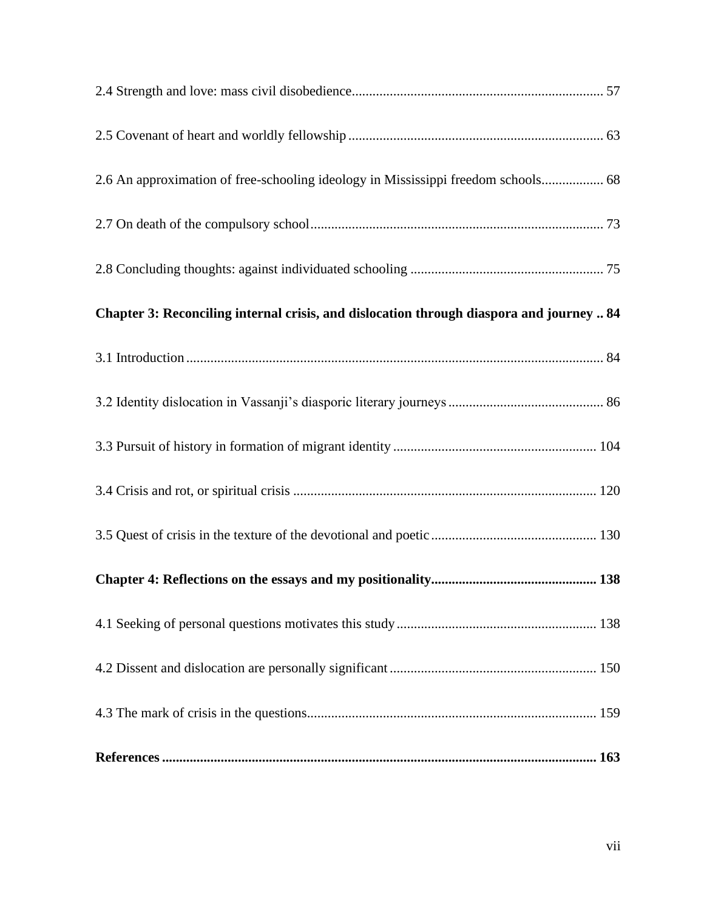2.4 Strength and love: mass civil disobedience........................................................................ 57

2.5 Covenant of heart and worldly fellowship .......................................................................... 63

2.6 An approximation of free-schooling ideology in Mississippi freedom schools.................. 68

2.7 On death of the compulsory school..................................................................................... 73

2.8 Concluding thoughts: against individuated schooling ........................................................ 75

**Chapter 3: Reconciling internal crisis, and dislocation through diaspora and journey .. 84**

3.1 Introduction ......................................................................................................................... 84

3.2 Identity dislocation in Vassanji's diasporic literary journeys ............................................. 86

3.3 Pursuit of history in formation of migrant identity ........................................................... 104

3.4 Crisis and rot, or spiritual crisis ........................................................................................ 120

3.5 Quest of crisis in the texture of the devotional and poetic ................................................ 130

**Chapter 4: Reflections on the essays and my positionality............................................... 138**

4.1 Seeking of personal questions motivates this study .......................................................... 138

4.2 Dissent and dislocation are personally significant ............................................................ 150

4.3 The mark of crisis in the questions.................................................................................... 159

**References ............................................................................................................................ 163**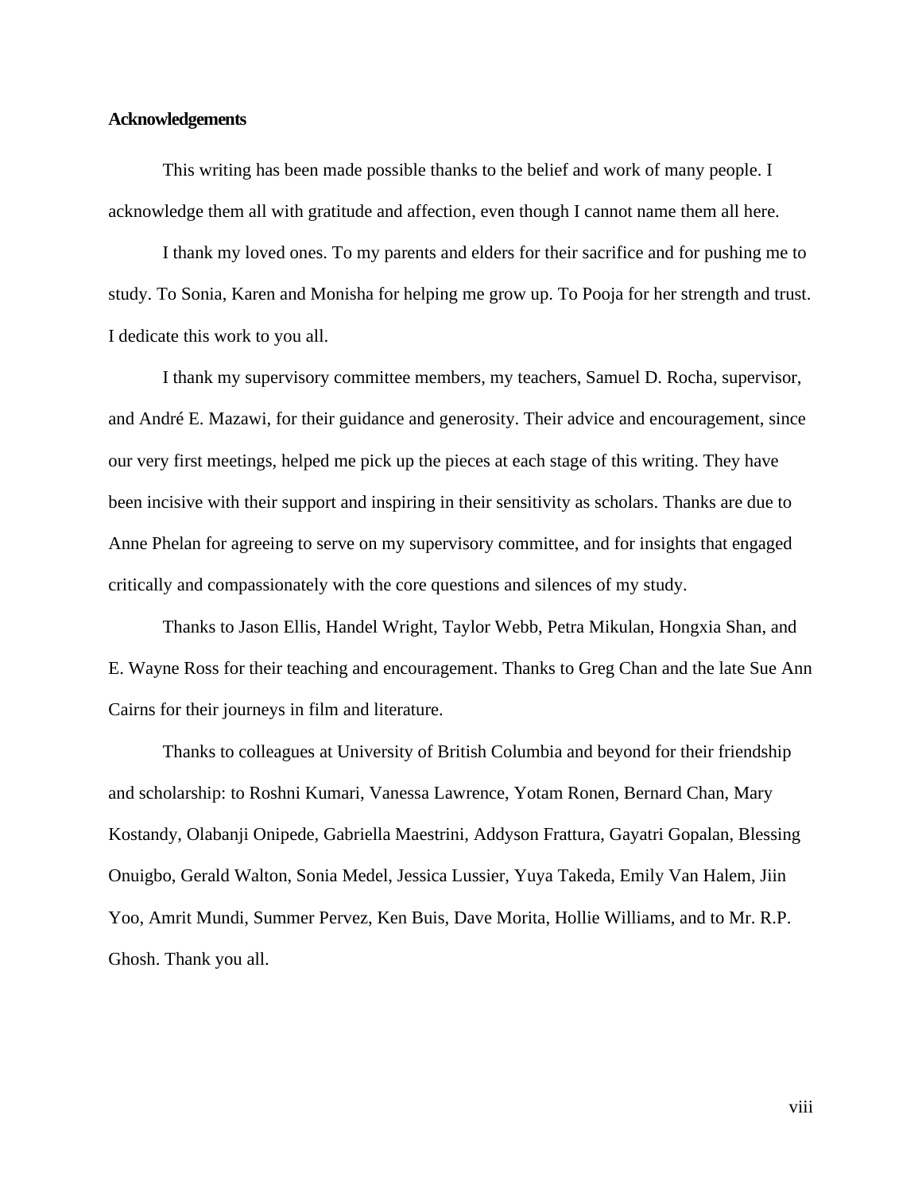## Acknowledgements

This writing has been made possible thanks to the belief and work of many people. I acknowledge them all with gratitude and affection, even though I cannot name them all here.

I thank my loved ones. To my parents and elders for their sacrifice and for pushing me to study. To Sonia, Karen and Monisha for helping me grow up. To Pooja for her strength and trust. I dedicate this work to you all.

I thank my supervisory committee members, my teachers, Samuel D. Rocha, supervisor, and André E. Mazawi, for their guidance and generosity. Their advice and encouragement, since our very first meetings, helped me pick up the pieces at each stage of this writing. They have been incisive with their support and inspiring in their sensitivity as scholars. Thanks are due to Anne Phelan for agreeing to serve on my supervisory committee, and for insights that engaged critically and compassionately with the core questions and silences of my study.

Thanks to Jason Ellis, Handel Wright, Taylor Webb, Petra Mikulan, Hongxia Shan, and E. Wayne Ross for their teaching and encouragement. Thanks to Greg Chan and the late Sue Ann Cairns for their journeys in film and literature.

Thanks to colleagues at University of British Columbia and beyond for their friendship and scholarship: to Roshni Kumari, Vanessa Lawrence, Yotam Ronen, Bernard Chan, Mary Kostandy, Olabanji Onipede, Gabriella Maestrini, Addyson Frattura, Gayatri Gopalan, Blessing Onuigbo, Gerald Walton, Sonia Medel, Jessica Lussier, Yuya Takeda, Emily Van Halem, Jiin Yoo, Amrit Mundi, Summer Pervez, Ken Buis, Dave Morita, Hollie Williams, and to Mr. R.P. Ghosh. Thank you all.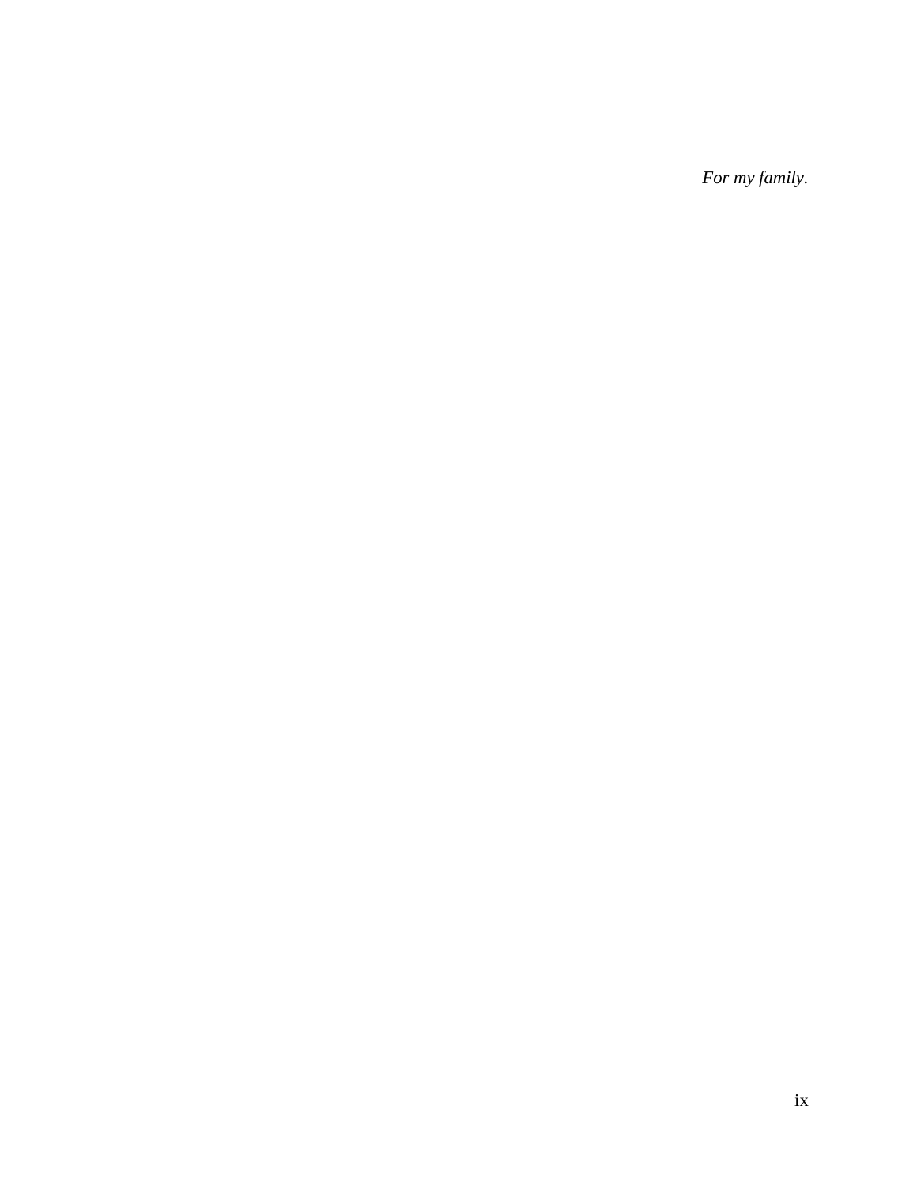*For my family.*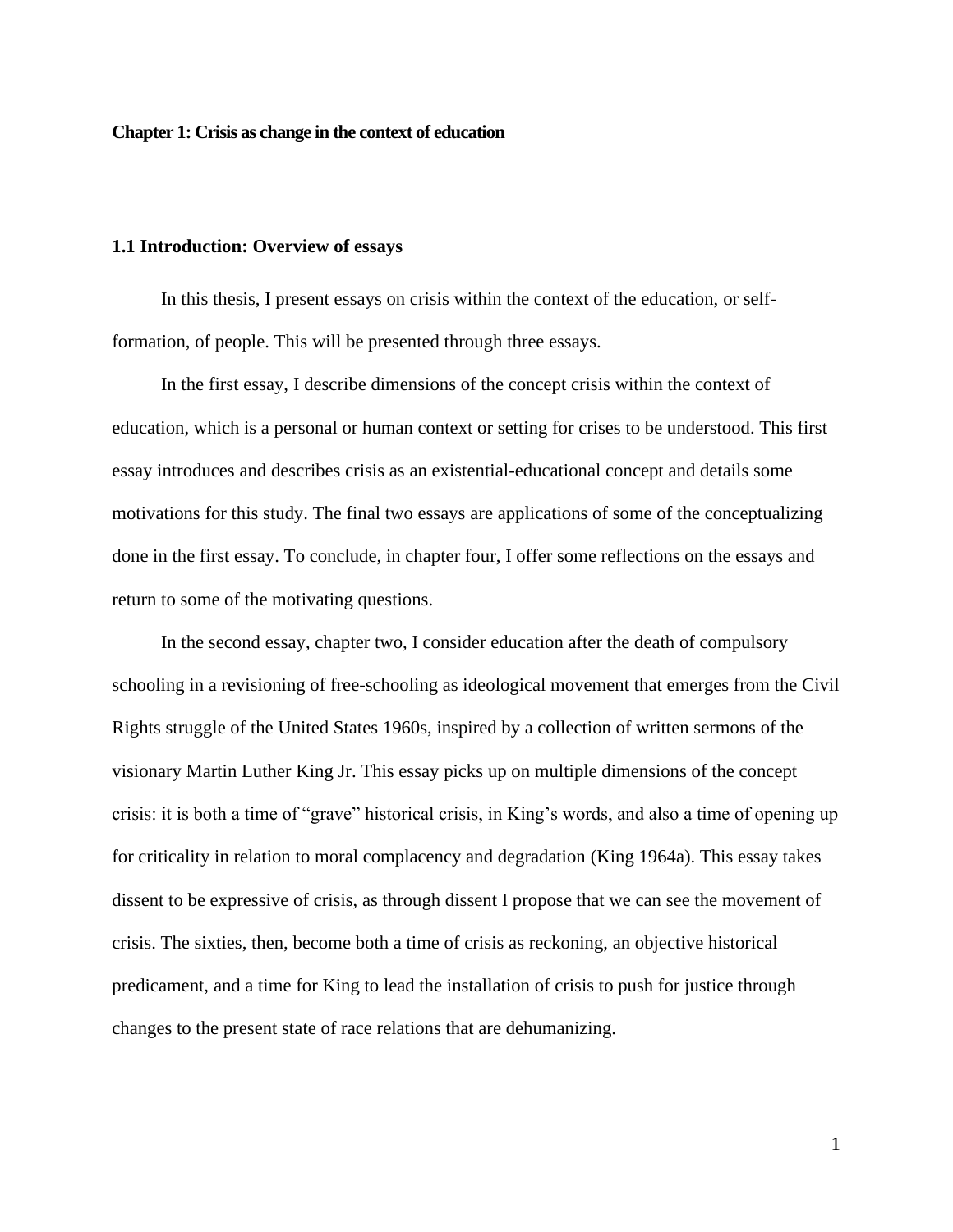# Chapter 1: Crisis as change in the context of education

## 1.1 Introduction: Overview of essays

In this thesis, I present essays on crisis within the context of the education, or self-formation, of people. This will be presented through three essays.

In the first essay, I describe dimensions of the concept crisis within the context of education, which is a personal or human context or setting for crises to be understood. This first essay introduces and describes crisis as an existential-educational concept and details some motivations for this study. The final two essays are applications of some of the conceptualizing done in the first essay. To conclude, in chapter four, I offer some reflections on the essays and return to some of the motivating questions.

In the second essay, chapter two, I consider education after the death of compulsory schooling in a revisioning of free-schooling as ideological movement that emerges from the Civil Rights struggle of the United States 1960s, inspired by a collection of written sermons of the visionary Martin Luther King Jr. This essay picks up on multiple dimensions of the concept crisis: it is both a time of "grave" historical crisis, in King's words, and also a time of opening up for criticality in relation to moral complacency and degradation (King 1964a). This essay takes dissent to be expressive of crisis, as through dissent I propose that we can see the movement of crisis. The sixties, then, become both a time of crisis as reckoning, an objective historical predicament, and a time for King to lead the installation of crisis to push for justice through changes to the present state of race relations that are dehumanizing.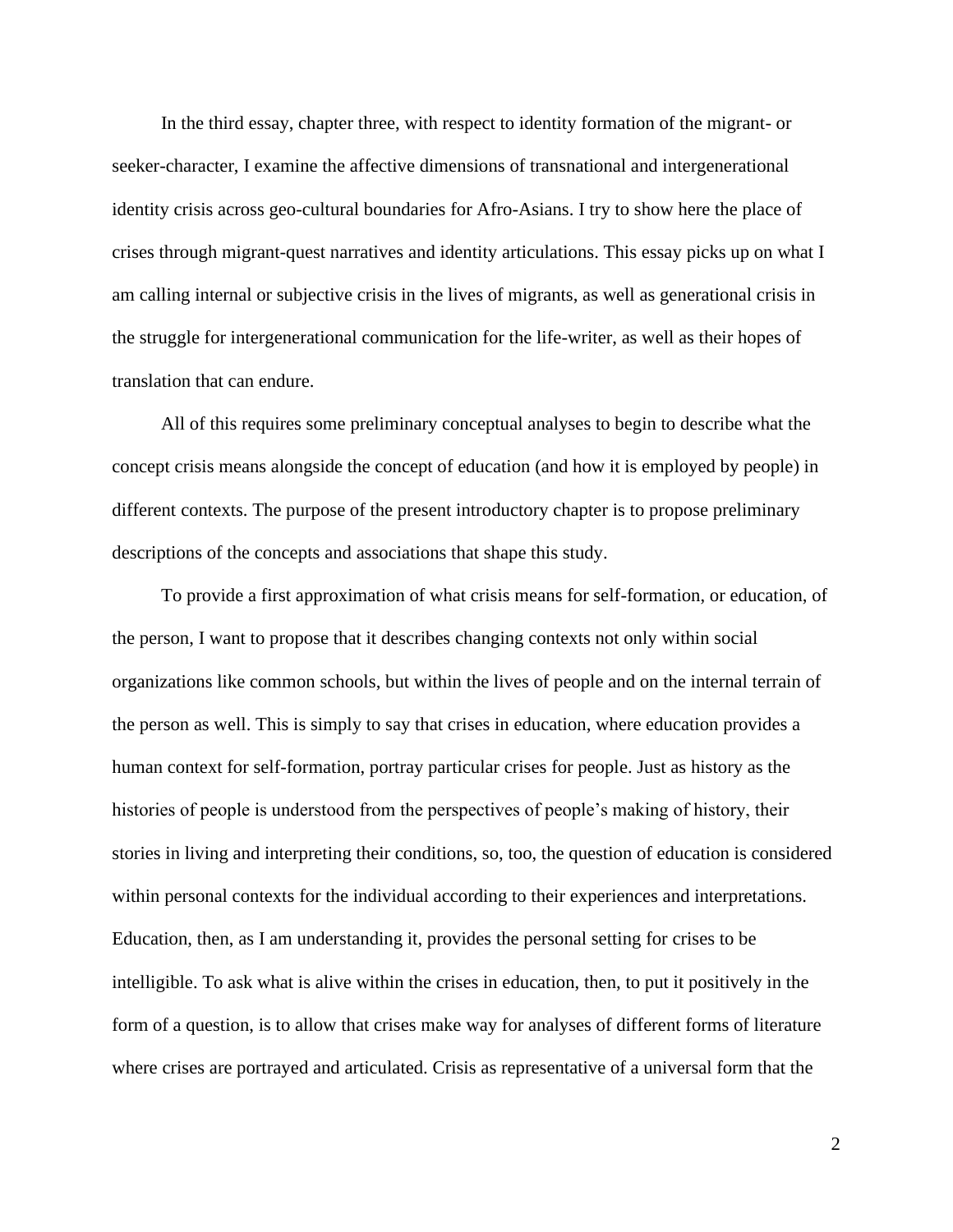In the third essay, chapter three, with respect to identity formation of the migrant- or seeker-character, I examine the affective dimensions of transnational and intergenerational identity crisis across geo-cultural boundaries for Afro-Asians. I try to show here the place of crises through migrant-quest narratives and identity articulations. This essay picks up on what I am calling internal or subjective crisis in the lives of migrants, as well as generational crisis in the struggle for intergenerational communication for the life-writer, as well as their hopes of translation that can endure.

All of this requires some preliminary conceptual analyses to begin to describe what the concept crisis means alongside the concept of education (and how it is employed by people) in different contexts. The purpose of the present introductory chapter is to propose preliminary descriptions of the concepts and associations that shape this study.

To provide a first approximation of what crisis means for self-formation, or education, of the person, I want to propose that it describes changing contexts not only within social organizations like common schools, but within the lives of people and on the internal terrain of the person as well. This is simply to say that crises in education, where education provides a human context for self-formation, portray particular crises for people. Just as history as the histories of people is understood from the perspectives of people's making of history, their stories in living and interpreting their conditions, so, too, the question of education is considered within personal contexts for the individual according to their experiences and interpretations. Education, then, as I am understanding it, provides the personal setting for crises to be intelligible. To ask what is alive within the crises in education, then, to put it positively in the form of a question, is to allow that crises make way for analyses of different forms of literature where crises are portrayed and articulated. Crisis as representative of a universal form that the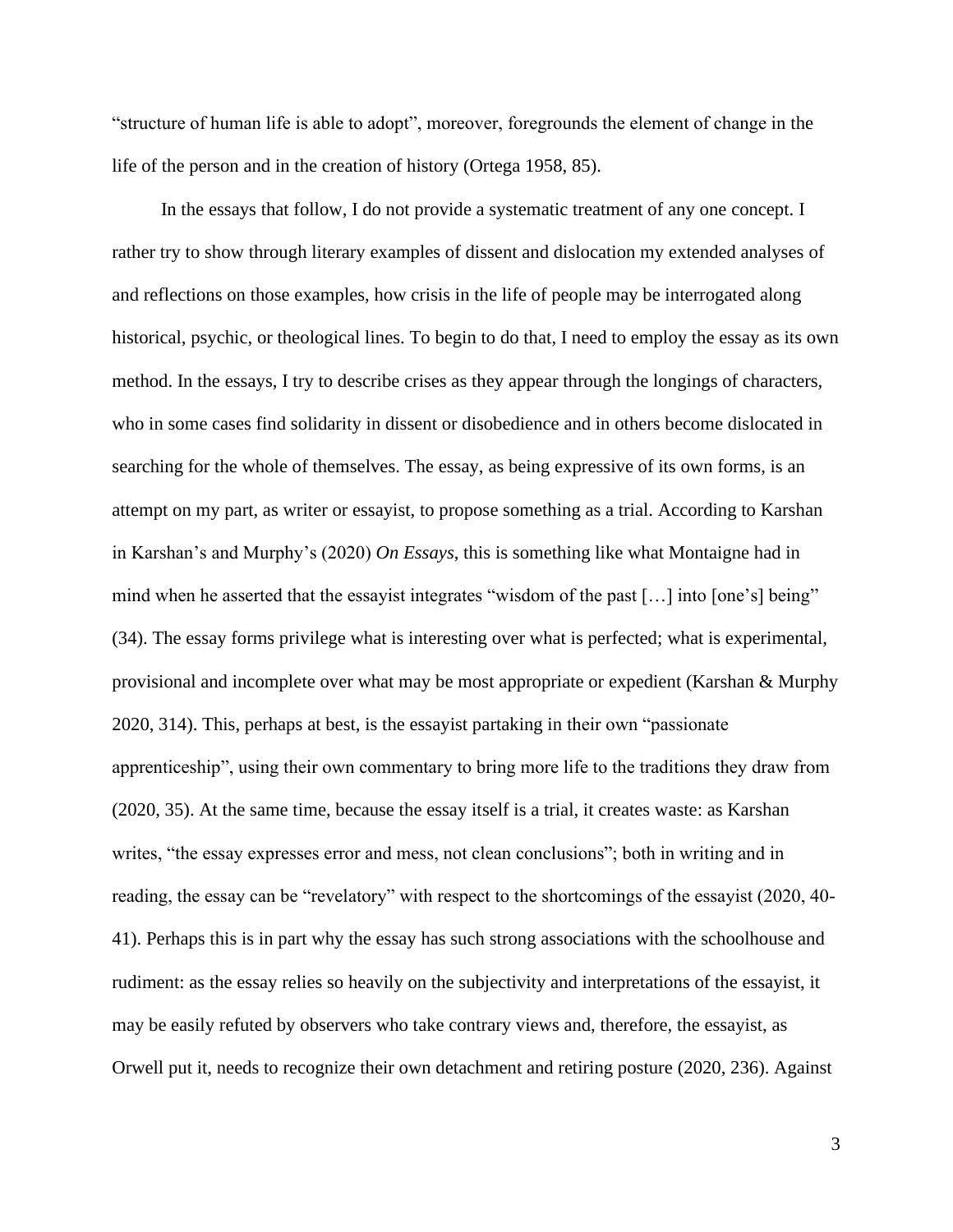"structure of human life is able to adopt", moreover, foregrounds the element of change in the life of the person and in the creation of history (Ortega 1958, 85).

In the essays that follow, I do not provide a systematic treatment of any one concept. I rather try to show through literary examples of dissent and dislocation my extended analyses of and reflections on those examples, how crisis in the life of people may be interrogated along historical, psychic, or theological lines. To begin to do that, I need to employ the essay as its own method. In the essays, I try to describe crises as they appear through the longings of characters, who in some cases find solidarity in dissent or disobedience and in others become dislocated in searching for the whole of themselves. The essay, as being expressive of its own forms, is an attempt on my part, as writer or essayist, to propose something as a trial. According to Karshan in Karshan's and Murphy's (2020) *On Essays*, this is something like what Montaigne had in mind when he asserted that the essayist integrates "wisdom of the past […] into [one's] being" (34). The essay forms privilege what is interesting over what is perfected; what is experimental, provisional and incomplete over what may be most appropriate or expedient (Karshan & Murphy 2020, 314). This, perhaps at best, is the essayist partaking in their own "passionate apprenticeship", using their own commentary to bring more life to the traditions they draw from (2020, 35). At the same time, because the essay itself is a trial, it creates waste: as Karshan writes, "the essay expresses error and mess, not clean conclusions"; both in writing and in reading, the essay can be "revelatory" with respect to the shortcomings of the essayist (2020, 40-41). Perhaps this is in part why the essay has such strong associations with the schoolhouse and rudiment: as the essay relies so heavily on the subjectivity and interpretations of the essayist, it may be easily refuted by observers who take contrary views and, therefore, the essayist, as Orwell put it, needs to recognize their own detachment and retiring posture (2020, 236). Against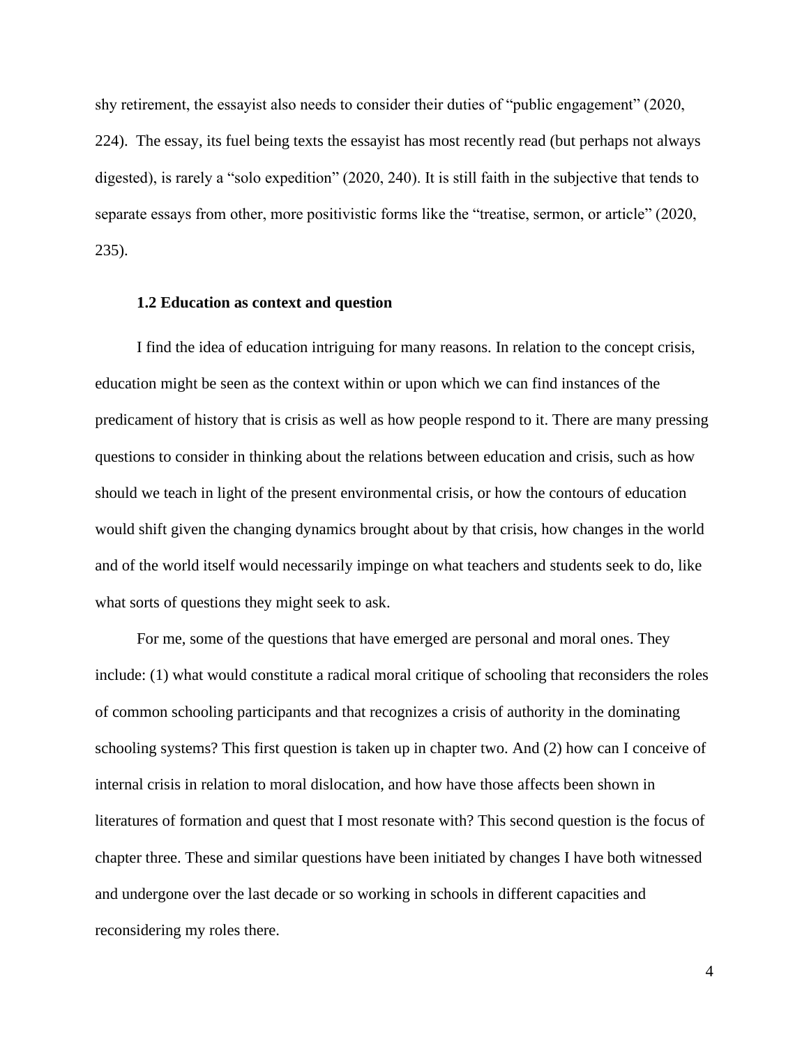shy retirement, the essayist also needs to consider their duties of "public engagement" (2020, 224). The essay, its fuel being texts the essayist has most recently read (but perhaps not always digested), is rarely a "solo expedition" (2020, 240). It is still faith in the subjective that tends to separate essays from other, more positivistic forms like the "treatise, sermon, or article" (2020, 235).

### 1.2 Education as context and question

I find the idea of education intriguing for many reasons. In relation to the concept crisis, education might be seen as the context within or upon which we can find instances of the predicament of history that is crisis as well as how people respond to it. There are many pressing questions to consider in thinking about the relations between education and crisis, such as how should we teach in light of the present environmental crisis, or how the contours of education would shift given the changing dynamics brought about by that crisis, how changes in the world and of the world itself would necessarily impinge on what teachers and students seek to do, like what sorts of questions they might seek to ask.

For me, some of the questions that have emerged are personal and moral ones. They include: (1) what would constitute a radical moral critique of schooling that reconsiders the roles of common schooling participants and that recognizes a crisis of authority in the dominating schooling systems? This first question is taken up in chapter two. And (2) how can I conceive of internal crisis in relation to moral dislocation, and how have those affects been shown in literatures of formation and quest that I most resonate with? This second question is the focus of chapter three. These and similar questions have been initiated by changes I have both witnessed and undergone over the last decade or so working in schools in different capacities and reconsidering my roles there.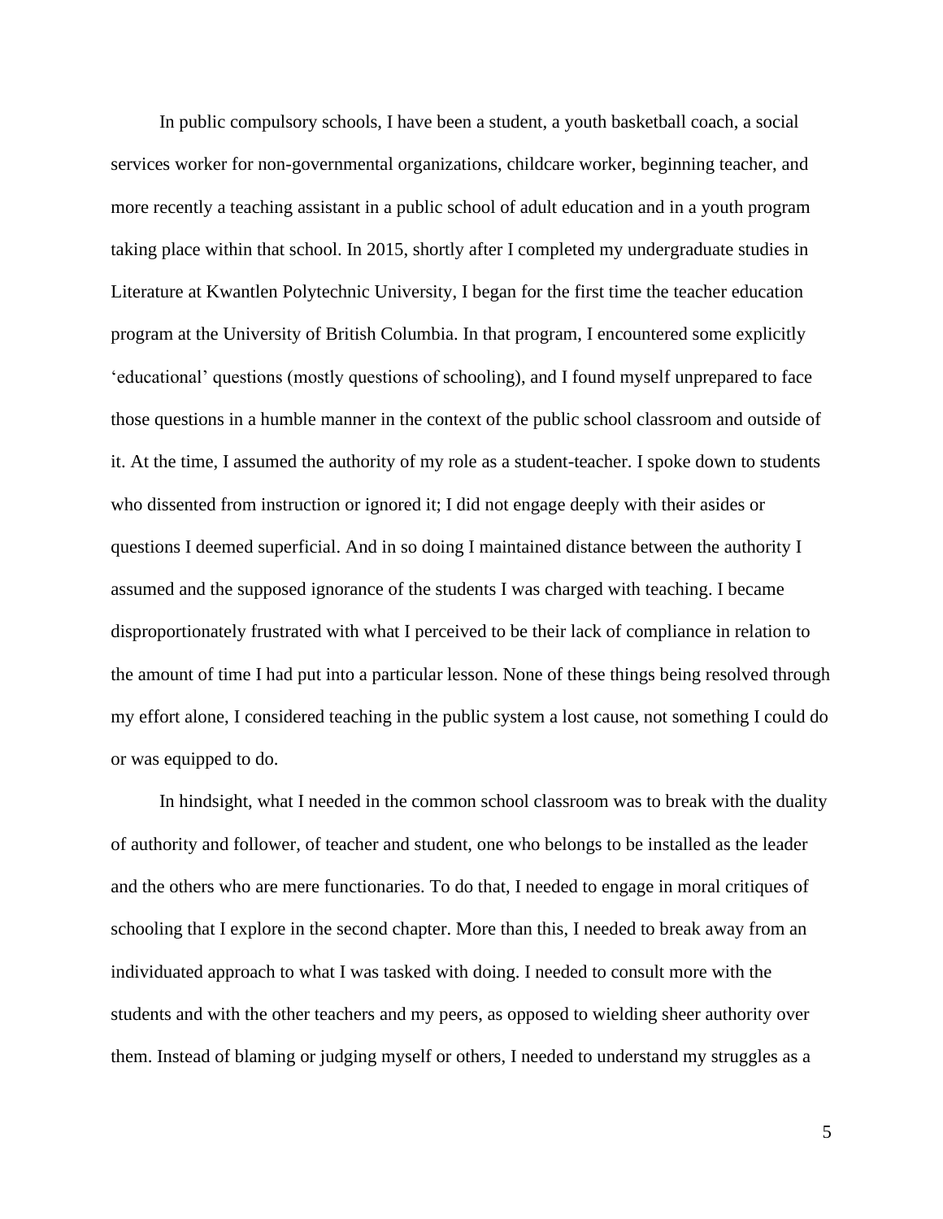In public compulsory schools, I have been a student, a youth basketball coach, a social services worker for non-governmental organizations, childcare worker, beginning teacher, and more recently a teaching assistant in a public school of adult education and in a youth program taking place within that school. In 2015, shortly after I completed my undergraduate studies in Literature at Kwantlen Polytechnic University, I began for the first time the teacher education program at the University of British Columbia. In that program, I encountered some explicitly 'educational' questions (mostly questions of schooling), and I found myself unprepared to face those questions in a humble manner in the context of the public school classroom and outside of it. At the time, I assumed the authority of my role as a student-teacher. I spoke down to students who dissented from instruction or ignored it; I did not engage deeply with their asides or questions I deemed superficial. And in so doing I maintained distance between the authority I assumed and the supposed ignorance of the students I was charged with teaching. I became disproportionately frustrated with what I perceived to be their lack of compliance in relation to the amount of time I had put into a particular lesson. None of these things being resolved through my effort alone, I considered teaching in the public system a lost cause, not something I could do or was equipped to do.

In hindsight, what I needed in the common school classroom was to break with the duality of authority and follower, of teacher and student, one who belongs to be installed as the leader and the others who are mere functionaries. To do that, I needed to engage in moral critiques of schooling that I explore in the second chapter. More than this, I needed to break away from an individuated approach to what I was tasked with doing. I needed to consult more with the students and with the other teachers and my peers, as opposed to wielding sheer authority over them. Instead of blaming or judging myself or others, I needed to understand my struggles as a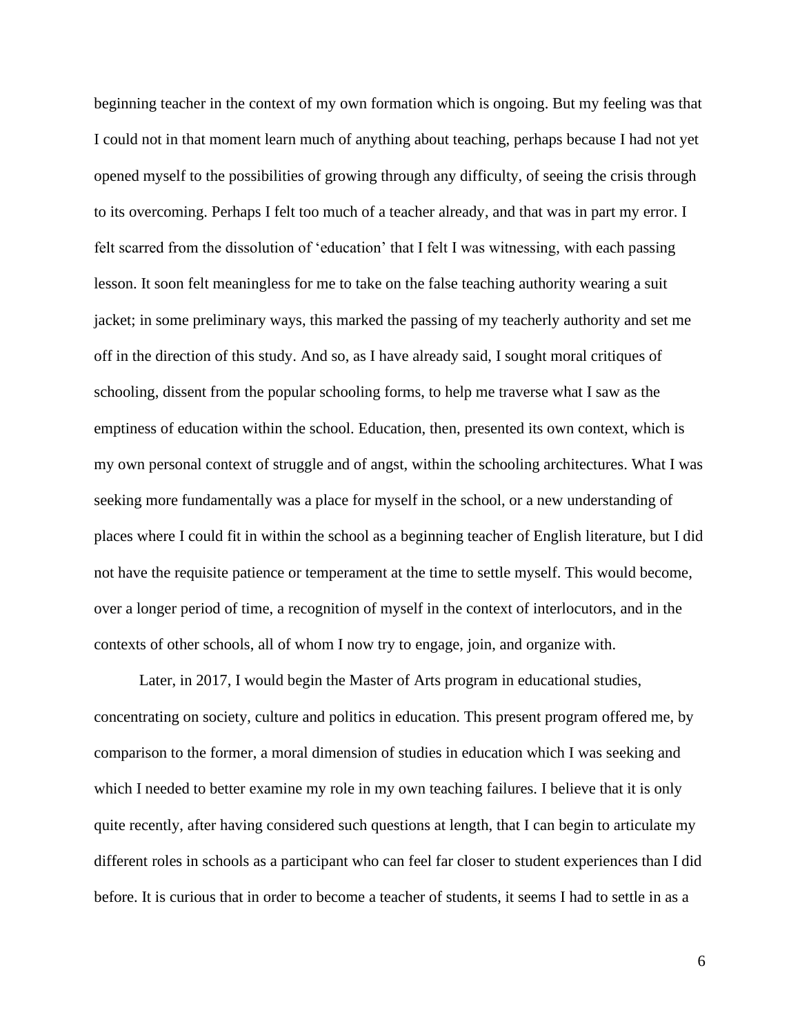beginning teacher in the context of my own formation which is ongoing. But my feeling was that I could not in that moment learn much of anything about teaching, perhaps because I had not yet opened myself to the possibilities of growing through any difficulty, of seeing the crisis through to its overcoming. Perhaps I felt too much of a teacher already, and that was in part my error. I felt scarred from the dissolution of 'education' that I felt I was witnessing, with each passing lesson. It soon felt meaningless for me to take on the false teaching authority wearing a suit jacket; in some preliminary ways, this marked the passing of my teacherly authority and set me off in the direction of this study. And so, as I have already said, I sought moral critiques of schooling, dissent from the popular schooling forms, to help me traverse what I saw as the emptiness of education within the school. Education, then, presented its own context, which is my own personal context of struggle and of angst, within the schooling architectures. What I was seeking more fundamentally was a place for myself in the school, or a new understanding of places where I could fit in within the school as a beginning teacher of English literature, but I did not have the requisite patience or temperament at the time to settle myself. This would become, over a longer period of time, a recognition of myself in the context of interlocutors, and in the contexts of other schools, all of whom I now try to engage, join, and organize with.

Later, in 2017, I would begin the Master of Arts program in educational studies, concentrating on society, culture and politics in education. This present program offered me, by comparison to the former, a moral dimension of studies in education which I was seeking and which I needed to better examine my role in my own teaching failures. I believe that it is only quite recently, after having considered such questions at length, that I can begin to articulate my different roles in schools as a participant who can feel far closer to student experiences than I did before. It is curious that in order to become a teacher of students, it seems I had to settle in as a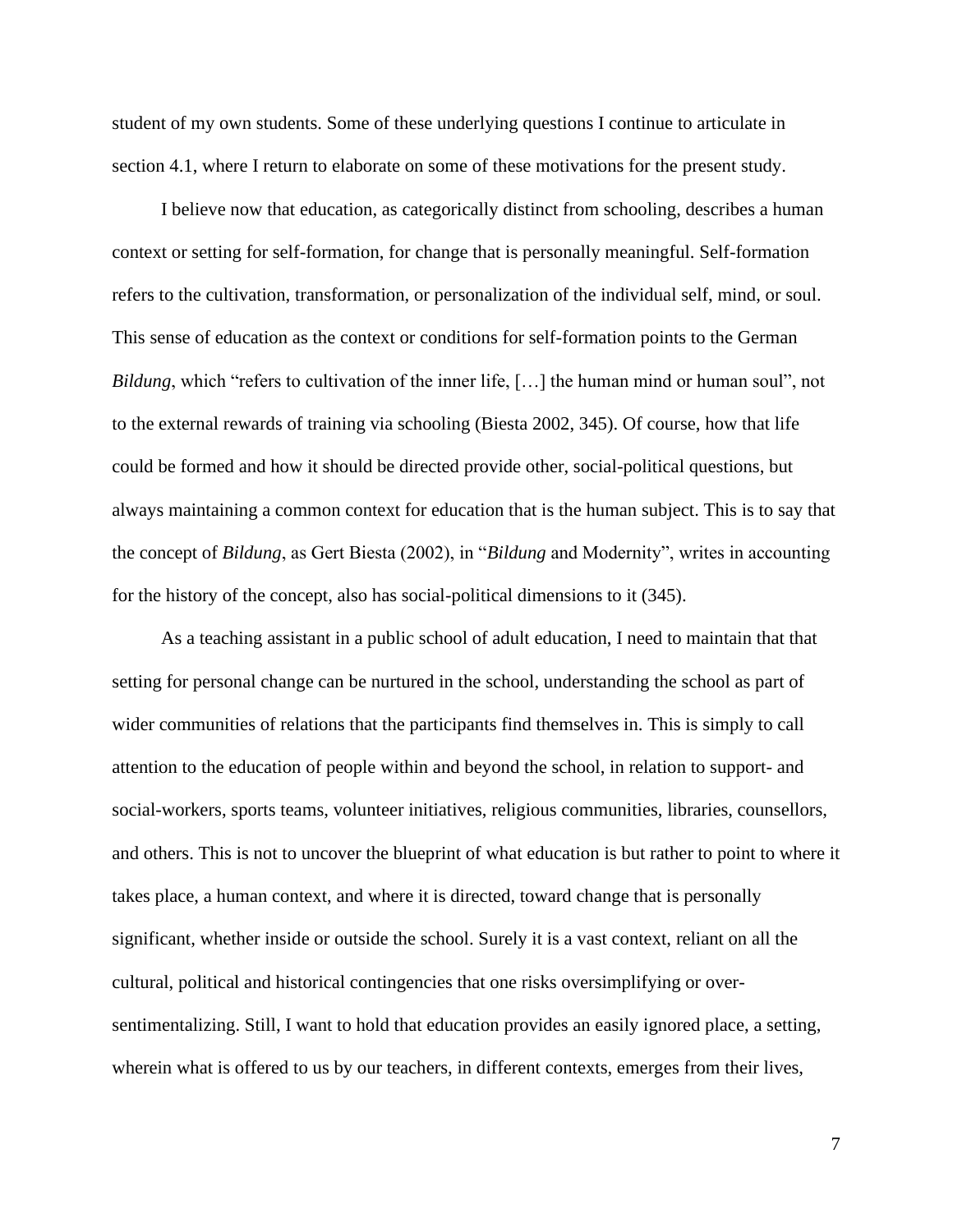student of my own students. Some of these underlying questions I continue to articulate in section 4.1, where I return to elaborate on some of these motivations for the present study.

I believe now that education, as categorically distinct from schooling, describes a human context or setting for self-formation, for change that is personally meaningful. Self-formation refers to the cultivation, transformation, or personalization of the individual self, mind, or soul. This sense of education as the context or conditions for self-formation points to the German *Bildung*, which "refers to cultivation of the inner life, […] the human mind or human soul", not to the external rewards of training via schooling (Biesta 2002, 345). Of course, how that life could be formed and how it should be directed provide other, social-political questions, but always maintaining a common context for education that is the human subject. This is to say that the concept of *Bildung*, as Gert Biesta (2002), in "*Bildung* and Modernity", writes in accounting for the history of the concept, also has social-political dimensions to it (345).

As a teaching assistant in a public school of adult education, I need to maintain that that setting for personal change can be nurtured in the school, understanding the school as part of wider communities of relations that the participants find themselves in. This is simply to call attention to the education of people within and beyond the school, in relation to support- and social-workers, sports teams, volunteer initiatives, religious communities, libraries, counsellors, and others. This is not to uncover the blueprint of what education is but rather to point to where it takes place, a human context, and where it is directed, toward change that is personally significant, whether inside or outside the school. Surely it is a vast context, reliant on all the cultural, political and historical contingencies that one risks oversimplifying or over-sentimentalizing. Still, I want to hold that education provides an easily ignored place, a setting, wherein what is offered to us by our teachers, in different contexts, emerges from their lives,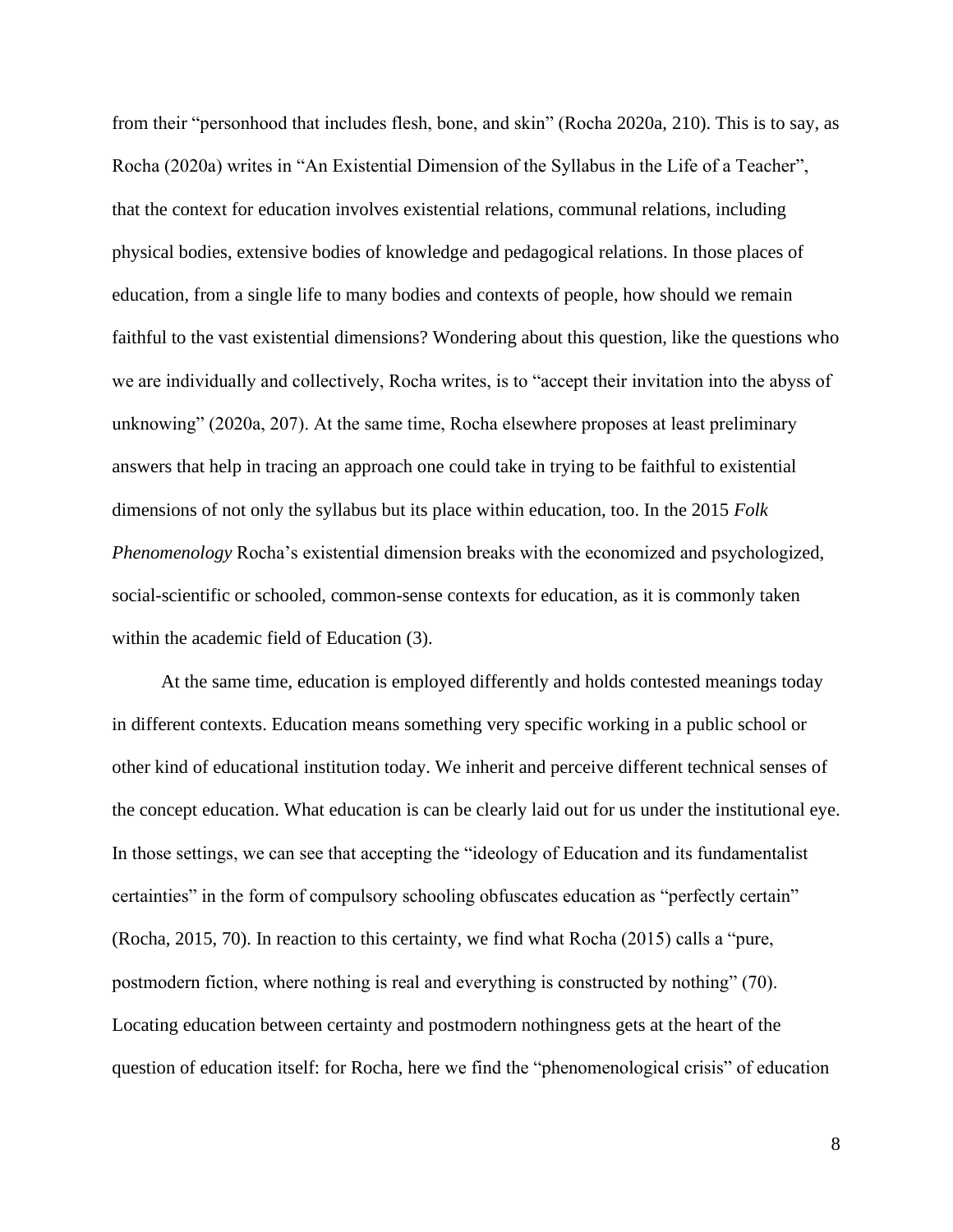from their "personhood that includes flesh, bone, and skin" (Rocha 2020a, 210). This is to say, as Rocha (2020a) writes in "An Existential Dimension of the Syllabus in the Life of a Teacher", that the context for education involves existential relations, communal relations, including physical bodies, extensive bodies of knowledge and pedagogical relations. In those places of education, from a single life to many bodies and contexts of people, how should we remain faithful to the vast existential dimensions? Wondering about this question, like the questions who we are individually and collectively, Rocha writes, is to "accept their invitation into the abyss of unknowing" (2020a, 207). At the same time, Rocha elsewhere proposes at least preliminary answers that help in tracing an approach one could take in trying to be faithful to existential dimensions of not only the syllabus but its place within education, too. In the 2015 *Folk Phenomenology* Rocha's existential dimension breaks with the economized and psychologized, social-scientific or schooled, common-sense contexts for education, as it is commonly taken within the academic field of Education (3).

At the same time, education is employed differently and holds contested meanings today in different contexts. Education means something very specific working in a public school or other kind of educational institution today. We inherit and perceive different technical senses of the concept education. What education is can be clearly laid out for us under the institutional eye. In those settings, we can see that accepting the "ideology of Education and its fundamentalist certainties" in the form of compulsory schooling obfuscates education as "perfectly certain" (Rocha, 2015, 70). In reaction to this certainty, we find what Rocha (2015) calls a "pure, postmodern fiction, where nothing is real and everything is constructed by nothing" (70). Locating education between certainty and postmodern nothingness gets at the heart of the question of education itself: for Rocha, here we find the "phenomenological crisis" of education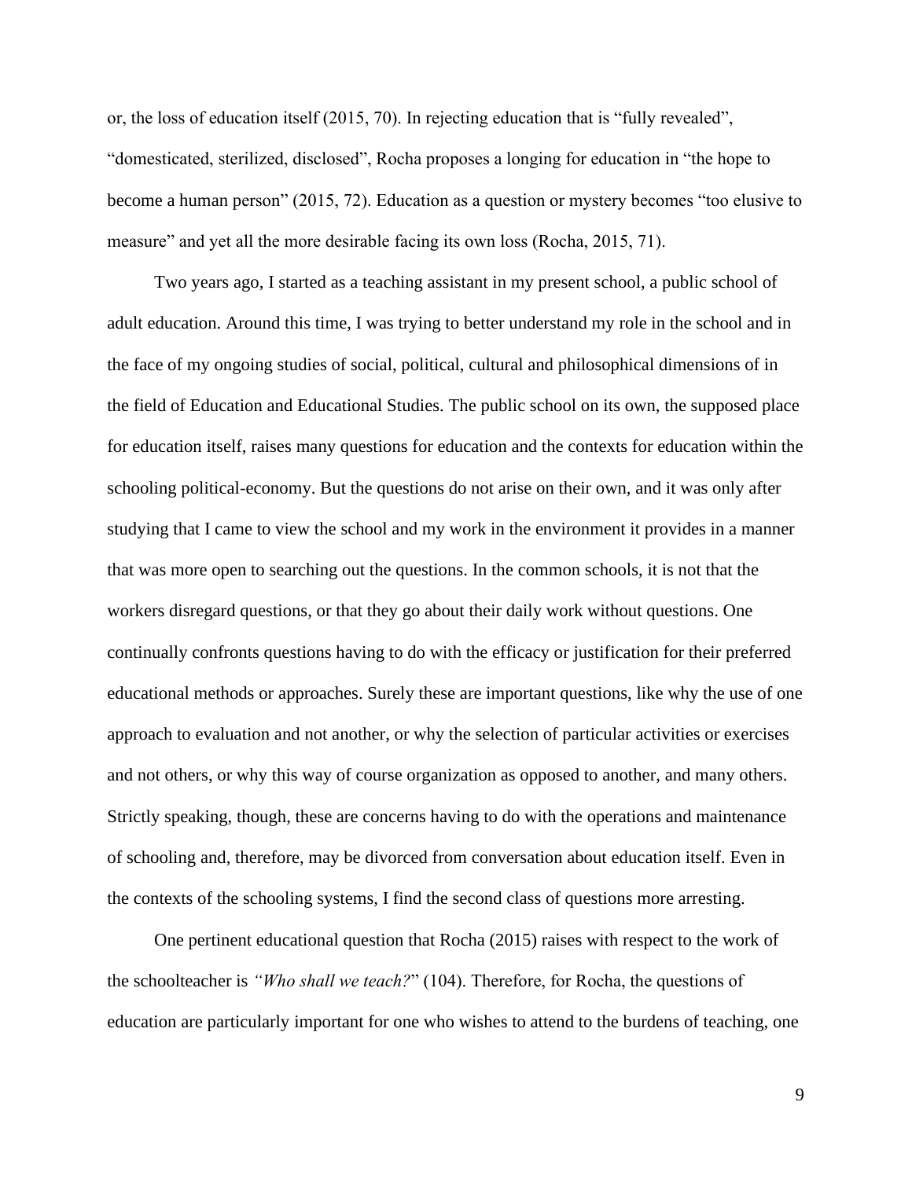or, the loss of education itself (2015, 70). In rejecting education that is "fully revealed", "domesticated, sterilized, disclosed", Rocha proposes a longing for education in "the hope to become a human person" (2015, 72). Education as a question or mystery becomes "too elusive to measure" and yet all the more desirable facing its own loss (Rocha, 2015, 71).

Two years ago, I started as a teaching assistant in my present school, a public school of adult education. Around this time, I was trying to better understand my role in the school and in the face of my ongoing studies of social, political, cultural and philosophical dimensions of in the field of Education and Educational Studies. The public school on its own, the supposed place for education itself, raises many questions for education and the contexts for education within the schooling political-economy. But the questions do not arise on their own, and it was only after studying that I came to view the school and my work in the environment it provides in a manner that was more open to searching out the questions. In the common schools, it is not that the workers disregard questions, or that they go about their daily work without questions. One continually confronts questions having to do with the efficacy or justification for their preferred educational methods or approaches. Surely these are important questions, like why the use of one approach to evaluation and not another, or why the selection of particular activities or exercises and not others, or why this way of course organization as opposed to another, and many others. Strictly speaking, though, these are concerns having to do with the operations and maintenance of schooling and, therefore, may be divorced from conversation about education itself. Even in the contexts of the schooling systems, I find the second class of questions more arresting.

One pertinent educational question that Rocha (2015) raises with respect to the work of the schoolteacher is *"Who shall we teach?"* (104). Therefore, for Rocha, the questions of education are particularly important for one who wishes to attend to the burdens of teaching, one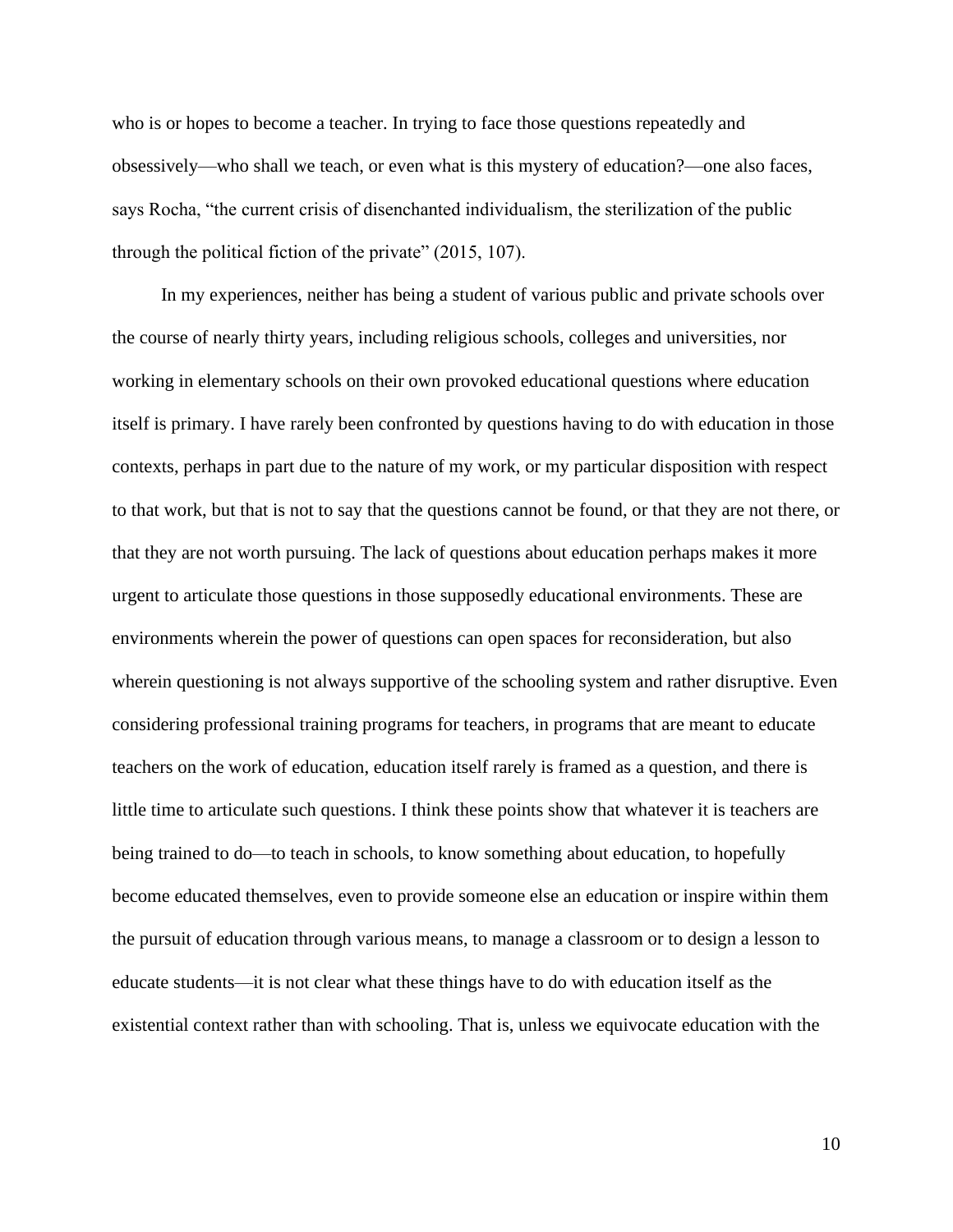who is or hopes to become a teacher. In trying to face those questions repeatedly and obsessively—who shall we teach, or even what is this mystery of education?—one also faces, says Rocha, "the current crisis of disenchanted individualism, the sterilization of the public through the political fiction of the private" (2015, 107).

In my experiences, neither has being a student of various public and private schools over the course of nearly thirty years, including religious schools, colleges and universities, nor working in elementary schools on their own provoked educational questions where education itself is primary. I have rarely been confronted by questions having to do with education in those contexts, perhaps in part due to the nature of my work, or my particular disposition with respect to that work, but that is not to say that the questions cannot be found, or that they are not there, or that they are not worth pursuing. The lack of questions about education perhaps makes it more urgent to articulate those questions in those supposedly educational environments. These are environments wherein the power of questions can open spaces for reconsideration, but also wherein questioning is not always supportive of the schooling system and rather disruptive. Even considering professional training programs for teachers, in programs that are meant to educate teachers on the work of education, education itself rarely is framed as a question, and there is little time to articulate such questions. I think these points show that whatever it is teachers are being trained to do—to teach in schools, to know something about education, to hopefully become educated themselves, even to provide someone else an education or inspire within them the pursuit of education through various means, to manage a classroom or to design a lesson to educate students—it is not clear what these things have to do with education itself as the existential context rather than with schooling. That is, unless we equivocate education with the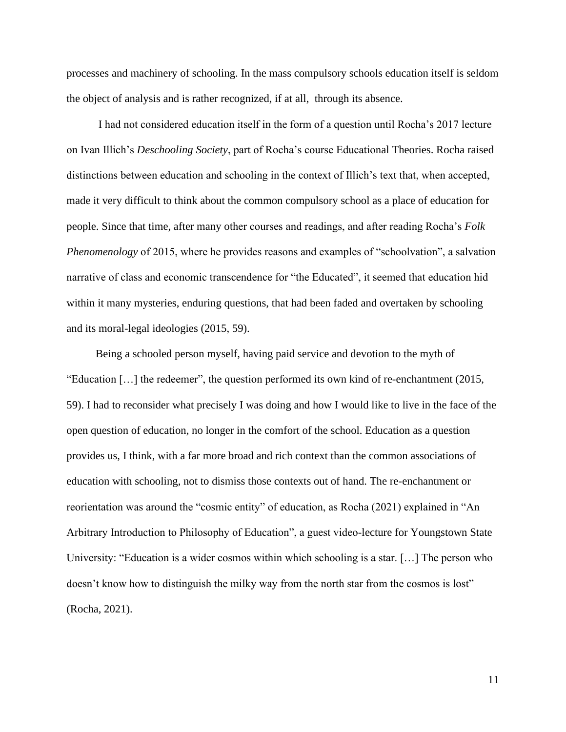processes and machinery of schooling. In the mass compulsory schools education itself is seldom the object of analysis and is rather recognized, if at all, through its absence.

I had not considered education itself in the form of a question until Rocha's 2017 lecture on Ivan Illich's *Deschooling Society*, part of Rocha's course Educational Theories. Rocha raised distinctions between education and schooling in the context of Illich's text that, when accepted, made it very difficult to think about the common compulsory school as a place of education for people. Since that time, after many other courses and readings, and after reading Rocha's *Folk Phenomenology* of 2015, where he provides reasons and examples of "schoolvation", a salvation narrative of class and economic transcendence for "the Educated", it seemed that education hid within it many mysteries, enduring questions, that had been faded and overtaken by schooling and its moral-legal ideologies (2015, 59).

Being a schooled person myself, having paid service and devotion to the myth of "Education […] the redeemer", the question performed its own kind of re-enchantment (2015, 59). I had to reconsider what precisely I was doing and how I would like to live in the face of the open question of education, no longer in the comfort of the school. Education as a question provides us, I think, with a far more broad and rich context than the common associations of education with schooling, not to dismiss those contexts out of hand. The re-enchantment or reorientation was around the "cosmic entity" of education, as Rocha (2021) explained in "An Arbitrary Introduction to Philosophy of Education", a guest video-lecture for Youngstown State University: "Education is a wider cosmos within which schooling is a star. […] The person who doesn't know how to distinguish the milky way from the north star from the cosmos is lost" (Rocha, 2021).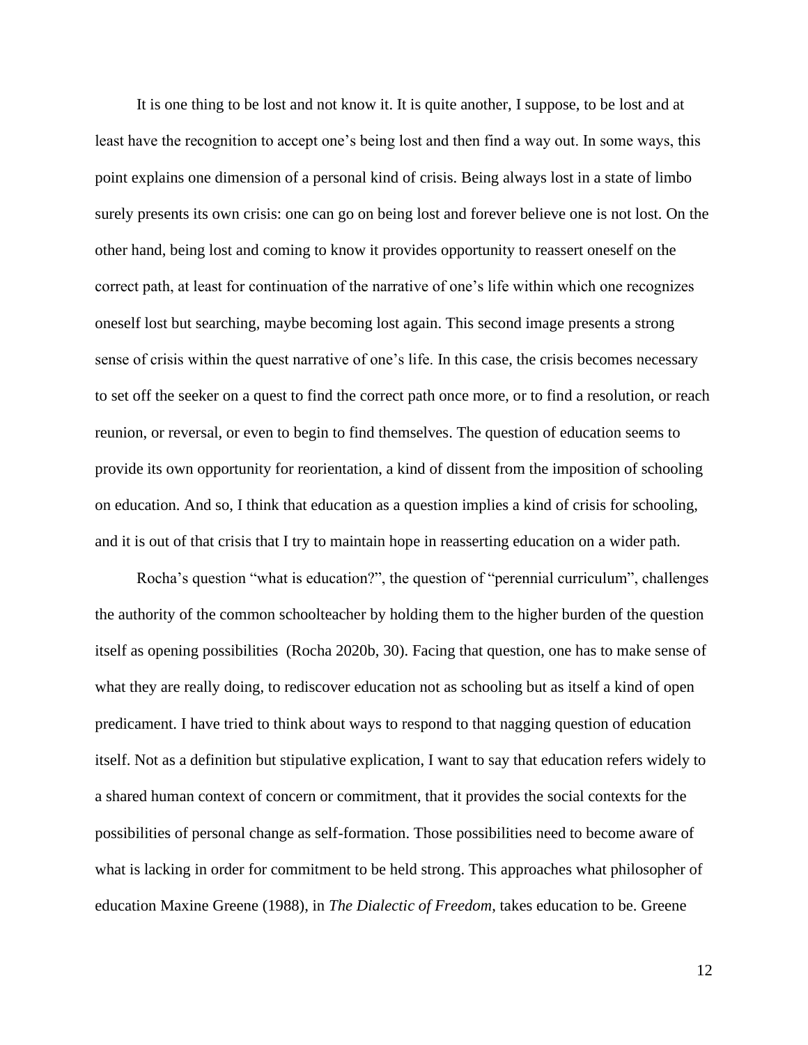It is one thing to be lost and not know it. It is quite another, I suppose, to be lost and at least have the recognition to accept one's being lost and then find a way out. In some ways, this point explains one dimension of a personal kind of crisis. Being always lost in a state of limbo surely presents its own crisis: one can go on being lost and forever believe one is not lost. On the other hand, being lost and coming to know it provides opportunity to reassert oneself on the correct path, at least for continuation of the narrative of one's life within which one recognizes oneself lost but searching, maybe becoming lost again. This second image presents a strong sense of crisis within the quest narrative of one's life. In this case, the crisis becomes necessary to set off the seeker on a quest to find the correct path once more, or to find a resolution, or reach reunion, or reversal, or even to begin to find themselves. The question of education seems to provide its own opportunity for reorientation, a kind of dissent from the imposition of schooling on education. And so, I think that education as a question implies a kind of crisis for schooling, and it is out of that crisis that I try to maintain hope in reasserting education on a wider path.

Rocha's question "what is education?", the question of "perennial curriculum", challenges the authority of the common schoolteacher by holding them to the higher burden of the question itself as opening possibilities (Rocha 2020b, 30). Facing that question, one has to make sense of what they are really doing, to rediscover education not as schooling but as itself a kind of open predicament. I have tried to think about ways to respond to that nagging question of education itself. Not as a definition but stipulative explication, I want to say that education refers widely to a shared human context of concern or commitment, that it provides the social contexts for the possibilities of personal change as self-formation. Those possibilities need to become aware of what is lacking in order for commitment to be held strong. This approaches what philosopher of education Maxine Greene (1988), in *The Dialectic of Freedom*, takes education to be. Greene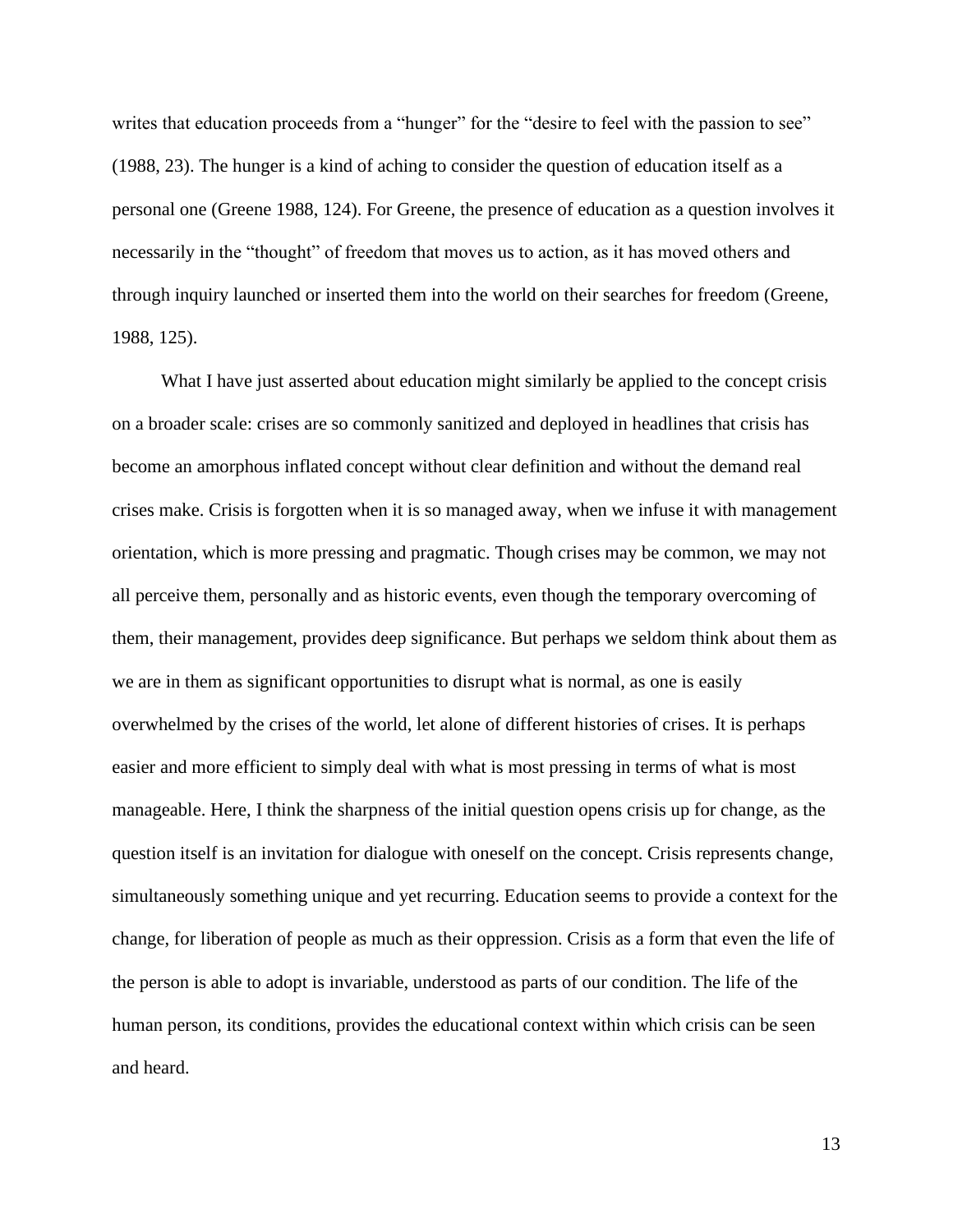writes that education proceeds from a "hunger" for the "desire to feel with the passion to see" (1988, 23). The hunger is a kind of aching to consider the question of education itself as a personal one (Greene 1988, 124). For Greene, the presence of education as a question involves it necessarily in the "thought" of freedom that moves us to action, as it has moved others and through inquiry launched or inserted them into the world on their searches for freedom (Greene, 1988, 125).

What I have just asserted about education might similarly be applied to the concept crisis on a broader scale: crises are so commonly sanitized and deployed in headlines that crisis has become an amorphous inflated concept without clear definition and without the demand real crises make. Crisis is forgotten when it is so managed away, when we infuse it with management orientation, which is more pressing and pragmatic. Though crises may be common, we may not all perceive them, personally and as historic events, even though the temporary overcoming of them, their management, provides deep significance. But perhaps we seldom think about them as we are in them as significant opportunities to disrupt what is normal, as one is easily overwhelmed by the crises of the world, let alone of different histories of crises. It is perhaps easier and more efficient to simply deal with what is most pressing in terms of what is most manageable. Here, I think the sharpness of the initial question opens crisis up for change, as the question itself is an invitation for dialogue with oneself on the concept. Crisis represents change, simultaneously something unique and yet recurring. Education seems to provide a context for the change, for liberation of people as much as their oppression. Crisis as a form that even the life of the person is able to adopt is invariable, understood as parts of our condition. The life of the human person, its conditions, provides the educational context within which crisis can be seen and heard.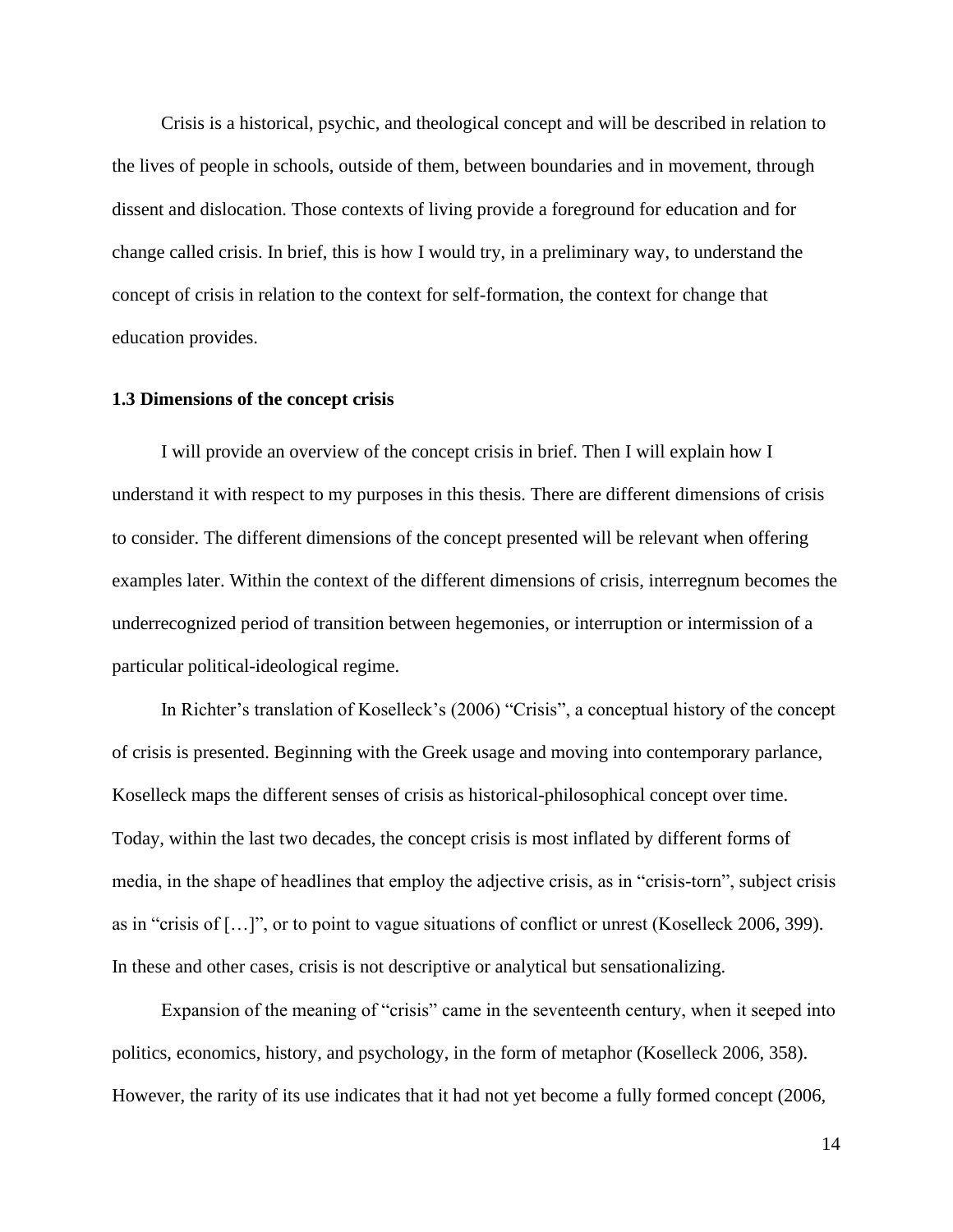Crisis is a historical, psychic, and theological concept and will be described in relation to the lives of people in schools, outside of them, between boundaries and in movement, through dissent and dislocation. Those contexts of living provide a foreground for education and for change called crisis. In brief, this is how I would try, in a preliminary way, to understand the concept of crisis in relation to the context for self-formation, the context for change that education provides.

### 1.3 Dimensions of the concept crisis

I will provide an overview of the concept crisis in brief. Then I will explain how I understand it with respect to my purposes in this thesis. There are different dimensions of crisis to consider. The different dimensions of the concept presented will be relevant when offering examples later. Within the context of the different dimensions of crisis, interregnum becomes the underrecognized period of transition between hegemonies, or interruption or intermission of a particular political-ideological regime.

In Richter's translation of Koselleck's (2006) "Crisis", a conceptual history of the concept of crisis is presented. Beginning with the Greek usage and moving into contemporary parlance, Koselleck maps the different senses of crisis as historical-philosophical concept over time. Today, within the last two decades, the concept crisis is most inflated by different forms of media, in the shape of headlines that employ the adjective crisis, as in "crisis-torn", subject crisis as in "crisis of […]", or to point to vague situations of conflict or unrest (Koselleck 2006, 399). In these and other cases, crisis is not descriptive or analytical but sensationalizing.

Expansion of the meaning of "crisis" came in the seventeenth century, when it seeped into politics, economics, history, and psychology, in the form of metaphor (Koselleck 2006, 358). However, the rarity of its use indicates that it had not yet become a fully formed concept (2006,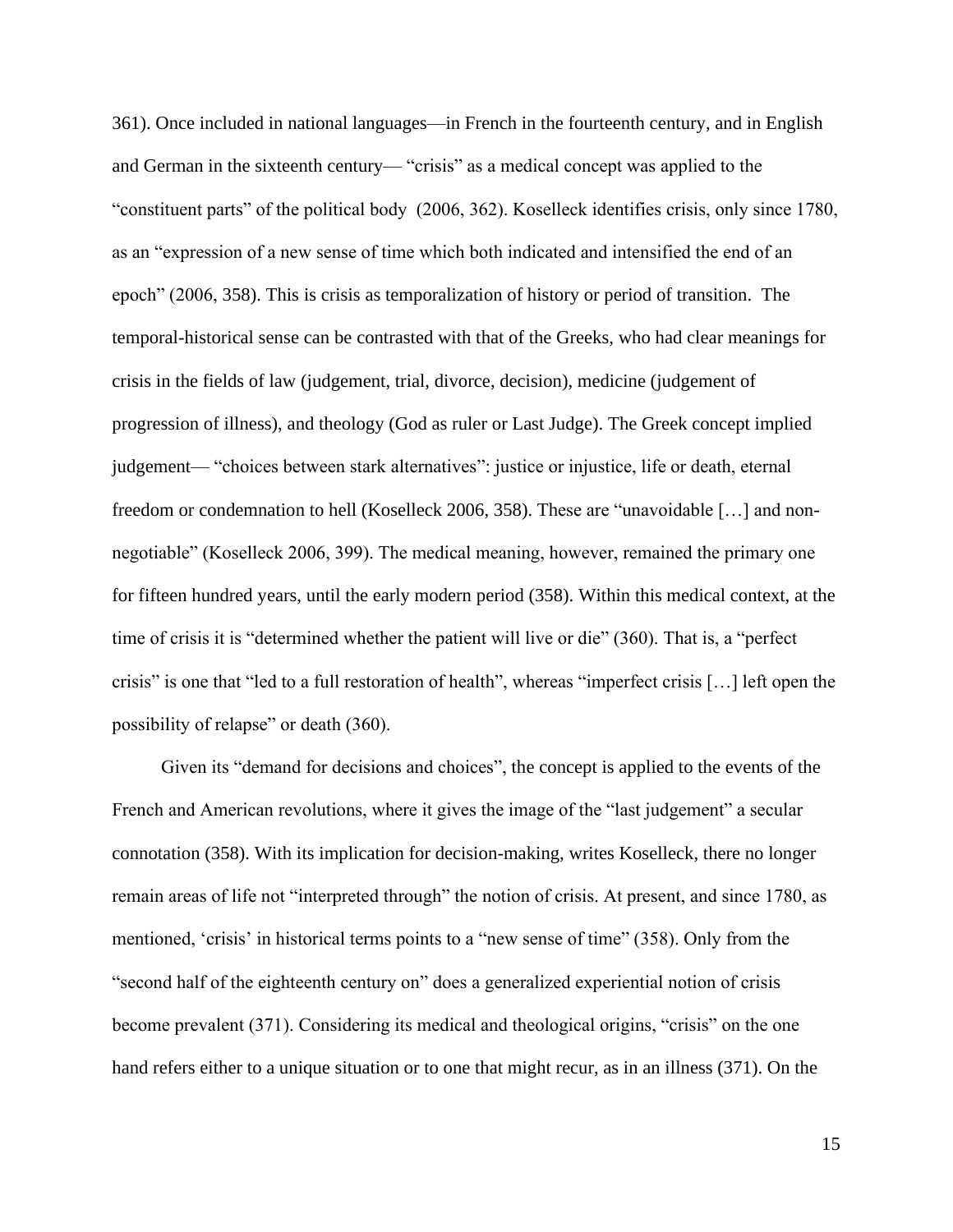361). Once included in national languages—in French in the fourteenth century, and in English and German in the sixteenth century— "crisis" as a medical concept was applied to the "constituent parts" of the political body (2006, 362). Koselleck identifies crisis, only since 1780, as an "expression of a new sense of time which both indicated and intensified the end of an epoch" (2006, 358). This is crisis as temporalization of history or period of transition. The temporal-historical sense can be contrasted with that of the Greeks, who had clear meanings for crisis in the fields of law (judgement, trial, divorce, decision), medicine (judgement of progression of illness), and theology (God as ruler or Last Judge). The Greek concept implied judgement— "choices between stark alternatives": justice or injustice, life or death, eternal freedom or condemnation to hell (Koselleck 2006, 358). These are "unavoidable […] and non-negotiable" (Koselleck 2006, 399). The medical meaning, however, remained the primary one for fifteen hundred years, until the early modern period (358). Within this medical context, at the time of crisis it is "determined whether the patient will live or die" (360). That is, a "perfect crisis" is one that "led to a full restoration of health", whereas "imperfect crisis […] left open the possibility of relapse" or death (360).

Given its "demand for decisions and choices", the concept is applied to the events of the French and American revolutions, where it gives the image of the "last judgement" a secular connotation (358). With its implication for decision-making, writes Koselleck, there no longer remain areas of life not "interpreted through" the notion of crisis. At present, and since 1780, as mentioned, 'crisis' in historical terms points to a "new sense of time" (358). Only from the "second half of the eighteenth century on" does a generalized experiential notion of crisis become prevalent (371). Considering its medical and theological origins, "crisis" on the one hand refers either to a unique situation or to one that might recur, as in an illness (371). On the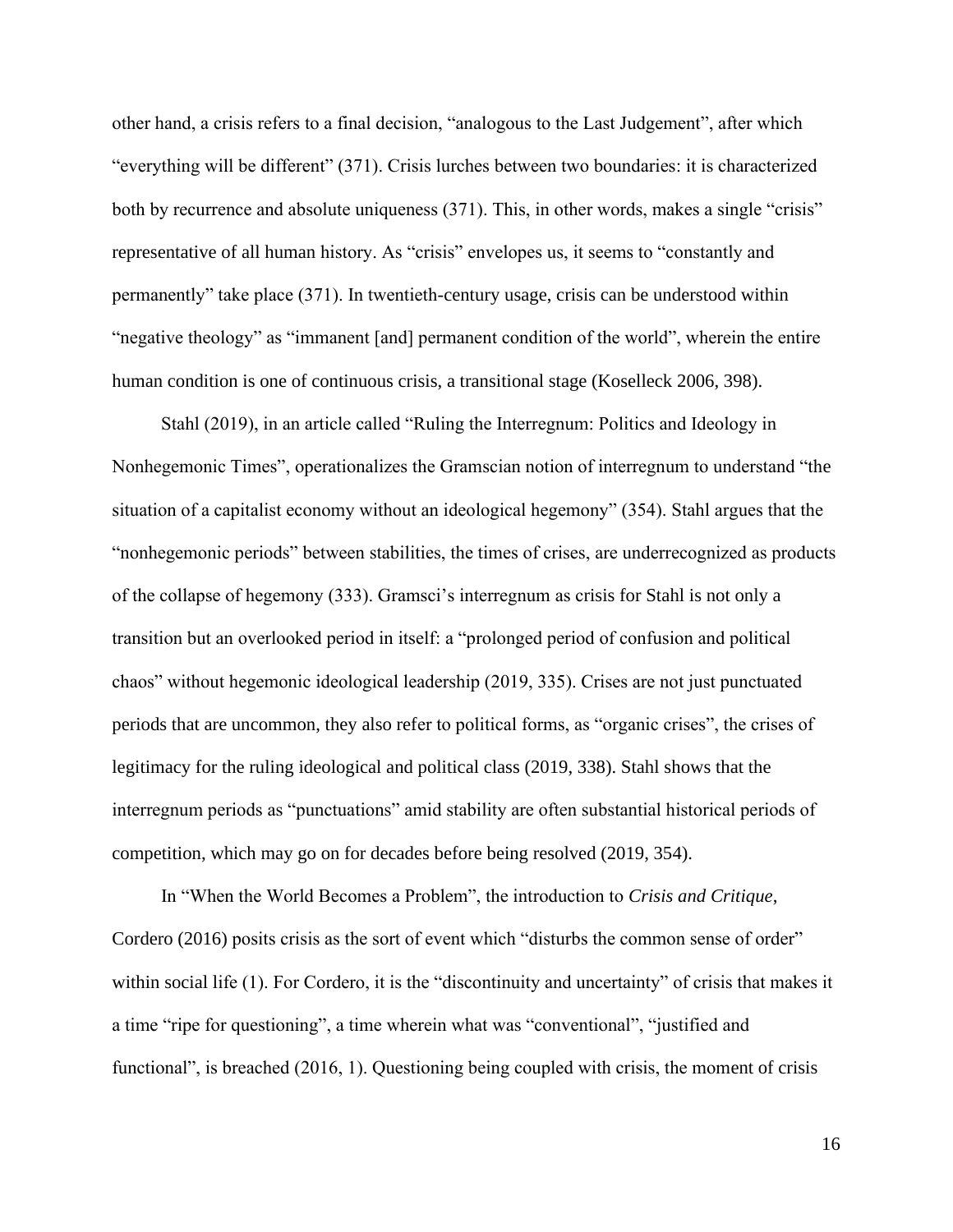other hand, a crisis refers to a final decision, "analogous to the Last Judgement", after which "everything will be different" (371). Crisis lurches between two boundaries: it is characterized both by recurrence and absolute uniqueness (371). This, in other words, makes a single "crisis" representative of all human history. As "crisis" envelopes us, it seems to "constantly and permanently" take place (371). In twentieth-century usage, crisis can be understood within "negative theology" as "immanent [and] permanent condition of the world", wherein the entire human condition is one of continuous crisis, a transitional stage (Koselleck 2006, 398).

Stahl (2019), in an article called "Ruling the Interregnum: Politics and Ideology in Nonhegemonic Times", operationalizes the Gramscian notion of interregnum to understand "the situation of a capitalist economy without an ideological hegemony" (354). Stahl argues that the "nonhegemonic periods" between stabilities, the times of crises, are underrecognized as products of the collapse of hegemony (333). Gramsci's interregnum as crisis for Stahl is not only a transition but an overlooked period in itself: a "prolonged period of confusion and political chaos" without hegemonic ideological leadership (2019, 335). Crises are not just punctuated periods that are uncommon, they also refer to political forms, as "organic crises", the crises of legitimacy for the ruling ideological and political class (2019, 338). Stahl shows that the interregnum periods as "punctuations" amid stability are often substantial historical periods of competition, which may go on for decades before being resolved (2019, 354).

In "When the World Becomes a Problem", the introduction to *Crisis and Critique*, Cordero (2016) posits crisis as the sort of event which "disturbs the common sense of order" within social life (1). For Cordero, it is the "discontinuity and uncertainty" of crisis that makes it a time "ripe for questioning", a time wherein what was "conventional", "justified and functional", is breached (2016, 1). Questioning being coupled with crisis, the moment of crisis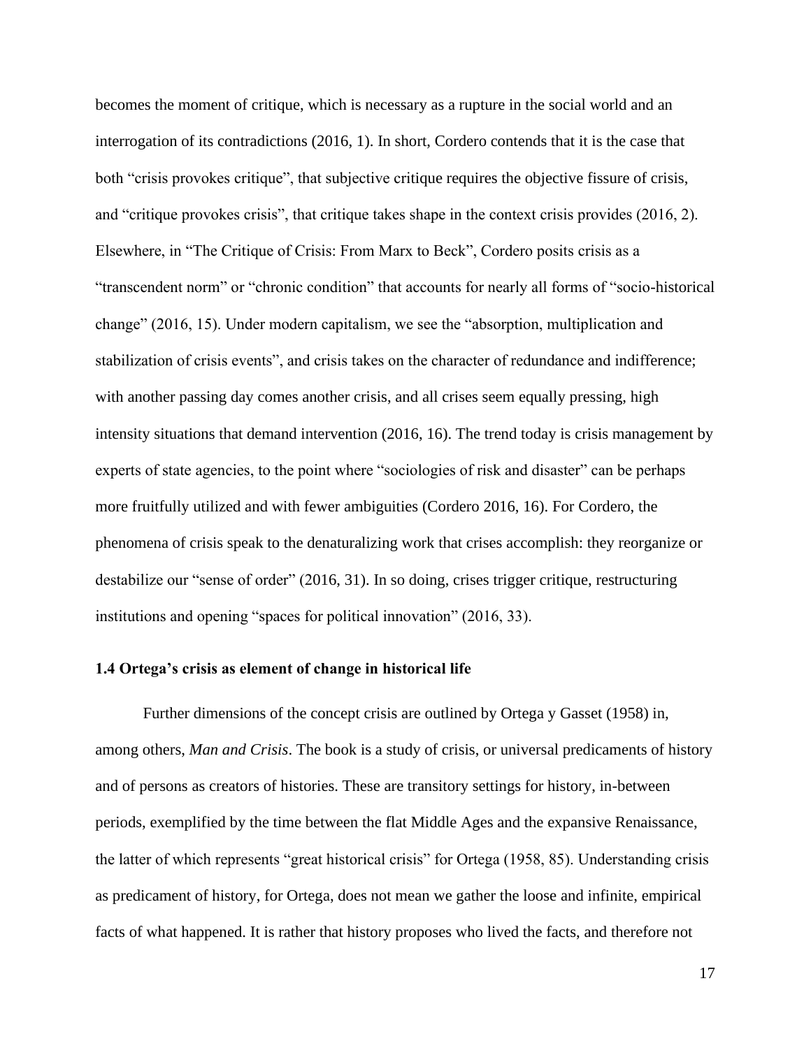becomes the moment of critique, which is necessary as a rupture in the social world and an interrogation of its contradictions (2016, 1). In short, Cordero contends that it is the case that both "crisis provokes critique", that subjective critique requires the objective fissure of crisis, and "critique provokes crisis", that critique takes shape in the context crisis provides (2016, 2). Elsewhere, in "The Critique of Crisis: From Marx to Beck", Cordero posits crisis as a "transcendent norm" or "chronic condition" that accounts for nearly all forms of "socio-historical change" (2016, 15). Under modern capitalism, we see the "absorption, multiplication and stabilization of crisis events", and crisis takes on the character of redundance and indifference; with another passing day comes another crisis, and all crises seem equally pressing, high intensity situations that demand intervention (2016, 16). The trend today is crisis management by experts of state agencies, to the point where "sociologies of risk and disaster" can be perhaps more fruitfully utilized and with fewer ambiguities (Cordero 2016, 16). For Cordero, the phenomena of crisis speak to the denaturalizing work that crises accomplish: they reorganize or destabilize our "sense of order" (2016, 31). In so doing, crises trigger critique, restructuring institutions and opening "spaces for political innovation" (2016, 33).

### 1.4 Ortega's crisis as element of change in historical life

Further dimensions of the concept crisis are outlined by Ortega y Gasset (1958) in, among others, *Man and Crisis*. The book is a study of crisis, or universal predicaments of history and of persons as creators of histories. These are transitory settings for history, in-between periods, exemplified by the time between the flat Middle Ages and the expansive Renaissance, the latter of which represents "great historical crisis" for Ortega (1958, 85). Understanding crisis as predicament of history, for Ortega, does not mean we gather the loose and infinite, empirical facts of what happened. It is rather that history proposes who lived the facts, and therefore not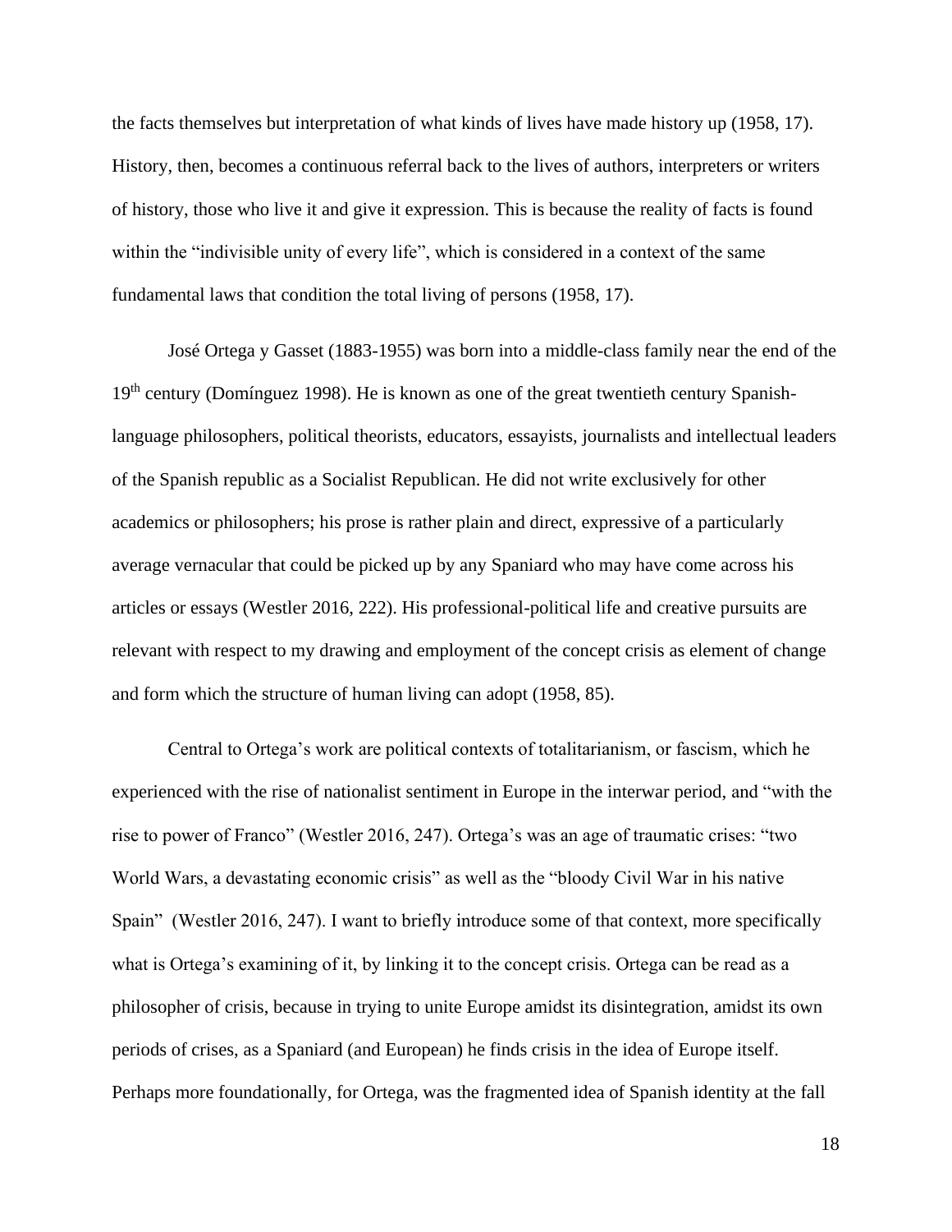the facts themselves but interpretation of what kinds of lives have made history up (1958, 17). History, then, becomes a continuous referral back to the lives of authors, interpreters or writers of history, those who live it and give it expression. This is because the reality of facts is found within the "indivisible unity of every life", which is considered in a context of the same fundamental laws that condition the total living of persons (1958, 17).

José Ortega y Gasset (1883-1955) was born into a middle-class family near the end of the 19th century (Domínguez 1998). He is known as one of the great twentieth century Spanish-language philosophers, political theorists, educators, essayists, journalists and intellectual leaders of the Spanish republic as a Socialist Republican. He did not write exclusively for other academics or philosophers; his prose is rather plain and direct, expressive of a particularly average vernacular that could be picked up by any Spaniard who may have come across his articles or essays (Westler 2016, 222). His professional-political life and creative pursuits are relevant with respect to my drawing and employment of the concept crisis as element of change and form which the structure of human living can adopt (1958, 85).

Central to Ortega's work are political contexts of totalitarianism, or fascism, which he experienced with the rise of nationalist sentiment in Europe in the interwar period, and "with the rise to power of Franco" (Westler 2016, 247). Ortega's was an age of traumatic crises: "two World Wars, a devastating economic crisis" as well as the "bloody Civil War in his native Spain" (Westler 2016, 247). I want to briefly introduce some of that context, more specifically what is Ortega's examining of it, by linking it to the concept crisis. Ortega can be read as a philosopher of crisis, because in trying to unite Europe amidst its disintegration, amidst its own periods of crises, as a Spaniard (and European) he finds crisis in the idea of Europe itself. Perhaps more foundationally, for Ortega, was the fragmented idea of Spanish identity at the fall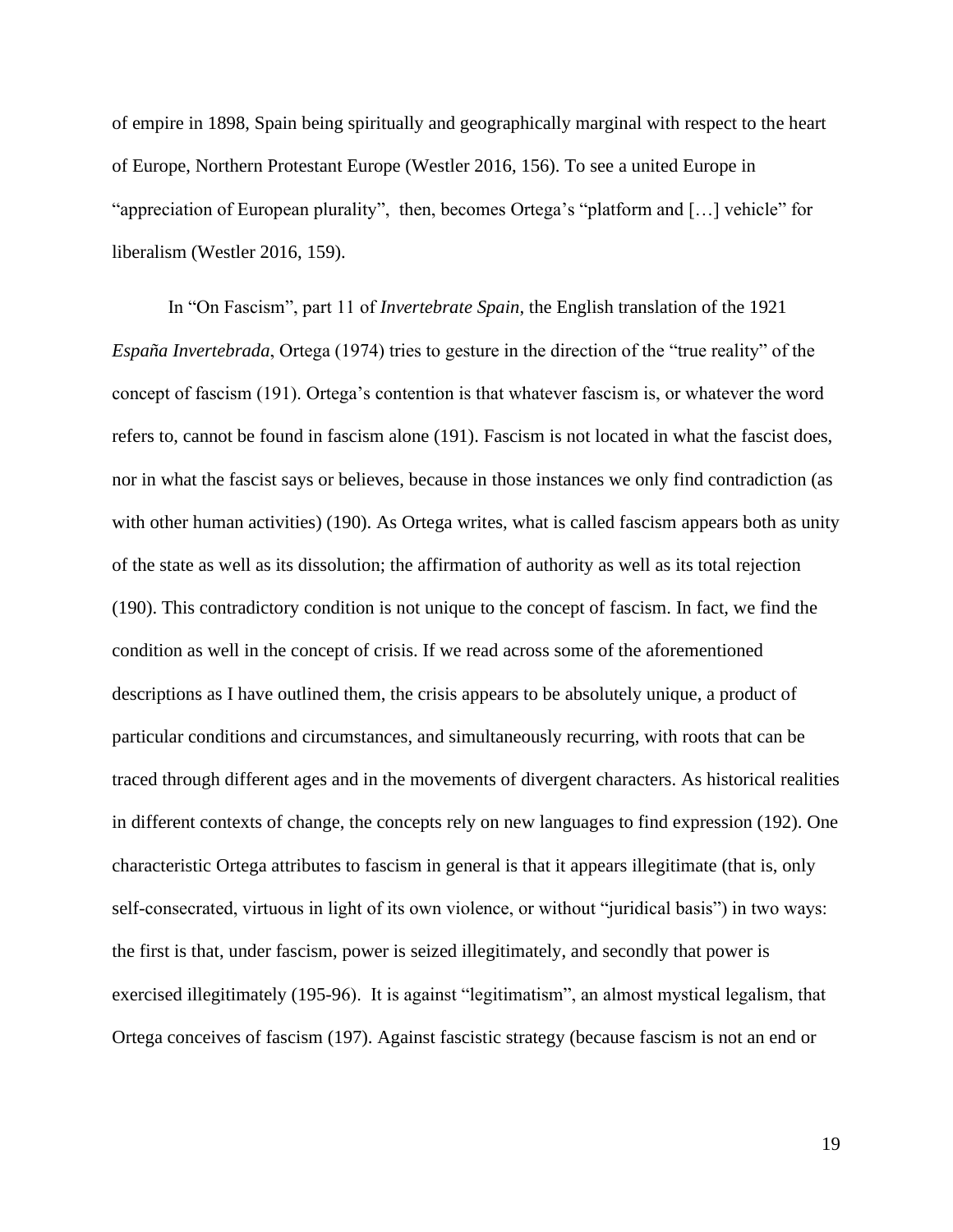of empire in 1898, Spain being spiritually and geographically marginal with respect to the heart of Europe, Northern Protestant Europe (Westler 2016, 156). To see a united Europe in "appreciation of European plurality", then, becomes Ortega's "platform and […] vehicle" for liberalism (Westler 2016, 159).

In "On Fascism", part 11 of *Invertebrate Spain*, the English translation of the 1921 *España Invertebrada*, Ortega (1974) tries to gesture in the direction of the "true reality" of the concept of fascism (191). Ortega's contention is that whatever fascism is, or whatever the word refers to, cannot be found in fascism alone (191). Fascism is not located in what the fascist does, nor in what the fascist says or believes, because in those instances we only find contradiction (as with other human activities) (190). As Ortega writes, what is called fascism appears both as unity of the state as well as its dissolution; the affirmation of authority as well as its total rejection (190). This contradictory condition is not unique to the concept of fascism. In fact, we find the condition as well in the concept of crisis. If we read across some of the aforementioned descriptions as I have outlined them, the crisis appears to be absolutely unique, a product of particular conditions and circumstances, and simultaneously recurring, with roots that can be traced through different ages and in the movements of divergent characters. As historical realities in different contexts of change, the concepts rely on new languages to find expression (192). One characteristic Ortega attributes to fascism in general is that it appears illegitimate (that is, only self-consecrated, virtuous in light of its own violence, or without "juridical basis") in two ways: the first is that, under fascism, power is seized illegitimately, and secondly that power is exercised illegitimately (195-96). It is against "legitimatism", an almost mystical legalism, that Ortega conceives of fascism (197). Against fascistic strategy (because fascism is not an end or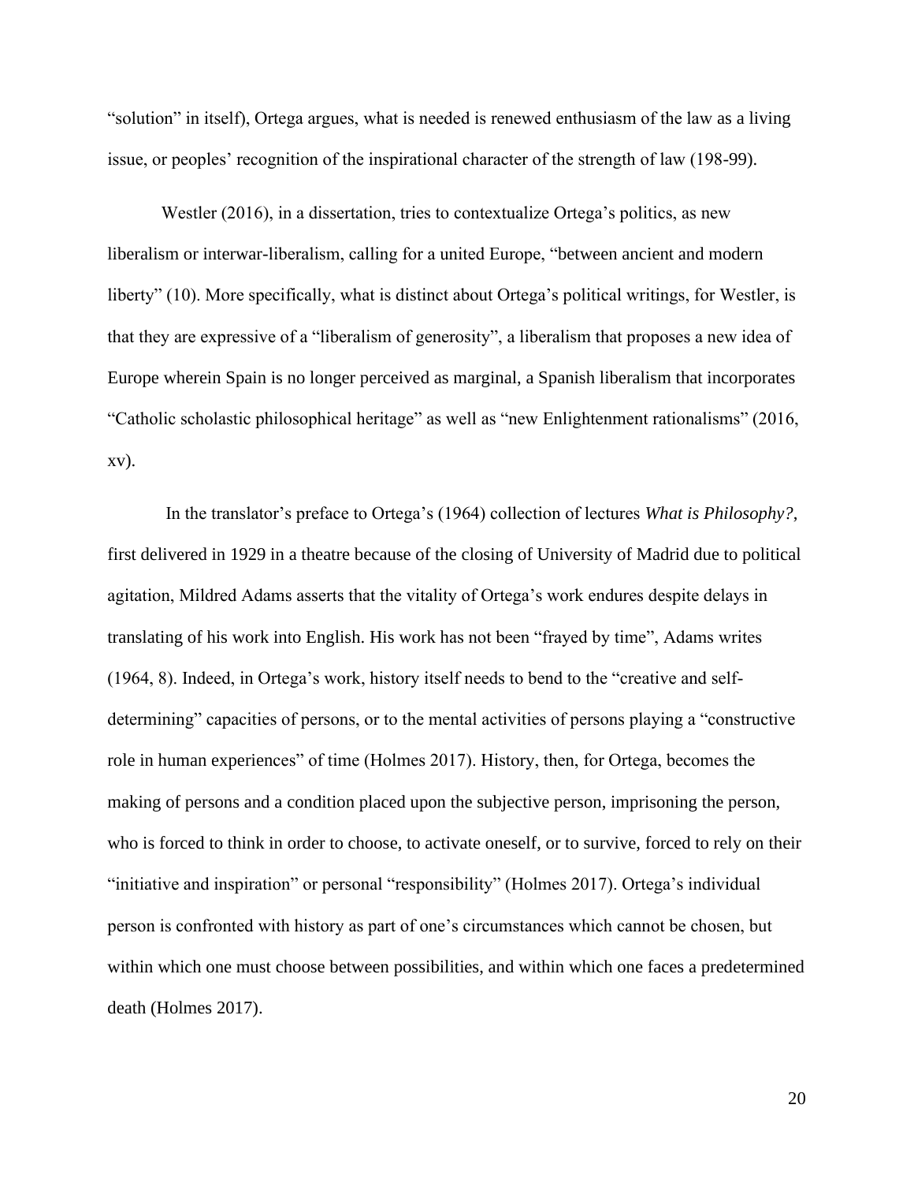"solution" in itself), Ortega argues, what is needed is renewed enthusiasm of the law as a living issue, or peoples' recognition of the inspirational character of the strength of law (198-99).

Westler (2016), in a dissertation, tries to contextualize Ortega's politics, as new liberalism or interwar-liberalism, calling for a united Europe, "between ancient and modern liberty" (10). More specifically, what is distinct about Ortega's political writings, for Westler, is that they are expressive of a "liberalism of generosity", a liberalism that proposes a new idea of Europe wherein Spain is no longer perceived as marginal, a Spanish liberalism that incorporates "Catholic scholastic philosophical heritage" as well as "new Enlightenment rationalisms" (2016, xv).

In the translator's preface to Ortega's (1964) collection of lectures *What is Philosophy?*, first delivered in 1929 in a theatre because of the closing of University of Madrid due to political agitation, Mildred Adams asserts that the vitality of Ortega's work endures despite delays in translating of his work into English. His work has not been "frayed by time", Adams writes (1964, 8). Indeed, in Ortega's work, history itself needs to bend to the "creative and self-determining" capacities of persons, or to the mental activities of persons playing a "constructive role in human experiences" of time (Holmes 2017). History, then, for Ortega, becomes the making of persons and a condition placed upon the subjective person, imprisoning the person, who is forced to think in order to choose, to activate oneself, or to survive, forced to rely on their "initiative and inspiration" or personal "responsibility" (Holmes 2017). Ortega's individual person is confronted with history as part of one's circumstances which cannot be chosen, but within which one must choose between possibilities, and within which one faces a predetermined death (Holmes 2017).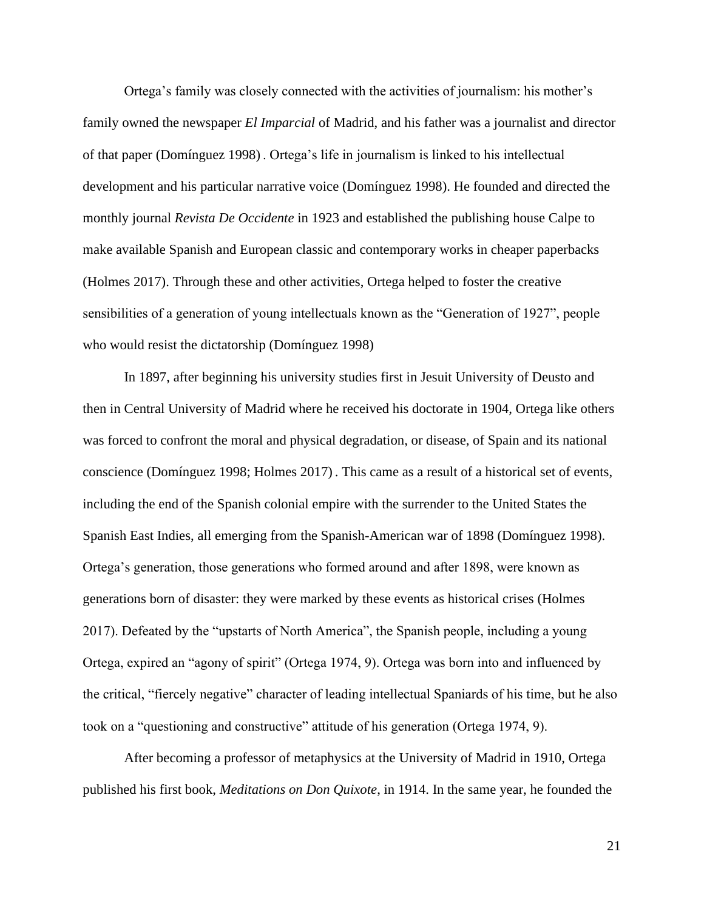Ortega's family was closely connected with the activities of journalism: his mother's family owned the newspaper *El Imparcial* of Madrid, and his father was a journalist and director of that paper (Domínguez 1998) . Ortega's life in journalism is linked to his intellectual development and his particular narrative voice (Domínguez 1998). He founded and directed the monthly journal *Revista De Occidente* in 1923 and established the publishing house Calpe to make available Spanish and European classic and contemporary works in cheaper paperbacks (Holmes 2017). Through these and other activities, Ortega helped to foster the creative sensibilities of a generation of young intellectuals known as the "Generation of 1927", people who would resist the dictatorship (Domínguez 1998)

In 1897, after beginning his university studies first in Jesuit University of Deusto and then in Central University of Madrid where he received his doctorate in 1904, Ortega like others was forced to confront the moral and physical degradation, or disease, of Spain and its national conscience (Domínguez 1998; Holmes 2017) . This came as a result of a historical set of events, including the end of the Spanish colonial empire with the surrender to the United States the Spanish East Indies, all emerging from the Spanish-American war of 1898 (Domínguez 1998). Ortega's generation, those generations who formed around and after 1898, were known as generations born of disaster: they were marked by these events as historical crises (Holmes 2017). Defeated by the "upstarts of North America", the Spanish people, including a young Ortega, expired an "agony of spirit" (Ortega 1974, 9). Ortega was born into and influenced by the critical, "fiercely negative" character of leading intellectual Spaniards of his time, but he also took on a "questioning and constructive" attitude of his generation (Ortega 1974, 9).

After becoming a professor of metaphysics at the University of Madrid in 1910, Ortega published his first book, *Meditations on Don Quixote*, in 1914. In the same year, he founded the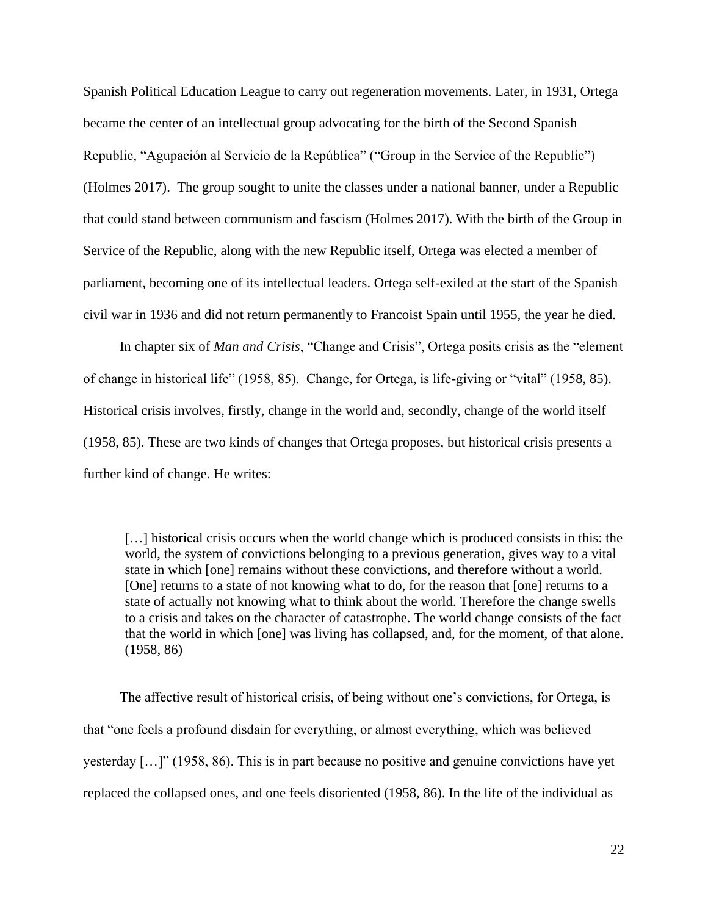Spanish Political Education League to carry out regeneration movements. Later, in 1931, Ortega became the center of an intellectual group advocating for the birth of the Second Spanish Republic, "Agupación al Servicio de la República" ("Group in the Service of the Republic") (Holmes 2017). The group sought to unite the classes under a national banner, under a Republic that could stand between communism and fascism (Holmes 2017). With the birth of the Group in Service of the Republic, along with the new Republic itself, Ortega was elected a member of parliament, becoming one of its intellectual leaders. Ortega self-exiled at the start of the Spanish civil war in 1936 and did not return permanently to Francoist Spain until 1955, the year he died.

In chapter six of *Man and Crisis*, "Change and Crisis", Ortega posits crisis as the "element of change in historical life" (1958, 85). Change, for Ortega, is life-giving or "vital" (1958, 85). Historical crisis involves, firstly, change in the world and, secondly, change of the world itself (1958, 85). These are two kinds of changes that Ortega proposes, but historical crisis presents a further kind of change. He writes:

> […] historical crisis occurs when the world change which is produced consists in this: the world, the system of convictions belonging to a previous generation, gives way to a vital state in which [one] remains without these convictions, and therefore without a world. [One] returns to a state of not knowing what to do, for the reason that [one] returns to a state of actually not knowing what to think about the world. Therefore the change swells to a crisis and takes on the character of catastrophe. The world change consists of the fact that the world in which [one] was living has collapsed, and, for the moment, of that alone. (1958, 86)

The affective result of historical crisis, of being without one's convictions, for Ortega, is that "one feels a profound disdain for everything, or almost everything, which was believed yesterday […]" (1958, 86). This is in part because no positive and genuine convictions have yet replaced the collapsed ones, and one feels disoriented (1958, 86). In the life of the individual as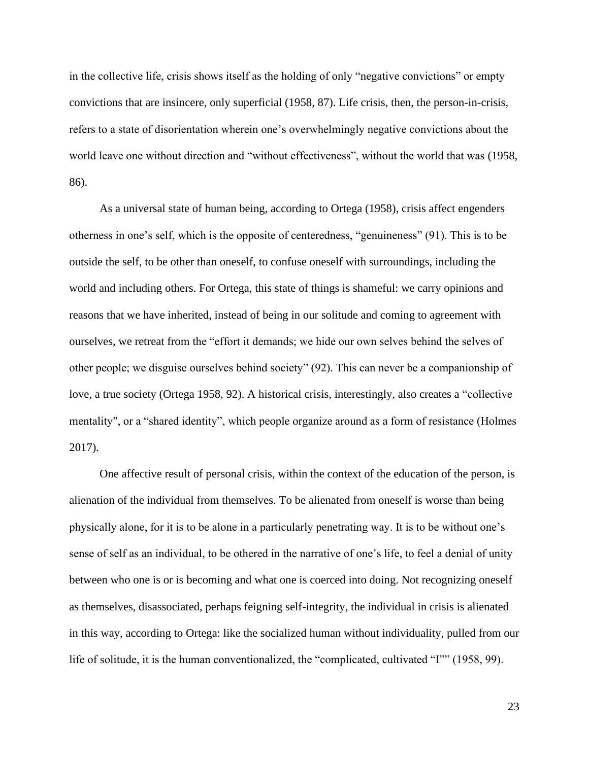in the collective life, crisis shows itself as the holding of only "negative convictions" or empty convictions that are insincere, only superficial (1958, 87). Life crisis, then, the person-in-crisis, refers to a state of disorientation wherein one's overwhelmingly negative convictions about the world leave one without direction and "without effectiveness", without the world that was (1958, 86).

As a universal state of human being, according to Ortega (1958), crisis affect engenders otherness in one's self, which is the opposite of centeredness, "genuineness" (91). This is to be outside the self, to be other than oneself, to confuse oneself with surroundings, including the world and including others. For Ortega, this state of things is shameful: we carry opinions and reasons that we have inherited, instead of being in our solitude and coming to agreement with ourselves, we retreat from the "effort it demands; we hide our own selves behind the selves of other people; we disguise ourselves behind society" (92). This can never be a companionship of love, a true society (Ortega 1958, 92). A historical crisis, interestingly, also creates a "collective mentality", or a "shared identity", which people organize around as a form of resistance (Holmes 2017).

One affective result of personal crisis, within the context of the education of the person, is alienation of the individual from themselves. To be alienated from oneself is worse than being physically alone, for it is to be alone in a particularly penetrating way. It is to be without one's sense of self as an individual, to be othered in the narrative of one's life, to feel a denial of unity between who one is or is becoming and what one is coerced into doing. Not recognizing oneself as themselves, disassociated, perhaps feigning self-integrity, the individual in crisis is alienated in this way, according to Ortega: like the socialized human without individuality, pulled from our life of solitude, it is the human conventionalized, the "complicated, cultivated "I"" (1958, 99).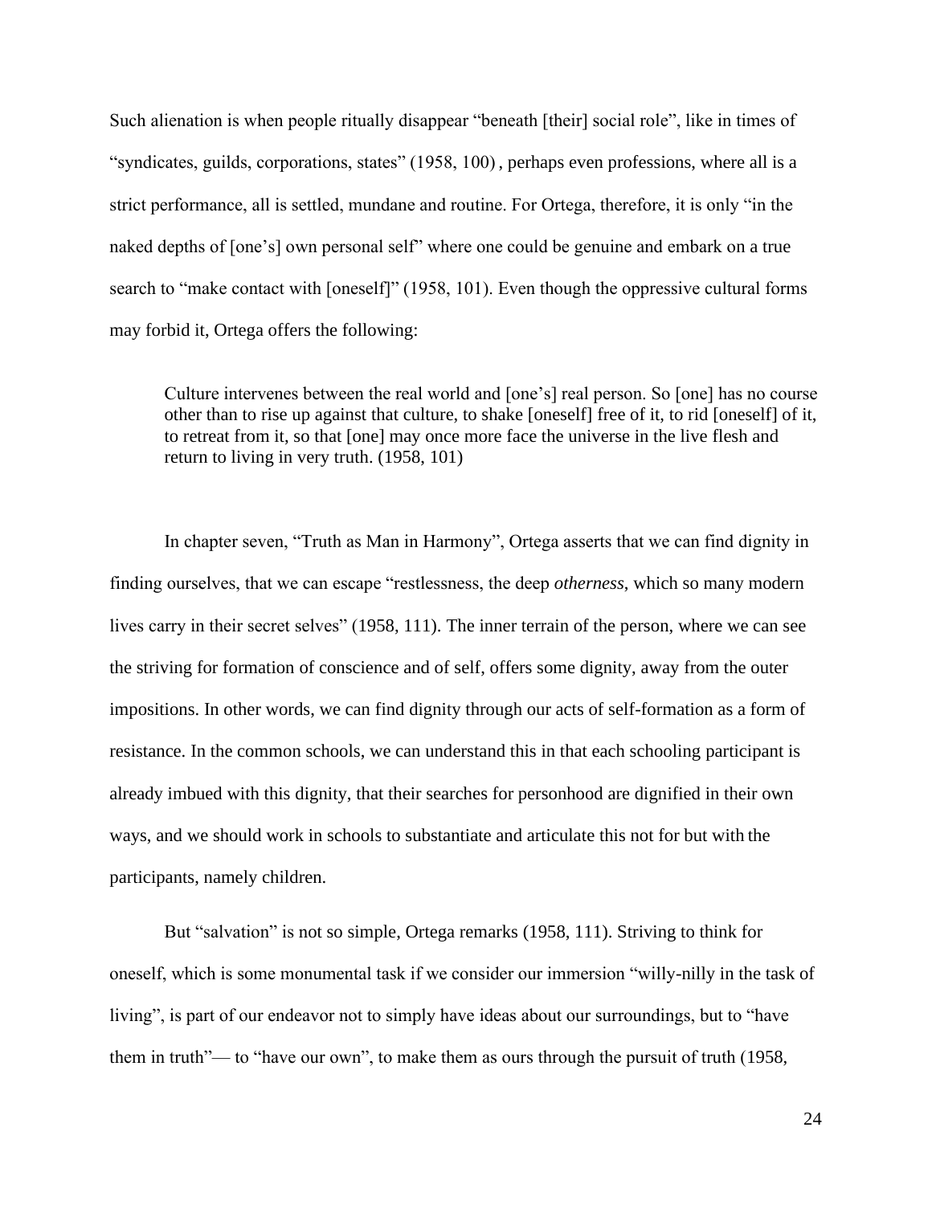Such alienation is when people ritually disappear “beneath [their] social role”, like in times of “syndicates, guilds, corporations, states” (1958, 100) , perhaps even professions, where all is a strict performance, all is settled, mundane and routine. For Ortega, therefore, it is only “in the naked depths of [one’s] own personal self” where one could be genuine and embark on a true search to “make contact with [oneself]” (1958, 101). Even though the oppressive cultural forms may forbid it, Ortega offers the following:

> Culture intervenes between the real world and [one’s] real person. So [one] has no course other than to rise up against that culture, to shake [oneself] free of it, to rid [oneself] of it, to retreat from it, so that [one] may once more face the universe in the live flesh and return to living in very truth. (1958, 101)

In chapter seven, “Truth as Man in Harmony”, Ortega asserts that we can find dignity in finding ourselves, that we can escape “restlessness, the deep *otherness*, which so many modern lives carry in their secret selves” (1958, 111). The inner terrain of the person, where we can see the striving for formation of conscience and of self, offers some dignity, away from the outer impositions. In other words, we can find dignity through our acts of self-formation as a form of resistance. In the common schools, we can understand this in that each schooling participant is already imbued with this dignity, that their searches for personhood are dignified in their own ways, and we should work in schools to substantiate and articulate this not for but with the participants, namely children.

But “salvation” is not so simple, Ortega remarks (1958, 111). Striving to think for oneself, which is some monumental task if we consider our immersion “willy-nilly in the task of living”, is part of our endeavor not to simply have ideas about our surroundings, but to “have them in truth”— to “have our own”, to make them as ours through the pursuit of truth (1958,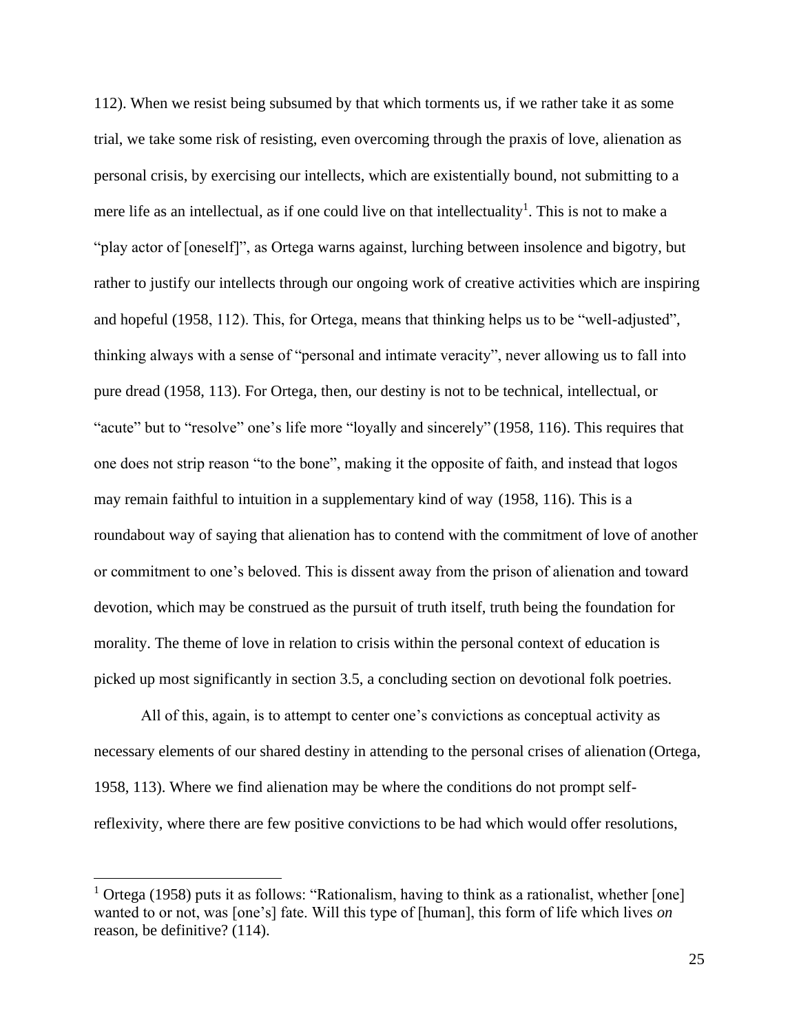112). When we resist being subsumed by that which torments us, if we rather take it as some trial, we take some risk of resisting, even overcoming through the praxis of love, alienation as personal crisis, by exercising our intellects, which are existentially bound, not submitting to a mere life as an intellectual, as if one could live on that intellectuality[1]. This is not to make a "play actor of [oneself]", as Ortega warns against, lurching between insolence and bigotry, but rather to justify our intellects through our ongoing work of creative activities which are inspiring and hopeful (1958, 112). This, for Ortega, means that thinking helps us to be "well-adjusted", thinking always with a sense of "personal and intimate veracity", never allowing us to fall into pure dread (1958, 113). For Ortega, then, our destiny is not to be technical, intellectual, or "acute" but to "resolve" one's life more "loyally and sincerely" (1958, 116). This requires that one does not strip reason "to the bone", making it the opposite of faith, and instead that logos may remain faithful to intuition in a supplementary kind of way (1958, 116). This is a roundabout way of saying that alienation has to contend with the commitment of love of another or commitment to one's beloved. This is dissent away from the prison of alienation and toward devotion, which may be construed as the pursuit of truth itself, truth being the foundation for morality. The theme of love in relation to crisis within the personal context of education is picked up most significantly in section 3.5, a concluding section on devotional folk poetries.

All of this, again, is to attempt to center one's convictions as conceptual activity as necessary elements of our shared destiny in attending to the personal crises of alienation (Ortega, 1958, 113). Where we find alienation may be where the conditions do not prompt self-reflexivity, where there are few positive convictions to be had which would offer resolutions,

---

[1] Ortega (1958) puts it as follows: "Rationalism, having to think as a rationalist, whether [one] wanted to or not, was [one's] fate. Will this type of [human], this form of life which lives *on* reason, be definitive? (114).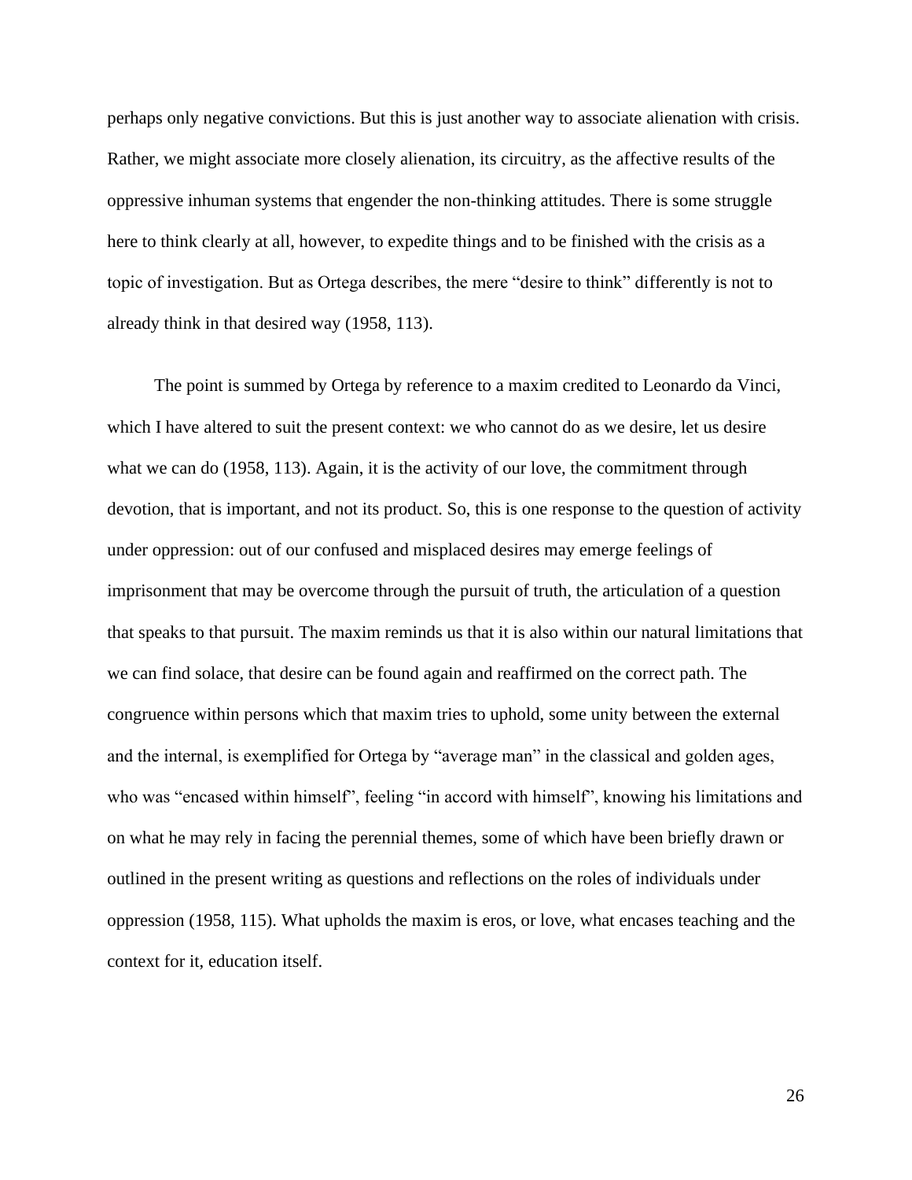perhaps only negative convictions. But this is just another way to associate alienation with crisis. Rather, we might associate more closely alienation, its circuitry, as the affective results of the oppressive inhuman systems that engender the non-thinking attitudes. There is some struggle here to think clearly at all, however, to expedite things and to be finished with the crisis as a topic of investigation. But as Ortega describes, the mere "desire to think" differently is not to already think in that desired way (1958, 113).

The point is summed by Ortega by reference to a maxim credited to Leonardo da Vinci, which I have altered to suit the present context: we who cannot do as we desire, let us desire what we can do (1958, 113). Again, it is the activity of our love, the commitment through devotion, that is important, and not its product. So, this is one response to the question of activity under oppression: out of our confused and misplaced desires may emerge feelings of imprisonment that may be overcome through the pursuit of truth, the articulation of a question that speaks to that pursuit. The maxim reminds us that it is also within our natural limitations that we can find solace, that desire can be found again and reaffirmed on the correct path. The congruence within persons which that maxim tries to uphold, some unity between the external and the internal, is exemplified for Ortega by "average man" in the classical and golden ages, who was "encased within himself", feeling "in accord with himself", knowing his limitations and on what he may rely in facing the perennial themes, some of which have been briefly drawn or outlined in the present writing as questions and reflections on the roles of individuals under oppression (1958, 115). What upholds the maxim is eros, or love, what encases teaching and the context for it, education itself.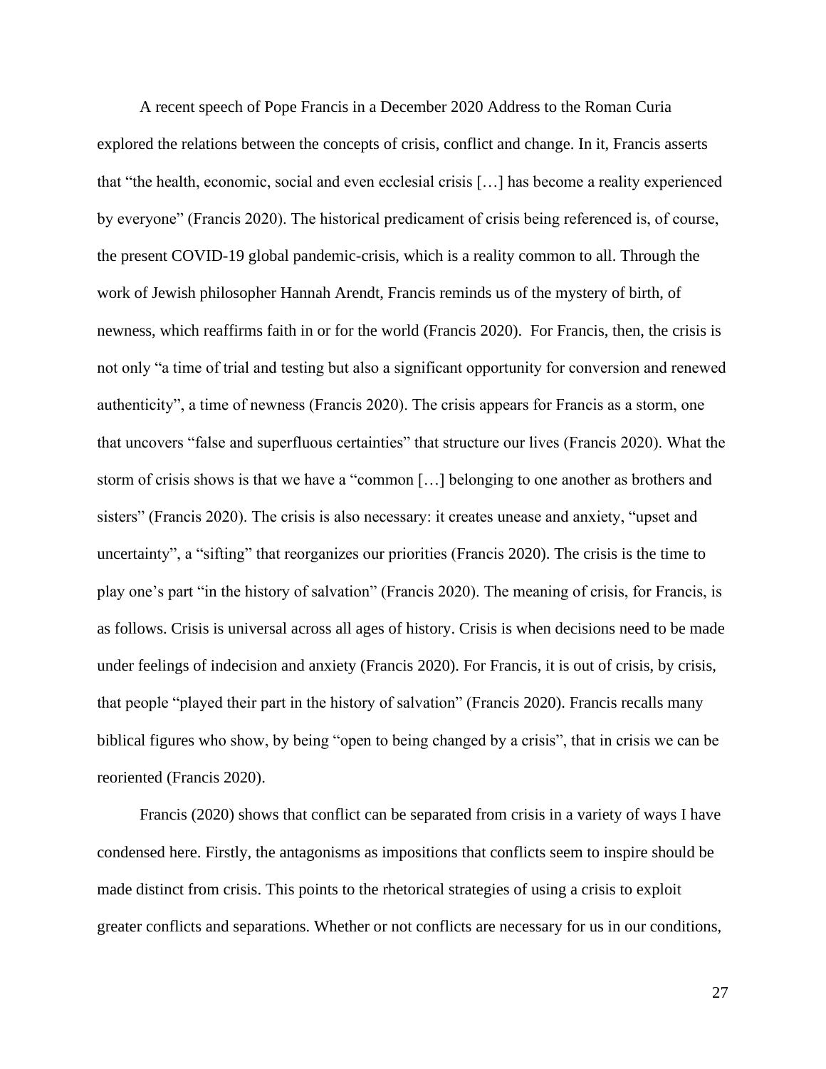A recent speech of Pope Francis in a December 2020 Address to the Roman Curia explored the relations between the concepts of crisis, conflict and change. In it, Francis asserts that "the health, economic, social and even ecclesial crisis […] has become a reality experienced by everyone" (Francis 2020). The historical predicament of crisis being referenced is, of course, the present COVID-19 global pandemic-crisis, which is a reality common to all. Through the work of Jewish philosopher Hannah Arendt, Francis reminds us of the mystery of birth, of newness, which reaffirms faith in or for the world (Francis 2020). For Francis, then, the crisis is not only "a time of trial and testing but also a significant opportunity for conversion and renewed authenticity", a time of newness (Francis 2020). The crisis appears for Francis as a storm, one that uncovers "false and superfluous certainties" that structure our lives (Francis 2020). What the storm of crisis shows is that we have a "common […] belonging to one another as brothers and sisters" (Francis 2020). The crisis is also necessary: it creates unease and anxiety, "upset and uncertainty", a "sifting" that reorganizes our priorities (Francis 2020). The crisis is the time to play one's part "in the history of salvation" (Francis 2020). The meaning of crisis, for Francis, is as follows. Crisis is universal across all ages of history. Crisis is when decisions need to be made under feelings of indecision and anxiety (Francis 2020). For Francis, it is out of crisis, by crisis, that people "played their part in the history of salvation" (Francis 2020). Francis recalls many biblical figures who show, by being "open to being changed by a crisis", that in crisis we can be reoriented (Francis 2020).

Francis (2020) shows that conflict can be separated from crisis in a variety of ways I have condensed here. Firstly, the antagonisms as impositions that conflicts seem to inspire should be made distinct from crisis. This points to the rhetorical strategies of using a crisis to exploit greater conflicts and separations. Whether or not conflicts are necessary for us in our conditions,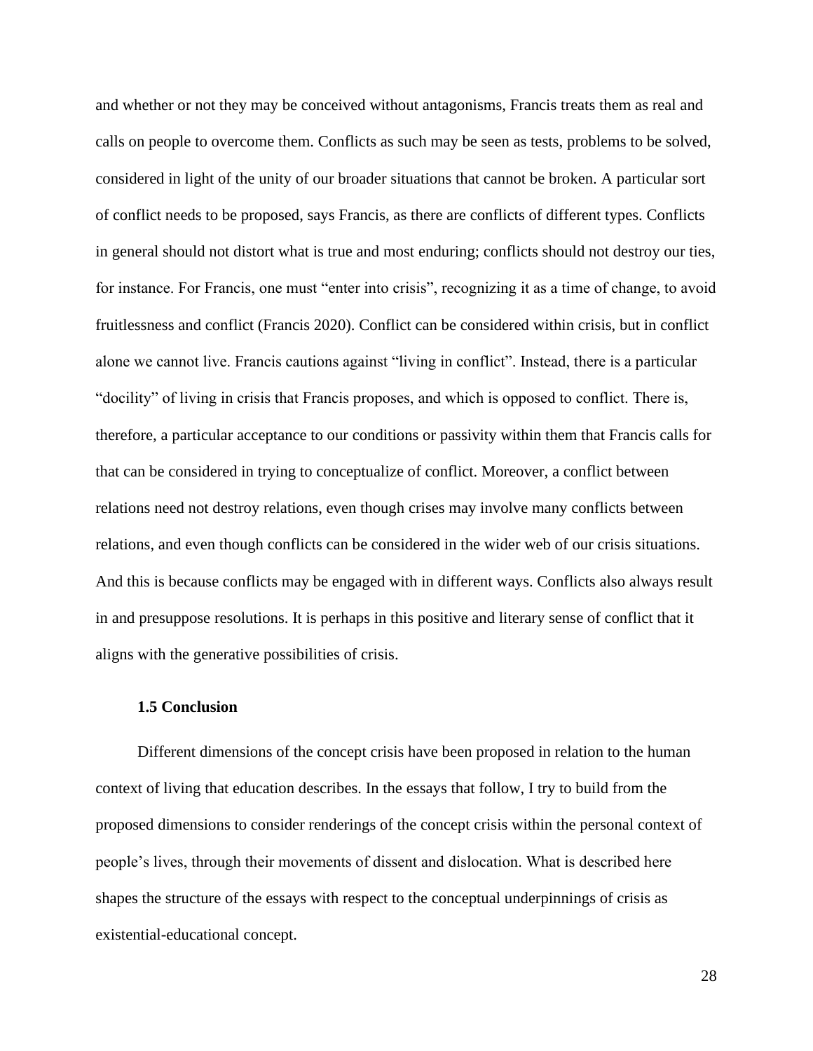and whether or not they may be conceived without antagonisms, Francis treats them as real and calls on people to overcome them. Conflicts as such may be seen as tests, problems to be solved, considered in light of the unity of our broader situations that cannot be broken. A particular sort of conflict needs to be proposed, says Francis, as there are conflicts of different types. Conflicts in general should not distort what is true and most enduring; conflicts should not destroy our ties, for instance. For Francis, one must "enter into crisis", recognizing it as a time of change, to avoid fruitlessness and conflict (Francis 2020). Conflict can be considered within crisis, but in conflict alone we cannot live. Francis cautions against "living in conflict". Instead, there is a particular "docility" of living in crisis that Francis proposes, and which is opposed to conflict. There is, therefore, a particular acceptance to our conditions or passivity within them that Francis calls for that can be considered in trying to conceptualize of conflict. Moreover, a conflict between relations need not destroy relations, even though crises may involve many conflicts between relations, and even though conflicts can be considered in the wider web of our crisis situations. And this is because conflicts may be engaged with in different ways. Conflicts also always result in and presuppose resolutions. It is perhaps in this positive and literary sense of conflict that it aligns with the generative possibilities of crisis.

### 1.5 Conclusion

Different dimensions of the concept crisis have been proposed in relation to the human context of living that education describes. In the essays that follow, I try to build from the proposed dimensions to consider renderings of the concept crisis within the personal context of people's lives, through their movements of dissent and dislocation. What is described here shapes the structure of the essays with respect to the conceptual underpinnings of crisis as existential-educational concept.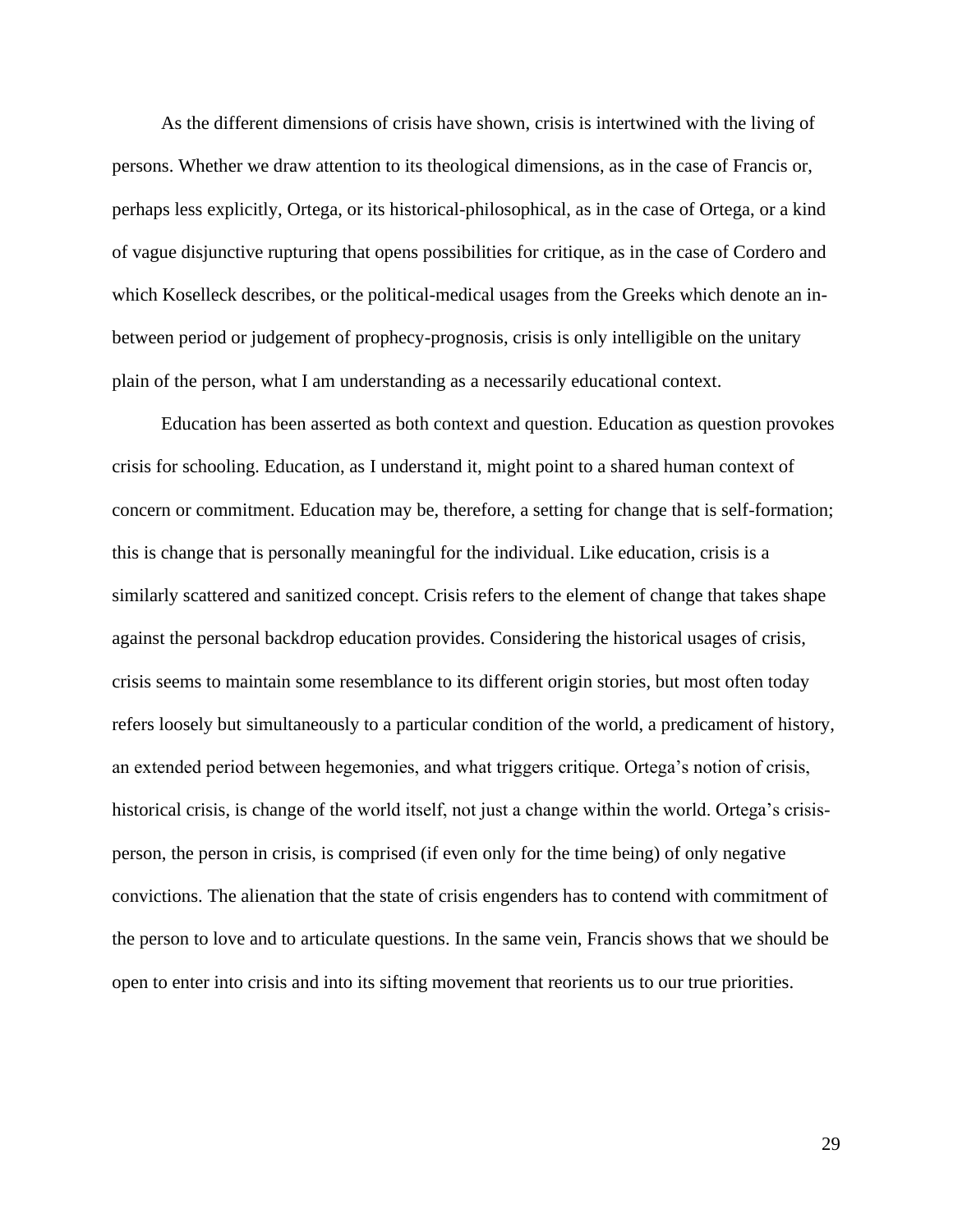As the different dimensions of crisis have shown, crisis is intertwined with the living of persons. Whether we draw attention to its theological dimensions, as in the case of Francis or, perhaps less explicitly, Ortega, or its historical-philosophical, as in the case of Ortega, or a kind of vague disjunctive rupturing that opens possibilities for critique, as in the case of Cordero and which Koselleck describes, or the political-medical usages from the Greeks which denote an in-between period or judgement of prophecy-prognosis, crisis is only intelligible on the unitary plain of the person, what I am understanding as a necessarily educational context.

Education has been asserted as both context and question. Education as question provokes crisis for schooling. Education, as I understand it, might point to a shared human context of concern or commitment. Education may be, therefore, a setting for change that is self-formation; this is change that is personally meaningful for the individual. Like education, crisis is a similarly scattered and sanitized concept. Crisis refers to the element of change that takes shape against the personal backdrop education provides. Considering the historical usages of crisis, crisis seems to maintain some resemblance to its different origin stories, but most often today refers loosely but simultaneously to a particular condition of the world, a predicament of history, an extended period between hegemonies, and what triggers critique. Ortega's notion of crisis, historical crisis, is change of the world itself, not just a change within the world. Ortega's crisis-person, the person in crisis, is comprised (if even only for the time being) of only negative convictions. The alienation that the state of crisis engenders has to contend with commitment of the person to love and to articulate questions. In the same vein, Francis shows that we should be open to enter into crisis and into its sifting movement that reorients us to our true priorities.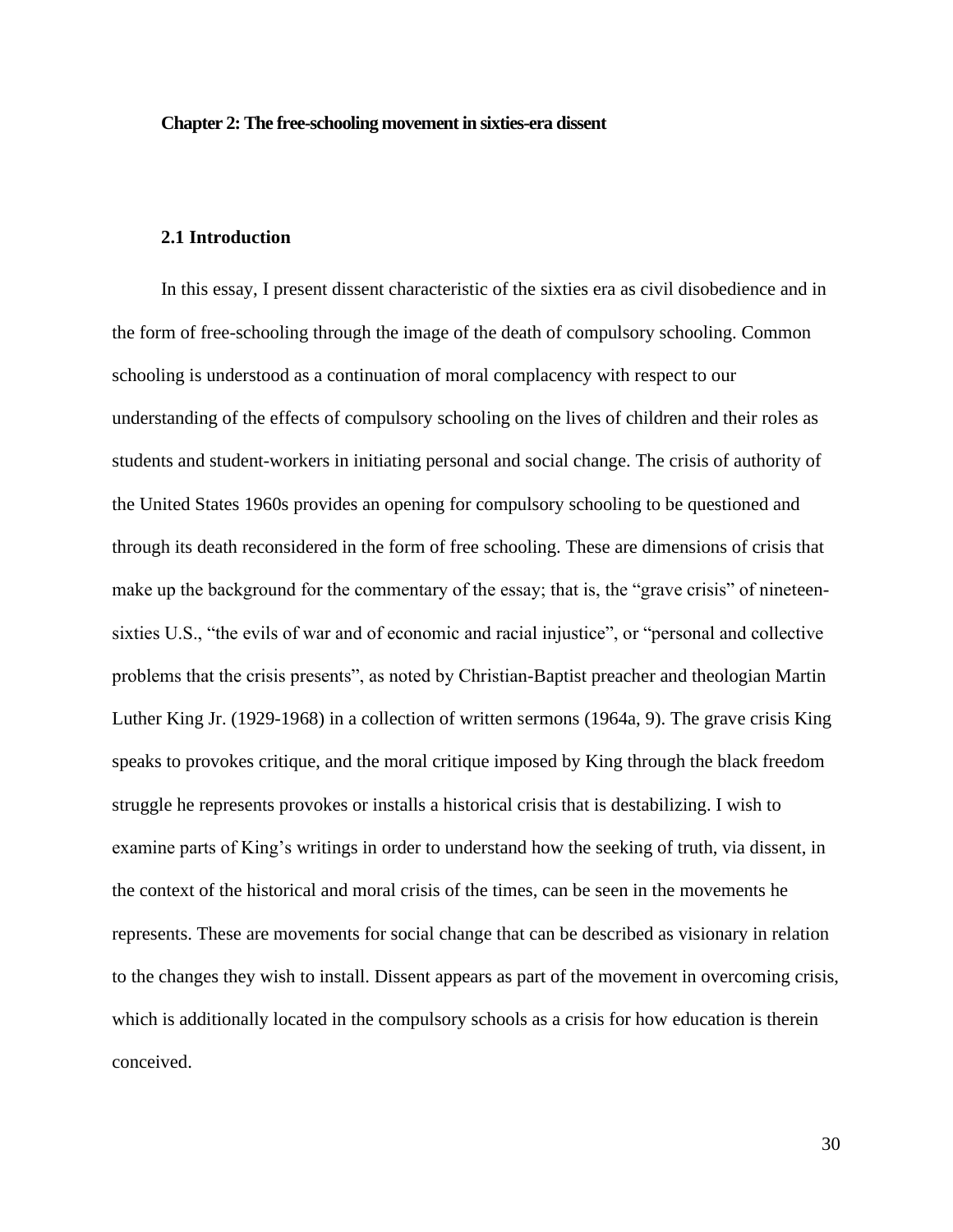# Chapter 2: The free-schooling movement in sixties-era dissent

## 2.1 Introduction

In this essay, I present dissent characteristic of the sixties era as civil disobedience and in the form of free-schooling through the image of the death of compulsory schooling. Common schooling is understood as a continuation of moral complacency with respect to our understanding of the effects of compulsory schooling on the lives of children and their roles as students and student-workers in initiating personal and social change. The crisis of authority of the United States 1960s provides an opening for compulsory schooling to be questioned and through its death reconsidered in the form of free schooling. These are dimensions of crisis that make up the background for the commentary of the essay; that is, the "grave crisis" of nineteen-sixties U.S., "the evils of war and of economic and racial injustice", or "personal and collective problems that the crisis presents", as noted by Christian-Baptist preacher and theologian Martin Luther King Jr. (1929-1968) in a collection of written sermons (1964a, 9). The grave crisis King speaks to provokes critique, and the moral critique imposed by King through the black freedom struggle he represents provokes or installs a historical crisis that is destabilizing. I wish to examine parts of King's writings in order to understand how the seeking of truth, via dissent, in the context of the historical and moral crisis of the times, can be seen in the movements he represents. These are movements for social change that can be described as visionary in relation to the changes they wish to install. Dissent appears as part of the movement in overcoming crisis, which is additionally located in the compulsory schools as a crisis for how education is therein conceived.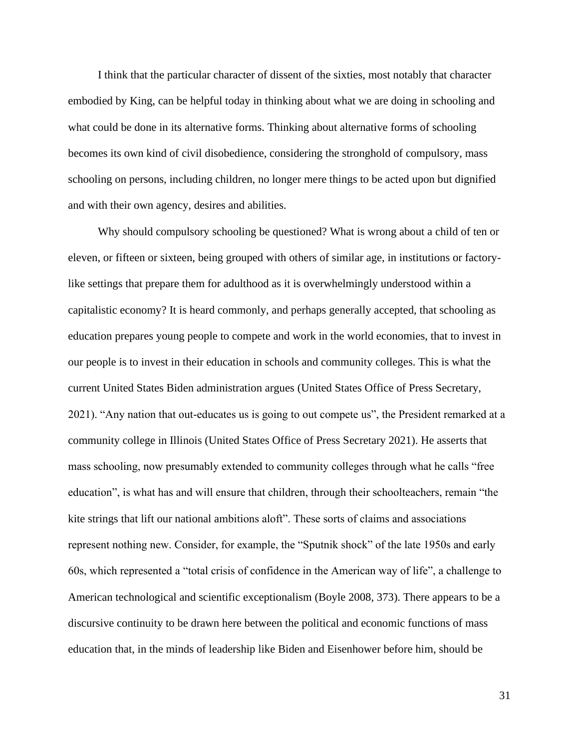I think that the particular character of dissent of the sixties, most notably that character embodied by King, can be helpful today in thinking about what we are doing in schooling and what could be done in its alternative forms. Thinking about alternative forms of schooling becomes its own kind of civil disobedience, considering the stronghold of compulsory, mass schooling on persons, including children, no longer mere things to be acted upon but dignified and with their own agency, desires and abilities.

Why should compulsory schooling be questioned? What is wrong about a child of ten or eleven, or fifteen or sixteen, being grouped with others of similar age, in institutions or factory-like settings that prepare them for adulthood as it is overwhelmingly understood within a capitalistic economy? It is heard commonly, and perhaps generally accepted, that schooling as education prepares young people to compete and work in the world economies, that to invest in our people is to invest in their education in schools and community colleges. This is what the current United States Biden administration argues (United States Office of Press Secretary, 2021). "Any nation that out-educates us is going to out compete us", the President remarked at a community college in Illinois (United States Office of Press Secretary 2021). He asserts that mass schooling, now presumably extended to community colleges through what he calls "free education", is what has and will ensure that children, through their schoolteachers, remain "the kite strings that lift our national ambitions aloft". These sorts of claims and associations represent nothing new. Consider, for example, the "Sputnik shock" of the late 1950s and early 60s, which represented a "total crisis of confidence in the American way of life", a challenge to American technological and scientific exceptionalism (Boyle 2008, 373). There appears to be a discursive continuity to be drawn here between the political and economic functions of mass education that, in the minds of leadership like Biden and Eisenhower before him, should be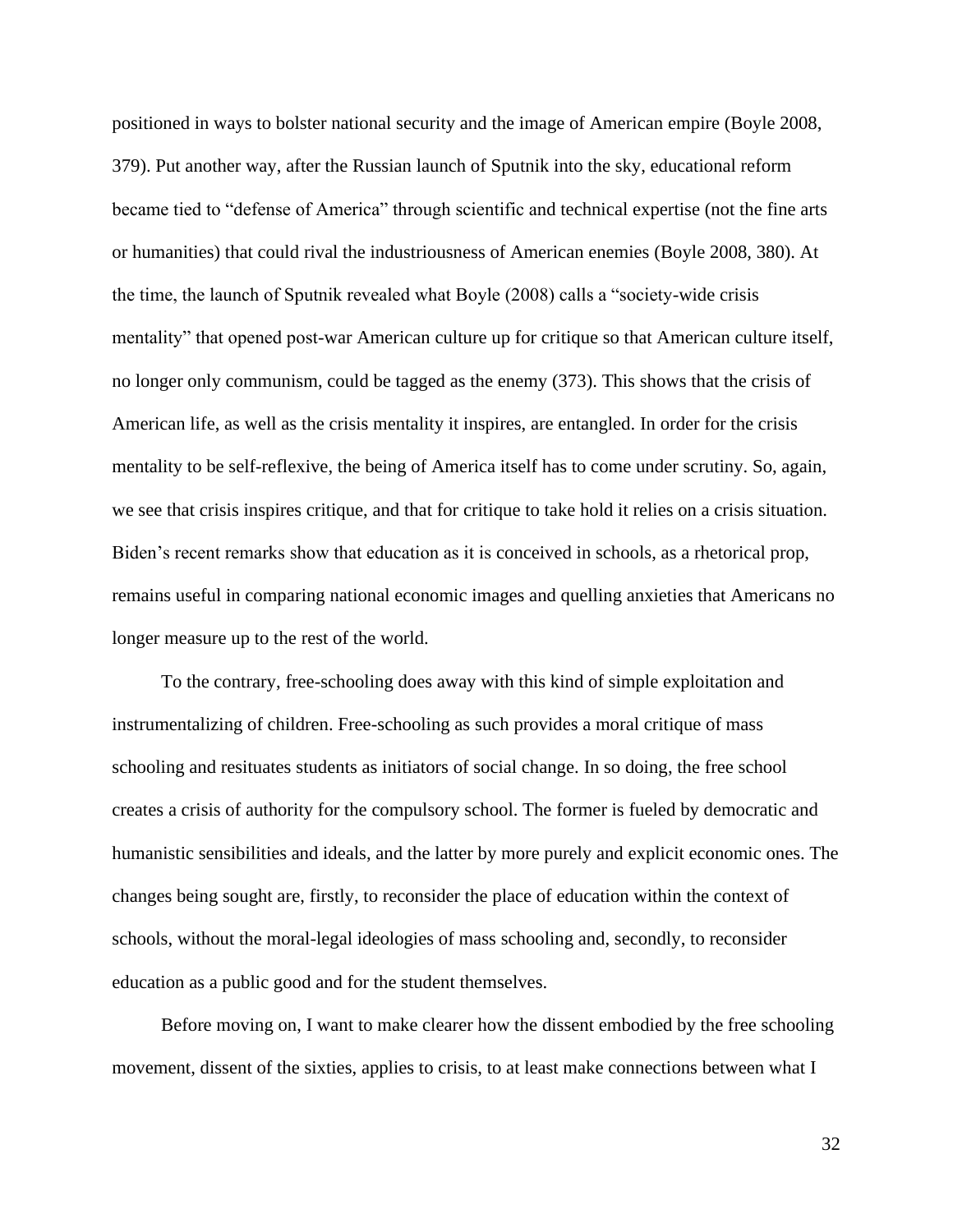positioned in ways to bolster national security and the image of American empire (Boyle 2008, 379). Put another way, after the Russian launch of Sputnik into the sky, educational reform became tied to "defense of America" through scientific and technical expertise (not the fine arts or humanities) that could rival the industriousness of American enemies (Boyle 2008, 380). At the time, the launch of Sputnik revealed what Boyle (2008) calls a "society-wide crisis mentality" that opened post-war American culture up for critique so that American culture itself, no longer only communism, could be tagged as the enemy (373). This shows that the crisis of American life, as well as the crisis mentality it inspires, are entangled. In order for the crisis mentality to be self-reflexive, the being of America itself has to come under scrutiny. So, again, we see that crisis inspires critique, and that for critique to take hold it relies on a crisis situation. Biden's recent remarks show that education as it is conceived in schools, as a rhetorical prop, remains useful in comparing national economic images and quelling anxieties that Americans no longer measure up to the rest of the world.

To the contrary, free-schooling does away with this kind of simple exploitation and instrumentalizing of children. Free-schooling as such provides a moral critique of mass schooling and resituates students as initiators of social change. In so doing, the free school creates a crisis of authority for the compulsory school. The former is fueled by democratic and humanistic sensibilities and ideals, and the latter by more purely and explicit economic ones. The changes being sought are, firstly, to reconsider the place of education within the context of schools, without the moral-legal ideologies of mass schooling and, secondly, to reconsider education as a public good and for the student themselves.

Before moving on, I want to make clearer how the dissent embodied by the free schooling movement, dissent of the sixties, applies to crisis, to at least make connections between what I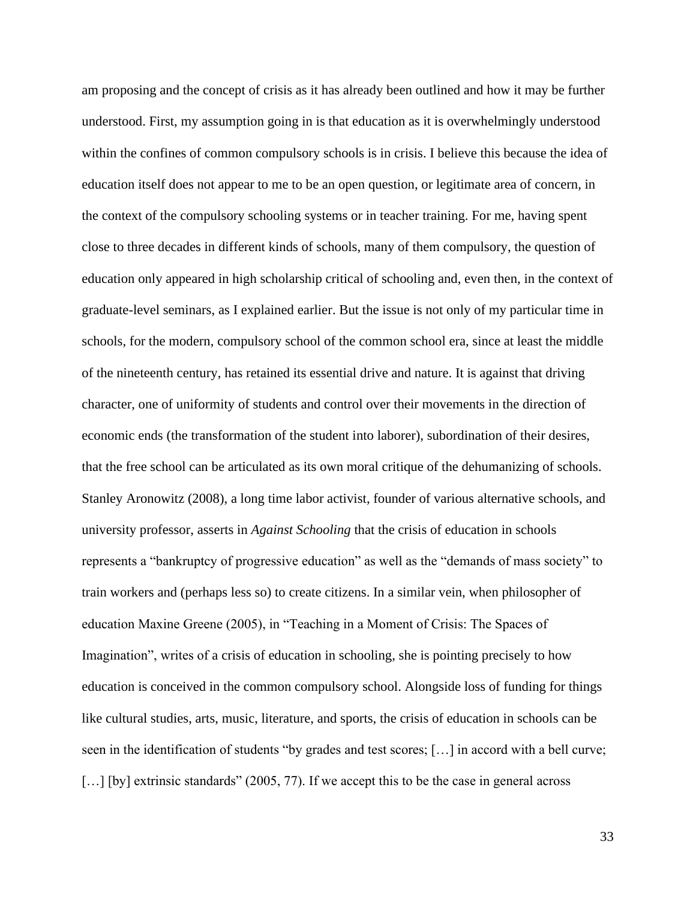am proposing and the concept of crisis as it has already been outlined and how it may be further understood. First, my assumption going in is that education as it is overwhelmingly understood within the confines of common compulsory schools is in crisis. I believe this because the idea of education itself does not appear to me to be an open question, or legitimate area of concern, in the context of the compulsory schooling systems or in teacher training. For me, having spent close to three decades in different kinds of schools, many of them compulsory, the question of education only appeared in high scholarship critical of schooling and, even then, in the context of graduate-level seminars, as I explained earlier. But the issue is not only of my particular time in schools, for the modern, compulsory school of the common school era, since at least the middle of the nineteenth century, has retained its essential drive and nature. It is against that driving character, one of uniformity of students and control over their movements in the direction of economic ends (the transformation of the student into laborer), subordination of their desires, that the free school can be articulated as its own moral critique of the dehumanizing of schools. Stanley Aronowitz (2008), a long time labor activist, founder of various alternative schools, and university professor, asserts in *Against Schooling* that the crisis of education in schools represents a "bankruptcy of progressive education" as well as the "demands of mass society" to train workers and (perhaps less so) to create citizens. In a similar vein, when philosopher of education Maxine Greene (2005), in "Teaching in a Moment of Crisis: The Spaces of Imagination", writes of a crisis of education in schooling, she is pointing precisely to how education is conceived in the common compulsory school. Alongside loss of funding for things like cultural studies, arts, music, literature, and sports, the crisis of education in schools can be seen in the identification of students "by grades and test scores; […] in accord with a bell curve; […] [by] extrinsic standards" (2005, 77). If we accept this to be the case in general across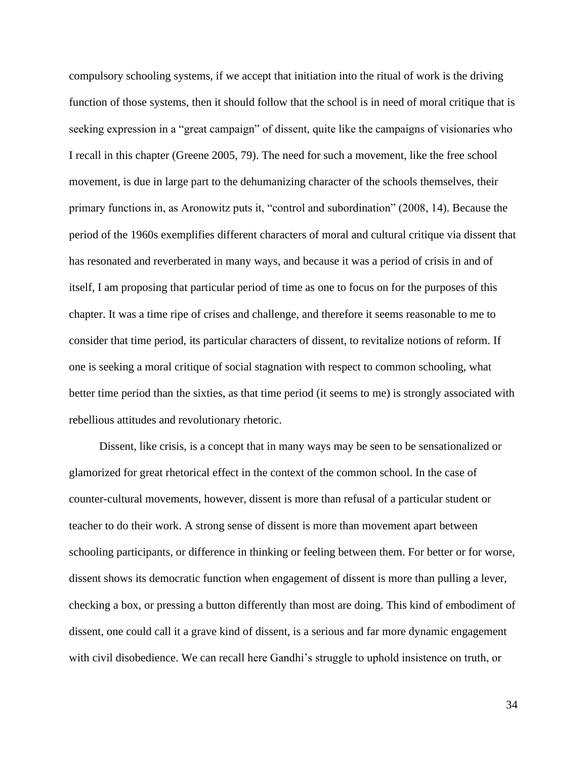compulsory schooling systems, if we accept that initiation into the ritual of work is the driving function of those systems, then it should follow that the school is in need of moral critique that is seeking expression in a "great campaign" of dissent, quite like the campaigns of visionaries who I recall in this chapter (Greene 2005, 79). The need for such a movement, like the free school movement, is due in large part to the dehumanizing character of the schools themselves, their primary functions in, as Aronowitz puts it, "control and subordination" (2008, 14). Because the period of the 1960s exemplifies different characters of moral and cultural critique via dissent that has resonated and reverberated in many ways, and because it was a period of crisis in and of itself, I am proposing that particular period of time as one to focus on for the purposes of this chapter. It was a time ripe of crises and challenge, and therefore it seems reasonable to me to consider that time period, its particular characters of dissent, to revitalize notions of reform. If one is seeking a moral critique of social stagnation with respect to common schooling, what better time period than the sixties, as that time period (it seems to me) is strongly associated with rebellious attitudes and revolutionary rhetoric.

Dissent, like crisis, is a concept that in many ways may be seen to be sensationalized or glamorized for great rhetorical effect in the context of the common school. In the case of counter-cultural movements, however, dissent is more than refusal of a particular student or teacher to do their work. A strong sense of dissent is more than movement apart between schooling participants, or difference in thinking or feeling between them. For better or for worse, dissent shows its democratic function when engagement of dissent is more than pulling a lever, checking a box, or pressing a button differently than most are doing. This kind of embodiment of dissent, one could call it a grave kind of dissent, is a serious and far more dynamic engagement with civil disobedience. We can recall here Gandhi's struggle to uphold insistence on truth, or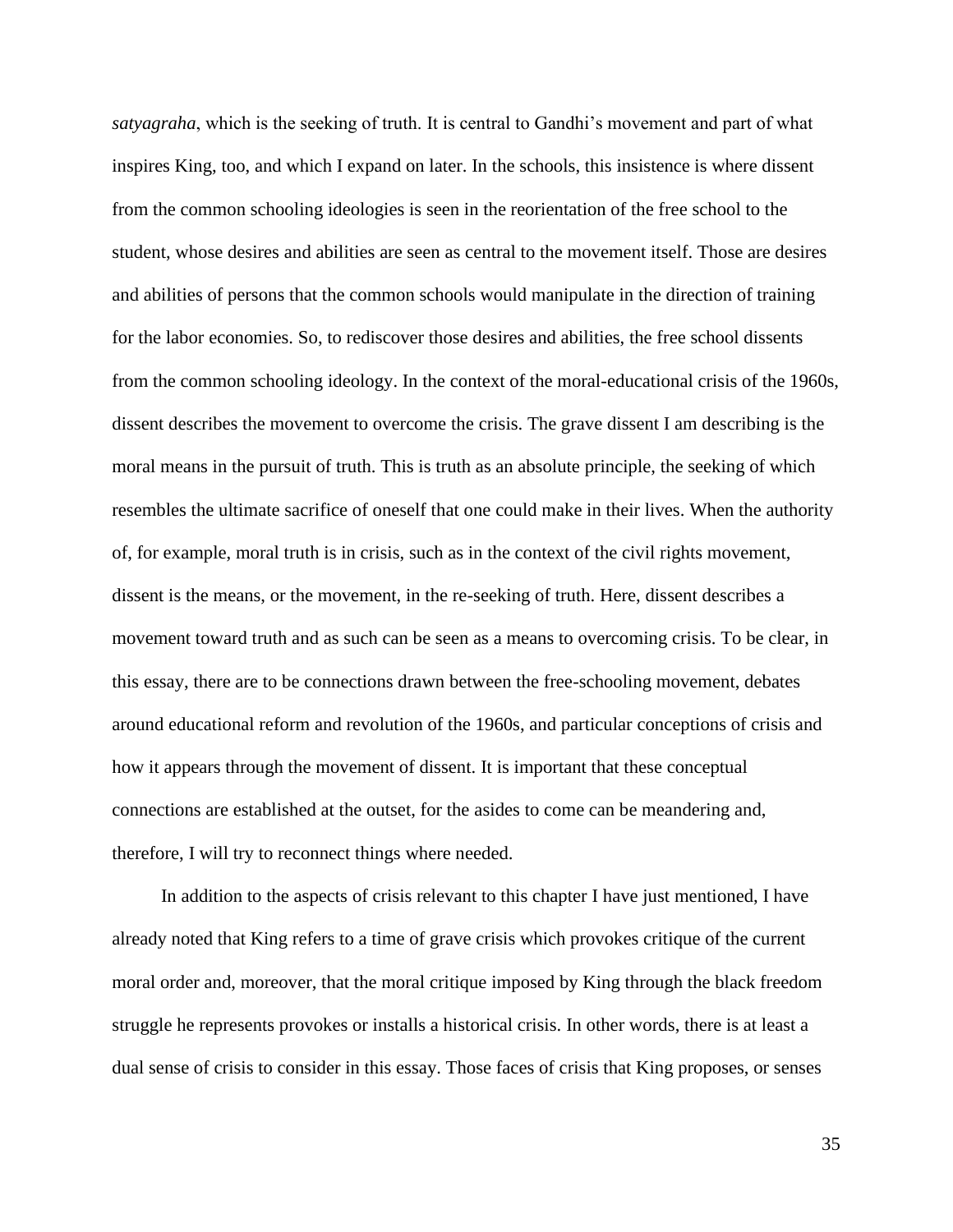*satyagraha*, which is the seeking of truth. It is central to Gandhi's movement and part of what inspires King, too, and which I expand on later. In the schools, this insistence is where dissent from the common schooling ideologies is seen in the reorientation of the free school to the student, whose desires and abilities are seen as central to the movement itself. Those are desires and abilities of persons that the common schools would manipulate in the direction of training for the labor economies. So, to rediscover those desires and abilities, the free school dissents from the common schooling ideology. In the context of the moral-educational crisis of the 1960s, dissent describes the movement to overcome the crisis. The grave dissent I am describing is the moral means in the pursuit of truth. This is truth as an absolute principle, the seeking of which resembles the ultimate sacrifice of oneself that one could make in their lives. When the authority of, for example, moral truth is in crisis, such as in the context of the civil rights movement, dissent is the means, or the movement, in the re-seeking of truth. Here, dissent describes a movement toward truth and as such can be seen as a means to overcoming crisis. To be clear, in this essay, there are to be connections drawn between the free-schooling movement, debates around educational reform and revolution of the 1960s, and particular conceptions of crisis and how it appears through the movement of dissent. It is important that these conceptual connections are established at the outset, for the asides to come can be meandering and, therefore, I will try to reconnect things where needed.

In addition to the aspects of crisis relevant to this chapter I have just mentioned, I have already noted that King refers to a time of grave crisis which provokes critique of the current moral order and, moreover, that the moral critique imposed by King through the black freedom struggle he represents provokes or installs a historical crisis. In other words, there is at least a dual sense of crisis to consider in this essay. Those faces of crisis that King proposes, or senses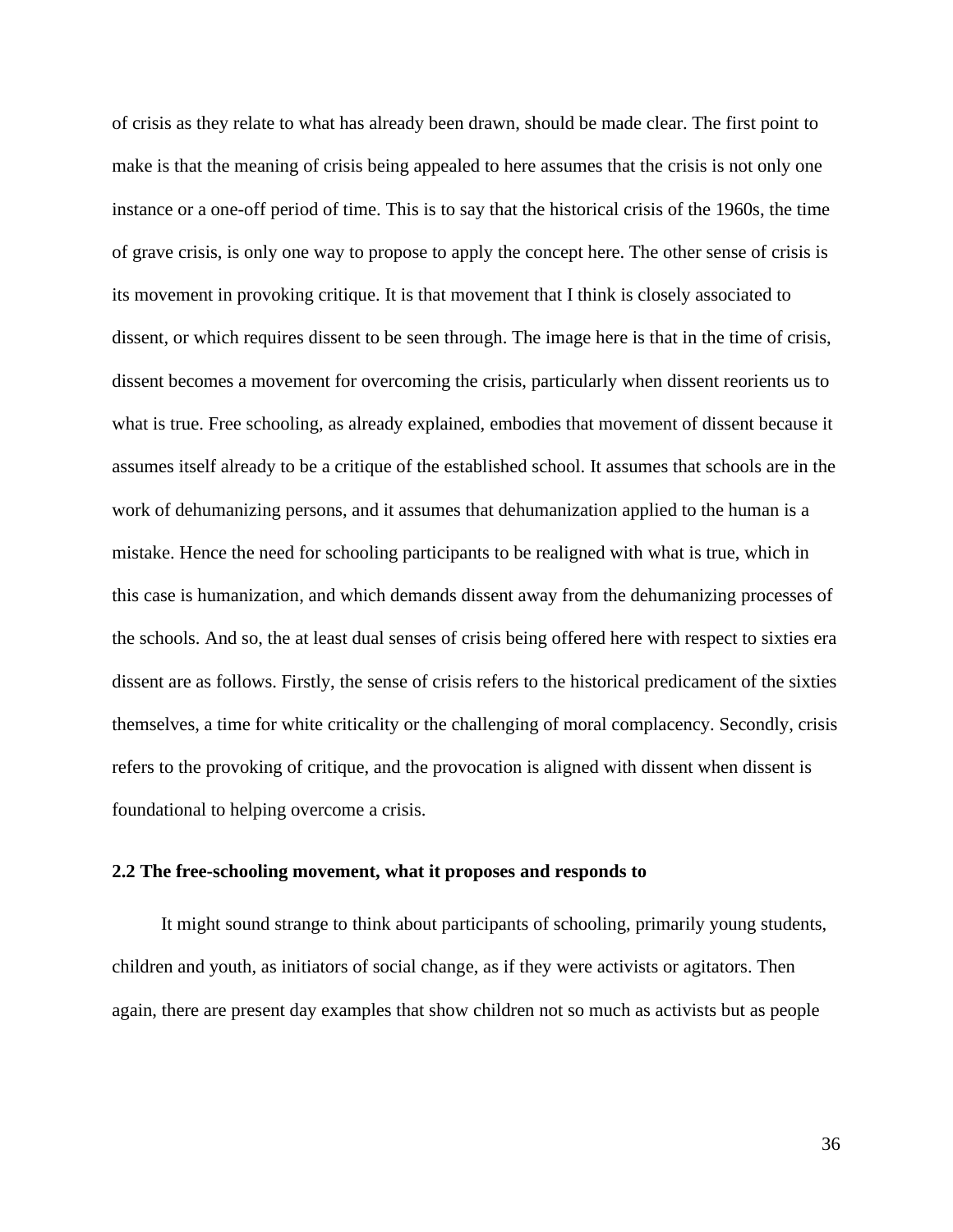of crisis as they relate to what has already been drawn, should be made clear. The first point to make is that the meaning of crisis being appealed to here assumes that the crisis is not only one instance or a one-off period of time. This is to say that the historical crisis of the 1960s, the time of grave crisis, is only one way to propose to apply the concept here. The other sense of crisis is its movement in provoking critique. It is that movement that I think is closely associated to dissent, or which requires dissent to be seen through. The image here is that in the time of crisis, dissent becomes a movement for overcoming the crisis, particularly when dissent reorients us to what is true. Free schooling, as already explained, embodies that movement of dissent because it assumes itself already to be a critique of the established school. It assumes that schools are in the work of dehumanizing persons, and it assumes that dehumanization applied to the human is a mistake. Hence the need for schooling participants to be realigned with what is true, which in this case is humanization, and which demands dissent away from the dehumanizing processes of the schools. And so, the at least dual senses of crisis being offered here with respect to sixties era dissent are as follows. Firstly, the sense of crisis refers to the historical predicament of the sixties themselves, a time for white criticality or the challenging of moral complacency. Secondly, crisis refers to the provoking of critique, and the provocation is aligned with dissent when dissent is foundational to helping overcome a crisis.

### 2.2 The free-schooling movement, what it proposes and responds to

It might sound strange to think about participants of schooling, primarily young students, children and youth, as initiators of social change, as if they were activists or agitators. Then again, there are present day examples that show children not so much as activists but as people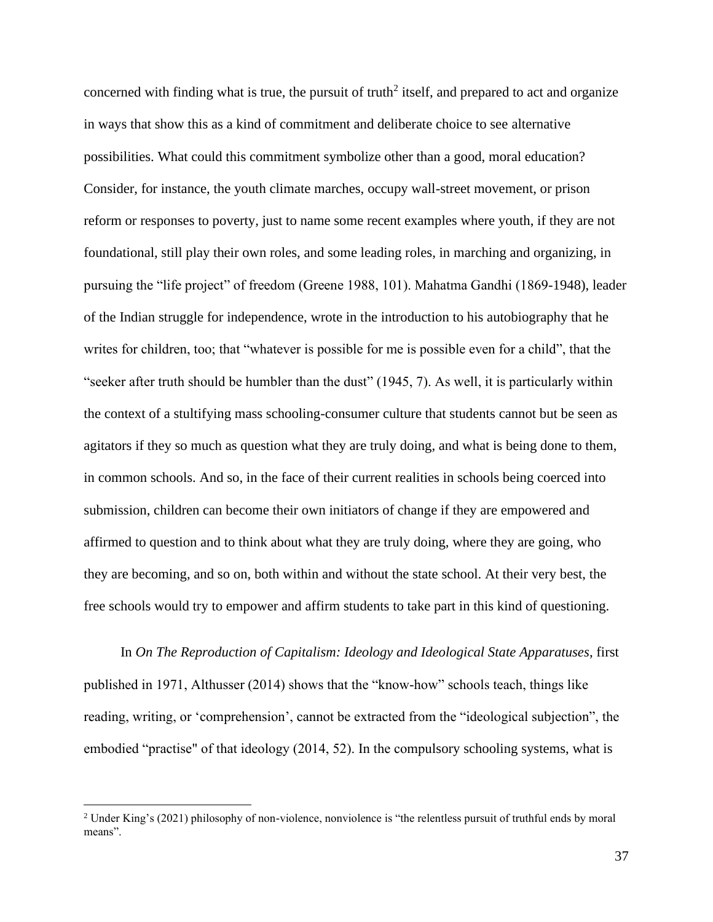concerned with finding what is true, the pursuit of truth[2] itself, and prepared to act and organize in ways that show this as a kind of commitment and deliberate choice to see alternative possibilities. What could this commitment symbolize other than a good, moral education? Consider, for instance, the youth climate marches, occupy wall-street movement, or prison reform or responses to poverty, just to name some recent examples where youth, if they are not foundational, still play their own roles, and some leading roles, in marching and organizing, in pursuing the "life project" of freedom (Greene 1988, 101). Mahatma Gandhi (1869-1948), leader of the Indian struggle for independence, wrote in the introduction to his autobiography that he writes for children, too; that "whatever is possible for me is possible even for a child", that the "seeker after truth should be humbler than the dust" (1945, 7). As well, it is particularly within the context of a stultifying mass schooling-consumer culture that students cannot but be seen as agitators if they so much as question what they are truly doing, and what is being done to them, in common schools. And so, in the face of their current realities in schools being coerced into submission, children can become their own initiators of change if they are empowered and affirmed to question and to think about what they are truly doing, where they are going, who they are becoming, and so on, both within and without the state school. At their very best, the free schools would try to empower and affirm students to take part in this kind of questioning.

In *On The Reproduction of Capitalism: Ideology and Ideological State Apparatuses*, first published in 1971, Althusser (2014) shows that the "know-how" schools teach, things like reading, writing, or 'comprehension', cannot be extracted from the "ideological subjection", the embodied "practise" of that ideology (2014, 52). In the compulsory schooling systems, what is

---

[2] Under King's (2021) philosophy of non-violence, nonviolence is "the relentless pursuit of truthful ends by moral means".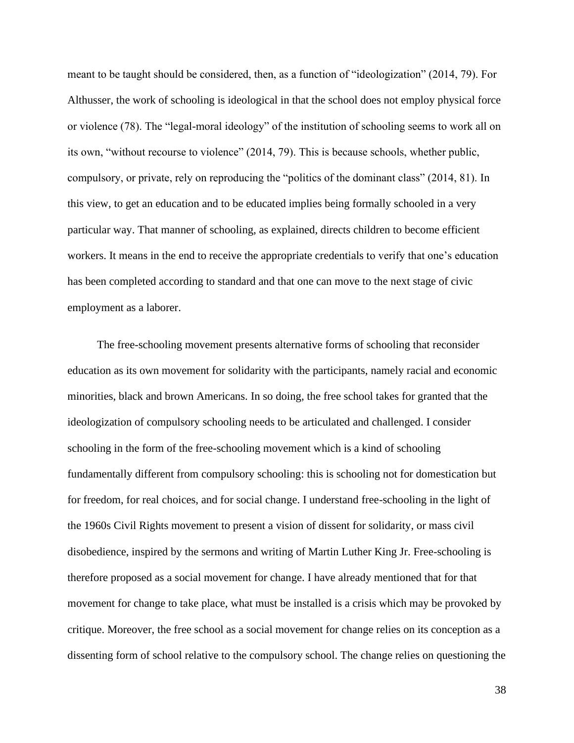meant to be taught should be considered, then, as a function of "ideologization" (2014, 79). For Althusser, the work of schooling is ideological in that the school does not employ physical force or violence (78). The "legal-moral ideology" of the institution of schooling seems to work all on its own, "without recourse to violence" (2014, 79). This is because schools, whether public, compulsory, or private, rely on reproducing the "politics of the dominant class" (2014, 81). In this view, to get an education and to be educated implies being formally schooled in a very particular way. That manner of schooling, as explained, directs children to become efficient workers. It means in the end to receive the appropriate credentials to verify that one's education has been completed according to standard and that one can move to the next stage of civic employment as a laborer.

The free-schooling movement presents alternative forms of schooling that reconsider education as its own movement for solidarity with the participants, namely racial and economic minorities, black and brown Americans. In so doing, the free school takes for granted that the ideologization of compulsory schooling needs to be articulated and challenged. I consider schooling in the form of the free-schooling movement which is a kind of schooling fundamentally different from compulsory schooling: this is schooling not for domestication but for freedom, for real choices, and for social change. I understand free-schooling in the light of the 1960s Civil Rights movement to present a vision of dissent for solidarity, or mass civil disobedience, inspired by the sermons and writing of Martin Luther King Jr. Free-schooling is therefore proposed as a social movement for change. I have already mentioned that for that movement for change to take place, what must be installed is a crisis which may be provoked by critique. Moreover, the free school as a social movement for change relies on its conception as a dissenting form of school relative to the compulsory school. The change relies on questioning the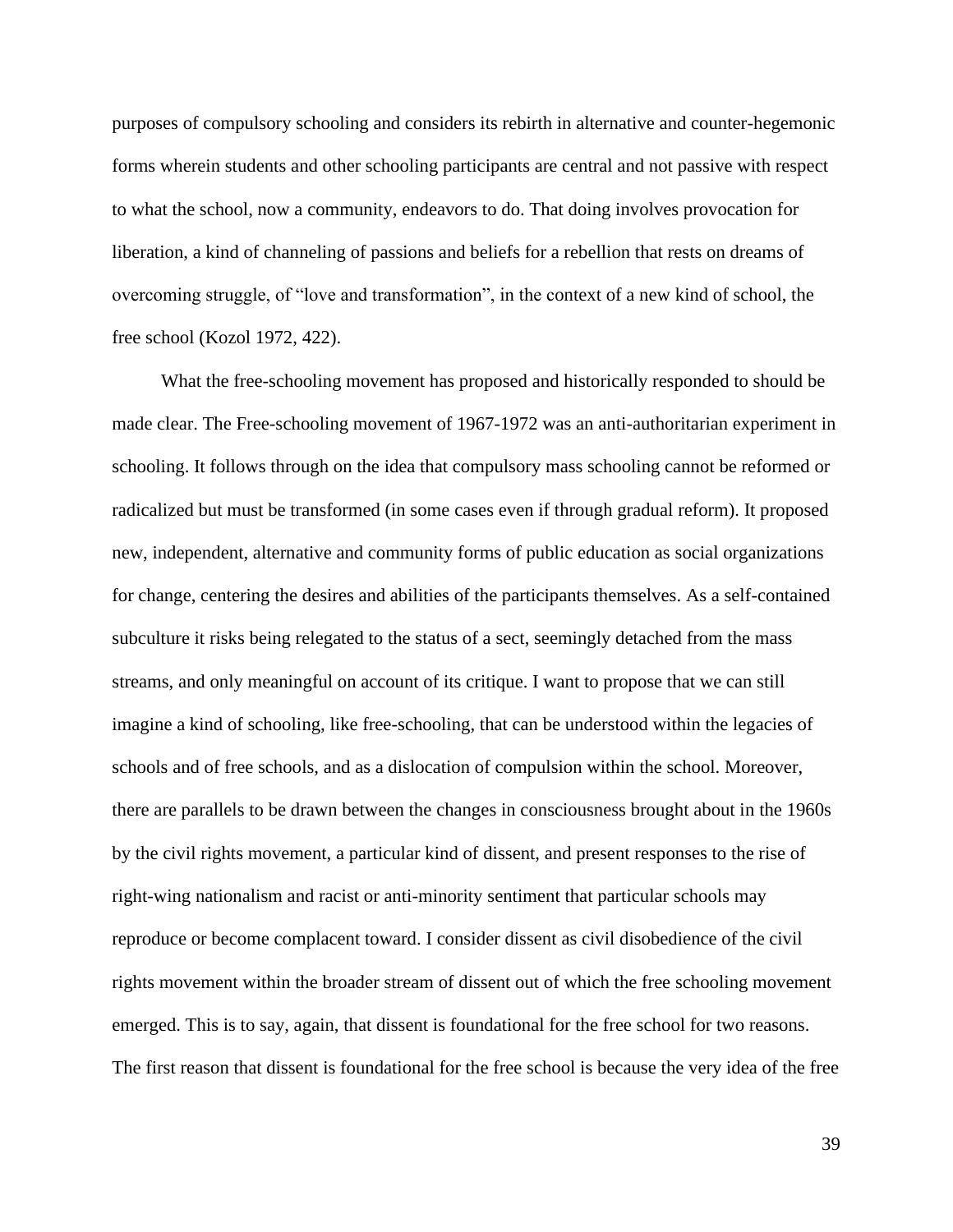purposes of compulsory schooling and considers its rebirth in alternative and counter-hegemonic forms wherein students and other schooling participants are central and not passive with respect to what the school, now a community, endeavors to do. That doing involves provocation for liberation, a kind of channeling of passions and beliefs for a rebellion that rests on dreams of overcoming struggle, of "love and transformation", in the context of a new kind of school, the free school (Kozol 1972, 422).

What the free-schooling movement has proposed and historically responded to should be made clear. The Free-schooling movement of 1967-1972 was an anti-authoritarian experiment in schooling. It follows through on the idea that compulsory mass schooling cannot be reformed or radicalized but must be transformed (in some cases even if through gradual reform). It proposed new, independent, alternative and community forms of public education as social organizations for change, centering the desires and abilities of the participants themselves. As a self-contained subculture it risks being relegated to the status of a sect, seemingly detached from the mass streams, and only meaningful on account of its critique. I want to propose that we can still imagine a kind of schooling, like free-schooling, that can be understood within the legacies of schools and of free schools, and as a dislocation of compulsion within the school. Moreover, there are parallels to be drawn between the changes in consciousness brought about in the 1960s by the civil rights movement, a particular kind of dissent, and present responses to the rise of right-wing nationalism and racist or anti-minority sentiment that particular schools may reproduce or become complacent toward. I consider dissent as civil disobedience of the civil rights movement within the broader stream of dissent out of which the free schooling movement emerged. This is to say, again, that dissent is foundational for the free school for two reasons. The first reason that dissent is foundational for the free school is because the very idea of the free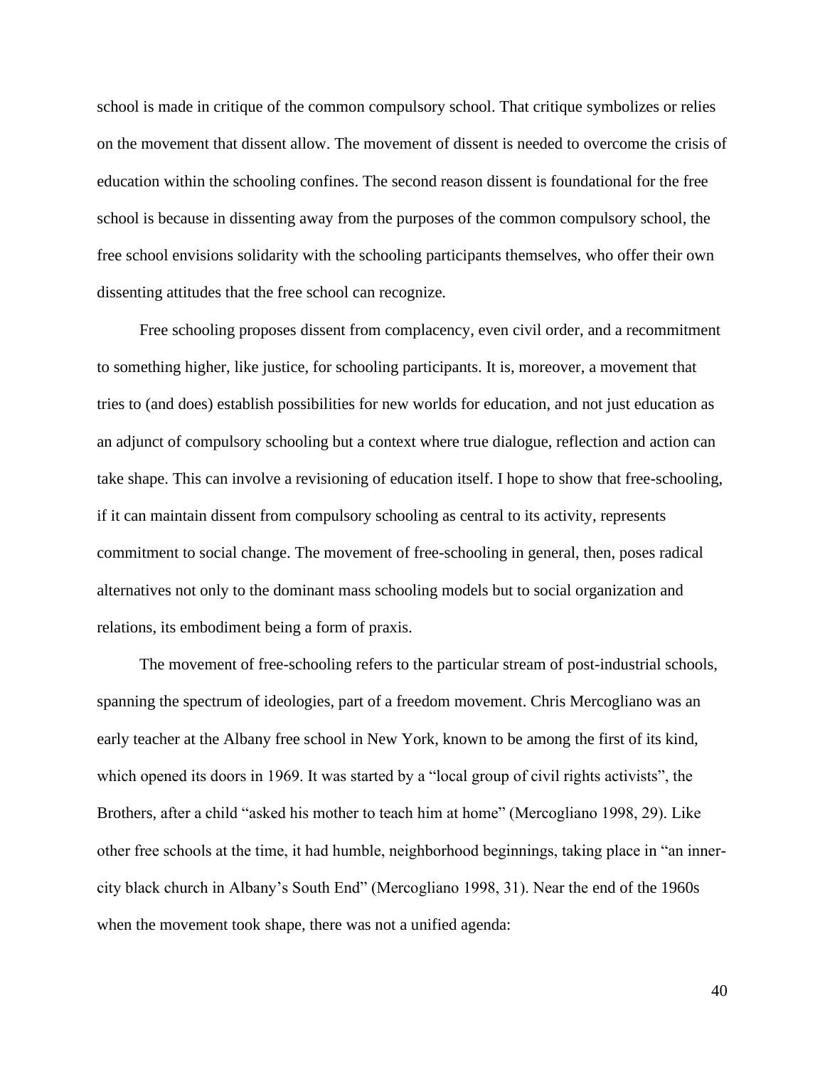school is made in critique of the common compulsory school. That critique symbolizes or relies on the movement that dissent allow. The movement of dissent is needed to overcome the crisis of education within the schooling confines. The second reason dissent is foundational for the free school is because in dissenting away from the purposes of the common compulsory school, the free school envisions solidarity with the schooling participants themselves, who offer their own dissenting attitudes that the free school can recognize.

Free schooling proposes dissent from complacency, even civil order, and a recommitment to something higher, like justice, for schooling participants. It is, moreover, a movement that tries to (and does) establish possibilities for new worlds for education, and not just education as an adjunct of compulsory schooling but a context where true dialogue, reflection and action can take shape. This can involve a revisioning of education itself. I hope to show that free-schooling, if it can maintain dissent from compulsory schooling as central to its activity, represents commitment to social change. The movement of free-schooling in general, then, poses radical alternatives not only to the dominant mass schooling models but to social organization and relations, its embodiment being a form of praxis.

The movement of free-schooling refers to the particular stream of post-industrial schools, spanning the spectrum of ideologies, part of a freedom movement. Chris Mercogliano was an early teacher at the Albany free school in New York, known to be among the first of its kind, which opened its doors in 1969. It was started by a "local group of civil rights activists", the Brothers, after a child "asked his mother to teach him at home" (Mercogliano 1998, 29). Like other free schools at the time, it had humble, neighborhood beginnings, taking place in "an inner-city black church in Albany's South End" (Mercogliano 1998, 31). Near the end of the 1960s when the movement took shape, there was not a unified agenda: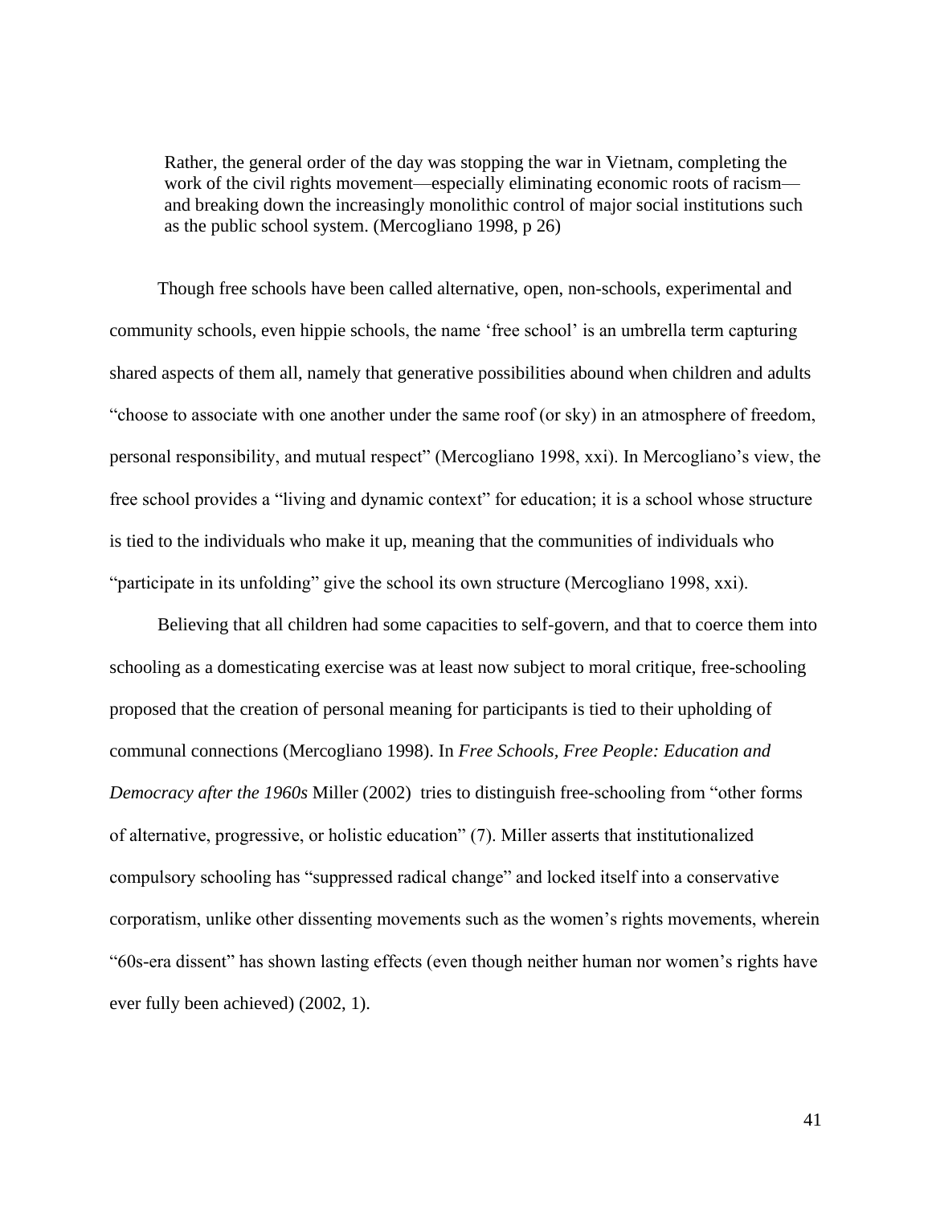> Rather, the general order of the day was stopping the war in Vietnam, completing the work of the civil rights movement—especially eliminating economic roots of racism—and breaking down the increasingly monolithic control of major social institutions such as the public school system. (Mercogliano 1998, p 26)

Though free schools have been called alternative, open, non-schools, experimental and community schools, even hippie schools, the name 'free school' is an umbrella term capturing shared aspects of them all, namely that generative possibilities abound when children and adults "choose to associate with one another under the same roof (or sky) in an atmosphere of freedom, personal responsibility, and mutual respect" (Mercogliano 1998, xxi). In Mercogliano's view, the free school provides a "living and dynamic context" for education; it is a school whose structure is tied to the individuals who make it up, meaning that the communities of individuals who "participate in its unfolding" give the school its own structure (Mercogliano 1998, xxi).

Believing that all children had some capacities to self-govern, and that to coerce them into schooling as a domesticating exercise was at least now subject to moral critique, free-schooling proposed that the creation of personal meaning for participants is tied to their upholding of communal connections (Mercogliano 1998). In *Free Schools, Free People: Education and Democracy after the 1960s* Miller (2002) tries to distinguish free-schooling from "other forms of alternative, progressive, or holistic education" (7). Miller asserts that institutionalized compulsory schooling has "suppressed radical change" and locked itself into a conservative corporatism, unlike other dissenting movements such as the women's rights movements, wherein "60s-era dissent" has shown lasting effects (even though neither human nor women's rights have ever fully been achieved) (2002, 1).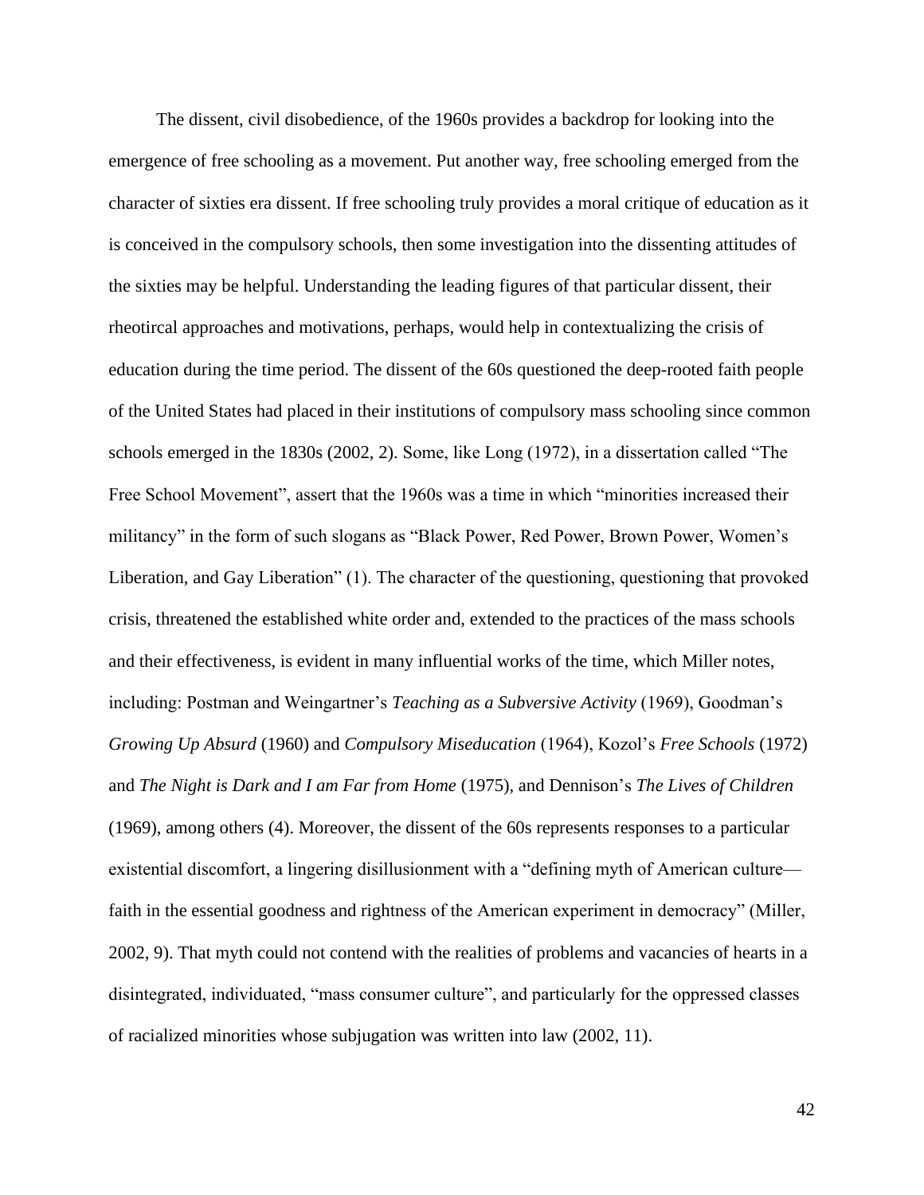The dissent, civil disobedience, of the 1960s provides a backdrop for looking into the emergence of free schooling as a movement. Put another way, free schooling emerged from the character of sixties era dissent. If free schooling truly provides a moral critique of education as it is conceived in the compulsory schools, then some investigation into the dissenting attitudes of the sixties may be helpful. Understanding the leading figures of that particular dissent, their rheotircal approaches and motivations, perhaps, would help in contextualizing the crisis of education during the time period. The dissent of the 60s questioned the deep-rooted faith people of the United States had placed in their institutions of compulsory mass schooling since common schools emerged in the 1830s (2002, 2). Some, like Long (1972), in a dissertation called "The Free School Movement", assert that the 1960s was a time in which "minorities increased their militancy" in the form of such slogans as "Black Power, Red Power, Brown Power, Women's Liberation, and Gay Liberation" (1). The character of the questioning, questioning that provoked crisis, threatened the established white order and, extended to the practices of the mass schools and their effectiveness, is evident in many influential works of the time, which Miller notes, including: Postman and Weingartner's *Teaching as a Subversive Activity* (1969), Goodman's *Growing Up Absurd* (1960) and *Compulsory Miseducation* (1964), Kozol's *Free Schools* (1972) and *The Night is Dark and I am Far from Home* (1975), and Dennison's *The Lives of Children* (1969), among others (4). Moreover, the dissent of the 60s represents responses to a particular existential discomfort, a lingering disillusionment with a "defining myth of American culture—faith in the essential goodness and rightness of the American experiment in democracy" (Miller, 2002, 9). That myth could not contend with the realities of problems and vacancies of hearts in a disintegrated, individuated, "mass consumer culture", and particularly for the oppressed classes of racialized minorities whose subjugation was written into law (2002, 11).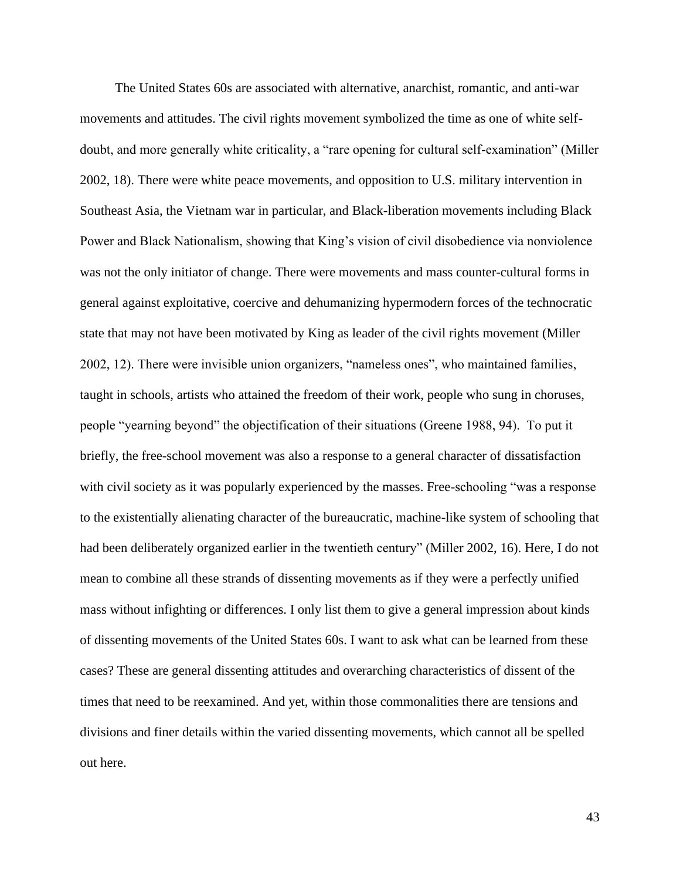The United States 60s are associated with alternative, anarchist, romantic, and anti-war movements and attitudes. The civil rights movement symbolized the time as one of white self-doubt, and more generally white criticality, a "rare opening for cultural self-examination" (Miller 2002, 18). There were white peace movements, and opposition to U.S. military intervention in Southeast Asia, the Vietnam war in particular, and Black-liberation movements including Black Power and Black Nationalism, showing that King's vision of civil disobedience via nonviolence was not the only initiator of change. There were movements and mass counter-cultural forms in general against exploitative, coercive and dehumanizing hypermodern forces of the technocratic state that may not have been motivated by King as leader of the civil rights movement (Miller 2002, 12). There were invisible union organizers, "nameless ones", who maintained families, taught in schools, artists who attained the freedom of their work, people who sung in choruses, people "yearning beyond" the objectification of their situations (Greene 1988, 94). To put it briefly, the free-school movement was also a response to a general character of dissatisfaction with civil society as it was popularly experienced by the masses. Free-schooling "was a response to the existentially alienating character of the bureaucratic, machine-like system of schooling that had been deliberately organized earlier in the twentieth century" (Miller 2002, 16). Here, I do not mean to combine all these strands of dissenting movements as if they were a perfectly unified mass without infighting or differences. I only list them to give a general impression about kinds of dissenting movements of the United States 60s. I want to ask what can be learned from these cases? These are general dissenting attitudes and overarching characteristics of dissent of the times that need to be reexamined. And yet, within those commonalities there are tensions and divisions and finer details within the varied dissenting movements, which cannot all be spelled out here.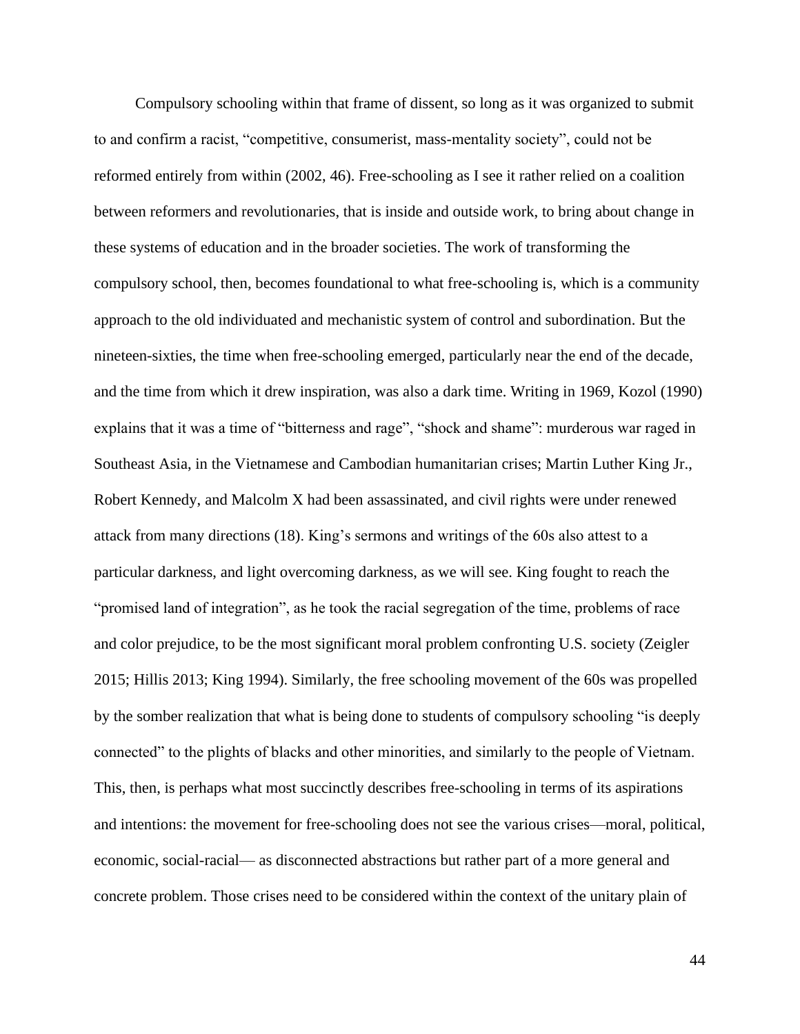Compulsory schooling within that frame of dissent, so long as it was organized to submit to and confirm a racist, "competitive, consumerist, mass-mentality society", could not be reformed entirely from within (2002, 46). Free-schooling as I see it rather relied on a coalition between reformers and revolutionaries, that is inside and outside work, to bring about change in these systems of education and in the broader societies. The work of transforming the compulsory school, then, becomes foundational to what free-schooling is, which is a community approach to the old individuated and mechanistic system of control and subordination. But the nineteen-sixties, the time when free-schooling emerged, particularly near the end of the decade, and the time from which it drew inspiration, was also a dark time. Writing in 1969, Kozol (1990) explains that it was a time of "bitterness and rage", "shock and shame": murderous war raged in Southeast Asia, in the Vietnamese and Cambodian humanitarian crises; Martin Luther King Jr., Robert Kennedy, and Malcolm X had been assassinated, and civil rights were under renewed attack from many directions (18). King's sermons and writings of the 60s also attest to a particular darkness, and light overcoming darkness, as we will see. King fought to reach the "promised land of integration", as he took the racial segregation of the time, problems of race and color prejudice, to be the most significant moral problem confronting U.S. society (Zeigler 2015; Hillis 2013; King 1994). Similarly, the free schooling movement of the 60s was propelled by the somber realization that what is being done to students of compulsory schooling "is deeply connected" to the plights of blacks and other minorities, and similarly to the people of Vietnam. This, then, is perhaps what most succinctly describes free-schooling in terms of its aspirations and intentions: the movement for free-schooling does not see the various crises—moral, political, economic, social-racial— as disconnected abstractions but rather part of a more general and concrete problem. Those crises need to be considered within the context of the unitary plain of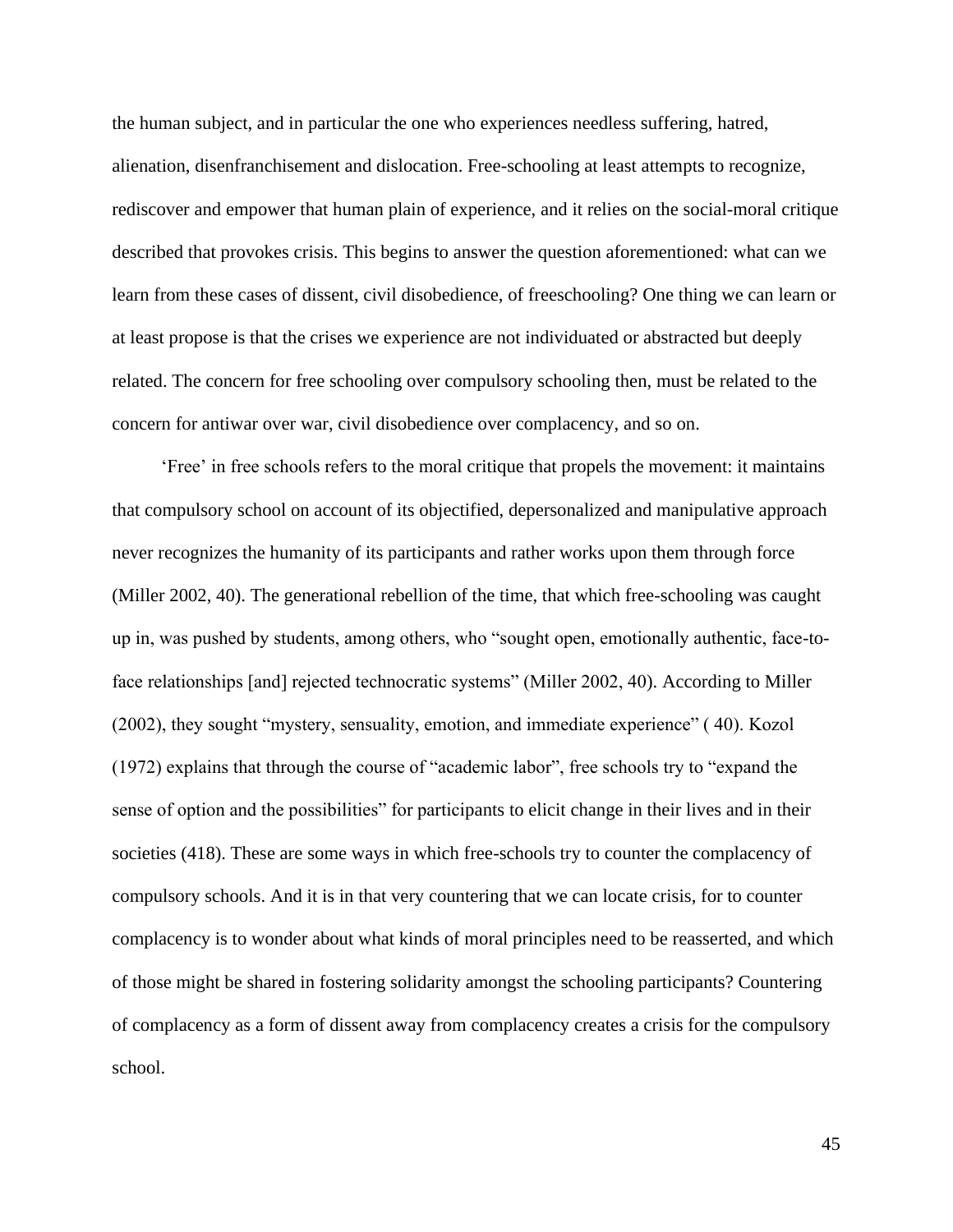the human subject, and in particular the one who experiences needless suffering, hatred, alienation, disenfranchisement and dislocation. Free-schooling at least attempts to recognize, rediscover and empower that human plain of experience, and it relies on the social-moral critique described that provokes crisis. This begins to answer the question aforementioned: what can we learn from these cases of dissent, civil disobedience, of freeschooling? One thing we can learn or at least propose is that the crises we experience are not individuated or abstracted but deeply related. The concern for free schooling over compulsory schooling then, must be related to the concern for antiwar over war, civil disobedience over complacency, and so on.

'Free' in free schools refers to the moral critique that propels the movement: it maintains that compulsory school on account of its objectified, depersonalized and manipulative approach never recognizes the humanity of its participants and rather works upon them through force (Miller 2002, 40). The generational rebellion of the time, that which free-schooling was caught up in, was pushed by students, among others, who "sought open, emotionally authentic, face-to-face relationships [and] rejected technocratic systems" (Miller 2002, 40). According to Miller (2002), they sought "mystery, sensuality, emotion, and immediate experience" ( 40). Kozol (1972) explains that through the course of "academic labor", free schools try to "expand the sense of option and the possibilities" for participants to elicit change in their lives and in their societies (418). These are some ways in which free-schools try to counter the complacency of compulsory schools. And it is in that very countering that we can locate crisis, for to counter complacency is to wonder about what kinds of moral principles need to be reasserted, and which of those might be shared in fostering solidarity amongst the schooling participants? Countering of complacency as a form of dissent away from complacency creates a crisis for the compulsory school.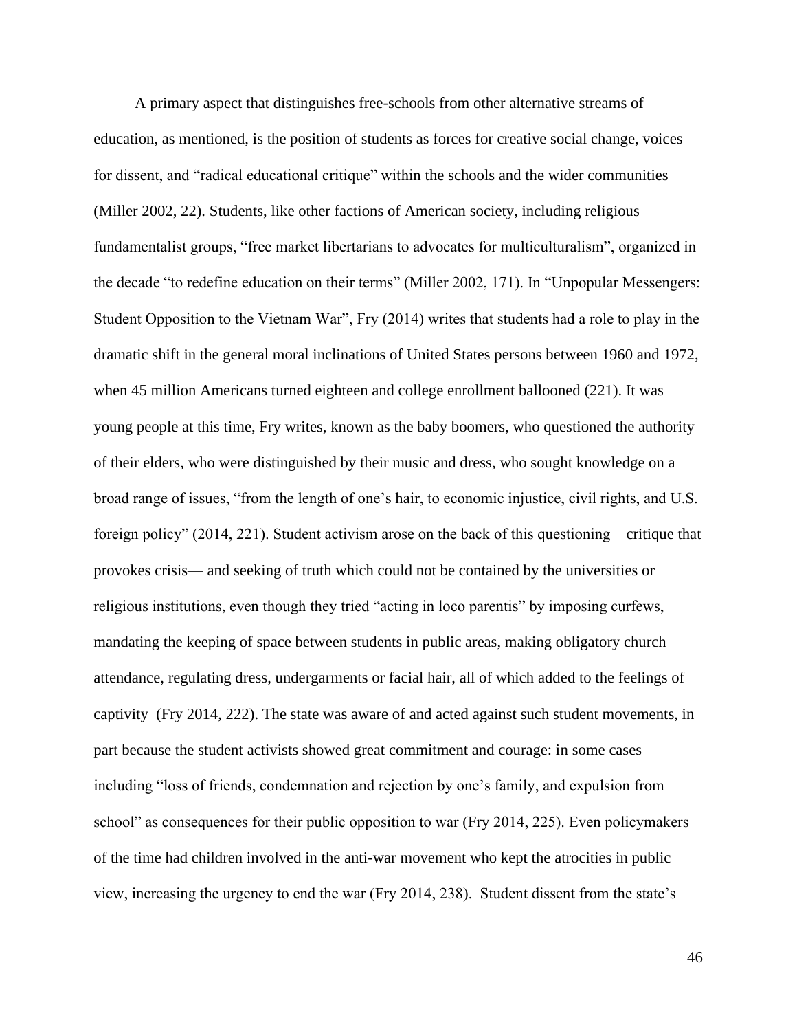A primary aspect that distinguishes free-schools from other alternative streams of education, as mentioned, is the position of students as forces for creative social change, voices for dissent, and "radical educational critique" within the schools and the wider communities (Miller 2002, 22). Students, like other factions of American society, including religious fundamentalist groups, "free market libertarians to advocates for multiculturalism", organized in the decade "to redefine education on their terms" (Miller 2002, 171). In "Unpopular Messengers: Student Opposition to the Vietnam War", Fry (2014) writes that students had a role to play in the dramatic shift in the general moral inclinations of United States persons between 1960 and 1972, when 45 million Americans turned eighteen and college enrollment ballooned (221). It was young people at this time, Fry writes, known as the baby boomers, who questioned the authority of their elders, who were distinguished by their music and dress, who sought knowledge on a broad range of issues, "from the length of one's hair, to economic injustice, civil rights, and U.S. foreign policy" (2014, 221). Student activism arose on the back of this questioning—critique that provokes crisis— and seeking of truth which could not be contained by the universities or religious institutions, even though they tried "acting in loco parentis" by imposing curfews, mandating the keeping of space between students in public areas, making obligatory church attendance, regulating dress, undergarments or facial hair, all of which added to the feelings of captivity (Fry 2014, 222). The state was aware of and acted against such student movements, in part because the student activists showed great commitment and courage: in some cases including "loss of friends, condemnation and rejection by one's family, and expulsion from school" as consequences for their public opposition to war (Fry 2014, 225). Even policymakers of the time had children involved in the anti-war movement who kept the atrocities in public view, increasing the urgency to end the war (Fry 2014, 238). Student dissent from the state's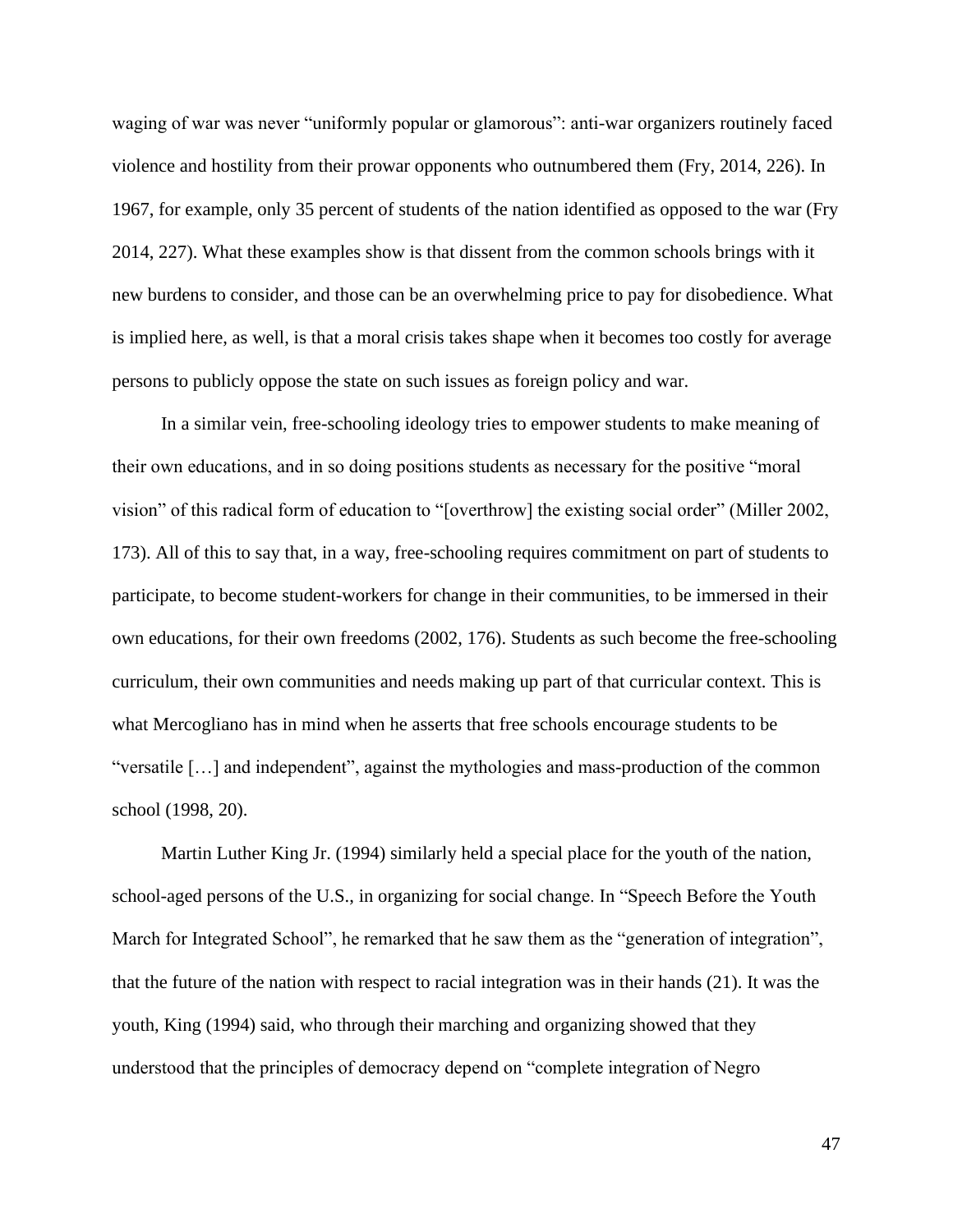waging of war was never “uniformly popular or glamorous”: anti-war organizers routinely faced violence and hostility from their prowar opponents who outnumbered them (Fry, 2014, 226). In 1967, for example, only 35 percent of students of the nation identified as opposed to the war (Fry 2014, 227). What these examples show is that dissent from the common schools brings with it new burdens to consider, and those can be an overwhelming price to pay for disobedience. What is implied here, as well, is that a moral crisis takes shape when it becomes too costly for average persons to publicly oppose the state on such issues as foreign policy and war.

In a similar vein, free-schooling ideology tries to empower students to make meaning of their own educations, and in so doing positions students as necessary for the positive “moral vision” of this radical form of education to “[overthrow] the existing social order” (Miller 2002, 173). All of this to say that, in a way, free-schooling requires commitment on part of students to participate, to become student-workers for change in their communities, to be immersed in their own educations, for their own freedoms (2002, 176). Students as such become the free-schooling curriculum, their own communities and needs making up part of that curricular context. This is what Mercogliano has in mind when he asserts that free schools encourage students to be “versatile […] and independent”, against the mythologies and mass-production of the common school (1998, 20).

Martin Luther King Jr. (1994) similarly held a special place for the youth of the nation, school-aged persons of the U.S., in organizing for social change. In “Speech Before the Youth March for Integrated School”, he remarked that he saw them as the “generation of integration”, that the future of the nation with respect to racial integration was in their hands (21). It was the youth, King (1994) said, who through their marching and organizing showed that they understood that the principles of democracy depend on “complete integration of Negro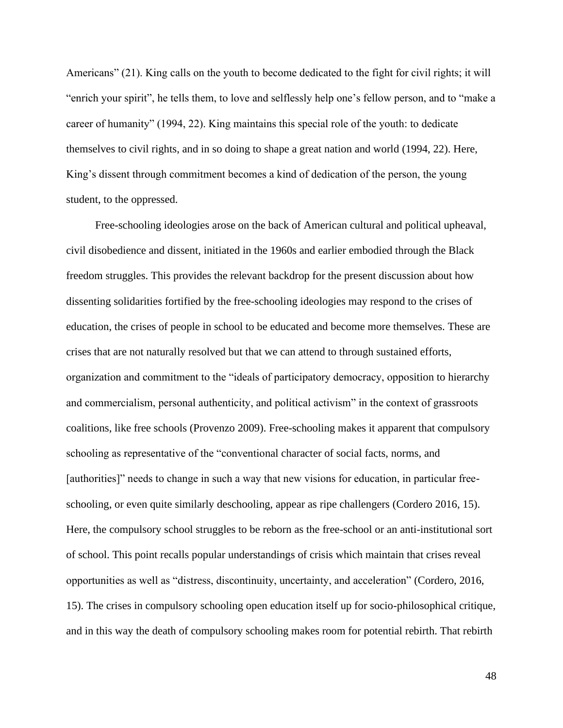Americans" (21). King calls on the youth to become dedicated to the fight for civil rights; it will "enrich your spirit", he tells them, to love and selflessly help one's fellow person, and to "make a career of humanity" (1994, 22). King maintains this special role of the youth: to dedicate themselves to civil rights, and in so doing to shape a great nation and world (1994, 22). Here, King's dissent through commitment becomes a kind of dedication of the person, the young student, to the oppressed.

Free-schooling ideologies arose on the back of American cultural and political upheaval, civil disobedience and dissent, initiated in the 1960s and earlier embodied through the Black freedom struggles. This provides the relevant backdrop for the present discussion about how dissenting solidarities fortified by the free-schooling ideologies may respond to the crises of education, the crises of people in school to be educated and become more themselves. These are crises that are not naturally resolved but that we can attend to through sustained efforts, organization and commitment to the "ideals of participatory democracy, opposition to hierarchy and commercialism, personal authenticity, and political activism" in the context of grassroots coalitions, like free schools (Provenzo 2009). Free-schooling makes it apparent that compulsory schooling as representative of the "conventional character of social facts, norms, and [authorities]" needs to change in such a way that new visions for education, in particular free-schooling, or even quite similarly deschooling, appear as ripe challengers (Cordero 2016, 15). Here, the compulsory school struggles to be reborn as the free-school or an anti-institutional sort of school. This point recalls popular understandings of crisis which maintain that crises reveal opportunities as well as "distress, discontinuity, uncertainty, and acceleration" (Cordero, 2016, 15). The crises in compulsory schooling open education itself up for socio-philosophical critique, and in this way the death of compulsory schooling makes room for potential rebirth. That rebirth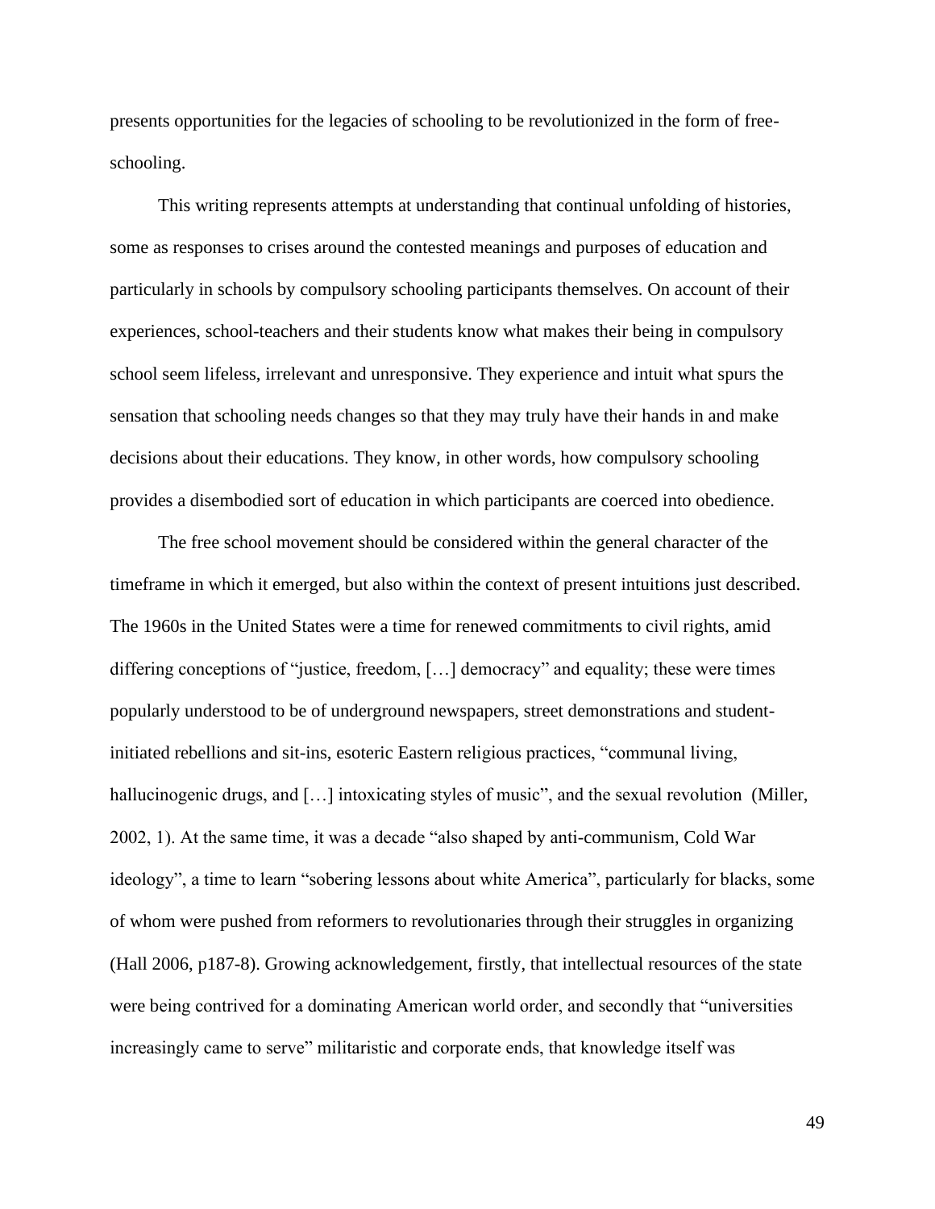presents opportunities for the legacies of schooling to be revolutionized in the form of free-schooling.

This writing represents attempts at understanding that continual unfolding of histories, some as responses to crises around the contested meanings and purposes of education and particularly in schools by compulsory schooling participants themselves. On account of their experiences, school-teachers and their students know what makes their being in compulsory school seem lifeless, irrelevant and unresponsive. They experience and intuit what spurs the sensation that schooling needs changes so that they may truly have their hands in and make decisions about their educations. They know, in other words, how compulsory schooling provides a disembodied sort of education in which participants are coerced into obedience.

The free school movement should be considered within the general character of the timeframe in which it emerged, but also within the context of present intuitions just described. The 1960s in the United States were a time for renewed commitments to civil rights, amid differing conceptions of "justice, freedom, […] democracy" and equality; these were times popularly understood to be of underground newspapers, street demonstrations and student-initiated rebellions and sit-ins, esoteric Eastern religious practices, "communal living, hallucinogenic drugs, and […] intoxicating styles of music", and the sexual revolution (Miller, 2002, 1). At the same time, it was a decade "also shaped by anti-communism, Cold War ideology", a time to learn "sobering lessons about white America", particularly for blacks, some of whom were pushed from reformers to revolutionaries through their struggles in organizing (Hall 2006, p187-8). Growing acknowledgement, firstly, that intellectual resources of the state were being contrived for a dominating American world order, and secondly that "universities increasingly came to serve" militaristic and corporate ends, that knowledge itself was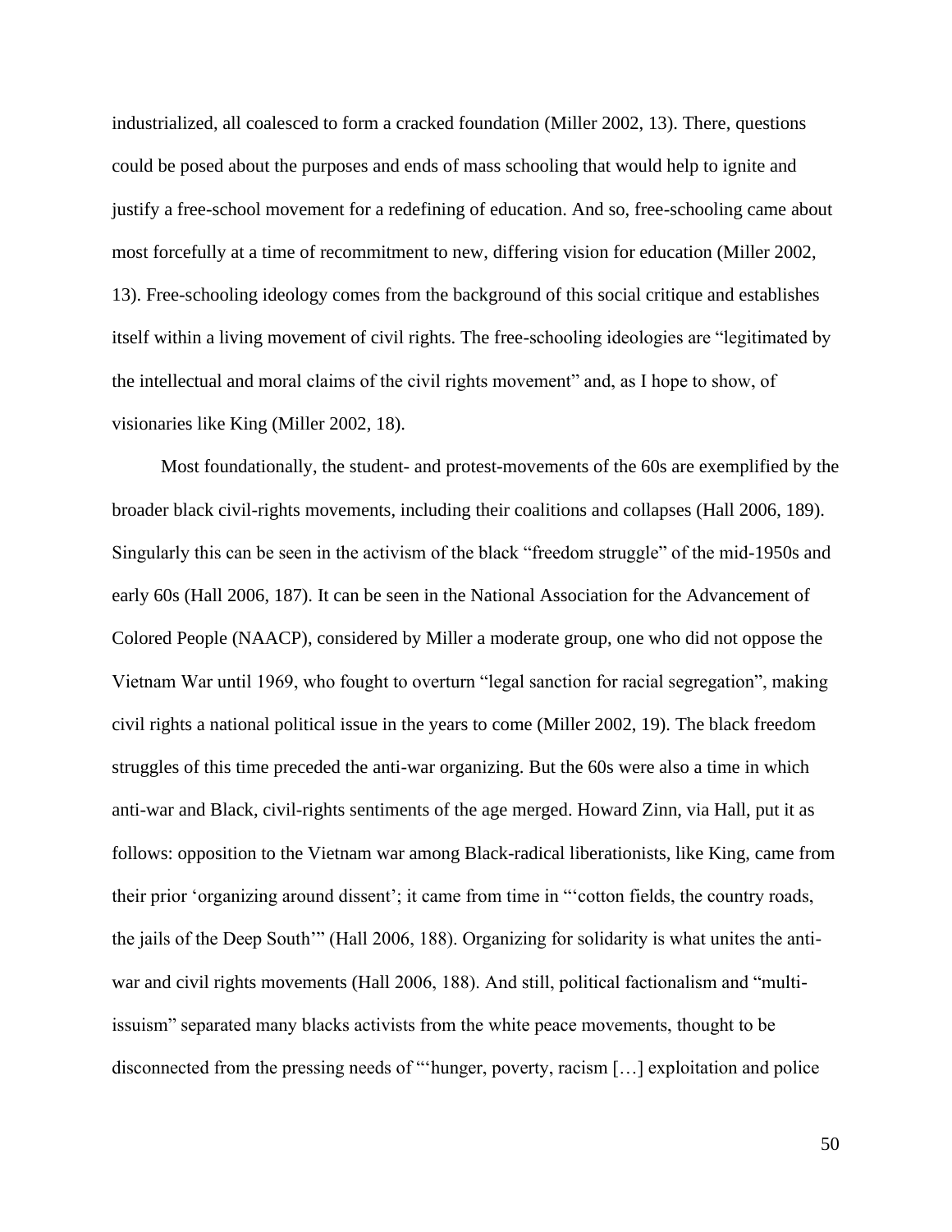industrialized, all coalesced to form a cracked foundation (Miller 2002, 13). There, questions could be posed about the purposes and ends of mass schooling that would help to ignite and justify a free-school movement for a redefining of education. And so, free-schooling came about most forcefully at a time of recommitment to new, differing vision for education (Miller 2002, 13). Free-schooling ideology comes from the background of this social critique and establishes itself within a living movement of civil rights. The free-schooling ideologies are "legitimated by the intellectual and moral claims of the civil rights movement" and, as I hope to show, of visionaries like King (Miller 2002, 18).

Most foundationally, the student- and protest-movements of the 60s are exemplified by the broader black civil-rights movements, including their coalitions and collapses (Hall 2006, 189). Singularly this can be seen in the activism of the black "freedom struggle" of the mid-1950s and early 60s (Hall 2006, 187). It can be seen in the National Association for the Advancement of Colored People (NAACP), considered by Miller a moderate group, one who did not oppose the Vietnam War until 1969, who fought to overturn "legal sanction for racial segregation", making civil rights a national political issue in the years to come (Miller 2002, 19). The black freedom struggles of this time preceded the anti-war organizing. But the 60s were also a time in which anti-war and Black, civil-rights sentiments of the age merged. Howard Zinn, via Hall, put it as follows: opposition to the Vietnam war among Black-radical liberationists, like King, came from their prior 'organizing around dissent'; it came from time in "'cotton fields, the country roads, the jails of the Deep South'" (Hall 2006, 188). Organizing for solidarity is what unites the anti-war and civil rights movements (Hall 2006, 188). And still, political factionalism and "multi-issuism" separated many blacks activists from the white peace movements, thought to be disconnected from the pressing needs of "'hunger, poverty, racism […] exploitation and police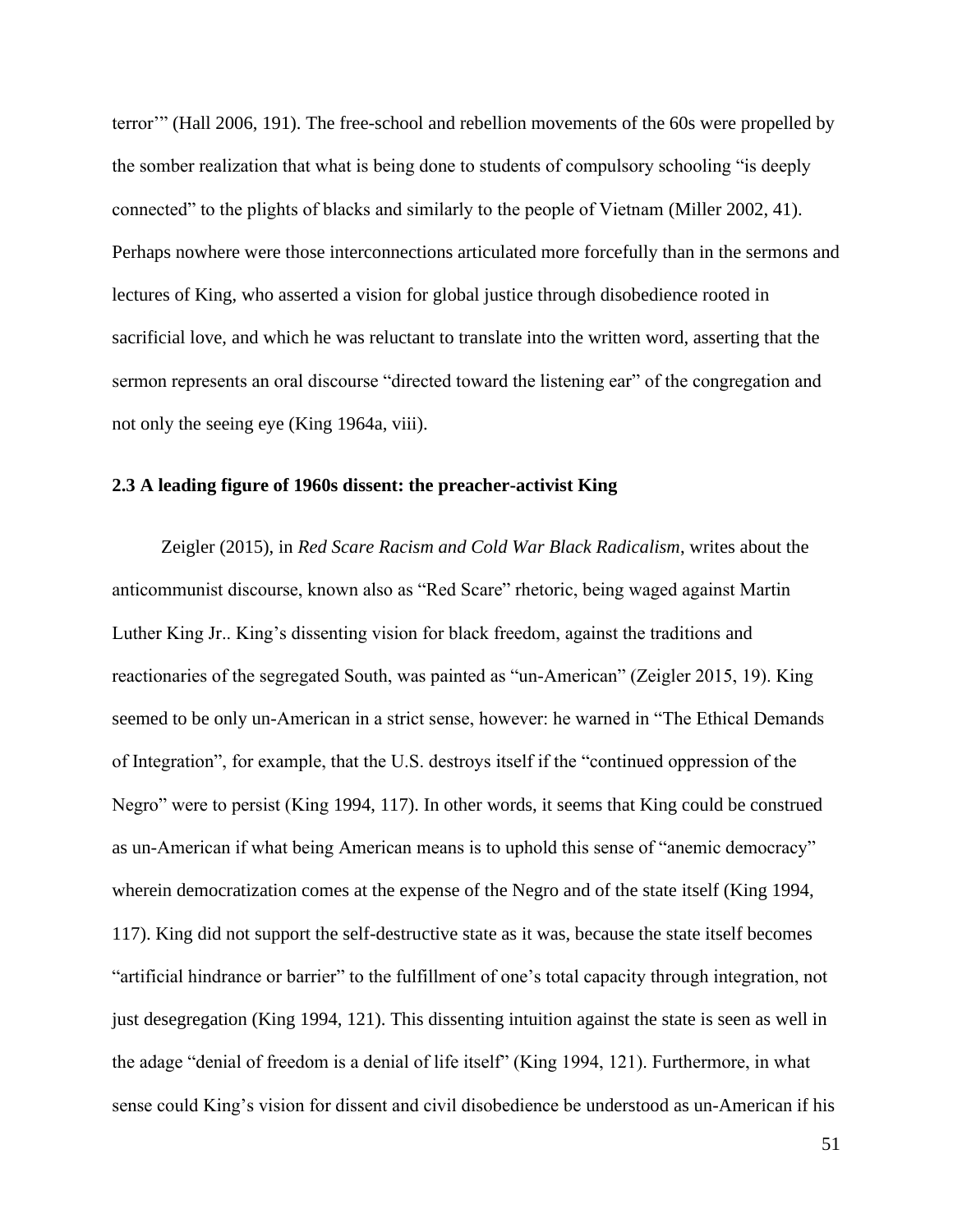terror'" (Hall 2006, 191). The free-school and rebellion movements of the 60s were propelled by the somber realization that what is being done to students of compulsory schooling "is deeply connected" to the plights of blacks and similarly to the people of Vietnam (Miller 2002, 41). Perhaps nowhere were those interconnections articulated more forcefully than in the sermons and lectures of King, who asserted a vision for global justice through disobedience rooted in sacrificial love, and which he was reluctant to translate into the written word, asserting that the sermon represents an oral discourse "directed toward the listening ear" of the congregation and not only the seeing eye (King 1964a, viii).

### 2.3 A leading figure of 1960s dissent: the preacher-activist King

Zeigler (2015), in *Red Scare Racism and Cold War Black Radicalism*, writes about the anticommunist discourse, known also as "Red Scare" rhetoric, being waged against Martin Luther King Jr.. King's dissenting vision for black freedom, against the traditions and reactionaries of the segregated South, was painted as "un-American" (Zeigler 2015, 19). King seemed to be only un-American in a strict sense, however: he warned in "The Ethical Demands of Integration", for example, that the U.S. destroys itself if the "continued oppression of the Negro" were to persist (King 1994, 117). In other words, it seems that King could be construed as un-American if what being American means is to uphold this sense of "anemic democracy" wherein democratization comes at the expense of the Negro and of the state itself (King 1994, 117). King did not support the self-destructive state as it was, because the state itself becomes "artificial hindrance or barrier" to the fulfillment of one's total capacity through integration, not just desegregation (King 1994, 121). This dissenting intuition against the state is seen as well in the adage "denial of freedom is a denial of life itself" (King 1994, 121). Furthermore, in what sense could King's vision for dissent and civil disobedience be understood as un-American if his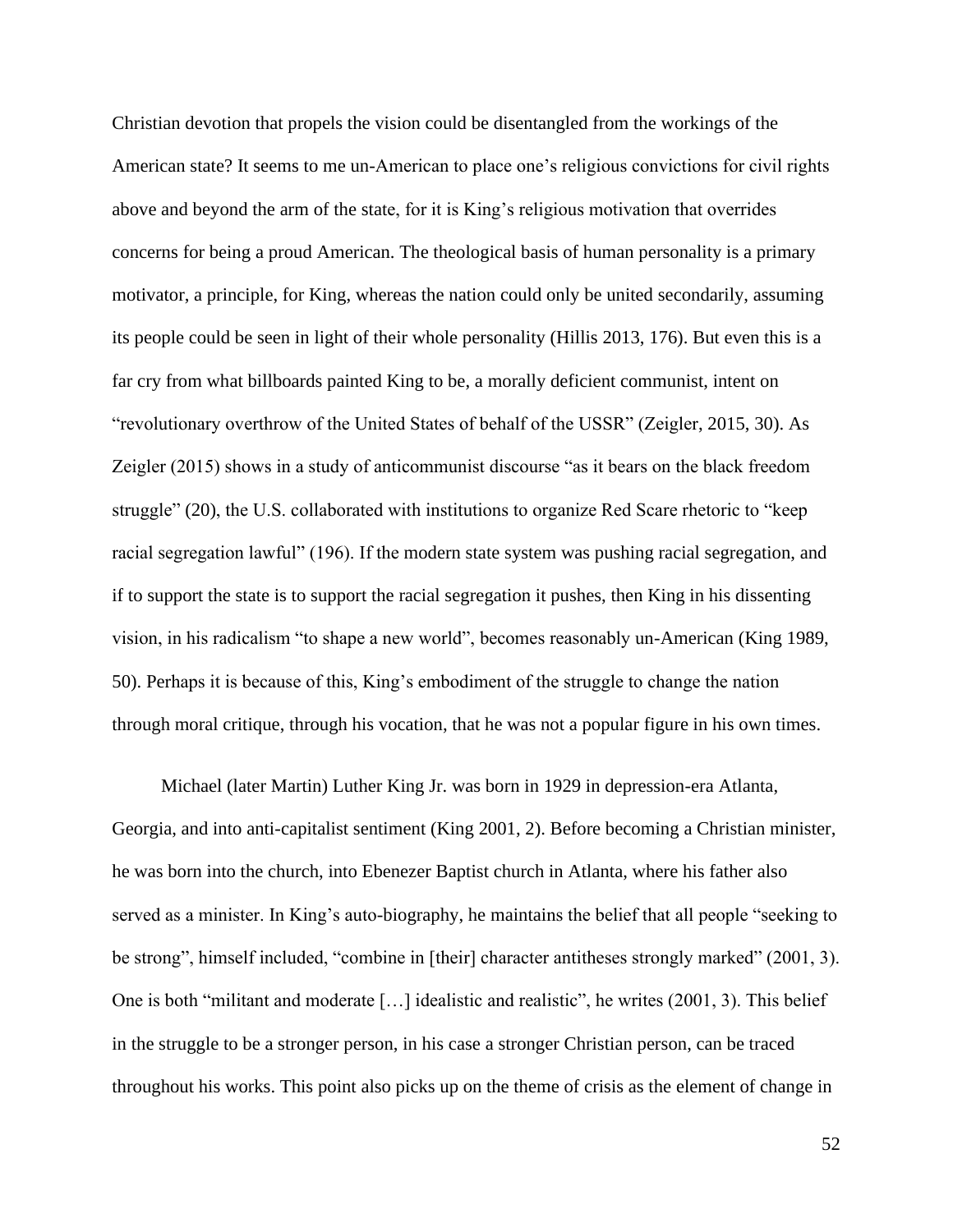Christian devotion that propels the vision could be disentangled from the workings of the American state? It seems to me un-American to place one's religious convictions for civil rights above and beyond the arm of the state, for it is King's religious motivation that overrides concerns for being a proud American. The theological basis of human personality is a primary motivator, a principle, for King, whereas the nation could only be united secondarily, assuming its people could be seen in light of their whole personality (Hillis 2013, 176). But even this is a far cry from what billboards painted King to be, a morally deficient communist, intent on "revolutionary overthrow of the United States of behalf of the USSR" (Zeigler, 2015, 30). As Zeigler (2015) shows in a study of anticommunist discourse "as it bears on the black freedom struggle" (20), the U.S. collaborated with institutions to organize Red Scare rhetoric to "keep racial segregation lawful" (196). If the modern state system was pushing racial segregation, and if to support the state is to support the racial segregation it pushes, then King in his dissenting vision, in his radicalism "to shape a new world", becomes reasonably un-American (King 1989, 50). Perhaps it is because of this, King's embodiment of the struggle to change the nation through moral critique, through his vocation, that he was not a popular figure in his own times.

Michael (later Martin) Luther King Jr. was born in 1929 in depression-era Atlanta, Georgia, and into anti-capitalist sentiment (King 2001, 2). Before becoming a Christian minister, he was born into the church, into Ebenezer Baptist church in Atlanta, where his father also served as a minister. In King's auto-biography, he maintains the belief that all people "seeking to be strong", himself included, "combine in [their] character antitheses strongly marked" (2001, 3). One is both "militant and moderate […] idealistic and realistic", he writes (2001, 3). This belief in the struggle to be a stronger person, in his case a stronger Christian person, can be traced throughout his works. This point also picks up on the theme of crisis as the element of change in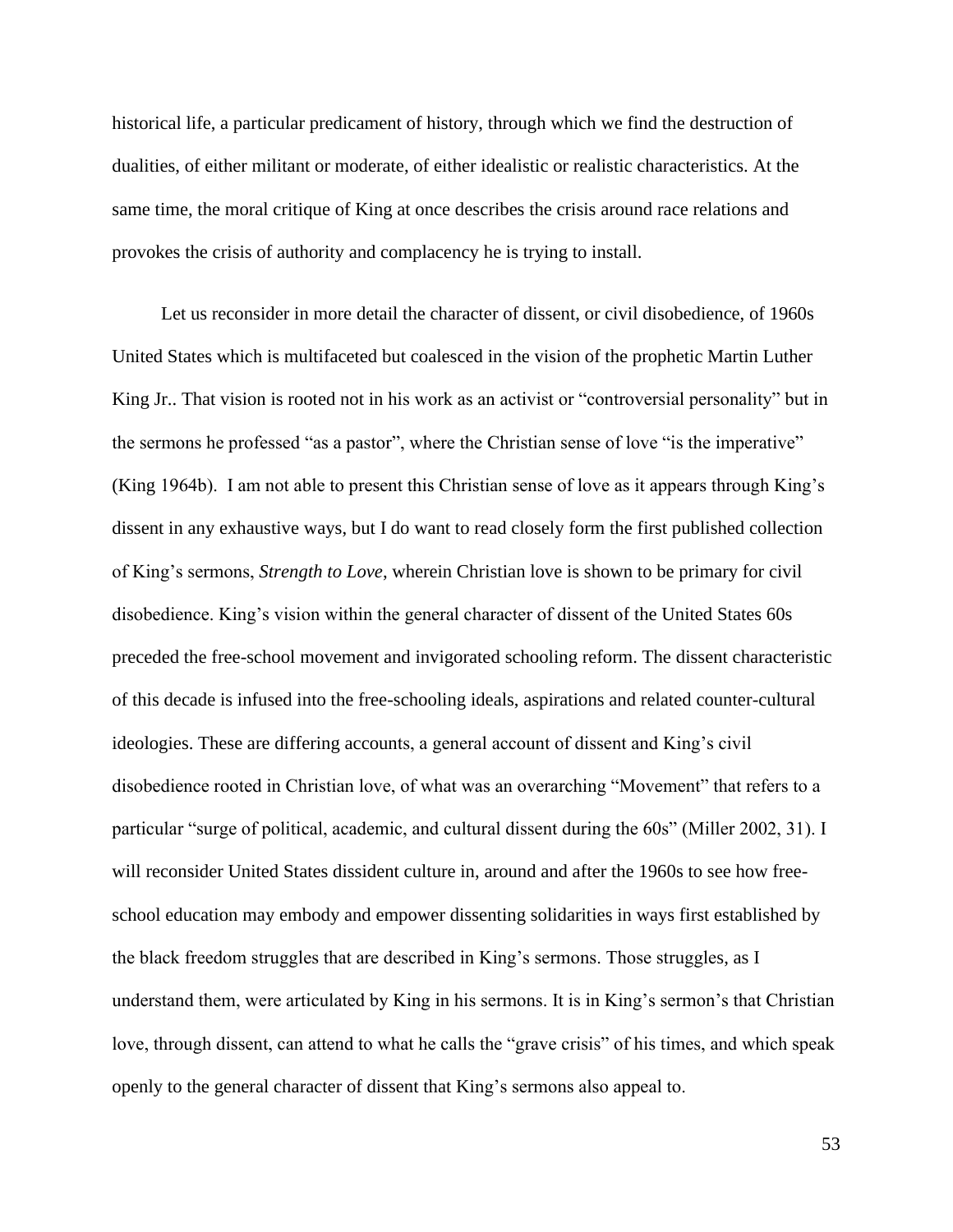historical life, a particular predicament of history, through which we find the destruction of dualities, of either militant or moderate, of either idealistic or realistic characteristics. At the same time, the moral critique of King at once describes the crisis around race relations and provokes the crisis of authority and complacency he is trying to install.

Let us reconsider in more detail the character of dissent, or civil disobedience, of 1960s United States which is multifaceted but coalesced in the vision of the prophetic Martin Luther King Jr.. That vision is rooted not in his work as an activist or "controversial personality" but in the sermons he professed "as a pastor", where the Christian sense of love "is the imperative" (King 1964b). I am not able to present this Christian sense of love as it appears through King's dissent in any exhaustive ways, but I do want to read closely form the first published collection of King's sermons, *Strength to Love*, wherein Christian love is shown to be primary for civil disobedience. King's vision within the general character of dissent of the United States 60s preceded the free-school movement and invigorated schooling reform. The dissent characteristic of this decade is infused into the free-schooling ideals, aspirations and related counter-cultural ideologies. These are differing accounts, a general account of dissent and King's civil disobedience rooted in Christian love, of what was an overarching "Movement" that refers to a particular "surge of political, academic, and cultural dissent during the 60s" (Miller 2002, 31). I will reconsider United States dissident culture in, around and after the 1960s to see how free-school education may embody and empower dissenting solidarities in ways first established by the black freedom struggles that are described in King's sermons. Those struggles, as I understand them, were articulated by King in his sermons. It is in King's sermon's that Christian love, through dissent, can attend to what he calls the "grave crisis" of his times, and which speak openly to the general character of dissent that King's sermons also appeal to.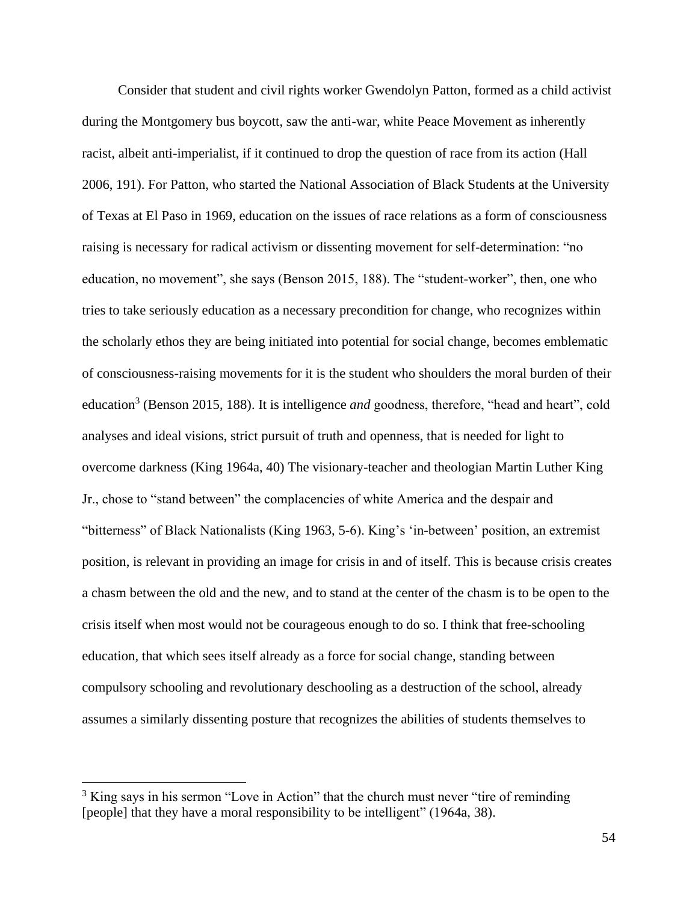Consider that student and civil rights worker Gwendolyn Patton, formed as a child activist during the Montgomery bus boycott, saw the anti-war, white Peace Movement as inherently racist, albeit anti-imperialist, if it continued to drop the question of race from its action (Hall 2006, 191). For Patton, who started the National Association of Black Students at the University of Texas at El Paso in 1969, education on the issues of race relations as a form of consciousness raising is necessary for radical activism or dissenting movement for self-determination: "no education, no movement", she says (Benson 2015, 188). The "student-worker", then, one who tries to take seriously education as a necessary precondition for change, who recognizes within the scholarly ethos they are being initiated into potential for social change, becomes emblematic of consciousness-raising movements for it is the student who shoulders the moral burden of their education[3] (Benson 2015, 188). It is intelligence *and* goodness, therefore, "head and heart", cold analyses and ideal visions, strict pursuit of truth and openness, that is needed for light to overcome darkness (King 1964a, 40) The visionary-teacher and theologian Martin Luther King Jr., chose to "stand between" the complacencies of white America and the despair and "bitterness" of Black Nationalists (King 1963, 5-6). King's 'in-between' position, an extremist position, is relevant in providing an image for crisis in and of itself. This is because crisis creates a chasm between the old and the new, and to stand at the center of the chasm is to be open to the crisis itself when most would not be courageous enough to do so. I think that free-schooling education, that which sees itself already as a force for social change, standing between compulsory schooling and revolutionary deschooling as a destruction of the school, already assumes a similarly dissenting posture that recognizes the abilities of students themselves to

[3] King says in his sermon "Love in Action" that the church must never "tire of reminding [people] that they have a moral responsibility to be intelligent" (1964a, 38).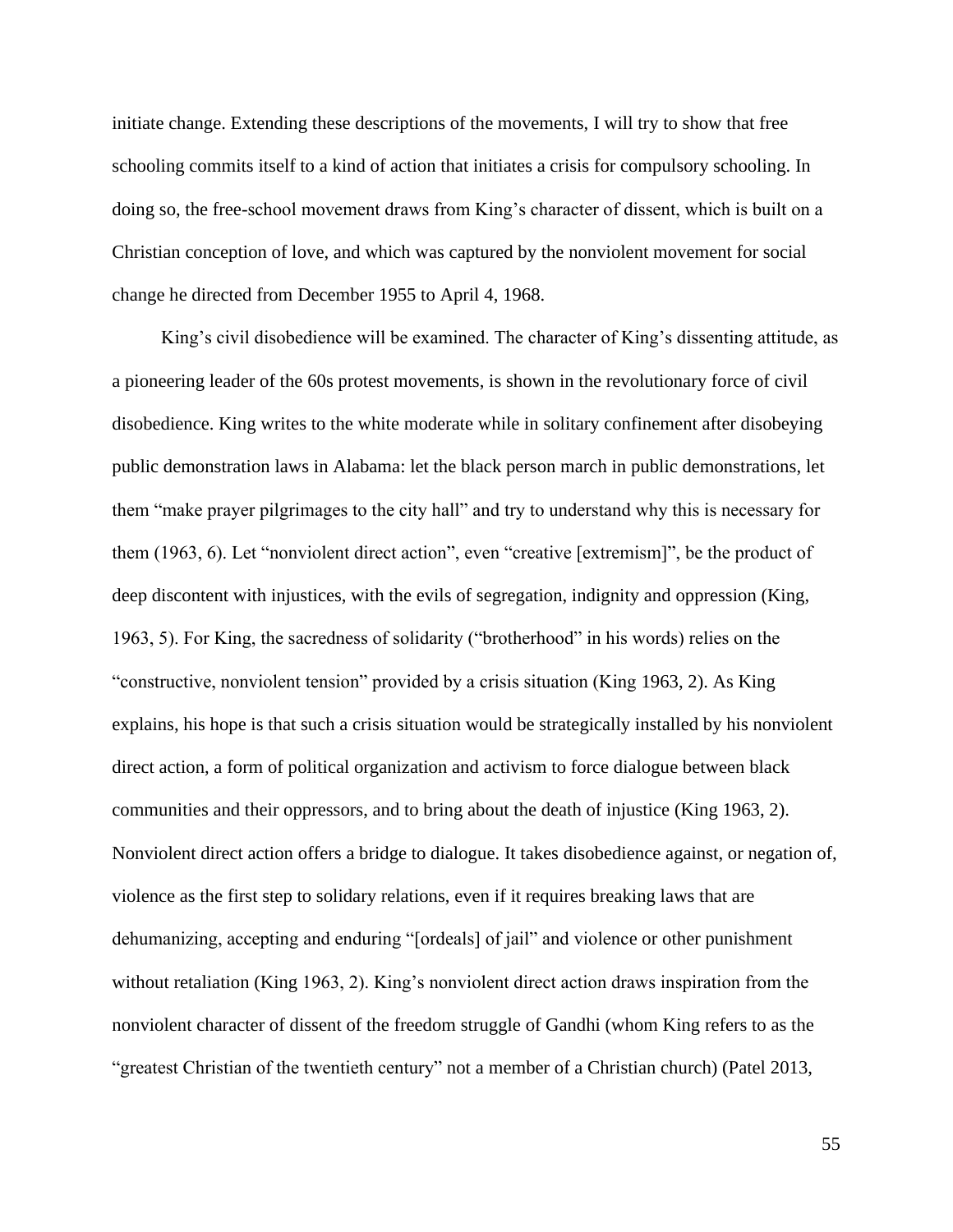initiate change. Extending these descriptions of the movements, I will try to show that free schooling commits itself to a kind of action that initiates a crisis for compulsory schooling. In doing so, the free-school movement draws from King's character of dissent, which is built on a Christian conception of love, and which was captured by the nonviolent movement for social change he directed from December 1955 to April 4, 1968.

King's civil disobedience will be examined. The character of King's dissenting attitude, as a pioneering leader of the 60s protest movements, is shown in the revolutionary force of civil disobedience. King writes to the white moderate while in solitary confinement after disobeying public demonstration laws in Alabama: let the black person march in public demonstrations, let them "make prayer pilgrimages to the city hall" and try to understand why this is necessary for them (1963, 6). Let "nonviolent direct action", even "creative [extremism]", be the product of deep discontent with injustices, with the evils of segregation, indignity and oppression (King, 1963, 5). For King, the sacredness of solidarity ("brotherhood" in his words) relies on the "constructive, nonviolent tension" provided by a crisis situation (King 1963, 2). As King explains, his hope is that such a crisis situation would be strategically installed by his nonviolent direct action, a form of political organization and activism to force dialogue between black communities and their oppressors, and to bring about the death of injustice (King 1963, 2). Nonviolent direct action offers a bridge to dialogue. It takes disobedience against, or negation of, violence as the first step to solidary relations, even if it requires breaking laws that are dehumanizing, accepting and enduring "[ordeals] of jail" and violence or other punishment without retaliation (King 1963, 2). King's nonviolent direct action draws inspiration from the nonviolent character of dissent of the freedom struggle of Gandhi (whom King refers to as the "greatest Christian of the twentieth century" not a member of a Christian church) (Patel 2013,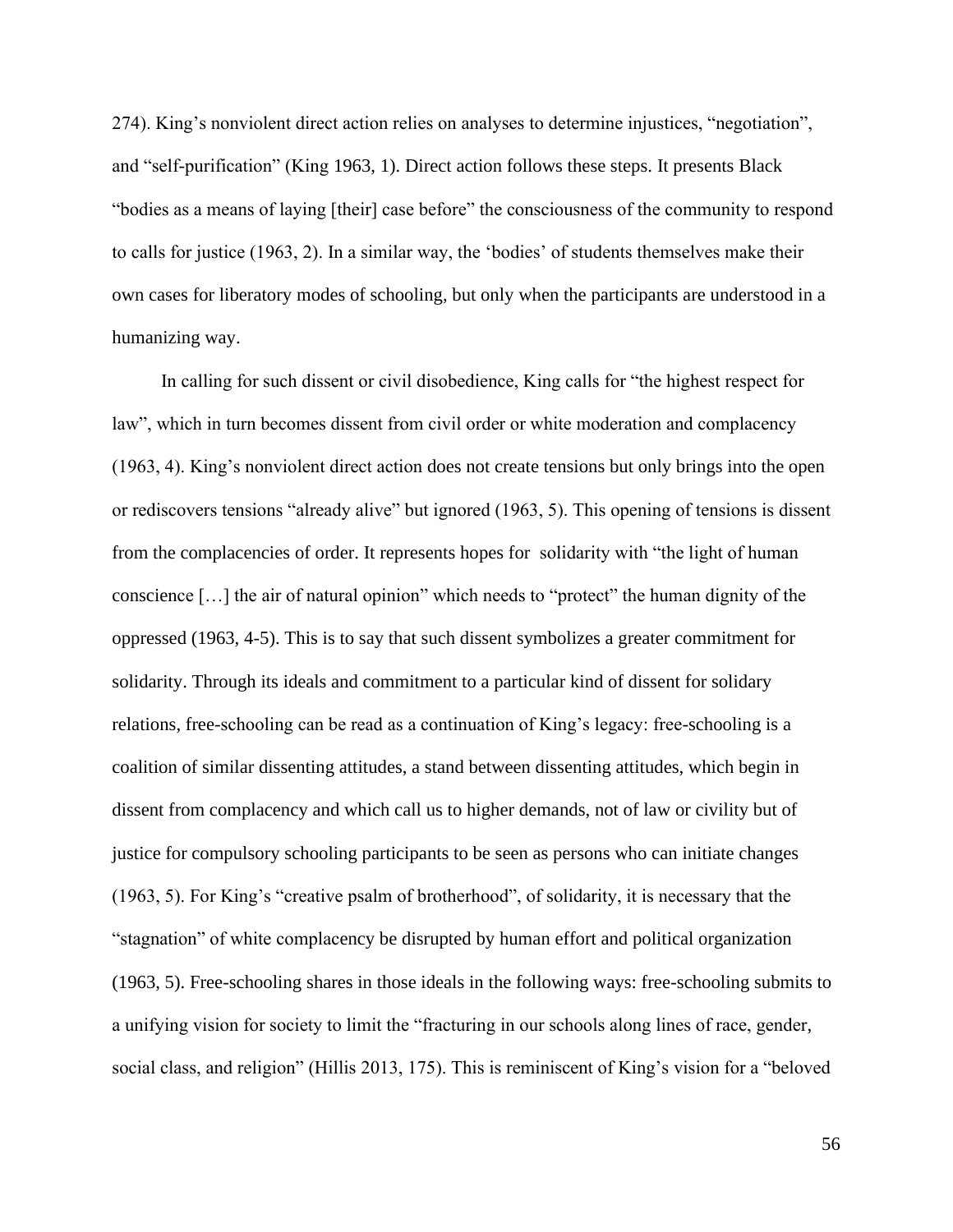274). King's nonviolent direct action relies on analyses to determine injustices, "negotiation", and "self-purification" (King 1963, 1). Direct action follows these steps. It presents Black "bodies as a means of laying [their] case before" the consciousness of the community to respond to calls for justice (1963, 2). In a similar way, the 'bodies' of students themselves make their own cases for liberatory modes of schooling, but only when the participants are understood in a humanizing way.

In calling for such dissent or civil disobedience, King calls for "the highest respect for law", which in turn becomes dissent from civil order or white moderation and complacency (1963, 4). King's nonviolent direct action does not create tensions but only brings into the open or rediscovers tensions "already alive" but ignored (1963, 5). This opening of tensions is dissent from the complacencies of order. It represents hopes for solidarity with "the light of human conscience […] the air of natural opinion" which needs to "protect" the human dignity of the oppressed (1963, 4-5). This is to say that such dissent symbolizes a greater commitment for solidarity. Through its ideals and commitment to a particular kind of dissent for solidary relations, free-schooling can be read as a continuation of King's legacy: free-schooling is a coalition of similar dissenting attitudes, a stand between dissenting attitudes, which begin in dissent from complacency and which call us to higher demands, not of law or civility but of justice for compulsory schooling participants to be seen as persons who can initiate changes (1963, 5). For King's "creative psalm of brotherhood", of solidarity, it is necessary that the "stagnation" of white complacency be disrupted by human effort and political organization (1963, 5). Free-schooling shares in those ideals in the following ways: free-schooling submits to a unifying vision for society to limit the "fracturing in our schools along lines of race, gender, social class, and religion" (Hillis 2013, 175). This is reminiscent of King's vision for a "beloved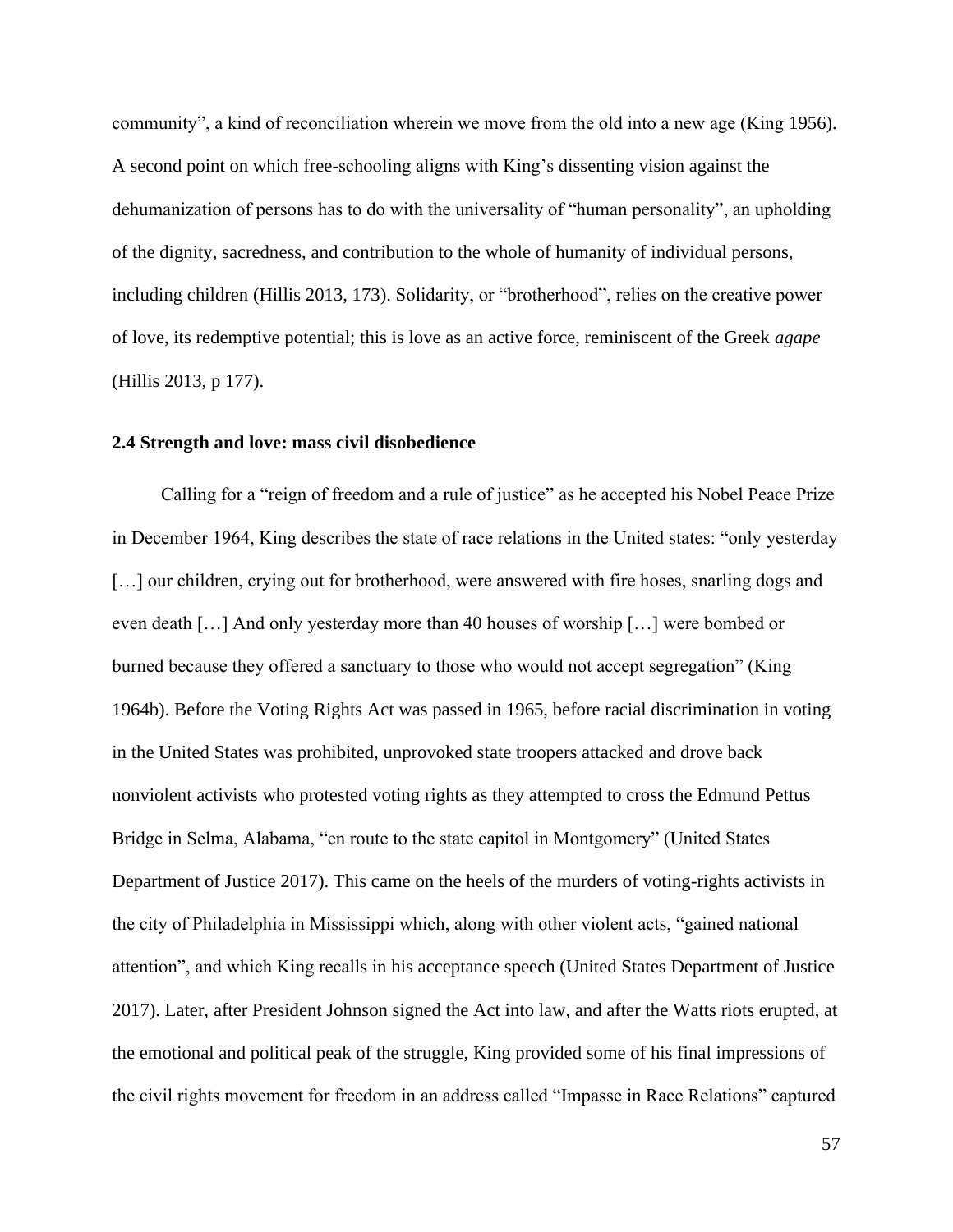community", a kind of reconciliation wherein we move from the old into a new age (King 1956). A second point on which free-schooling aligns with King's dissenting vision against the dehumanization of persons has to do with the universality of "human personality", an upholding of the dignity, sacredness, and contribution to the whole of humanity of individual persons, including children (Hillis 2013, 173). Solidarity, or "brotherhood", relies on the creative power of love, its redemptive potential; this is love as an active force, reminiscent of the Greek *agape* (Hillis 2013, p 177).

### 2.4 Strength and love: mass civil disobedience

Calling for a "reign of freedom and a rule of justice" as he accepted his Nobel Peace Prize in December 1964, King describes the state of race relations in the United states: "only yesterday […] our children, crying out for brotherhood, were answered with fire hoses, snarling dogs and even death […] And only yesterday more than 40 houses of worship […] were bombed or burned because they offered a sanctuary to those who would not accept segregation" (King 1964b). Before the Voting Rights Act was passed in 1965, before racial discrimination in voting in the United States was prohibited, unprovoked state troopers attacked and drove back nonviolent activists who protested voting rights as they attempted to cross the Edmund Pettus Bridge in Selma, Alabama, "en route to the state capitol in Montgomery" (United States Department of Justice 2017). This came on the heels of the murders of voting-rights activists in the city of Philadelphia in Mississippi which, along with other violent acts, "gained national attention", and which King recalls in his acceptance speech (United States Department of Justice 2017). Later, after President Johnson signed the Act into law, and after the Watts riots erupted, at the emotional and political peak of the struggle, King provided some of his final impressions of the civil rights movement for freedom in an address called "Impasse in Race Relations" captured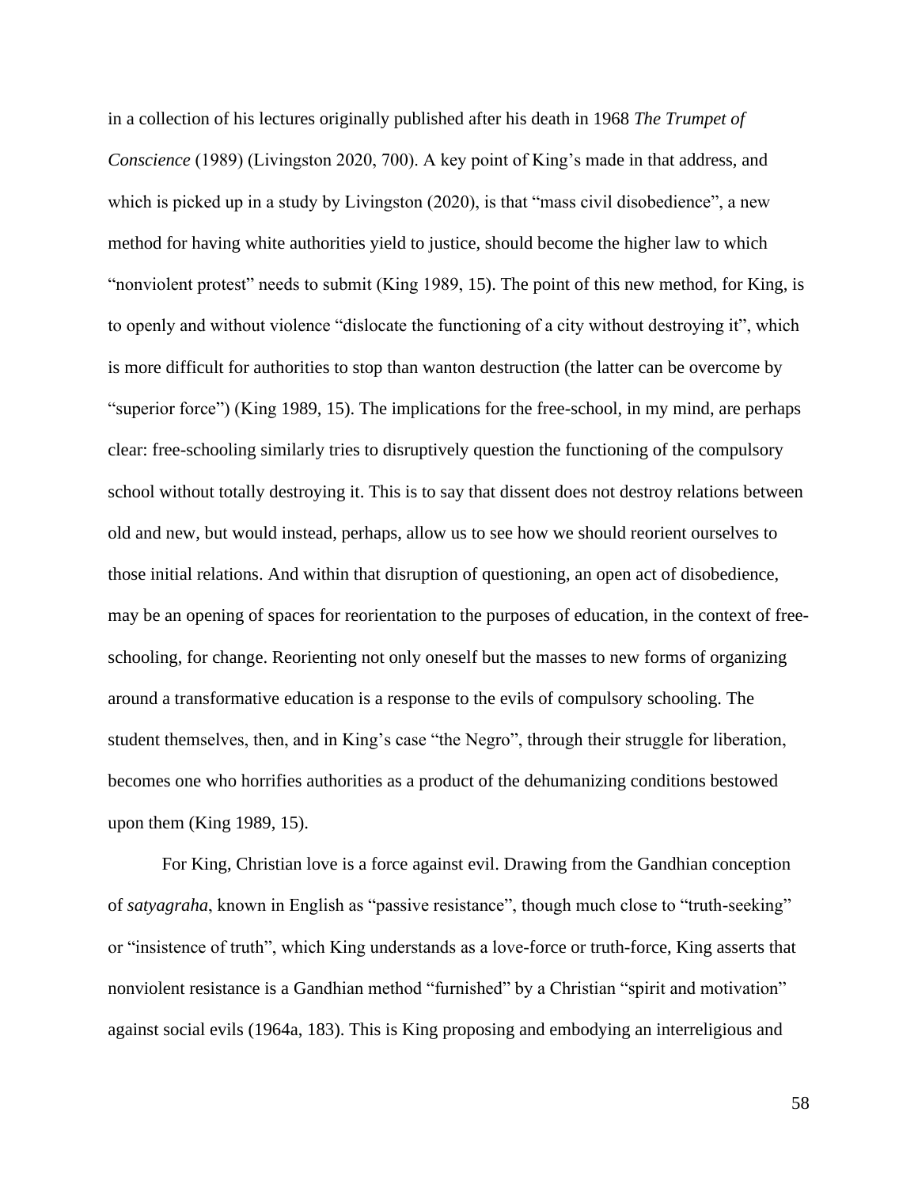in a collection of his lectures originally published after his death in 1968 *The Trumpet of Conscience* (1989) (Livingston 2020, 700). A key point of King's made in that address, and which is picked up in a study by Livingston (2020), is that "mass civil disobedience", a new method for having white authorities yield to justice, should become the higher law to which "nonviolent protest" needs to submit (King 1989, 15). The point of this new method, for King, is to openly and without violence "dislocate the functioning of a city without destroying it", which is more difficult for authorities to stop than wanton destruction (the latter can be overcome by "superior force") (King 1989, 15). The implications for the free-school, in my mind, are perhaps clear: free-schooling similarly tries to disruptively question the functioning of the compulsory school without totally destroying it. This is to say that dissent does not destroy relations between old and new, but would instead, perhaps, allow us to see how we should reorient ourselves to those initial relations. And within that disruption of questioning, an open act of disobedience, may be an opening of spaces for reorientation to the purposes of education, in the context of free-schooling, for change. Reorienting not only oneself but the masses to new forms of organizing around a transformative education is a response to the evils of compulsory schooling. The student themselves, then, and in King's case "the Negro", through their struggle for liberation, becomes one who horrifies authorities as a product of the dehumanizing conditions bestowed upon them (King 1989, 15).

For King, Christian love is a force against evil. Drawing from the Gandhian conception of *satyagraha*, known in English as "passive resistance", though much close to "truth-seeking" or "insistence of truth", which King understands as a love-force or truth-force, King asserts that nonviolent resistance is a Gandhian method "furnished" by a Christian "spirit and motivation" against social evils (1964a, 183). This is King proposing and embodying an interreligious and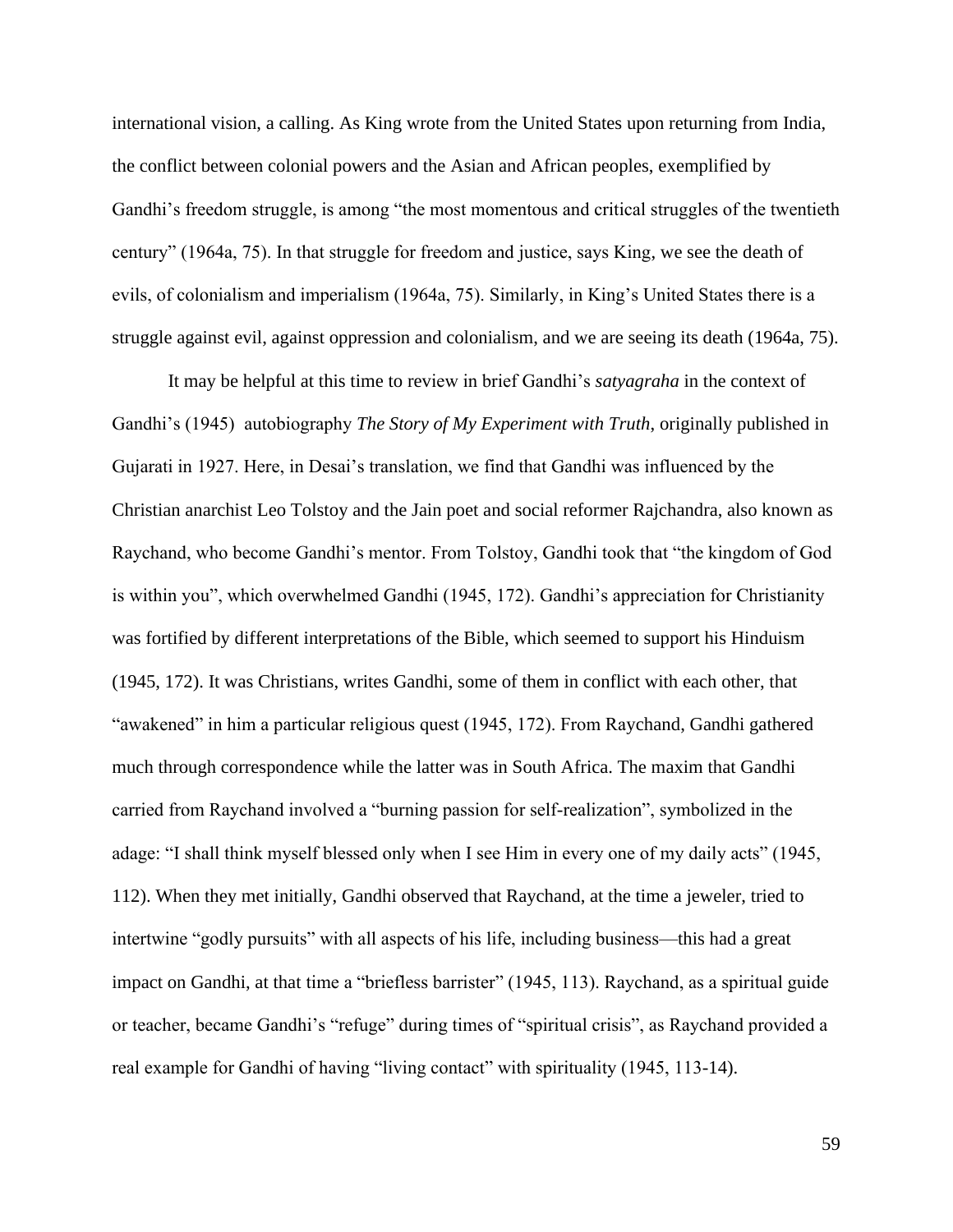international vision, a calling. As King wrote from the United States upon returning from India, the conflict between colonial powers and the Asian and African peoples, exemplified by Gandhi's freedom struggle, is among "the most momentous and critical struggles of the twentieth century" (1964a, 75). In that struggle for freedom and justice, says King, we see the death of evils, of colonialism and imperialism (1964a, 75). Similarly, in King's United States there is a struggle against evil, against oppression and colonialism, and we are seeing its death (1964a, 75).

It may be helpful at this time to review in brief Gandhi's *satyagraha* in the context of Gandhi's (1945) autobiography *The Story of My Experiment with Truth*, originally published in Gujarati in 1927. Here, in Desai's translation, we find that Gandhi was influenced by the Christian anarchist Leo Tolstoy and the Jain poet and social reformer Rajchandra, also known as Raychand, who become Gandhi's mentor. From Tolstoy, Gandhi took that "the kingdom of God is within you", which overwhelmed Gandhi (1945, 172). Gandhi's appreciation for Christianity was fortified by different interpretations of the Bible, which seemed to support his Hinduism (1945, 172). It was Christians, writes Gandhi, some of them in conflict with each other, that "awakened" in him a particular religious quest (1945, 172). From Raychand, Gandhi gathered much through correspondence while the latter was in South Africa. The maxim that Gandhi carried from Raychand involved a "burning passion for self-realization", symbolized in the adage: "I shall think myself blessed only when I see Him in every one of my daily acts" (1945, 112). When they met initially, Gandhi observed that Raychand, at the time a jeweler, tried to intertwine "godly pursuits" with all aspects of his life, including business—this had a great impact on Gandhi, at that time a "briefless barrister" (1945, 113). Raychand, as a spiritual guide or teacher, became Gandhi's "refuge" during times of "spiritual crisis", as Raychand provided a real example for Gandhi of having "living contact" with spirituality (1945, 113-14).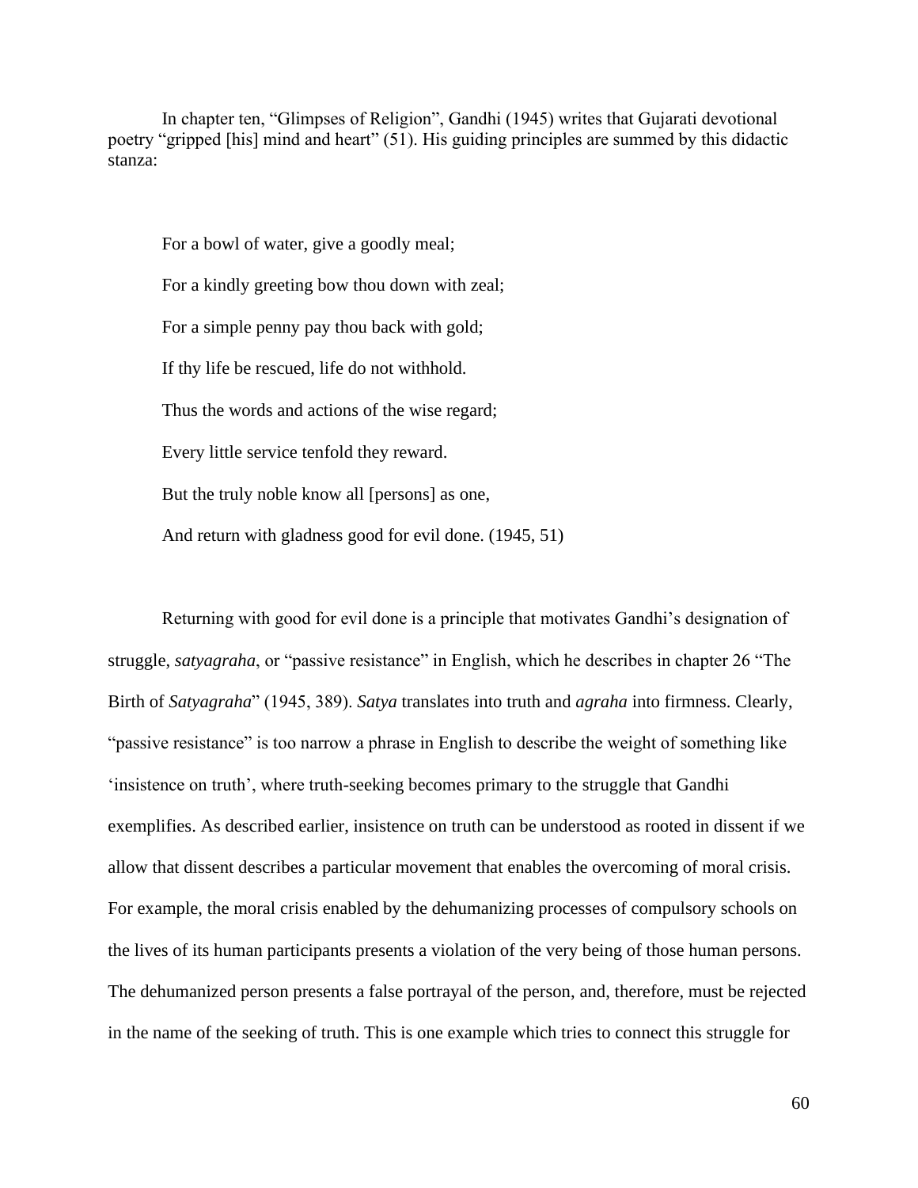In chapter ten, "Glimpses of Religion", Gandhi (1945) writes that Gujarati devotional poetry "gripped [his] mind and heart" (51). His guiding principles are summed by this didactic stanza:

> For a bowl of water, give a goodly meal;
>
> For a kindly greeting bow thou down with zeal;
>
> For a simple penny pay thou back with gold;
>
> If thy life be rescued, life do not withhold.
>
> Thus the words and actions of the wise regard;
>
> Every little service tenfold they reward.
>
> But the truly noble know all [persons] as one,
>
> And return with gladness good for evil done. (1945, 51)

Returning with good for evil done is a principle that motivates Gandhi's designation of struggle, *satyagraha*, or "passive resistance" in English, which he describes in chapter 26 "The Birth of *Satyagraha*" (1945, 389). *Satya* translates into truth and *agraha* into firmness. Clearly, "passive resistance" is too narrow a phrase in English to describe the weight of something like 'insistence on truth', where truth-seeking becomes primary to the struggle that Gandhi exemplifies. As described earlier, insistence on truth can be understood as rooted in dissent if we allow that dissent describes a particular movement that enables the overcoming of moral crisis. For example, the moral crisis enabled by the dehumanizing processes of compulsory schools on the lives of its human participants presents a violation of the very being of those human persons. The dehumanized person presents a false portrayal of the person, and, therefore, must be rejected in the name of the seeking of truth. This is one example which tries to connect this struggle for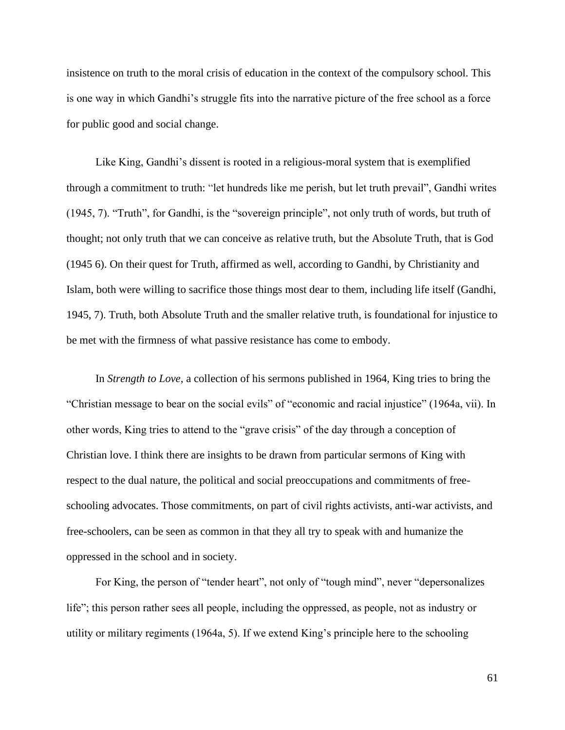insistence on truth to the moral crisis of education in the context of the compulsory school. This is one way in which Gandhi's struggle fits into the narrative picture of the free school as a force for public good and social change.

Like King, Gandhi's dissent is rooted in a religious-moral system that is exemplified through a commitment to truth: "let hundreds like me perish, but let truth prevail", Gandhi writes (1945, 7). "Truth", for Gandhi, is the "sovereign principle", not only truth of words, but truth of thought; not only truth that we can conceive as relative truth, but the Absolute Truth, that is God (1945 6). On their quest for Truth, affirmed as well, according to Gandhi, by Christianity and Islam, both were willing to sacrifice those things most dear to them, including life itself (Gandhi, 1945, 7). Truth, both Absolute Truth and the smaller relative truth, is foundational for injustice to be met with the firmness of what passive resistance has come to embody.

In *Strength to Love*, a collection of his sermons published in 1964, King tries to bring the "Christian message to bear on the social evils" of "economic and racial injustice" (1964a, vii). In other words, King tries to attend to the "grave crisis" of the day through a conception of Christian love. I think there are insights to be drawn from particular sermons of King with respect to the dual nature, the political and social preoccupations and commitments of free-schooling advocates. Those commitments, on part of civil rights activists, anti-war activists, and free-schoolers, can be seen as common in that they all try to speak with and humanize the oppressed in the school and in society.

For King, the person of "tender heart", not only of "tough mind", never "depersonalizes life"; this person rather sees all people, including the oppressed, as people, not as industry or utility or military regiments (1964a, 5). If we extend King's principle here to the schooling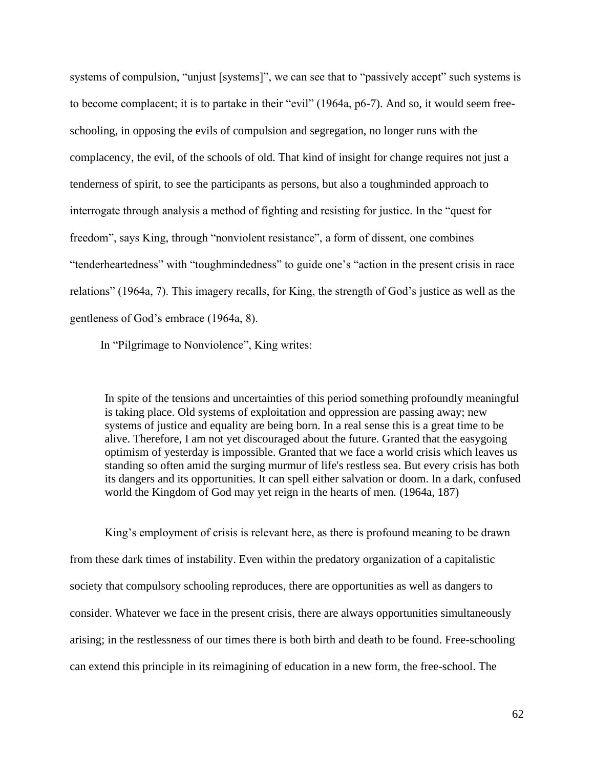systems of compulsion, “unjust [systems]”, we can see that to “passively accept” such systems is to become complacent; it is to partake in their “evil” (1964a, p6-7). And so, it would seem free-schooling, in opposing the evils of compulsion and segregation, no longer runs with the complacency, the evil, of the schools of old. That kind of insight for change requires not just a tenderness of spirit, to see the participants as persons, but also a toughminded approach to interrogate through analysis a method of fighting and resisting for justice. In the “quest for freedom”, says King, through “nonviolent resistance”, a form of dissent, one combines “tenderheartedness” with “toughmindedness” to guide one’s “action in the present crisis in race relations” (1964a, 7). This imagery recalls, for King, the strength of God’s justice as well as the gentleness of God’s embrace (1964a, 8).

In “Pilgrimage to Nonviolence”, King writes:

> In spite of the tensions and uncertainties of this period something profoundly meaningful is taking place. Old systems of exploitation and oppression are passing away; new systems of justice and equality are being born. In a real sense this is a great time to be alive. Therefore, I am not yet discouraged about the future. Granted that the easygoing optimism of yesterday is impossible. Granted that we face a world crisis which leaves us standing so often amid the surging murmur of life's restless sea. But every crisis has both its dangers and its opportunities. It can spell either salvation or doom. In a dark, confused world the Kingdom of God may yet reign in the hearts of men. (1964a, 187)

King’s employment of crisis is relevant here, as there is profound meaning to be drawn from these dark times of instability. Even within the predatory organization of a capitalistic society that compulsory schooling reproduces, there are opportunities as well as dangers to consider. Whatever we face in the present crisis, there are always opportunities simultaneously arising; in the restlessness of our times there is both birth and death to be found. Free-schooling can extend this principle in its reimagining of education in a new form, the free-school. The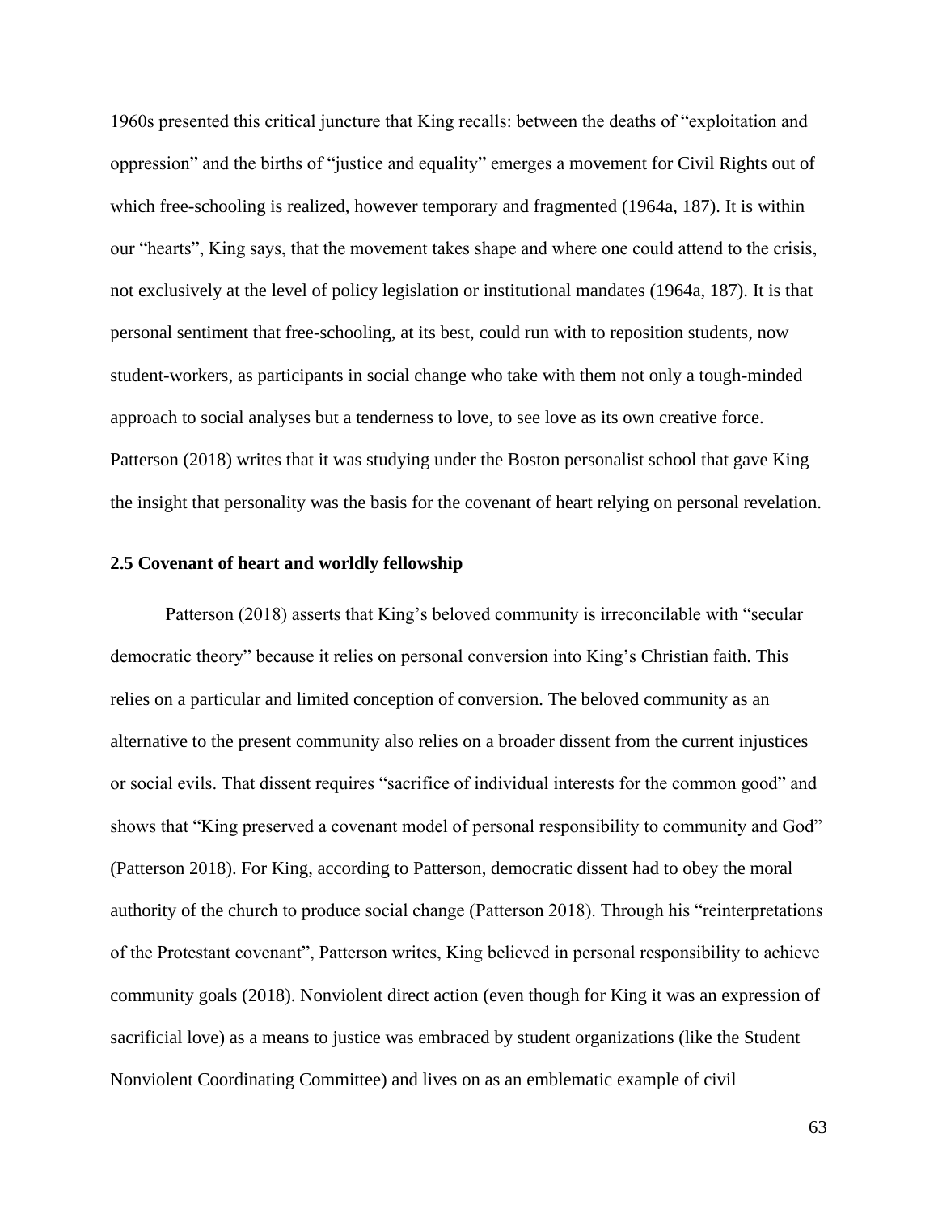1960s presented this critical juncture that King recalls: between the deaths of "exploitation and oppression" and the births of "justice and equality" emerges a movement for Civil Rights out of which free-schooling is realized, however temporary and fragmented (1964a, 187). It is within our "hearts", King says, that the movement takes shape and where one could attend to the crisis, not exclusively at the level of policy legislation or institutional mandates (1964a, 187). It is that personal sentiment that free-schooling, at its best, could run with to reposition students, now student-workers, as participants in social change who take with them not only a tough-minded approach to social analyses but a tenderness to love, to see love as its own creative force. Patterson (2018) writes that it was studying under the Boston personalist school that gave King the insight that personality was the basis for the covenant of heart relying on personal revelation.

### 2.5 Covenant of heart and worldly fellowship

Patterson (2018) asserts that King's beloved community is irreconcilable with "secular democratic theory" because it relies on personal conversion into King's Christian faith. This relies on a particular and limited conception of conversion. The beloved community as an alternative to the present community also relies on a broader dissent from the current injustices or social evils. That dissent requires "sacrifice of individual interests for the common good" and shows that "King preserved a covenant model of personal responsibility to community and God" (Patterson 2018). For King, according to Patterson, democratic dissent had to obey the moral authority of the church to produce social change (Patterson 2018). Through his "reinterpretations of the Protestant covenant", Patterson writes, King believed in personal responsibility to achieve community goals (2018). Nonviolent direct action (even though for King it was an expression of sacrificial love) as a means to justice was embraced by student organizations (like the Student Nonviolent Coordinating Committee) and lives on as an emblematic example of civil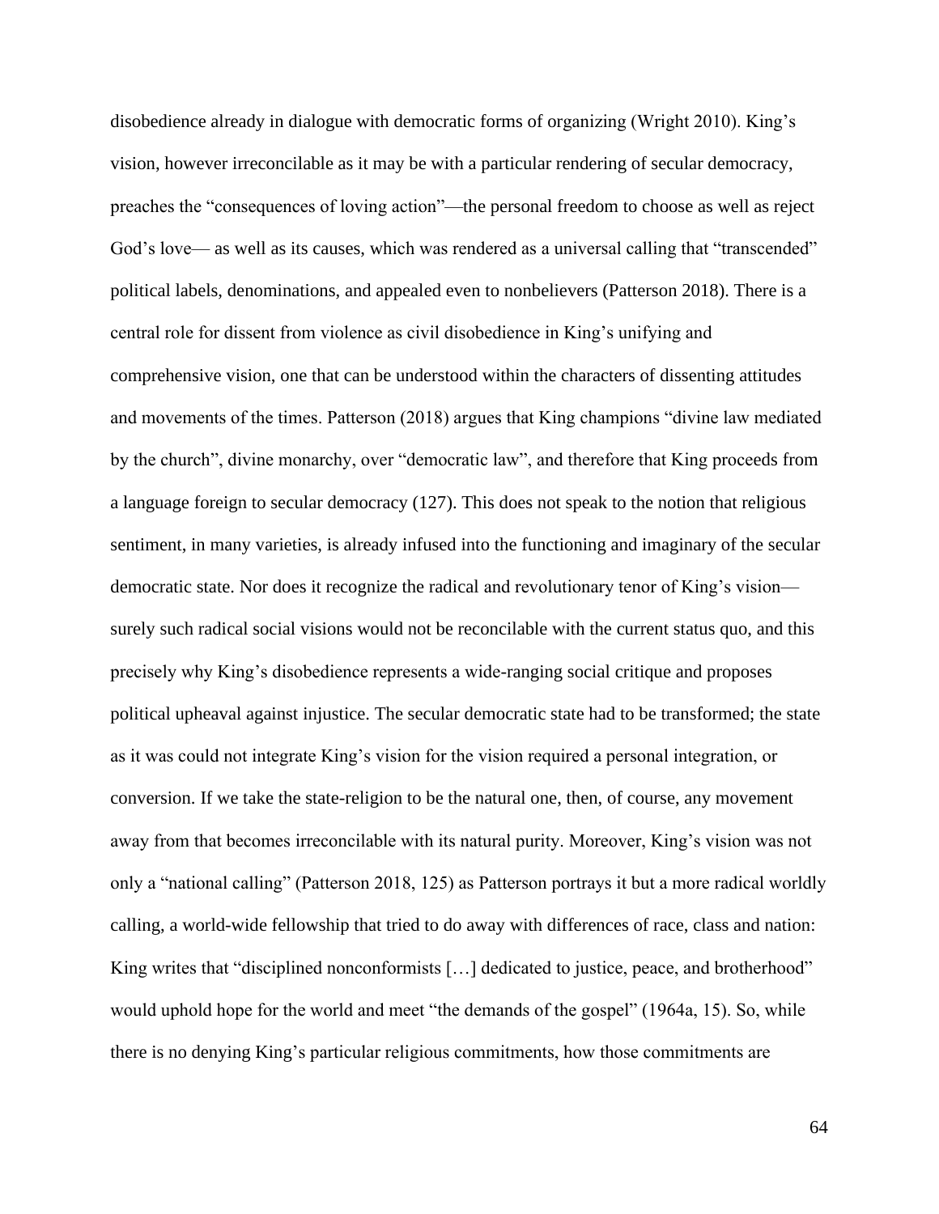disobedience already in dialogue with democratic forms of organizing (Wright 2010). King's vision, however irreconcilable as it may be with a particular rendering of secular democracy, preaches the "consequences of loving action"—the personal freedom to choose as well as reject God's love— as well as its causes, which was rendered as a universal calling that "transcended" political labels, denominations, and appealed even to nonbelievers (Patterson 2018). There is a central role for dissent from violence as civil disobedience in King's unifying and comprehensive vision, one that can be understood within the characters of dissenting attitudes and movements of the times. Patterson (2018) argues that King champions "divine law mediated by the church", divine monarchy, over "democratic law", and therefore that King proceeds from a language foreign to secular democracy (127). This does not speak to the notion that religious sentiment, in many varieties, is already infused into the functioning and imaginary of the secular democratic state. Nor does it recognize the radical and revolutionary tenor of King's vision—surely such radical social visions would not be reconcilable with the current status quo, and this precisely why King's disobedience represents a wide-ranging social critique and proposes political upheaval against injustice. The secular democratic state had to be transformed; the state as it was could not integrate King's vision for the vision required a personal integration, or conversion. If we take the state-religion to be the natural one, then, of course, any movement away from that becomes irreconcilable with its natural purity. Moreover, King's vision was not only a "national calling" (Patterson 2018, 125) as Patterson portrays it but a more radical worldly calling, a world-wide fellowship that tried to do away with differences of race, class and nation: King writes that "disciplined nonconformists […] dedicated to justice, peace, and brotherhood" would uphold hope for the world and meet "the demands of the gospel" (1964a, 15). So, while there is no denying King's particular religious commitments, how those commitments are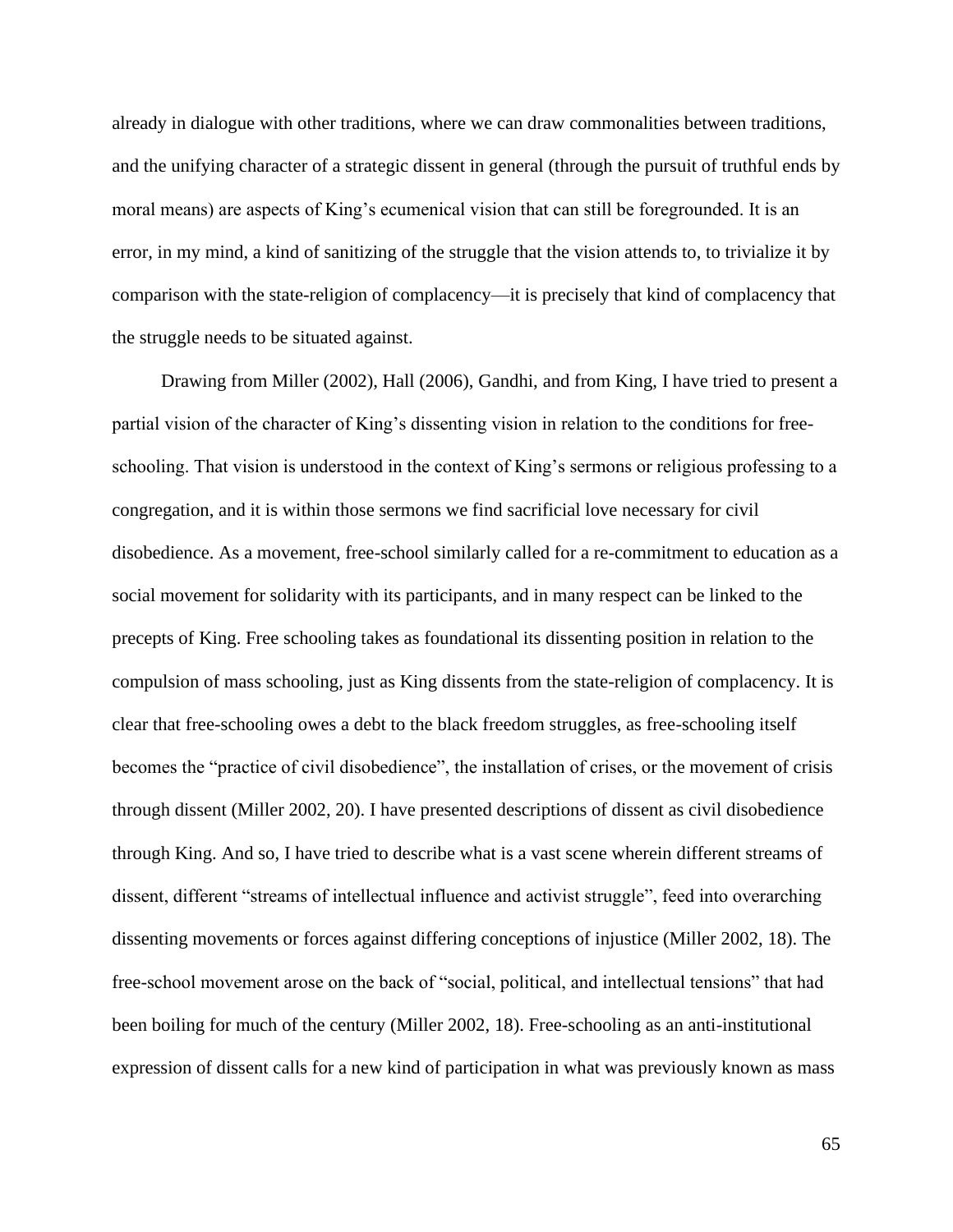already in dialogue with other traditions, where we can draw commonalities between traditions, and the unifying character of a strategic dissent in general (through the pursuit of truthful ends by moral means) are aspects of King's ecumenical vision that can still be foregrounded. It is an error, in my mind, a kind of sanitizing of the struggle that the vision attends to, to trivialize it by comparison with the state-religion of complacency—it is precisely that kind of complacency that the struggle needs to be situated against.

Drawing from Miller (2002), Hall (2006), Gandhi, and from King, I have tried to present a partial vision of the character of King's dissenting vision in relation to the conditions for free-schooling. That vision is understood in the context of King's sermons or religious professing to a congregation, and it is within those sermons we find sacrificial love necessary for civil disobedience. As a movement, free-school similarly called for a re-commitment to education as a social movement for solidarity with its participants, and in many respect can be linked to the precepts of King. Free schooling takes as foundational its dissenting position in relation to the compulsion of mass schooling, just as King dissents from the state-religion of complacency. It is clear that free-schooling owes a debt to the black freedom struggles, as free-schooling itself becomes the "practice of civil disobedience", the installation of crises, or the movement of crisis through dissent (Miller 2002, 20). I have presented descriptions of dissent as civil disobedience through King. And so, I have tried to describe what is a vast scene wherein different streams of dissent, different "streams of intellectual influence and activist struggle", feed into overarching dissenting movements or forces against differing conceptions of injustice (Miller 2002, 18). The free-school movement arose on the back of "social, political, and intellectual tensions" that had been boiling for much of the century (Miller 2002, 18). Free-schooling as an anti-institutional expression of dissent calls for a new kind of participation in what was previously known as mass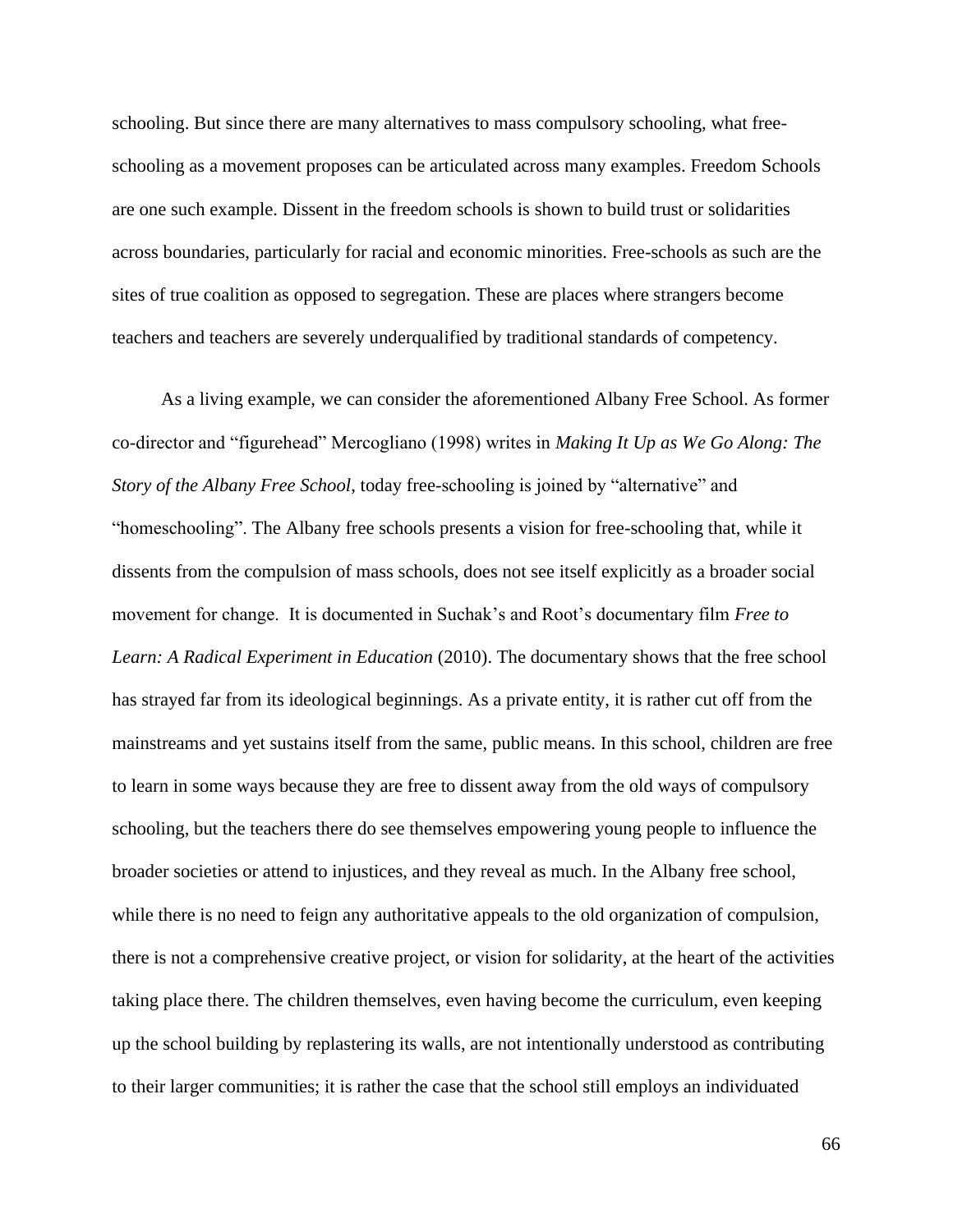schooling. But since there are many alternatives to mass compulsory schooling, what free-schooling as a movement proposes can be articulated across many examples. Freedom Schools are one such example. Dissent in the freedom schools is shown to build trust or solidarities across boundaries, particularly for racial and economic minorities. Free-schools as such are the sites of true coalition as opposed to segregation. These are places where strangers become teachers and teachers are severely underqualified by traditional standards of competency.

As a living example, we can consider the aforementioned Albany Free School. As former co-director and "figurehead" Mercogliano (1998) writes in *Making It Up as We Go Along: The Story of the Albany Free School*, today free-schooling is joined by "alternative" and "homeschooling". The Albany free schools presents a vision for free-schooling that, while it dissents from the compulsion of mass schools, does not see itself explicitly as a broader social movement for change. It is documented in Suchak's and Root's documentary film *Free to Learn: A Radical Experiment in Education* (2010). The documentary shows that the free school has strayed far from its ideological beginnings. As a private entity, it is rather cut off from the mainstreams and yet sustains itself from the same, public means. In this school, children are free to learn in some ways because they are free to dissent away from the old ways of compulsory schooling, but the teachers there do see themselves empowering young people to influence the broader societies or attend to injustices, and they reveal as much. In the Albany free school, while there is no need to feign any authoritative appeals to the old organization of compulsion, there is not a comprehensive creative project, or vision for solidarity, at the heart of the activities taking place there. The children themselves, even having become the curriculum, even keeping up the school building by replastering its walls, are not intentionally understood as contributing to their larger communities; it is rather the case that the school still employs an individuated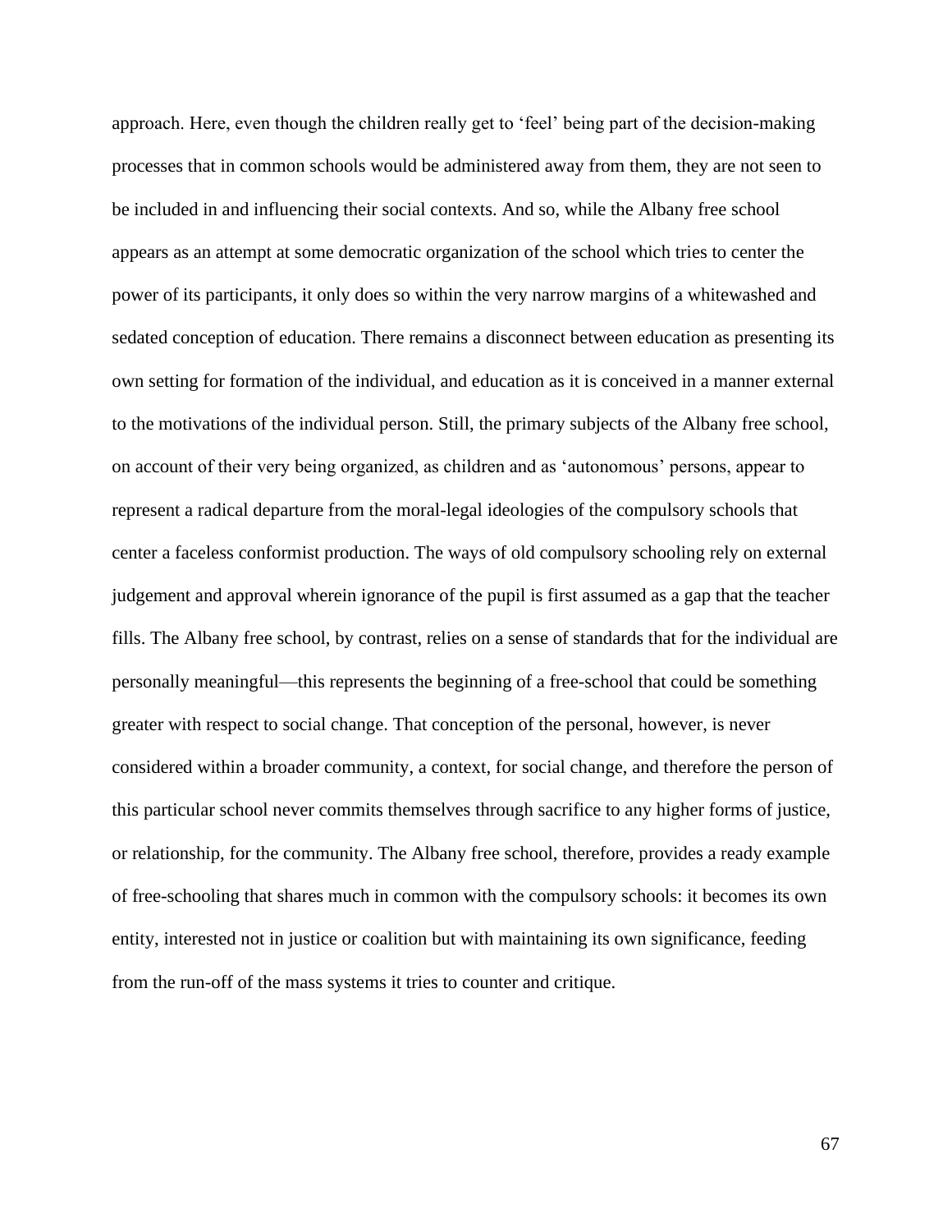approach. Here, even though the children really get to 'feel' being part of the decision-making processes that in common schools would be administered away from them, they are not seen to be included in and influencing their social contexts. And so, while the Albany free school appears as an attempt at some democratic organization of the school which tries to center the power of its participants, it only does so within the very narrow margins of a whitewashed and sedated conception of education. There remains a disconnect between education as presenting its own setting for formation of the individual, and education as it is conceived in a manner external to the motivations of the individual person. Still, the primary subjects of the Albany free school, on account of their very being organized, as children and as 'autonomous' persons, appear to represent a radical departure from the moral-legal ideologies of the compulsory schools that center a faceless conformist production. The ways of old compulsory schooling rely on external judgement and approval wherein ignorance of the pupil is first assumed as a gap that the teacher fills. The Albany free school, by contrast, relies on a sense of standards that for the individual are personally meaningful—this represents the beginning of a free-school that could be something greater with respect to social change. That conception of the personal, however, is never considered within a broader community, a context, for social change, and therefore the person of this particular school never commits themselves through sacrifice to any higher forms of justice, or relationship, for the community. The Albany free school, therefore, provides a ready example of free-schooling that shares much in common with the compulsory schools: it becomes its own entity, interested not in justice or coalition but with maintaining its own significance, feeding from the run-off of the mass systems it tries to counter and critique.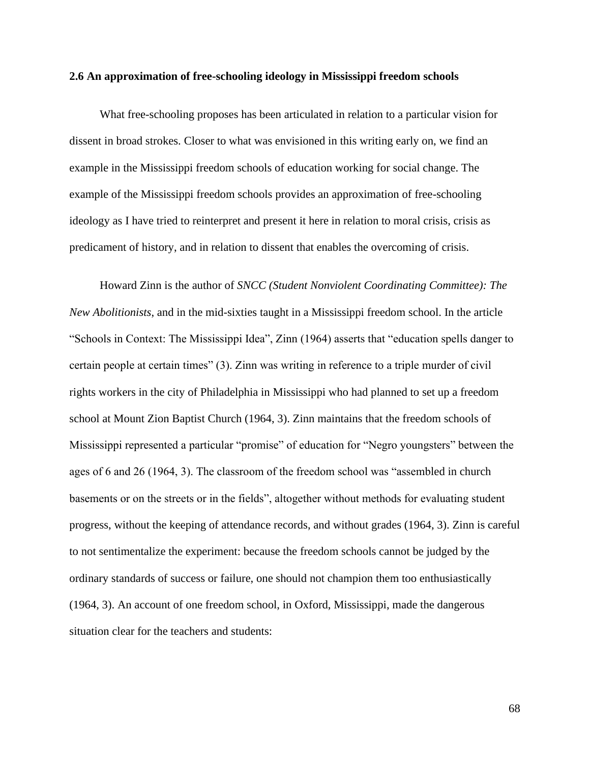### 2.6 An approximation of free-schooling ideology in Mississippi freedom schools

What free-schooling proposes has been articulated in relation to a particular vision for dissent in broad strokes. Closer to what was envisioned in this writing early on, we find an example in the Mississippi freedom schools of education working for social change. The example of the Mississippi freedom schools provides an approximation of free-schooling ideology as I have tried to reinterpret and present it here in relation to moral crisis, crisis as predicament of history, and in relation to dissent that enables the overcoming of crisis.

Howard Zinn is the author of *SNCC (Student Nonviolent Coordinating Committee): The New Abolitionists*, and in the mid-sixties taught in a Mississippi freedom school. In the article "Schools in Context: The Mississippi Idea", Zinn (1964) asserts that "education spells danger to certain people at certain times" (3). Zinn was writing in reference to a triple murder of civil rights workers in the city of Philadelphia in Mississippi who had planned to set up a freedom school at Mount Zion Baptist Church (1964, 3). Zinn maintains that the freedom schools of Mississippi represented a particular "promise" of education for "Negro youngsters" between the ages of 6 and 26 (1964, 3). The classroom of the freedom school was "assembled in church basements or on the streets or in the fields", altogether without methods for evaluating student progress, without the keeping of attendance records, and without grades (1964, 3). Zinn is careful to not sentimentalize the experiment: because the freedom schools cannot be judged by the ordinary standards of success or failure, one should not champion them too enthusiastically (1964, 3). An account of one freedom school, in Oxford, Mississippi, made the dangerous situation clear for the teachers and students: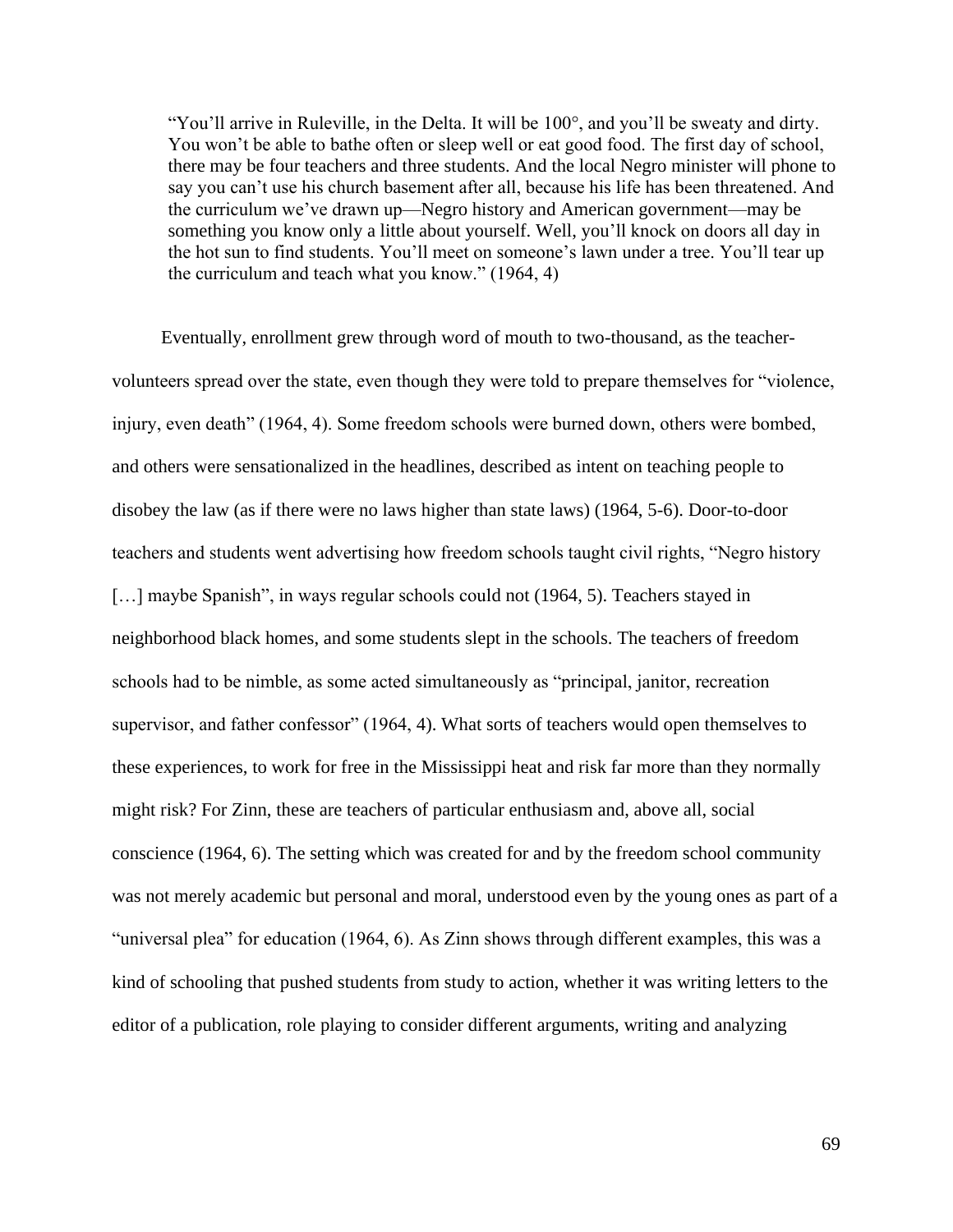> "You'll arrive in Ruleville, in the Delta. It will be 100°, and you'll be sweaty and dirty. You won't be able to bathe often or sleep well or eat good food. The first day of school, there may be four teachers and three students. And the local Negro minister will phone to say you can't use his church basement after all, because his life has been threatened. And the curriculum we've drawn up—Negro history and American government—may be something you know only a little about yourself. Well, you'll knock on doors all day in the hot sun to find students. You'll meet on someone's lawn under a tree. You'll tear up the curriculum and teach what you know." (1964, 4)

Eventually, enrollment grew through word of mouth to two-thousand, as the teacher-volunteers spread over the state, even though they were told to prepare themselves for "violence, injury, even death" (1964, 4). Some freedom schools were burned down, others were bombed, and others were sensationalized in the headlines, described as intent on teaching people to disobey the law (as if there were no laws higher than state laws) (1964, 5-6). Door-to-door teachers and students went advertising how freedom schools taught civil rights, "Negro history […] maybe Spanish", in ways regular schools could not (1964, 5). Teachers stayed in neighborhood black homes, and some students slept in the schools. The teachers of freedom schools had to be nimble, as some acted simultaneously as "principal, janitor, recreation supervisor, and father confessor" (1964, 4). What sorts of teachers would open themselves to these experiences, to work for free in the Mississippi heat and risk far more than they normally might risk? For Zinn, these are teachers of particular enthusiasm and, above all, social conscience (1964, 6). The setting which was created for and by the freedom school community was not merely academic but personal and moral, understood even by the young ones as part of a "universal plea" for education (1964, 6). As Zinn shows through different examples, this was a kind of schooling that pushed students from study to action, whether it was writing letters to the editor of a publication, role playing to consider different arguments, writing and analyzing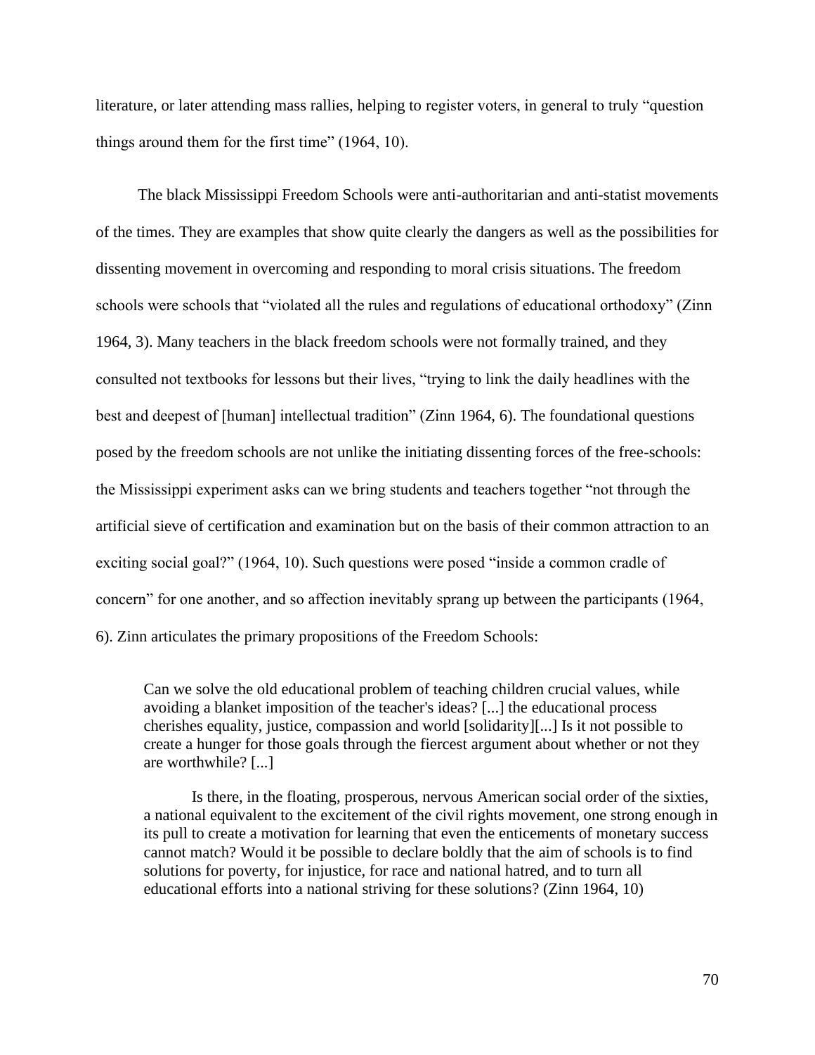literature, or later attending mass rallies, helping to register voters, in general to truly "question things around them for the first time" (1964, 10).

The black Mississippi Freedom Schools were anti-authoritarian and anti-statist movements of the times. They are examples that show quite clearly the dangers as well as the possibilities for dissenting movement in overcoming and responding to moral crisis situations. The freedom schools were schools that "violated all the rules and regulations of educational orthodoxy" (Zinn 1964, 3). Many teachers in the black freedom schools were not formally trained, and they consulted not textbooks for lessons but their lives, "trying to link the daily headlines with the best and deepest of [human] intellectual tradition" (Zinn 1964, 6). The foundational questions posed by the freedom schools are not unlike the initiating dissenting forces of the free-schools: the Mississippi experiment asks can we bring students and teachers together "not through the artificial sieve of certification and examination but on the basis of their common attraction to an exciting social goal?" (1964, 10). Such questions were posed "inside a common cradle of concern" for one another, and so affection inevitably sprang up between the participants (1964, 6). Zinn articulates the primary propositions of the Freedom Schools:

> Can we solve the old educational problem of teaching children crucial values, while avoiding a blanket imposition of the teacher's ideas? [...] the educational process cherishes equality, justice, compassion and world [solidarity][...] Is it not possible to create a hunger for those goals through the fiercest argument about whether or not they are worthwhile? [...]
>
> Is there, in the floating, prosperous, nervous American social order of the sixties, a national equivalent to the excitement of the civil rights movement, one strong enough in its pull to create a motivation for learning that even the enticements of monetary success cannot match? Would it be possible to declare boldly that the aim of schools is to find solutions for poverty, for injustice, for race and national hatred, and to turn all educational efforts into a national striving for these solutions? (Zinn 1964, 10)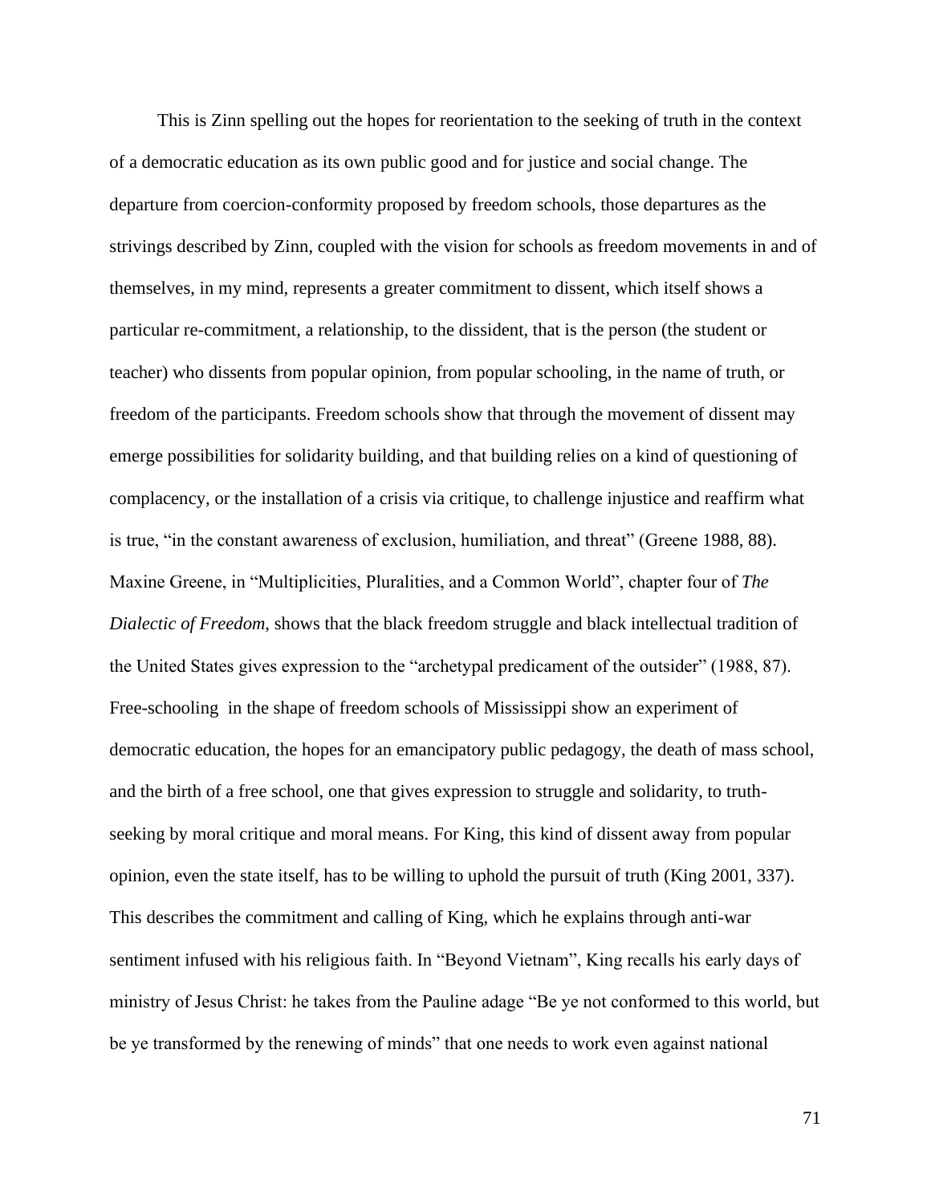This is Zinn spelling out the hopes for reorientation to the seeking of truth in the context of a democratic education as its own public good and for justice and social change. The departure from coercion-conformity proposed by freedom schools, those departures as the strivings described by Zinn, coupled with the vision for schools as freedom movements in and of themselves, in my mind, represents a greater commitment to dissent, which itself shows a particular re-commitment, a relationship, to the dissident, that is the person (the student or teacher) who dissents from popular opinion, from popular schooling, in the name of truth, or freedom of the participants. Freedom schools show that through the movement of dissent may emerge possibilities for solidarity building, and that building relies on a kind of questioning of complacency, or the installation of a crisis via critique, to challenge injustice and reaffirm what is true, "in the constant awareness of exclusion, humiliation, and threat" (Greene 1988, 88). Maxine Greene, in "Multiplicities, Pluralities, and a Common World", chapter four of *The Dialectic of Freedom*, shows that the black freedom struggle and black intellectual tradition of the United States gives expression to the "archetypal predicament of the outsider" (1988, 87). Free-schooling in the shape of freedom schools of Mississippi show an experiment of democratic education, the hopes for an emancipatory public pedagogy, the death of mass school, and the birth of a free school, one that gives expression to struggle and solidarity, to truth-seeking by moral critique and moral means. For King, this kind of dissent away from popular opinion, even the state itself, has to be willing to uphold the pursuit of truth (King 2001, 337). This describes the commitment and calling of King, which he explains through anti-war sentiment infused with his religious faith. In "Beyond Vietnam", King recalls his early days of ministry of Jesus Christ: he takes from the Pauline adage "Be ye not conformed to this world, but be ye transformed by the renewing of minds" that one needs to work even against national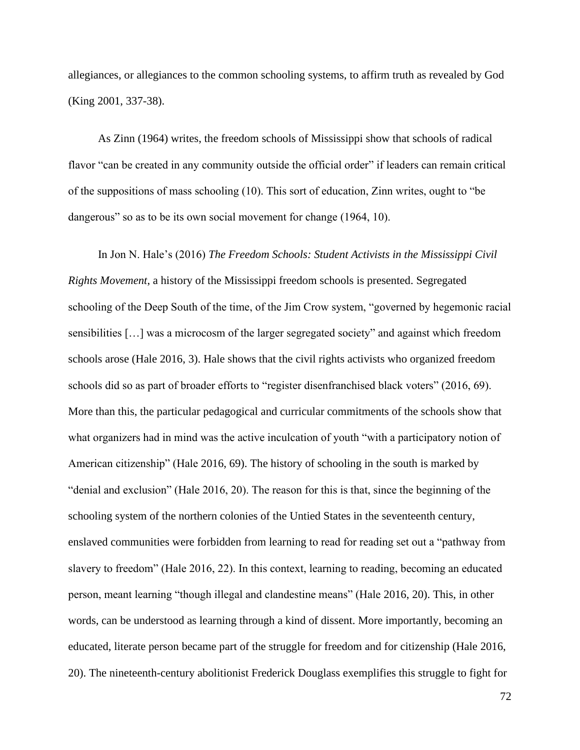allegiances, or allegiances to the common schooling systems, to affirm truth as revealed by God (King 2001, 337-38).

As Zinn (1964) writes, the freedom schools of Mississippi show that schools of radical flavor "can be created in any community outside the official order" if leaders can remain critical of the suppositions of mass schooling (10). This sort of education, Zinn writes, ought to "be dangerous" so as to be its own social movement for change (1964, 10).

In Jon N. Hale's (2016) *The Freedom Schools: Student Activists in the Mississippi Civil Rights Movement*, a history of the Mississippi freedom schools is presented. Segregated schooling of the Deep South of the time, of the Jim Crow system, "governed by hegemonic racial sensibilities […] was a microcosm of the larger segregated society" and against which freedom schools arose (Hale 2016, 3). Hale shows that the civil rights activists who organized freedom schools did so as part of broader efforts to "register disenfranchised black voters" (2016, 69). More than this, the particular pedagogical and curricular commitments of the schools show that what organizers had in mind was the active inculcation of youth "with a participatory notion of American citizenship" (Hale 2016, 69). The history of schooling in the south is marked by "denial and exclusion" (Hale 2016, 20). The reason for this is that, since the beginning of the schooling system of the northern colonies of the Untied States in the seventeenth century, enslaved communities were forbidden from learning to read for reading set out a "pathway from slavery to freedom" (Hale 2016, 22). In this context, learning to reading, becoming an educated person, meant learning "though illegal and clandestine means" (Hale 2016, 20). This, in other words, can be understood as learning through a kind of dissent. More importantly, becoming an educated, literate person became part of the struggle for freedom and for citizenship (Hale 2016, 20). The nineteenth-century abolitionist Frederick Douglass exemplifies this struggle to fight for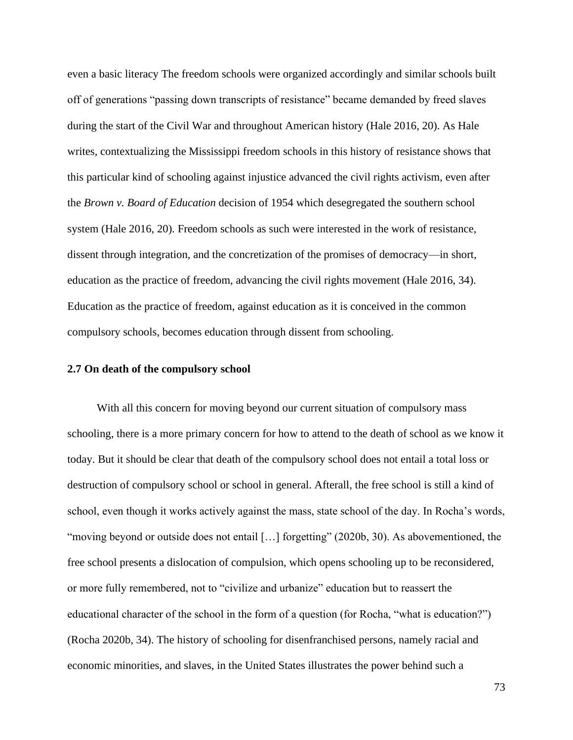even a basic literacy The freedom schools were organized accordingly and similar schools built off of generations "passing down transcripts of resistance" became demanded by freed slaves during the start of the Civil War and throughout American history (Hale 2016, 20). As Hale writes, contextualizing the Mississippi freedom schools in this history of resistance shows that this particular kind of schooling against injustice advanced the civil rights activism, even after the *Brown v. Board of Education* decision of 1954 which desegregated the southern school system (Hale 2016, 20). Freedom schools as such were interested in the work of resistance, dissent through integration, and the concretization of the promises of democracy—in short, education as the practice of freedom, advancing the civil rights movement (Hale 2016, 34). Education as the practice of freedom, against education as it is conceived in the common compulsory schools, becomes education through dissent from schooling.

### 2.7 On death of the compulsory school

With all this concern for moving beyond our current situation of compulsory mass schooling, there is a more primary concern for how to attend to the death of school as we know it today. But it should be clear that death of the compulsory school does not entail a total loss or destruction of compulsory school or school in general. Afterall, the free school is still a kind of school, even though it works actively against the mass, state school of the day. In Rocha's words, "moving beyond or outside does not entail […] forgetting" (2020b, 30). As abovementioned, the free school presents a dislocation of compulsion, which opens schooling up to be reconsidered, or more fully remembered, not to "civilize and urbanize" education but to reassert the educational character of the school in the form of a question (for Rocha, "what is education?") (Rocha 2020b, 34). The history of schooling for disenfranchised persons, namely racial and economic minorities, and slaves, in the United States illustrates the power behind such a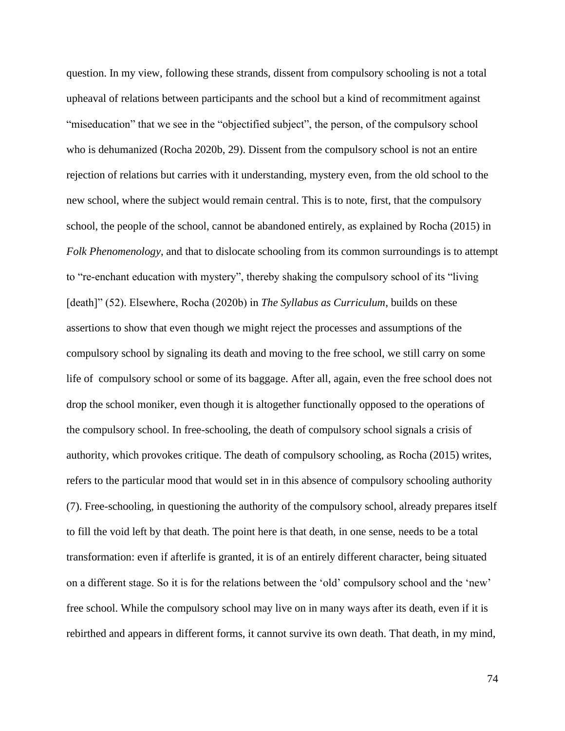question. In my view, following these strands, dissent from compulsory schooling is not a total upheaval of relations between participants and the school but a kind of recommitment against "miseducation" that we see in the "objectified subject", the person, of the compulsory school who is dehumanized (Rocha 2020b, 29). Dissent from the compulsory school is not an entire rejection of relations but carries with it understanding, mystery even, from the old school to the new school, where the subject would remain central. This is to note, first, that the compulsory school, the people of the school, cannot be abandoned entirely, as explained by Rocha (2015) in *Folk Phenomenology*, and that to dislocate schooling from its common surroundings is to attempt to "re-enchant education with mystery", thereby shaking the compulsory school of its "living [death]" (52). Elsewhere, Rocha (2020b) in *The Syllabus as Curriculum*, builds on these assertions to show that even though we might reject the processes and assumptions of the compulsory school by signaling its death and moving to the free school, we still carry on some life of compulsory school or some of its baggage. After all, again, even the free school does not drop the school moniker, even though it is altogether functionally opposed to the operations of the compulsory school. In free-schooling, the death of compulsory school signals a crisis of authority, which provokes critique. The death of compulsory schooling, as Rocha (2015) writes, refers to the particular mood that would set in in this absence of compulsory schooling authority (7). Free-schooling, in questioning the authority of the compulsory school, already prepares itself to fill the void left by that death. The point here is that death, in one sense, needs to be a total transformation: even if afterlife is granted, it is of an entirely different character, being situated on a different stage. So it is for the relations between the 'old' compulsory school and the 'new' free school. While the compulsory school may live on in many ways after its death, even if it is rebirthed and appears in different forms, it cannot survive its own death. That death, in my mind,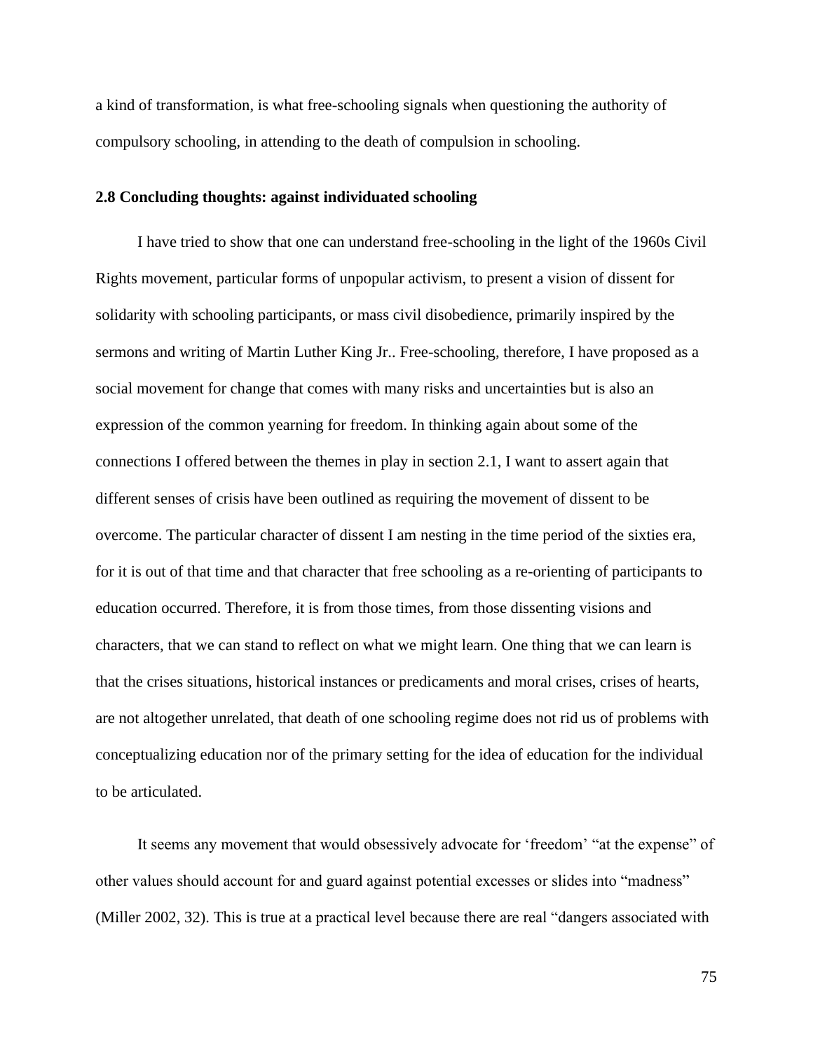a kind of transformation, is what free-schooling signals when questioning the authority of compulsory schooling, in attending to the death of compulsion in schooling.

### 2.8 Concluding thoughts: against individuated schooling

I have tried to show that one can understand free-schooling in the light of the 1960s Civil Rights movement, particular forms of unpopular activism, to present a vision of dissent for solidarity with schooling participants, or mass civil disobedience, primarily inspired by the sermons and writing of Martin Luther King Jr.. Free-schooling, therefore, I have proposed as a social movement for change that comes with many risks and uncertainties but is also an expression of the common yearning for freedom. In thinking again about some of the connections I offered between the themes in play in section 2.1, I want to assert again that different senses of crisis have been outlined as requiring the movement of dissent to be overcome. The particular character of dissent I am nesting in the time period of the sixties era, for it is out of that time and that character that free schooling as a re-orienting of participants to education occurred. Therefore, it is from those times, from those dissenting visions and characters, that we can stand to reflect on what we might learn. One thing that we can learn is that the crises situations, historical instances or predicaments and moral crises, crises of hearts, are not altogether unrelated, that death of one schooling regime does not rid us of problems with conceptualizing education nor of the primary setting for the idea of education for the individual to be articulated.

It seems any movement that would obsessively advocate for 'freedom' "at the expense" of other values should account for and guard against potential excesses or slides into "madness" (Miller 2002, 32). This is true at a practical level because there are real "dangers associated with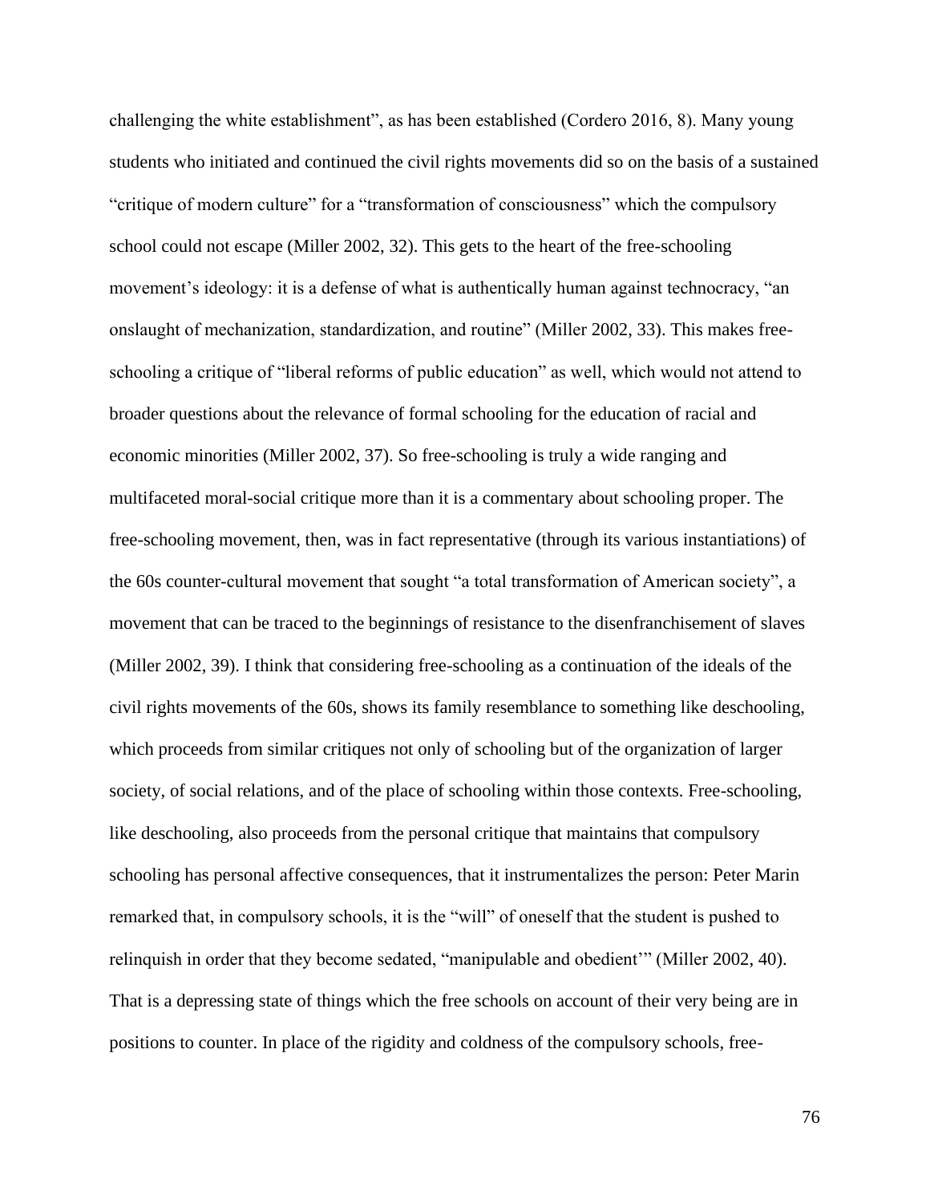challenging the white establishment", as has been established (Cordero 2016, 8). Many young students who initiated and continued the civil rights movements did so on the basis of a sustained "critique of modern culture" for a "transformation of consciousness" which the compulsory school could not escape (Miller 2002, 32). This gets to the heart of the free-schooling movement's ideology: it is a defense of what is authentically human against technocracy, "an onslaught of mechanization, standardization, and routine" (Miller 2002, 33). This makes free-schooling a critique of "liberal reforms of public education" as well, which would not attend to broader questions about the relevance of formal schooling for the education of racial and economic minorities (Miller 2002, 37). So free-schooling is truly a wide ranging and multifaceted moral-social critique more than it is a commentary about schooling proper. The free-schooling movement, then, was in fact representative (through its various instantiations) of the 60s counter-cultural movement that sought "a total transformation of American society", a movement that can be traced to the beginnings of resistance to the disenfranchisement of slaves (Miller 2002, 39). I think that considering free-schooling as a continuation of the ideals of the civil rights movements of the 60s, shows its family resemblance to something like deschooling, which proceeds from similar critiques not only of schooling but of the organization of larger society, of social relations, and of the place of schooling within those contexts. Free-schooling, like deschooling, also proceeds from the personal critique that maintains that compulsory schooling has personal affective consequences, that it instrumentalizes the person: Peter Marin remarked that, in compulsory schools, it is the "will" of oneself that the student is pushed to relinquish in order that they become sedated, "manipulable and obedient'" (Miller 2002, 40). That is a depressing state of things which the free schools on account of their very being are in positions to counter. In place of the rigidity and coldness of the compulsory schools, free-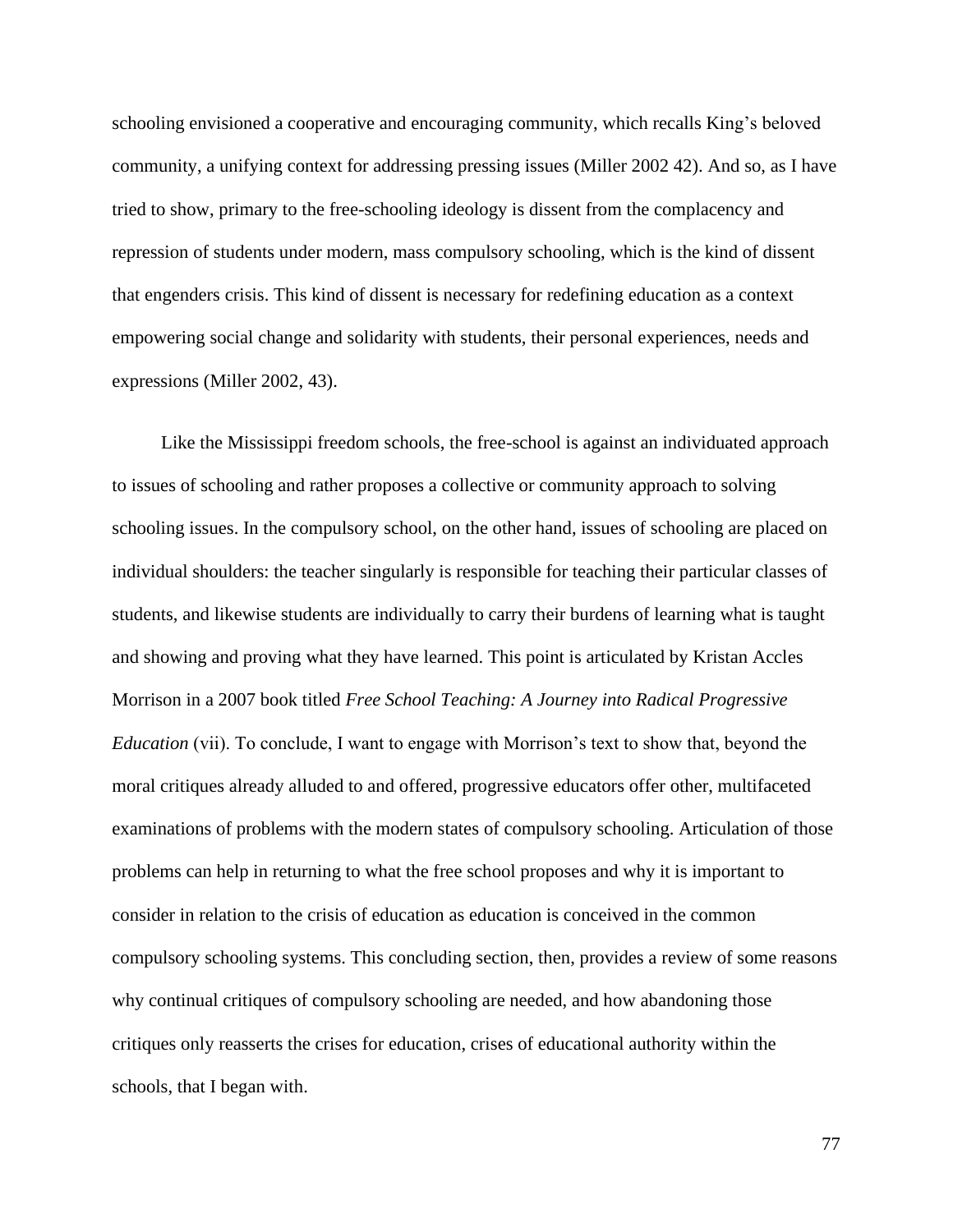schooling envisioned a cooperative and encouraging community, which recalls King's beloved community, a unifying context for addressing pressing issues (Miller 2002 42). And so, as I have tried to show, primary to the free-schooling ideology is dissent from the complacency and repression of students under modern, mass compulsory schooling, which is the kind of dissent that engenders crisis. This kind of dissent is necessary for redefining education as a context empowering social change and solidarity with students, their personal experiences, needs and expressions (Miller 2002, 43).

Like the Mississippi freedom schools, the free-school is against an individuated approach to issues of schooling and rather proposes a collective or community approach to solving schooling issues. In the compulsory school, on the other hand, issues of schooling are placed on individual shoulders: the teacher singularly is responsible for teaching their particular classes of students, and likewise students are individually to carry their burdens of learning what is taught and showing and proving what they have learned. This point is articulated by Kristan Accles Morrison in a 2007 book titled *Free School Teaching: A Journey into Radical Progressive Education* (vii). To conclude, I want to engage with Morrison's text to show that, beyond the moral critiques already alluded to and offered, progressive educators offer other, multifaceted examinations of problems with the modern states of compulsory schooling. Articulation of those problems can help in returning to what the free school proposes and why it is important to consider in relation to the crisis of education as education is conceived in the common compulsory schooling systems. This concluding section, then, provides a review of some reasons why continual critiques of compulsory schooling are needed, and how abandoning those critiques only reasserts the crises for education, crises of educational authority within the schools, that I began with.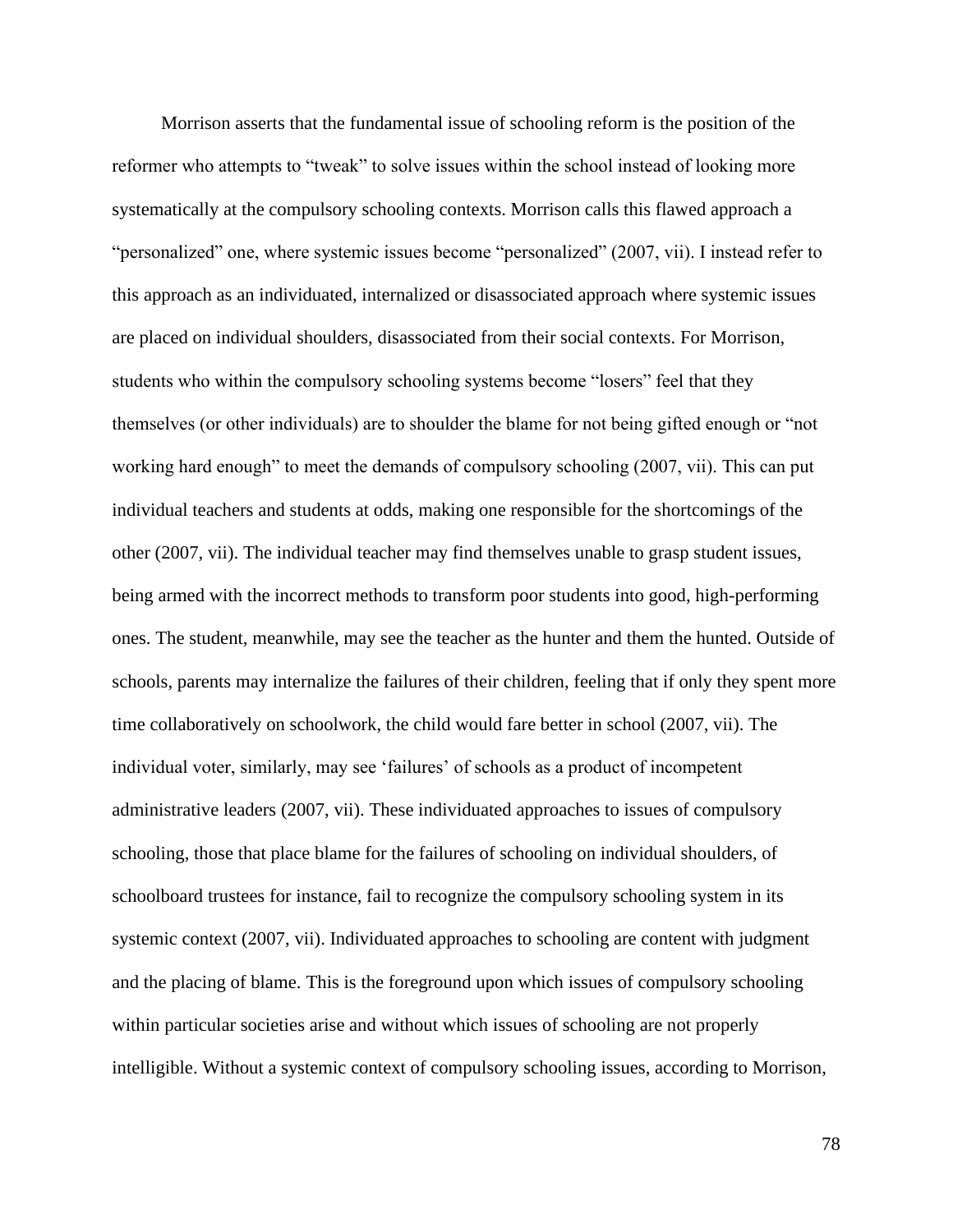Morrison asserts that the fundamental issue of schooling reform is the position of the reformer who attempts to "tweak" to solve issues within the school instead of looking more systematically at the compulsory schooling contexts. Morrison calls this flawed approach a "personalized" one, where systemic issues become "personalized" (2007, vii). I instead refer to this approach as an individuated, internalized or disassociated approach where systemic issues are placed on individual shoulders, disassociated from their social contexts. For Morrison, students who within the compulsory schooling systems become "losers" feel that they themselves (or other individuals) are to shoulder the blame for not being gifted enough or "not working hard enough" to meet the demands of compulsory schooling (2007, vii). This can put individual teachers and students at odds, making one responsible for the shortcomings of the other (2007, vii). The individual teacher may find themselves unable to grasp student issues, being armed with the incorrect methods to transform poor students into good, high-performing ones. The student, meanwhile, may see the teacher as the hunter and them the hunted. Outside of schools, parents may internalize the failures of their children, feeling that if only they spent more time collaboratively on schoolwork, the child would fare better in school (2007, vii). The individual voter, similarly, may see 'failures' of schools as a product of incompetent administrative leaders (2007, vii). These individuated approaches to issues of compulsory schooling, those that place blame for the failures of schooling on individual shoulders, of schoolboard trustees for instance, fail to recognize the compulsory schooling system in its systemic context (2007, vii). Individuated approaches to schooling are content with judgment and the placing of blame. This is the foreground upon which issues of compulsory schooling within particular societies arise and without which issues of schooling are not properly intelligible. Without a systemic context of compulsory schooling issues, according to Morrison,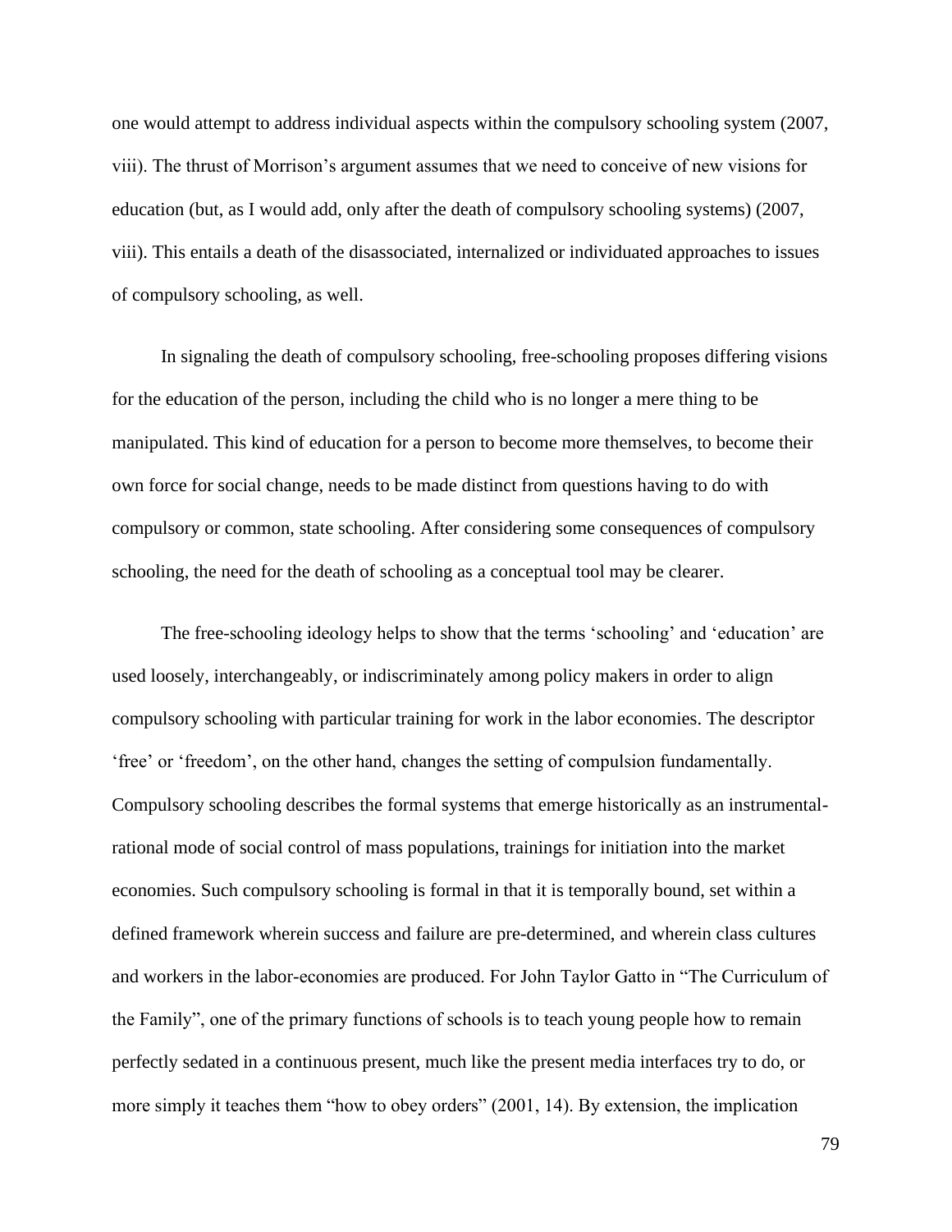one would attempt to address individual aspects within the compulsory schooling system (2007, viii). The thrust of Morrison's argument assumes that we need to conceive of new visions for education (but, as I would add, only after the death of compulsory schooling systems) (2007, viii). This entails a death of the disassociated, internalized or individuated approaches to issues of compulsory schooling, as well.

In signaling the death of compulsory schooling, free-schooling proposes differing visions for the education of the person, including the child who is no longer a mere thing to be manipulated. This kind of education for a person to become more themselves, to become their own force for social change, needs to be made distinct from questions having to do with compulsory or common, state schooling. After considering some consequences of compulsory schooling, the need for the death of schooling as a conceptual tool may be clearer.

The free-schooling ideology helps to show that the terms 'schooling' and 'education' are used loosely, interchangeably, or indiscriminately among policy makers in order to align compulsory schooling with particular training for work in the labor economies. The descriptor 'free' or 'freedom', on the other hand, changes the setting of compulsion fundamentally. Compulsory schooling describes the formal systems that emerge historically as an instrumental-rational mode of social control of mass populations, trainings for initiation into the market economies. Such compulsory schooling is formal in that it is temporally bound, set within a defined framework wherein success and failure are pre-determined, and wherein class cultures and workers in the labor-economies are produced. For John Taylor Gatto in "The Curriculum of the Family", one of the primary functions of schools is to teach young people how to remain perfectly sedated in a continuous present, much like the present media interfaces try to do, or more simply it teaches them "how to obey orders" (2001, 14). By extension, the implication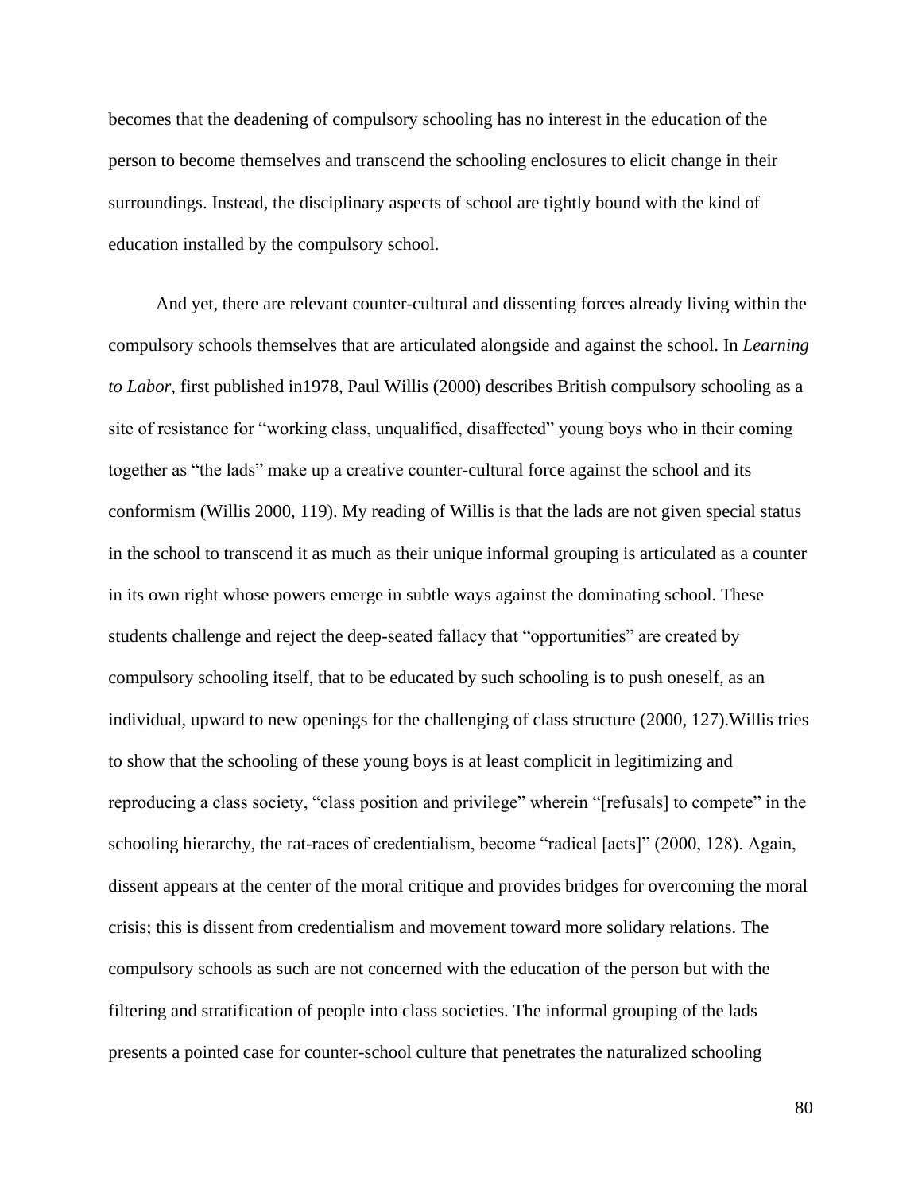becomes that the deadening of compulsory schooling has no interest in the education of the person to become themselves and transcend the schooling enclosures to elicit change in their surroundings. Instead, the disciplinary aspects of school are tightly bound with the kind of education installed by the compulsory school.

And yet, there are relevant counter-cultural and dissenting forces already living within the compulsory schools themselves that are articulated alongside and against the school. In *Learning to Labor*, first published in1978, Paul Willis (2000) describes British compulsory schooling as a site of resistance for "working class, unqualified, disaffected" young boys who in their coming together as "the lads" make up a creative counter-cultural force against the school and its conformism (Willis 2000, 119). My reading of Willis is that the lads are not given special status in the school to transcend it as much as their unique informal grouping is articulated as a counter in its own right whose powers emerge in subtle ways against the dominating school. These students challenge and reject the deep-seated fallacy that "opportunities" are created by compulsory schooling itself, that to be educated by such schooling is to push oneself, as an individual, upward to new openings for the challenging of class structure (2000, 127).Willis tries to show that the schooling of these young boys is at least complicit in legitimizing and reproducing a class society, "class position and privilege" wherein "[refusals] to compete" in the schooling hierarchy, the rat-races of credentialism, become "radical [acts]" (2000, 128). Again, dissent appears at the center of the moral critique and provides bridges for overcoming the moral crisis; this is dissent from credentialism and movement toward more solidary relations. The compulsory schools as such are not concerned with the education of the person but with the filtering and stratification of people into class societies. The informal grouping of the lads presents a pointed case for counter-school culture that penetrates the naturalized schooling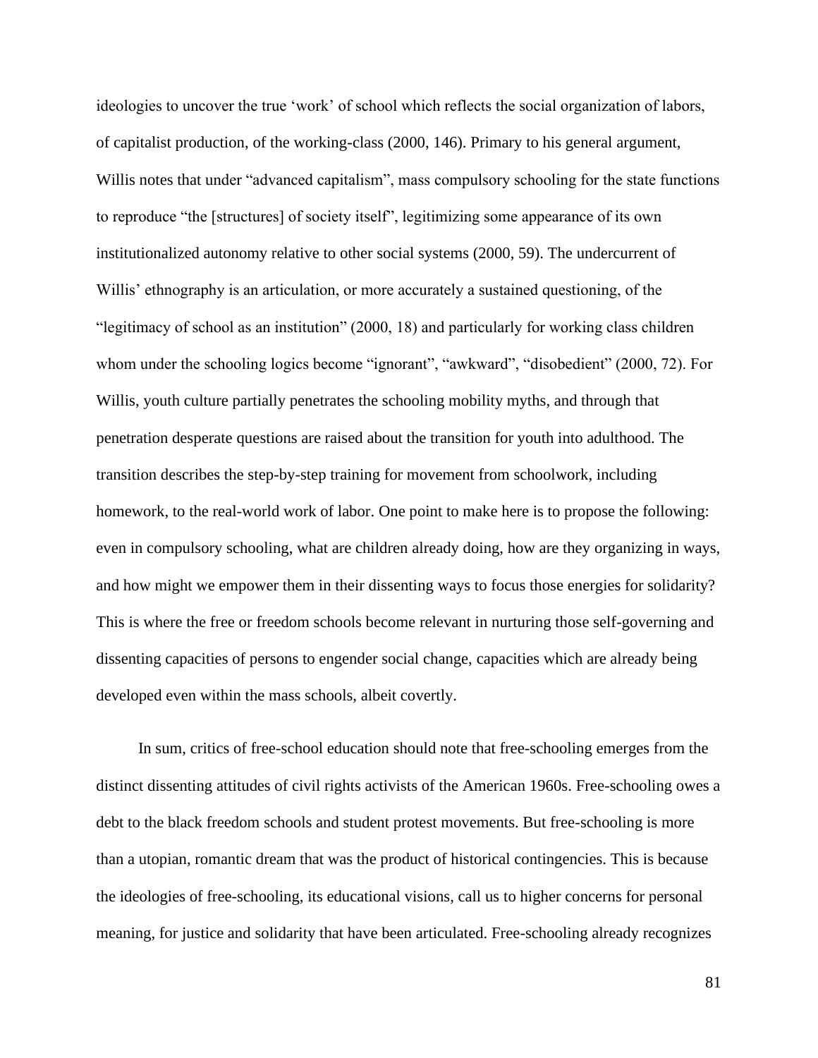ideologies to uncover the true 'work' of school which reflects the social organization of labors, of capitalist production, of the working-class (2000, 146). Primary to his general argument, Willis notes that under "advanced capitalism", mass compulsory schooling for the state functions to reproduce "the [structures] of society itself", legitimizing some appearance of its own institutionalized autonomy relative to other social systems (2000, 59). The undercurrent of Willis' ethnography is an articulation, or more accurately a sustained questioning, of the "legitimacy of school as an institution" (2000, 18) and particularly for working class children whom under the schooling logics become "ignorant", "awkward", "disobedient" (2000, 72). For Willis, youth culture partially penetrates the schooling mobility myths, and through that penetration desperate questions are raised about the transition for youth into adulthood. The transition describes the step-by-step training for movement from schoolwork, including homework, to the real-world work of labor. One point to make here is to propose the following: even in compulsory schooling, what are children already doing, how are they organizing in ways, and how might we empower them in their dissenting ways to focus those energies for solidarity? This is where the free or freedom schools become relevant in nurturing those self-governing and dissenting capacities of persons to engender social change, capacities which are already being developed even within the mass schools, albeit covertly.

In sum, critics of free-school education should note that free-schooling emerges from the distinct dissenting attitudes of civil rights activists of the American 1960s. Free-schooling owes a debt to the black freedom schools and student protest movements. But free-schooling is more than a utopian, romantic dream that was the product of historical contingencies. This is because the ideologies of free-schooling, its educational visions, call us to higher concerns for personal meaning, for justice and solidarity that have been articulated. Free-schooling already recognizes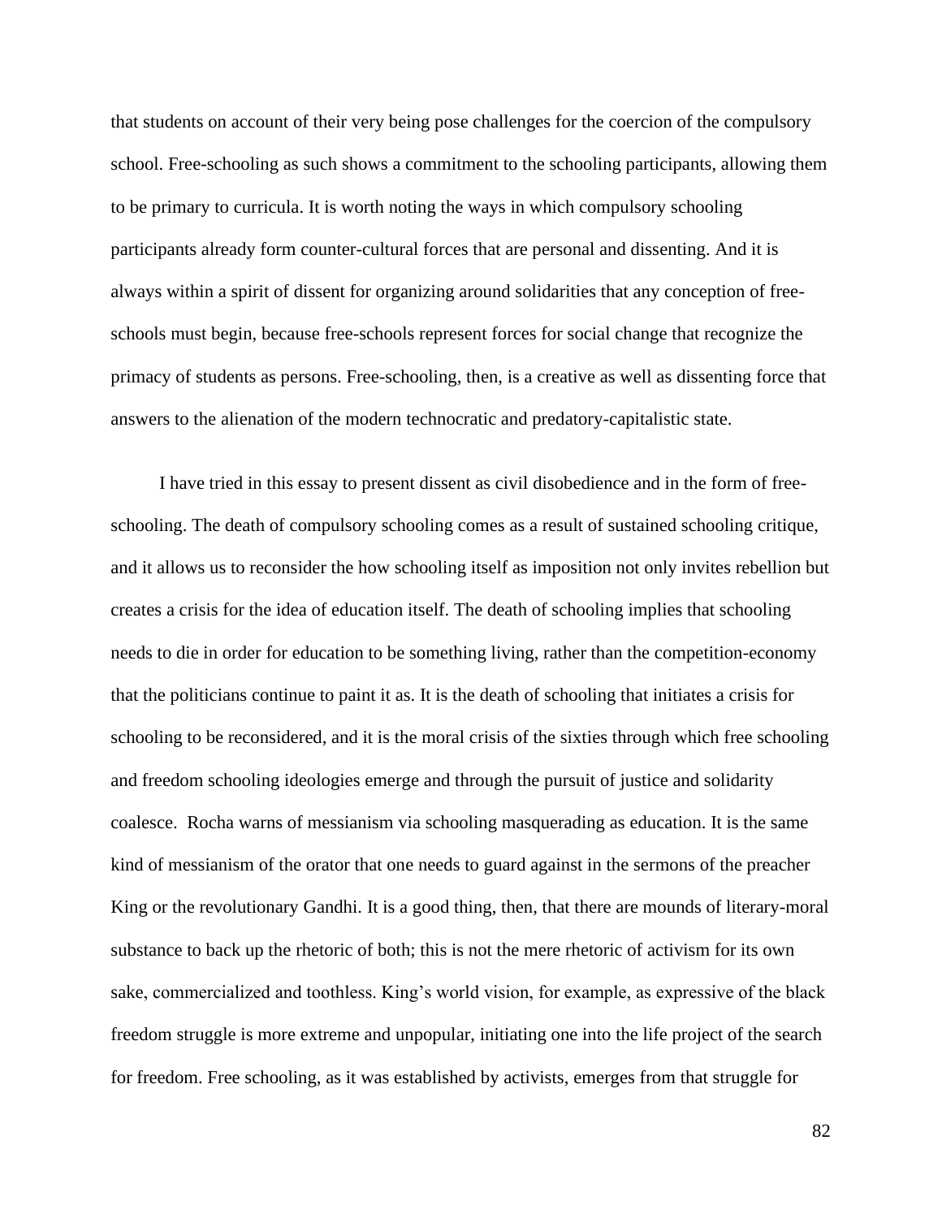that students on account of their very being pose challenges for the coercion of the compulsory school. Free-schooling as such shows a commitment to the schooling participants, allowing them to be primary to curricula. It is worth noting the ways in which compulsory schooling participants already form counter-cultural forces that are personal and dissenting. And it is always within a spirit of dissent for organizing around solidarities that any conception of free-schools must begin, because free-schools represent forces for social change that recognize the primacy of students as persons. Free-schooling, then, is a creative as well as dissenting force that answers to the alienation of the modern technocratic and predatory-capitalistic state.

I have tried in this essay to present dissent as civil disobedience and in the form of free-schooling. The death of compulsory schooling comes as a result of sustained schooling critique, and it allows us to reconsider the how schooling itself as imposition not only invites rebellion but creates a crisis for the idea of education itself. The death of schooling implies that schooling needs to die in order for education to be something living, rather than the competition-economy that the politicians continue to paint it as. It is the death of schooling that initiates a crisis for schooling to be reconsidered, and it is the moral crisis of the sixties through which free schooling and freedom schooling ideologies emerge and through the pursuit of justice and solidarity coalesce. Rocha warns of messianism via schooling masquerading as education. It is the same kind of messianism of the orator that one needs to guard against in the sermons of the preacher King or the revolutionary Gandhi. It is a good thing, then, that there are mounds of literary-moral substance to back up the rhetoric of both; this is not the mere rhetoric of activism for its own sake, commercialized and toothless. King's world vision, for example, as expressive of the black freedom struggle is more extreme and unpopular, initiating one into the life project of the search for freedom. Free schooling, as it was established by activists, emerges from that struggle for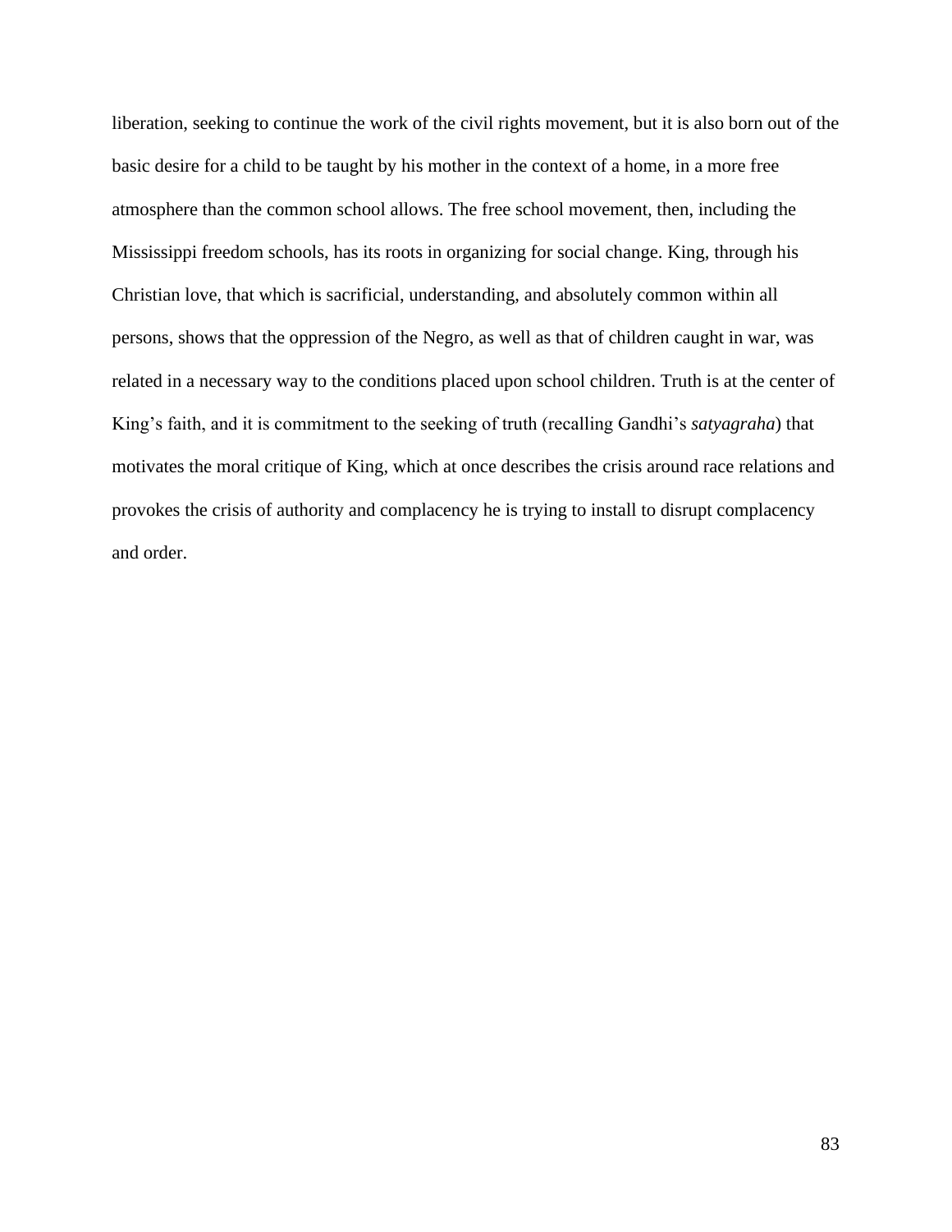liberation, seeking to continue the work of the civil rights movement, but it is also born out of the basic desire for a child to be taught by his mother in the context of a home, in a more free atmosphere than the common school allows. The free school movement, then, including the Mississippi freedom schools, has its roots in organizing for social change. King, through his Christian love, that which is sacrificial, understanding, and absolutely common within all persons, shows that the oppression of the Negro, as well as that of children caught in war, was related in a necessary way to the conditions placed upon school children. Truth is at the center of King's faith, and it is commitment to the seeking of truth (recalling Gandhi's *satyagraha*) that motivates the moral critique of King, which at once describes the crisis around race relations and provokes the crisis of authority and complacency he is trying to install to disrupt complacency and order.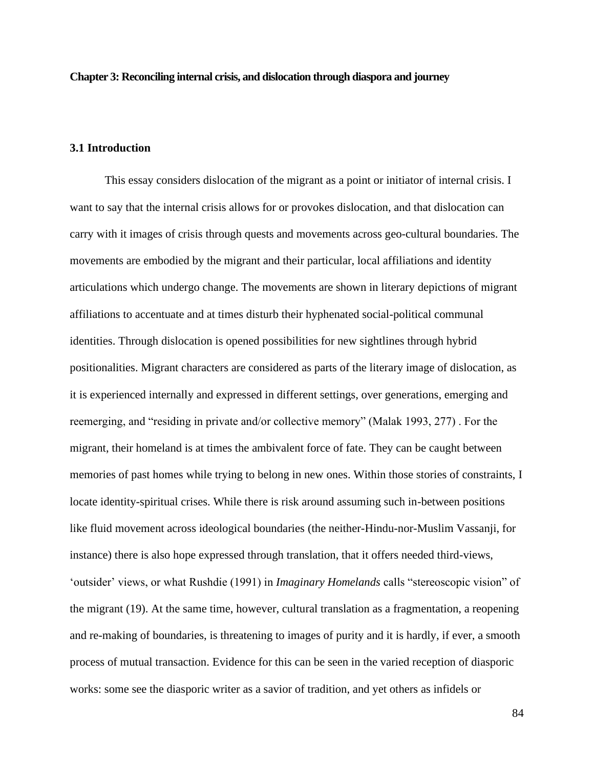**Chapter 3: Reconciling internal crisis, and dislocation through diaspora and journey**

**3.1 Introduction**

This essay considers dislocation of the migrant as a point or initiator of internal crisis. I want to say that the internal crisis allows for or provokes dislocation, and that dislocation can carry with it images of crisis through quests and movements across geo-cultural boundaries. The movements are embodied by the migrant and their particular, local affiliations and identity articulations which undergo change. The movements are shown in literary depictions of migrant affiliations to accentuate and at times disturb their hyphenated social-political communal identities. Through dislocation is opened possibilities for new sightlines through hybrid positionalities. Migrant characters are considered as parts of the literary image of dislocation, as it is experienced internally and expressed in different settings, over generations, emerging and reemerging, and "residing in private and/or collective memory" (Malak 1993, 277) . For the migrant, their homeland is at times the ambivalent force of fate. They can be caught between memories of past homes while trying to belong in new ones. Within those stories of constraints, I locate identity-spiritual crises. While there is risk around assuming such in-between positions like fluid movement across ideological boundaries (the neither-Hindu-nor-Muslim Vassanji, for instance) there is also hope expressed through translation, that it offers needed third-views, 'outsider' views, or what Rushdie (1991) in *Imaginary Homelands* calls "stereoscopic vision" of the migrant (19). At the same time, however, cultural translation as a fragmentation, a reopening and re-making of boundaries, is threatening to images of purity and it is hardly, if ever, a smooth process of mutual transaction. Evidence for this can be seen in the varied reception of diasporic works: some see the diasporic writer as a savior of tradition, and yet others as infidels or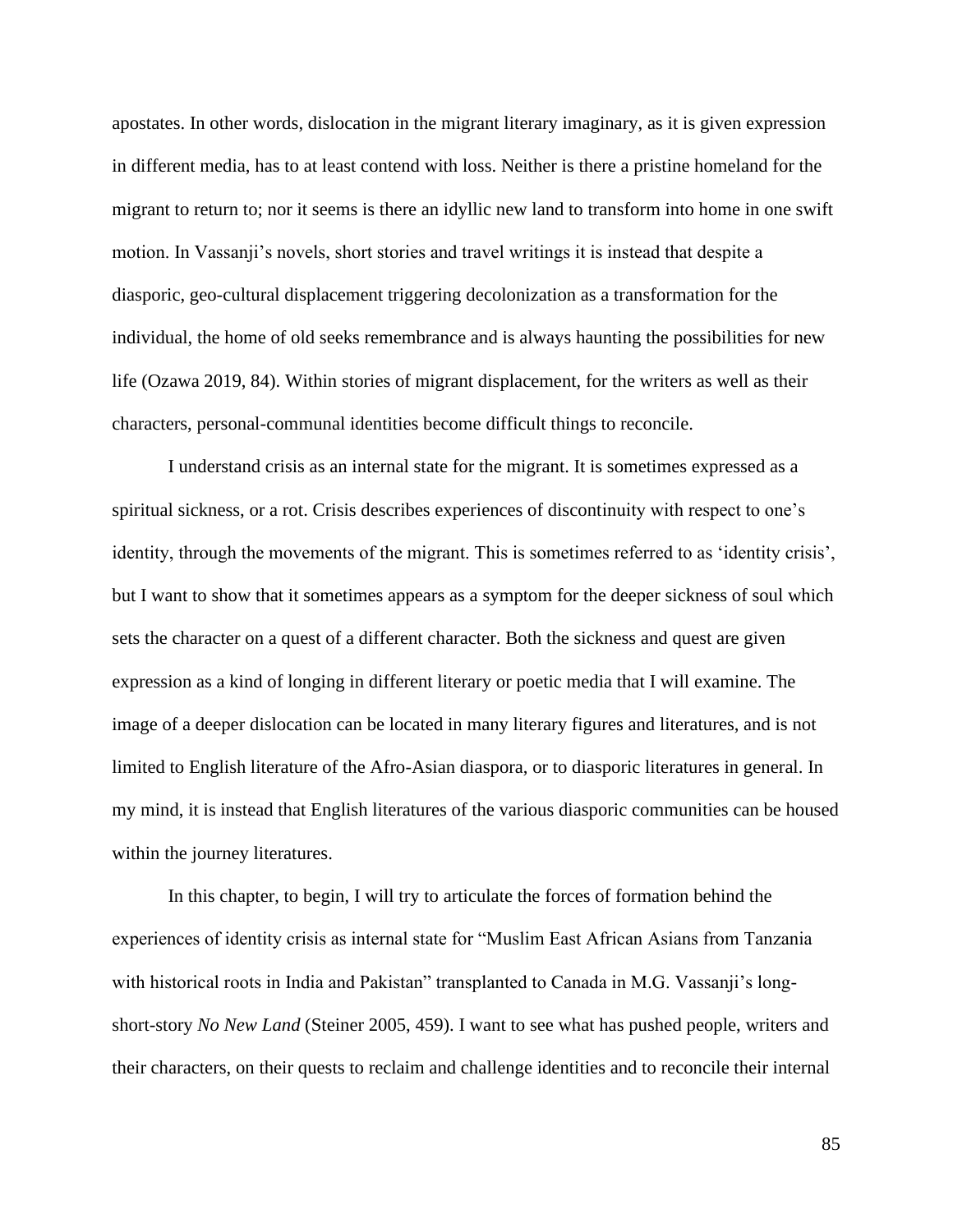apostates. In other words, dislocation in the migrant literary imaginary, as it is given expression in different media, has to at least contend with loss. Neither is there a pristine homeland for the migrant to return to; nor it seems is there an idyllic new land to transform into home in one swift motion. In Vassanji's novels, short stories and travel writings it is instead that despite a diasporic, geo-cultural displacement triggering decolonization as a transformation for the individual, the home of old seeks remembrance and is always haunting the possibilities for new life (Ozawa 2019, 84). Within stories of migrant displacement, for the writers as well as their characters, personal-communal identities become difficult things to reconcile.

I understand crisis as an internal state for the migrant. It is sometimes expressed as a spiritual sickness, or a rot. Crisis describes experiences of discontinuity with respect to one's identity, through the movements of the migrant. This is sometimes referred to as 'identity crisis', but I want to show that it sometimes appears as a symptom for the deeper sickness of soul which sets the character on a quest of a different character. Both the sickness and quest are given expression as a kind of longing in different literary or poetic media that I will examine. The image of a deeper dislocation can be located in many literary figures and literatures, and is not limited to English literature of the Afro-Asian diaspora, or to diasporic literatures in general. In my mind, it is instead that English literatures of the various diasporic communities can be housed within the journey literatures.

In this chapter, to begin, I will try to articulate the forces of formation behind the experiences of identity crisis as internal state for "Muslim East African Asians from Tanzania with historical roots in India and Pakistan" transplanted to Canada in M.G. Vassanji's long-short-story *No New Land* (Steiner 2005, 459). I want to see what has pushed people, writers and their characters, on their quests to reclaim and challenge identities and to reconcile their internal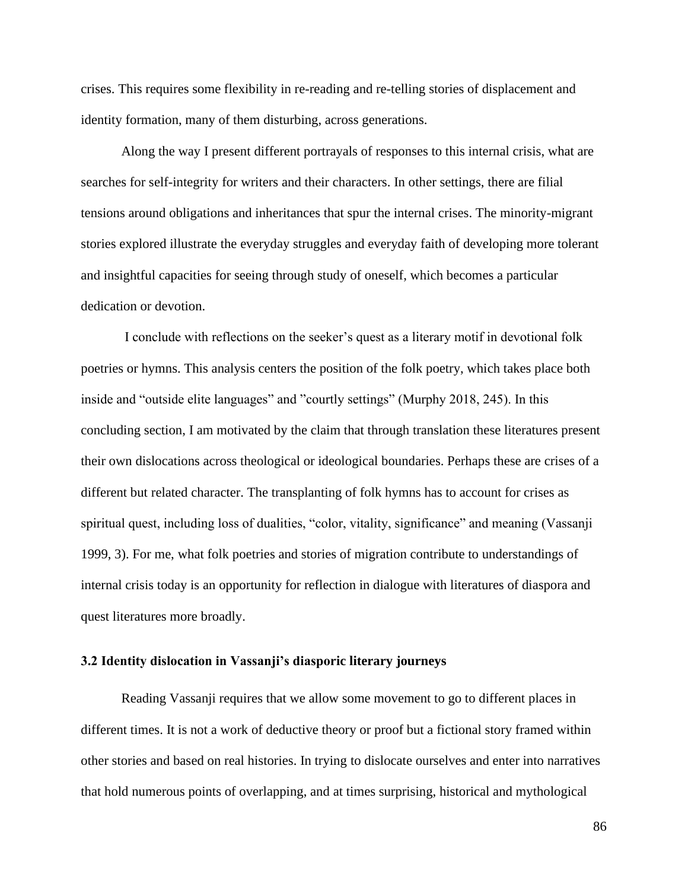crises. This requires some flexibility in re-reading and re-telling stories of displacement and identity formation, many of them disturbing, across generations.

Along the way I present different portrayals of responses to this internal crisis, what are searches for self-integrity for writers and their characters. In other settings, there are filial tensions around obligations and inheritances that spur the internal crises. The minority-migrant stories explored illustrate the everyday struggles and everyday faith of developing more tolerant and insightful capacities for seeing through study of oneself, which becomes a particular dedication or devotion.

I conclude with reflections on the seeker's quest as a literary motif in devotional folk poetries or hymns. This analysis centers the position of the folk poetry, which takes place both inside and "outside elite languages" and "courtly settings" (Murphy 2018, 245). In this concluding section, I am motivated by the claim that through translation these literatures present their own dislocations across theological or ideological boundaries. Perhaps these are crises of a different but related character. The transplanting of folk hymns has to account for crises as spiritual quest, including loss of dualities, "color, vitality, significance" and meaning (Vassanji 1999, 3). For me, what folk poetries and stories of migration contribute to understandings of internal crisis today is an opportunity for reflection in dialogue with literatures of diaspora and quest literatures more broadly.

### 3.2 Identity dislocation in Vassanji's diasporic literary journeys

Reading Vassanji requires that we allow some movement to go to different places in different times. It is not a work of deductive theory or proof but a fictional story framed within other stories and based on real histories. In trying to dislocate ourselves and enter into narratives that hold numerous points of overlapping, and at times surprising, historical and mythological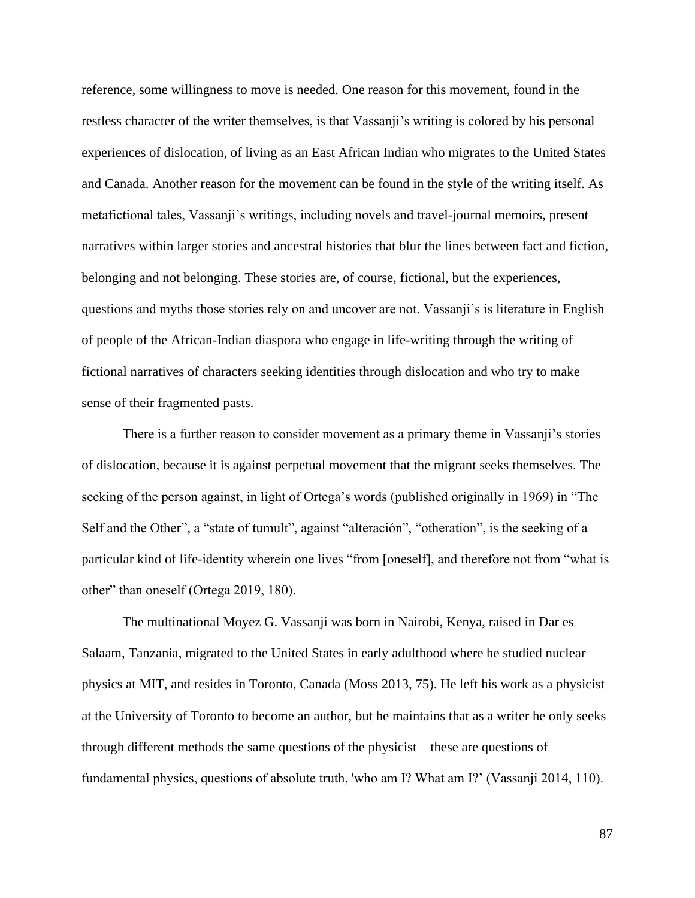reference, some willingness to move is needed. One reason for this movement, found in the restless character of the writer themselves, is that Vassanji's writing is colored by his personal experiences of dislocation, of living as an East African Indian who migrates to the United States and Canada. Another reason for the movement can be found in the style of the writing itself. As metafictional tales, Vassanji's writings, including novels and travel-journal memoirs, present narratives within larger stories and ancestral histories that blur the lines between fact and fiction, belonging and not belonging. These stories are, of course, fictional, but the experiences, questions and myths those stories rely on and uncover are not. Vassanji's is literature in English of people of the African-Indian diaspora who engage in life-writing through the writing of fictional narratives of characters seeking identities through dislocation and who try to make sense of their fragmented pasts.

There is a further reason to consider movement as a primary theme in Vassanji's stories of dislocation, because it is against perpetual movement that the migrant seeks themselves. The seeking of the person against, in light of Ortega's words (published originally in 1969) in "The Self and the Other", a "state of tumult", against "alteración", "otheration", is the seeking of a particular kind of life-identity wherein one lives "from [oneself], and therefore not from "what is other" than oneself (Ortega 2019, 180).

The multinational Moyez G. Vassanji was born in Nairobi, Kenya, raised in Dar es Salaam, Tanzania, migrated to the United States in early adulthood where he studied nuclear physics at MIT, and resides in Toronto, Canada (Moss 2013, 75). He left his work as a physicist at the University of Toronto to become an author, but he maintains that as a writer he only seeks through different methods the same questions of the physicist—these are questions of fundamental physics, questions of absolute truth, 'who am I? What am I?' (Vassanji 2014, 110).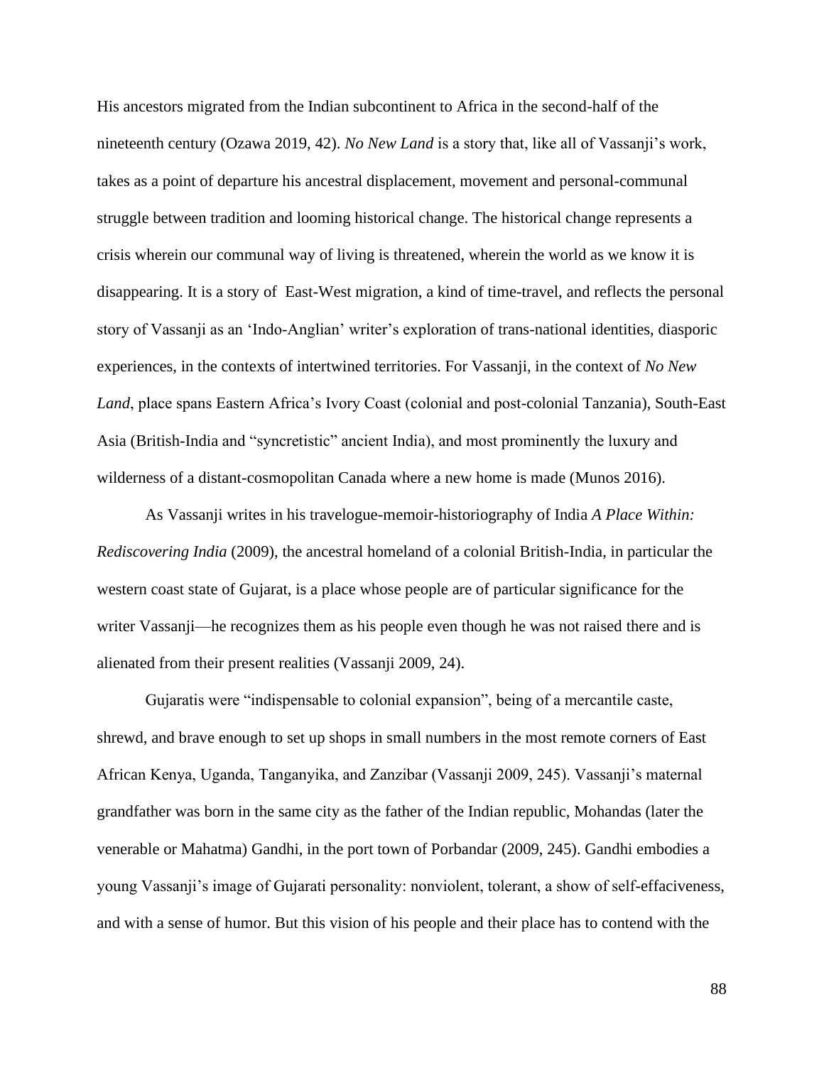His ancestors migrated from the Indian subcontinent to Africa in the second-half of the nineteenth century (Ozawa 2019, 42). *No New Land* is a story that, like all of Vassanji's work, takes as a point of departure his ancestral displacement, movement and personal-communal struggle between tradition and looming historical change. The historical change represents a crisis wherein our communal way of living is threatened, wherein the world as we know it is disappearing. It is a story of East-West migration, a kind of time-travel, and reflects the personal story of Vassanji as an 'Indo-Anglian' writer's exploration of trans-national identities, diasporic experiences, in the contexts of intertwined territories. For Vassanji, in the context of *No New Land*, place spans Eastern Africa's Ivory Coast (colonial and post-colonial Tanzania), South-East Asia (British-India and "syncretistic" ancient India), and most prominently the luxury and wilderness of a distant-cosmopolitan Canada where a new home is made (Munos 2016).

As Vassanji writes in his travelogue-memoir-historiography of India *A Place Within: Rediscovering India* (2009), the ancestral homeland of a colonial British-India, in particular the western coast state of Gujarat, is a place whose people are of particular significance for the writer Vassanji—he recognizes them as his people even though he was not raised there and is alienated from their present realities (Vassanji 2009, 24).

Gujaratis were "indispensable to colonial expansion", being of a mercantile caste, shrewd, and brave enough to set up shops in small numbers in the most remote corners of East African Kenya, Uganda, Tanganyika, and Zanzibar (Vassanji 2009, 245). Vassanji's maternal grandfather was born in the same city as the father of the Indian republic, Mohandas (later the venerable or Mahatma) Gandhi, in the port town of Porbandar (2009, 245). Gandhi embodies a young Vassanji's image of Gujarati personality: nonviolent, tolerant, a show of self-effaciveness, and with a sense of humor. But this vision of his people and their place has to contend with the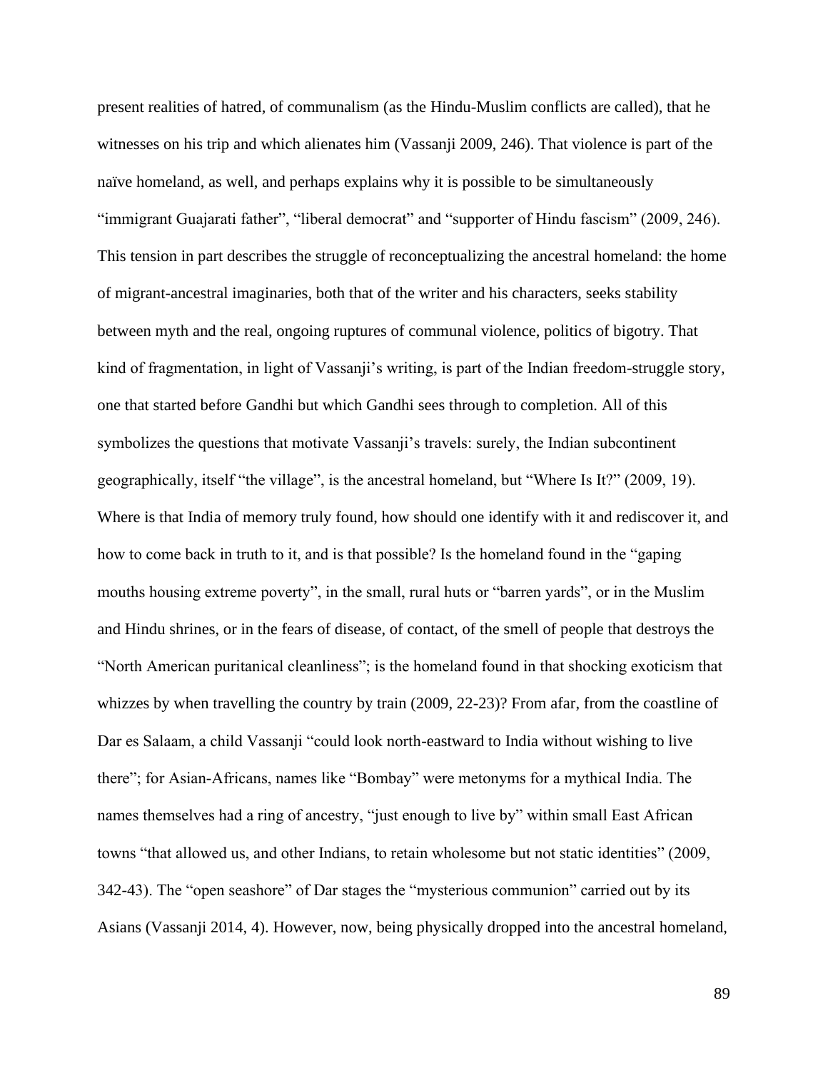present realities of hatred, of communalism (as the Hindu-Muslim conflicts are called), that he witnesses on his trip and which alienates him (Vassanji 2009, 246). That violence is part of the naïve homeland, as well, and perhaps explains why it is possible to be simultaneously "immigrant Guajarati father", "liberal democrat" and "supporter of Hindu fascism" (2009, 246). This tension in part describes the struggle of reconceptualizing the ancestral homeland: the home of migrant-ancestral imaginaries, both that of the writer and his characters, seeks stability between myth and the real, ongoing ruptures of communal violence, politics of bigotry. That kind of fragmentation, in light of Vassanji's writing, is part of the Indian freedom-struggle story, one that started before Gandhi but which Gandhi sees through to completion. All of this symbolizes the questions that motivate Vassanji's travels: surely, the Indian subcontinent geographically, itself "the village", is the ancestral homeland, but "Where Is It?" (2009, 19). Where is that India of memory truly found, how should one identify with it and rediscover it, and how to come back in truth to it, and is that possible? Is the homeland found in the "gaping mouths housing extreme poverty", in the small, rural huts or "barren yards", or in the Muslim and Hindu shrines, or in the fears of disease, of contact, of the smell of people that destroys the "North American puritanical cleanliness"; is the homeland found in that shocking exoticism that whizzes by when travelling the country by train (2009, 22-23)? From afar, from the coastline of Dar es Salaam, a child Vassanji "could look north-eastward to India without wishing to live there"; for Asian-Africans, names like "Bombay" were metonyms for a mythical India. The names themselves had a ring of ancestry, "just enough to live by" within small East African towns "that allowed us, and other Indians, to retain wholesome but not static identities" (2009, 342-43). The "open seashore" of Dar stages the "mysterious communion" carried out by its Asians (Vassanji 2014, 4). However, now, being physically dropped into the ancestral homeland,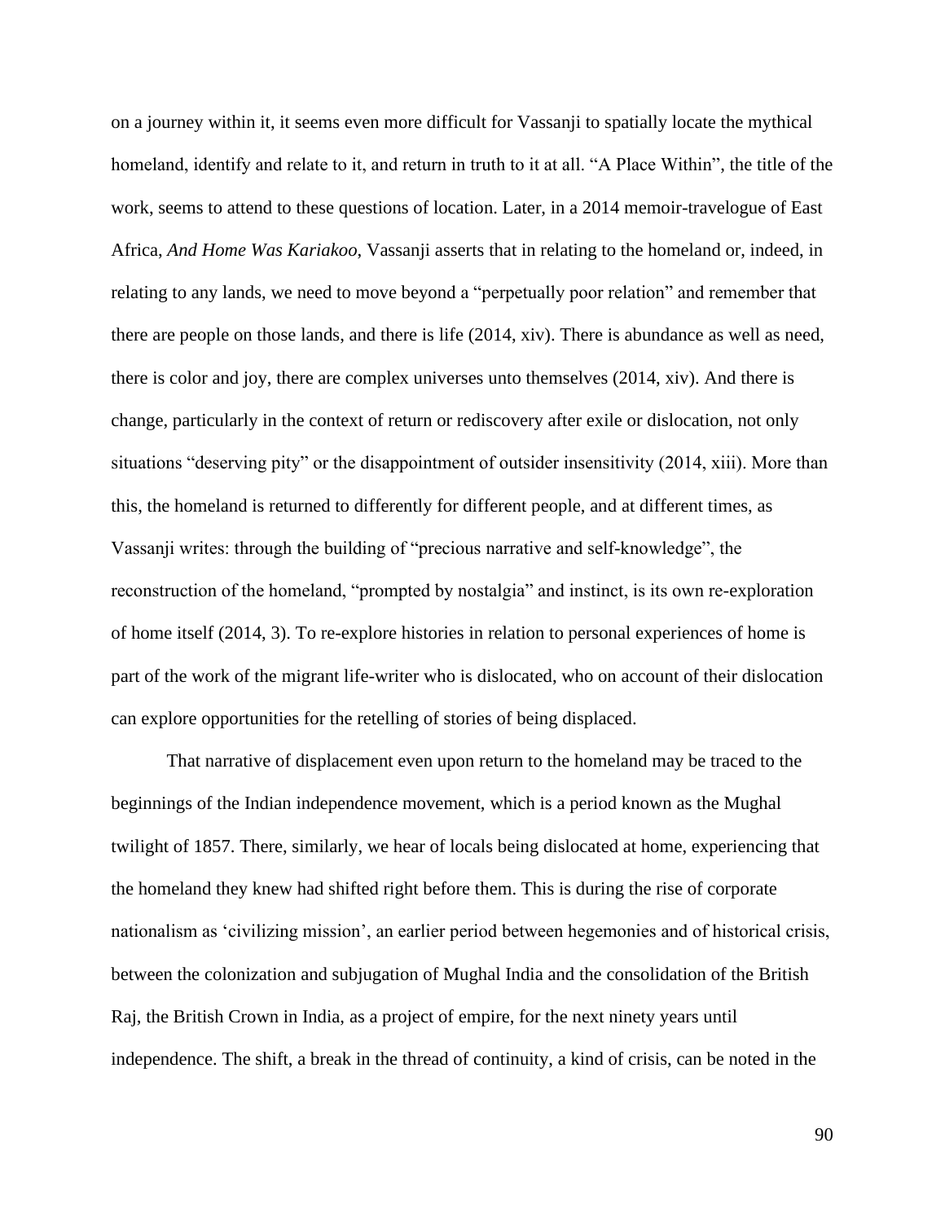on a journey within it, it seems even more difficult for Vassanji to spatially locate the mythical homeland, identify and relate to it, and return in truth to it at all. “A Place Within”, the title of the work, seems to attend to these questions of location. Later, in a 2014 memoir-travelogue of East Africa, *And Home Was Kariakoo*, Vassanji asserts that in relating to the homeland or, indeed, in relating to any lands, we need to move beyond a “perpetually poor relation” and remember that there are people on those lands, and there is life (2014, xiv). There is abundance as well as need, there is color and joy, there are complex universes unto themselves (2014, xiv). And there is change, particularly in the context of return or rediscovery after exile or dislocation, not only situations “deserving pity” or the disappointment of outsider insensitivity (2014, xiii). More than this, the homeland is returned to differently for different people, and at different times, as Vassanji writes: through the building of “precious narrative and self-knowledge”, the reconstruction of the homeland, “prompted by nostalgia” and instinct, is its own re-exploration of home itself (2014, 3). To re-explore histories in relation to personal experiences of home is part of the work of the migrant life-writer who is dislocated, who on account of their dislocation can explore opportunities for the retelling of stories of being displaced.

That narrative of displacement even upon return to the homeland may be traced to the beginnings of the Indian independence movement, which is a period known as the Mughal twilight of 1857. There, similarly, we hear of locals being dislocated at home, experiencing that the homeland they knew had shifted right before them. This is during the rise of corporate nationalism as ‘civilizing mission’, an earlier period between hegemonies and of historical crisis, between the colonization and subjugation of Mughal India and the consolidation of the British Raj, the British Crown in India, as a project of empire, for the next ninety years until independence. The shift, a break in the thread of continuity, a kind of crisis, can be noted in the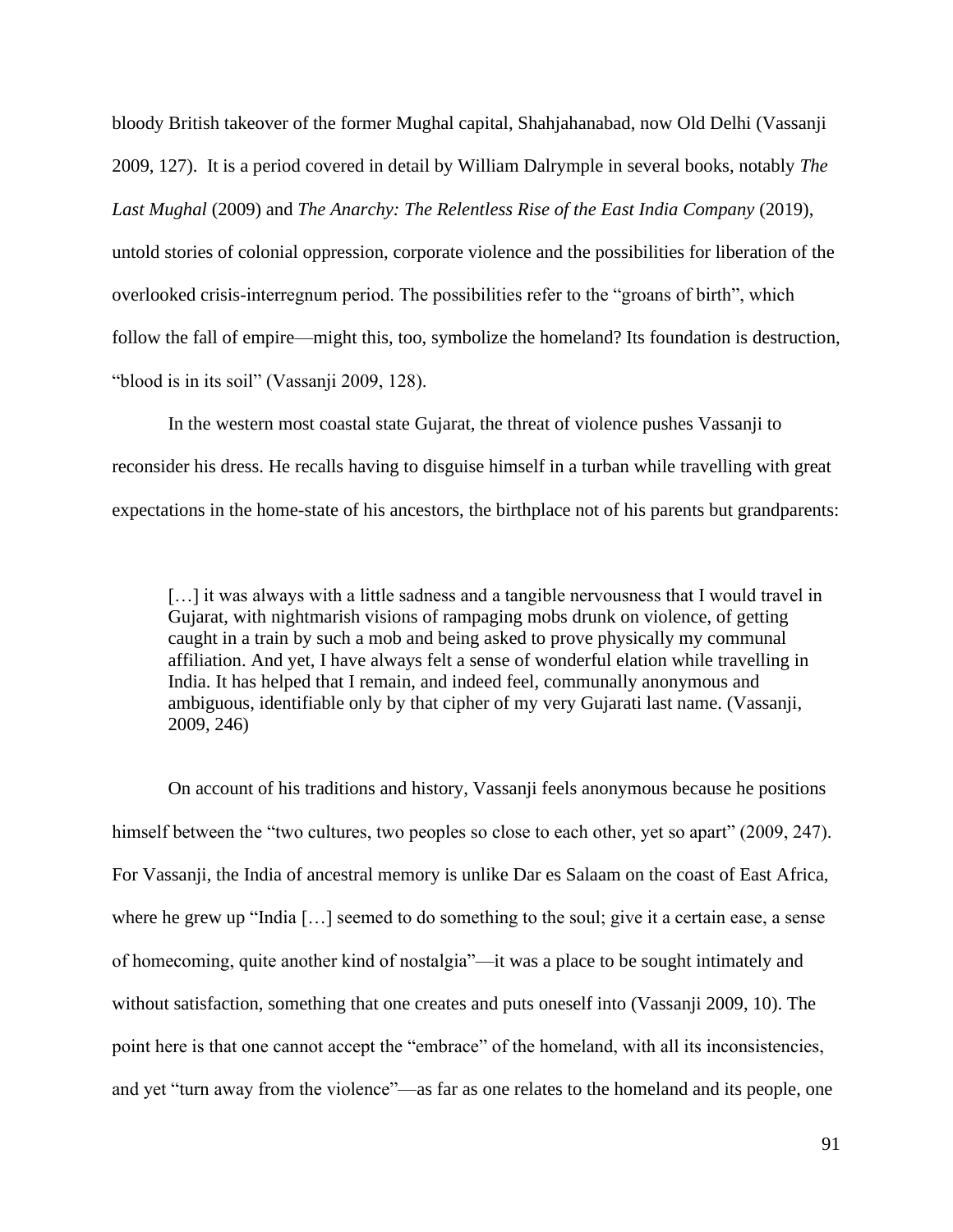bloody British takeover of the former Mughal capital, Shahjahanabad, now Old Delhi (Vassanji 2009, 127). It is a period covered in detail by William Dalrymple in several books, notably *The Last Mughal* (2009) and *The Anarchy: The Relentless Rise of the East India Company* (2019), untold stories of colonial oppression, corporate violence and the possibilities for liberation of the overlooked crisis-interregnum period. The possibilities refer to the "groans of birth", which follow the fall of empire—might this, too, symbolize the homeland? Its foundation is destruction, "blood is in its soil" (Vassanji 2009, 128).

In the western most coastal state Gujarat, the threat of violence pushes Vassanji to reconsider his dress. He recalls having to disguise himself in a turban while travelling with great expectations in the home-state of his ancestors, the birthplace not of his parents but grandparents:

> […] it was always with a little sadness and a tangible nervousness that I would travel in Gujarat, with nightmarish visions of rampaging mobs drunk on violence, of getting caught in a train by such a mob and being asked to prove physically my communal affiliation. And yet, I have always felt a sense of wonderful elation while travelling in India. It has helped that I remain, and indeed feel, communally anonymous and ambiguous, identifiable only by that cipher of my very Gujarati last name. (Vassanji, 2009, 246)

On account of his traditions and history, Vassanji feels anonymous because he positions himself between the "two cultures, two peoples so close to each other, yet so apart" (2009, 247). For Vassanji, the India of ancestral memory is unlike Dar es Salaam on the coast of East Africa, where he grew up "India […] seemed to do something to the soul; give it a certain ease, a sense of homecoming, quite another kind of nostalgia"—it was a place to be sought intimately and without satisfaction, something that one creates and puts oneself into (Vassanji 2009, 10). The point here is that one cannot accept the "embrace" of the homeland, with all its inconsistencies, and yet "turn away from the violence"—as far as one relates to the homeland and its people, one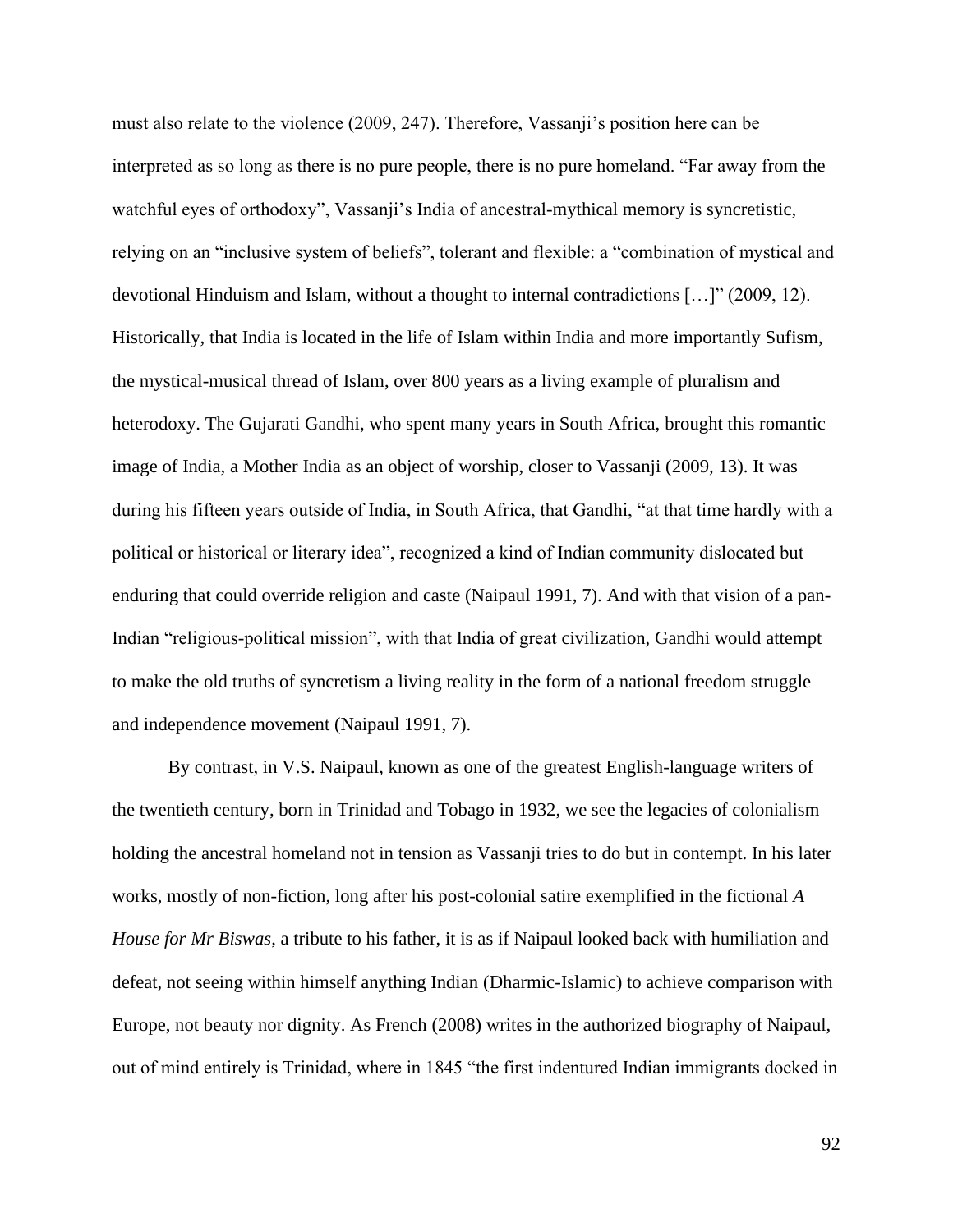must also relate to the violence (2009, 247). Therefore, Vassanji's position here can be interpreted as so long as there is no pure people, there is no pure homeland. "Far away from the watchful eyes of orthodoxy", Vassanji's India of ancestral-mythical memory is syncretistic, relying on an "inclusive system of beliefs", tolerant and flexible: a "combination of mystical and devotional Hinduism and Islam, without a thought to internal contradictions […]" (2009, 12). Historically, that India is located in the life of Islam within India and more importantly Sufism, the mystical-musical thread of Islam, over 800 years as a living example of pluralism and heterodoxy. The Gujarati Gandhi, who spent many years in South Africa, brought this romantic image of India, a Mother India as an object of worship, closer to Vassanji (2009, 13). It was during his fifteen years outside of India, in South Africa, that Gandhi, "at that time hardly with a political or historical or literary idea", recognized a kind of Indian community dislocated but enduring that could override religion and caste (Naipaul 1991, 7). And with that vision of a pan-Indian "religious-political mission", with that India of great civilization, Gandhi would attempt to make the old truths of syncretism a living reality in the form of a national freedom struggle and independence movement (Naipaul 1991, 7).

By contrast, in V.S. Naipaul, known as one of the greatest English-language writers of the twentieth century, born in Trinidad and Tobago in 1932, we see the legacies of colonialism holding the ancestral homeland not in tension as Vassanji tries to do but in contempt. In his later works, mostly of non-fiction, long after his post-colonial satire exemplified in the fictional *A House for Mr Biswas*, a tribute to his father, it is as if Naipaul looked back with humiliation and defeat, not seeing within himself anything Indian (Dharmic-Islamic) to achieve comparison with Europe, not beauty nor dignity. As French (2008) writes in the authorized biography of Naipaul, out of mind entirely is Trinidad, where in 1845 "the first indentured Indian immigrants docked in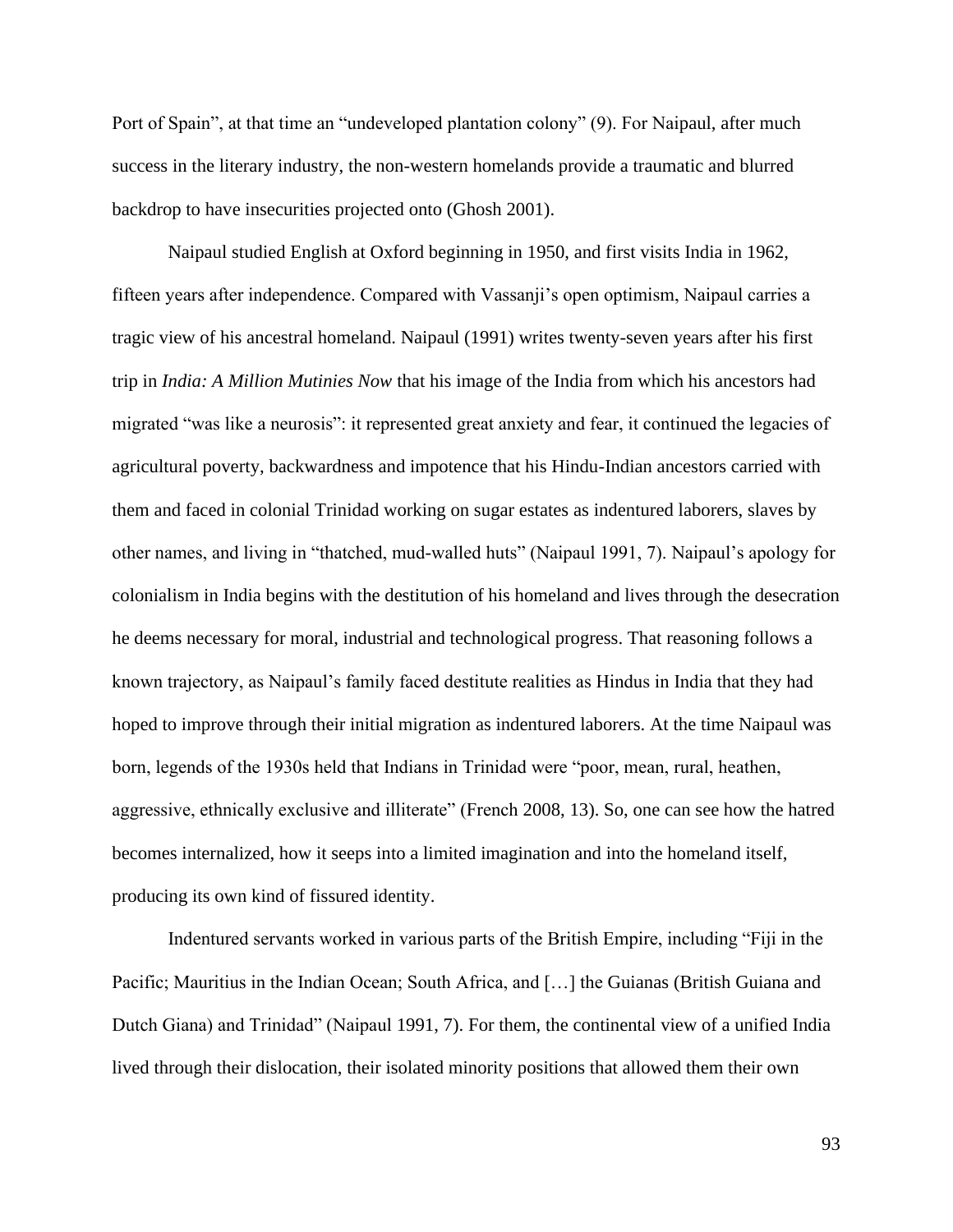Port of Spain", at that time an "undeveloped plantation colony" (9). For Naipaul, after much success in the literary industry, the non-western homelands provide a traumatic and blurred backdrop to have insecurities projected onto (Ghosh 2001).

Naipaul studied English at Oxford beginning in 1950, and first visits India in 1962, fifteen years after independence. Compared with Vassanji's open optimism, Naipaul carries a tragic view of his ancestral homeland. Naipaul (1991) writes twenty-seven years after his first trip in *India: A Million Mutinies Now* that his image of the India from which his ancestors had migrated "was like a neurosis": it represented great anxiety and fear, it continued the legacies of agricultural poverty, backwardness and impotence that his Hindu-Indian ancestors carried with them and faced in colonial Trinidad working on sugar estates as indentured laborers, slaves by other names, and living in "thatched, mud-walled huts" (Naipaul 1991, 7). Naipaul's apology for colonialism in India begins with the destitution of his homeland and lives through the desecration he deems necessary for moral, industrial and technological progress. That reasoning follows a known trajectory, as Naipaul's family faced destitute realities as Hindus in India that they had hoped to improve through their initial migration as indentured laborers. At the time Naipaul was born, legends of the 1930s held that Indians in Trinidad were "poor, mean, rural, heathen, aggressive, ethnically exclusive and illiterate" (French 2008, 13). So, one can see how the hatred becomes internalized, how it seeps into a limited imagination and into the homeland itself, producing its own kind of fissured identity.

Indentured servants worked in various parts of the British Empire, including "Fiji in the Pacific; Mauritius in the Indian Ocean; South Africa, and […] the Guianas (British Guiana and Dutch Giana) and Trinidad" (Naipaul 1991, 7). For them, the continental view of a unified India lived through their dislocation, their isolated minority positions that allowed them their own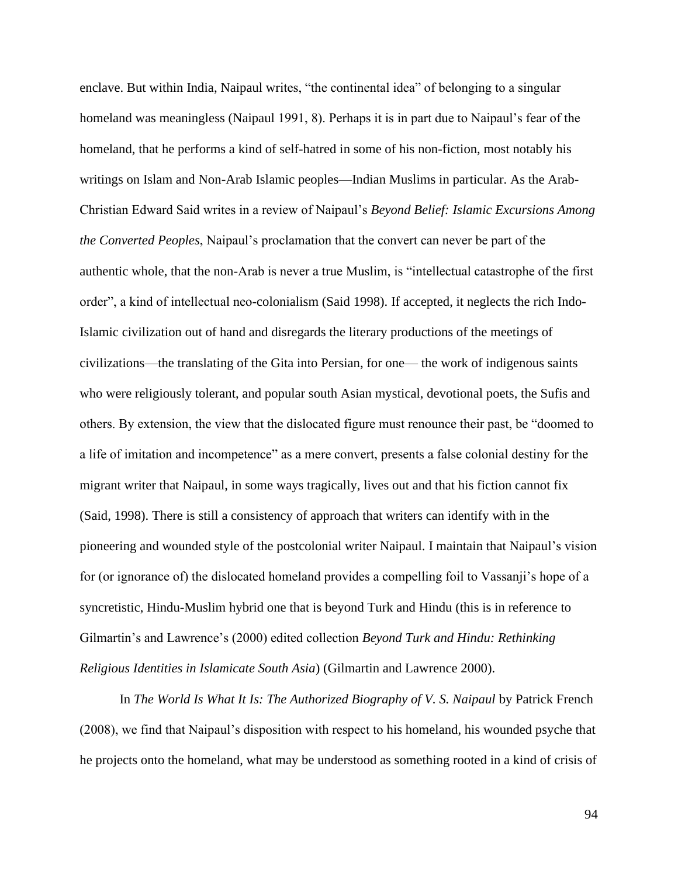enclave. But within India, Naipaul writes, "the continental idea" of belonging to a singular homeland was meaningless (Naipaul 1991, 8). Perhaps it is in part due to Naipaul's fear of the homeland, that he performs a kind of self-hatred in some of his non-fiction, most notably his writings on Islam and Non-Arab Islamic peoples—Indian Muslims in particular. As the Arab-Christian Edward Said writes in a review of Naipaul's *Beyond Belief: Islamic Excursions Among the Converted Peoples*, Naipaul's proclamation that the convert can never be part of the authentic whole, that the non-Arab is never a true Muslim, is "intellectual catastrophe of the first order", a kind of intellectual neo-colonialism (Said 1998). If accepted, it neglects the rich Indo-Islamic civilization out of hand and disregards the literary productions of the meetings of civilizations—the translating of the Gita into Persian, for one— the work of indigenous saints who were religiously tolerant, and popular south Asian mystical, devotional poets, the Sufis and others. By extension, the view that the dislocated figure must renounce their past, be "doomed to a life of imitation and incompetence" as a mere convert, presents a false colonial destiny for the migrant writer that Naipaul, in some ways tragically, lives out and that his fiction cannot fix (Said, 1998). There is still a consistency of approach that writers can identify with in the pioneering and wounded style of the postcolonial writer Naipaul. I maintain that Naipaul's vision for (or ignorance of) the dislocated homeland provides a compelling foil to Vassanji's hope of a syncretistic, Hindu-Muslim hybrid one that is beyond Turk and Hindu (this is in reference to Gilmartin's and Lawrence's (2000) edited collection *Beyond Turk and Hindu: Rethinking Religious Identities in Islamicate South Asia*) (Gilmartin and Lawrence 2000).

In *The World Is What It Is: The Authorized Biography of V. S. Naipaul* by Patrick French (2008), we find that Naipaul's disposition with respect to his homeland, his wounded psyche that he projects onto the homeland, what may be understood as something rooted in a kind of crisis of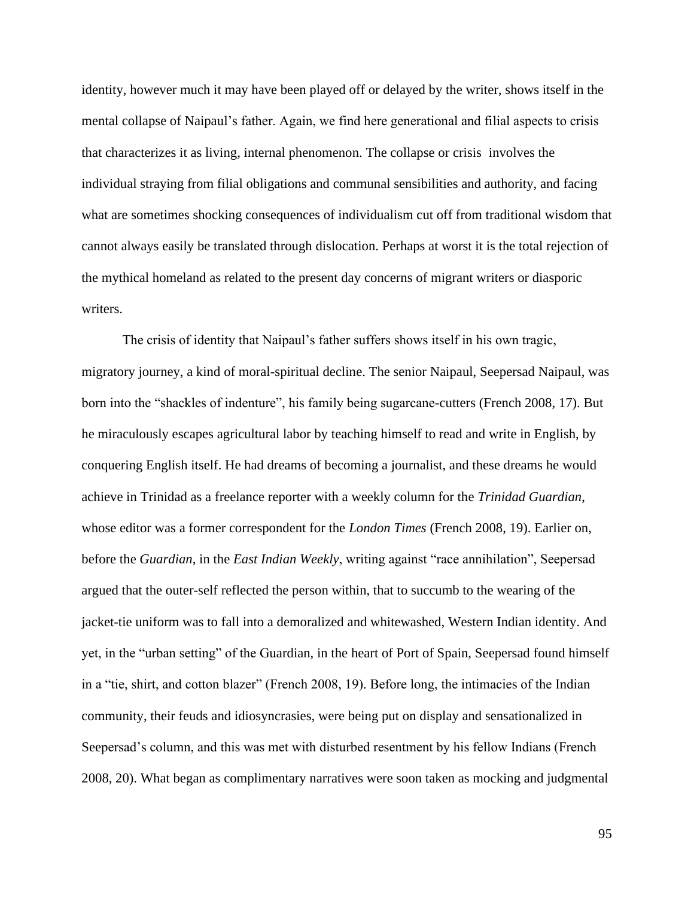identity, however much it may have been played off or delayed by the writer, shows itself in the mental collapse of Naipaul's father. Again, we find here generational and filial aspects to crisis that characterizes it as living, internal phenomenon. The collapse or crisis involves the individual straying from filial obligations and communal sensibilities and authority, and facing what are sometimes shocking consequences of individualism cut off from traditional wisdom that cannot always easily be translated through dislocation. Perhaps at worst it is the total rejection of the mythical homeland as related to the present day concerns of migrant writers or diasporic writers.

The crisis of identity that Naipaul's father suffers shows itself in his own tragic, migratory journey, a kind of moral-spiritual decline. The senior Naipaul, Seepersad Naipaul, was born into the "shackles of indenture", his family being sugarcane-cutters (French 2008, 17). But he miraculously escapes agricultural labor by teaching himself to read and write in English, by conquering English itself. He had dreams of becoming a journalist, and these dreams he would achieve in Trinidad as a freelance reporter with a weekly column for the *Trinidad Guardian*, whose editor was a former correspondent for the *London Times* (French 2008, 19). Earlier on, before the *Guardian*, in the *East Indian Weekly*, writing against "race annihilation", Seepersad argued that the outer-self reflected the person within, that to succumb to the wearing of the jacket-tie uniform was to fall into a demoralized and whitewashed, Western Indian identity. And yet, in the "urban setting" of the Guardian, in the heart of Port of Spain, Seepersad found himself in a "tie, shirt, and cotton blazer" (French 2008, 19). Before long, the intimacies of the Indian community, their feuds and idiosyncrasies, were being put on display and sensationalized in Seepersad's column, and this was met with disturbed resentment by his fellow Indians (French 2008, 20). What began as complimentary narratives were soon taken as mocking and judgmental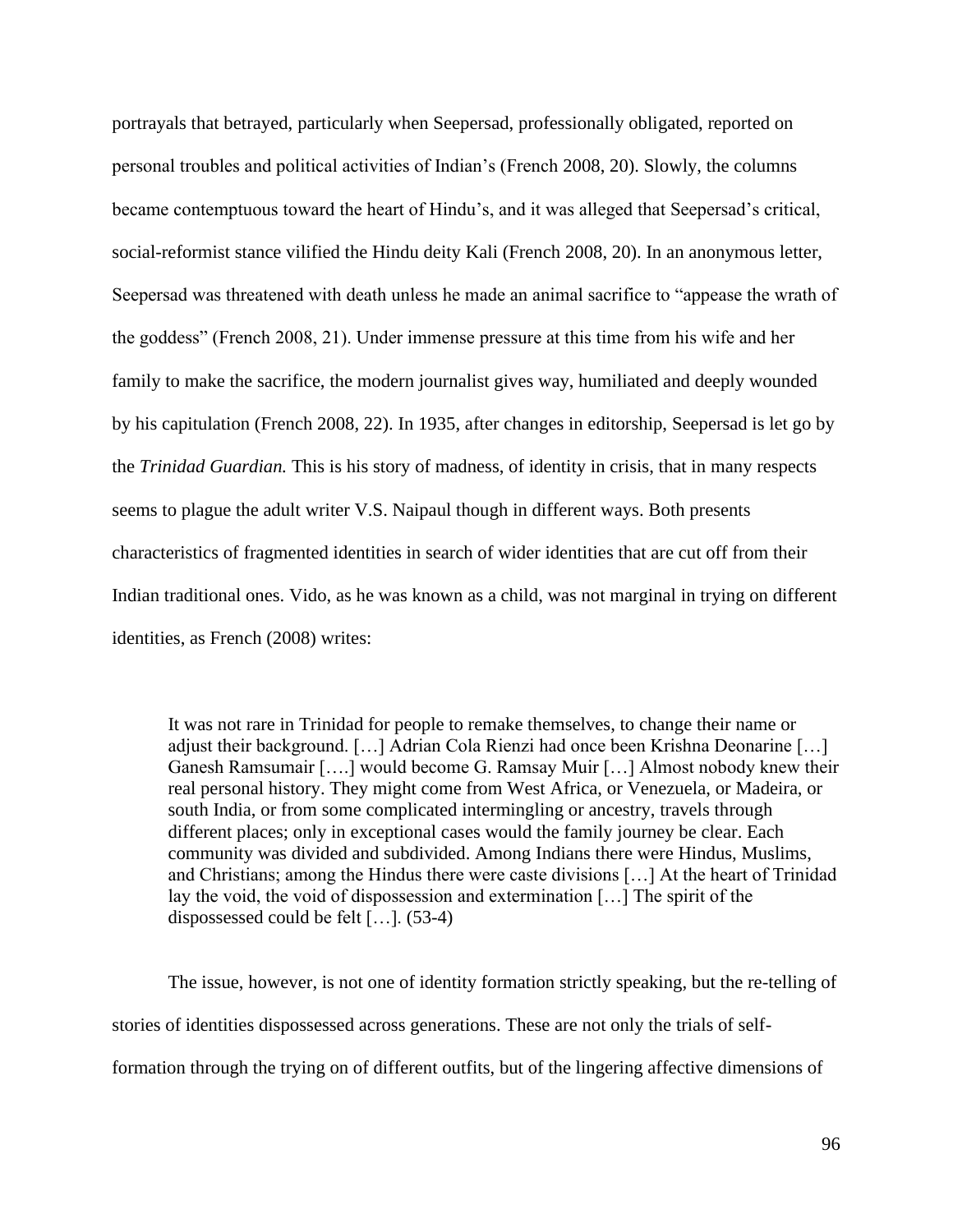portrayals that betrayed, particularly when Seepersad, professionally obligated, reported on personal troubles and political activities of Indian's (French 2008, 20). Slowly, the columns became contemptuous toward the heart of Hindu's, and it was alleged that Seepersad's critical, social-reformist stance vilified the Hindu deity Kali (French 2008, 20). In an anonymous letter, Seepersad was threatened with death unless he made an animal sacrifice to "appease the wrath of the goddess" (French 2008, 21). Under immense pressure at this time from his wife and her family to make the sacrifice, the modern journalist gives way, humiliated and deeply wounded by his capitulation (French 2008, 22). In 1935, after changes in editorship, Seepersad is let go by the *Trinidad Guardian.* This is his story of madness, of identity in crisis, that in many respects seems to plague the adult writer V.S. Naipaul though in different ways. Both presents characteristics of fragmented identities in search of wider identities that are cut off from their Indian traditional ones. Vido, as he was known as a child, was not marginal in trying on different identities, as French (2008) writes:

> It was not rare in Trinidad for people to remake themselves, to change their name or adjust their background. […] Adrian Cola Rienzi had once been Krishna Deonarine […] Ganesh Ramsumair [….] would become G. Ramsay Muir […] Almost nobody knew their real personal history. They might come from West Africa, or Venezuela, or Madeira, or south India, or from some complicated intermingling or ancestry, travels through different places; only in exceptional cases would the family journey be clear. Each community was divided and subdivided. Among Indians there were Hindus, Muslims, and Christians; among the Hindus there were caste divisions […] At the heart of Trinidad lay the void, the void of dispossession and extermination […] The spirit of the dispossessed could be felt […]. (53-4)

The issue, however, is not one of identity formation strictly speaking, but the re-telling of stories of identities dispossessed across generations. These are not only the trials of self-formation through the trying on of different outfits, but of the lingering affective dimensions of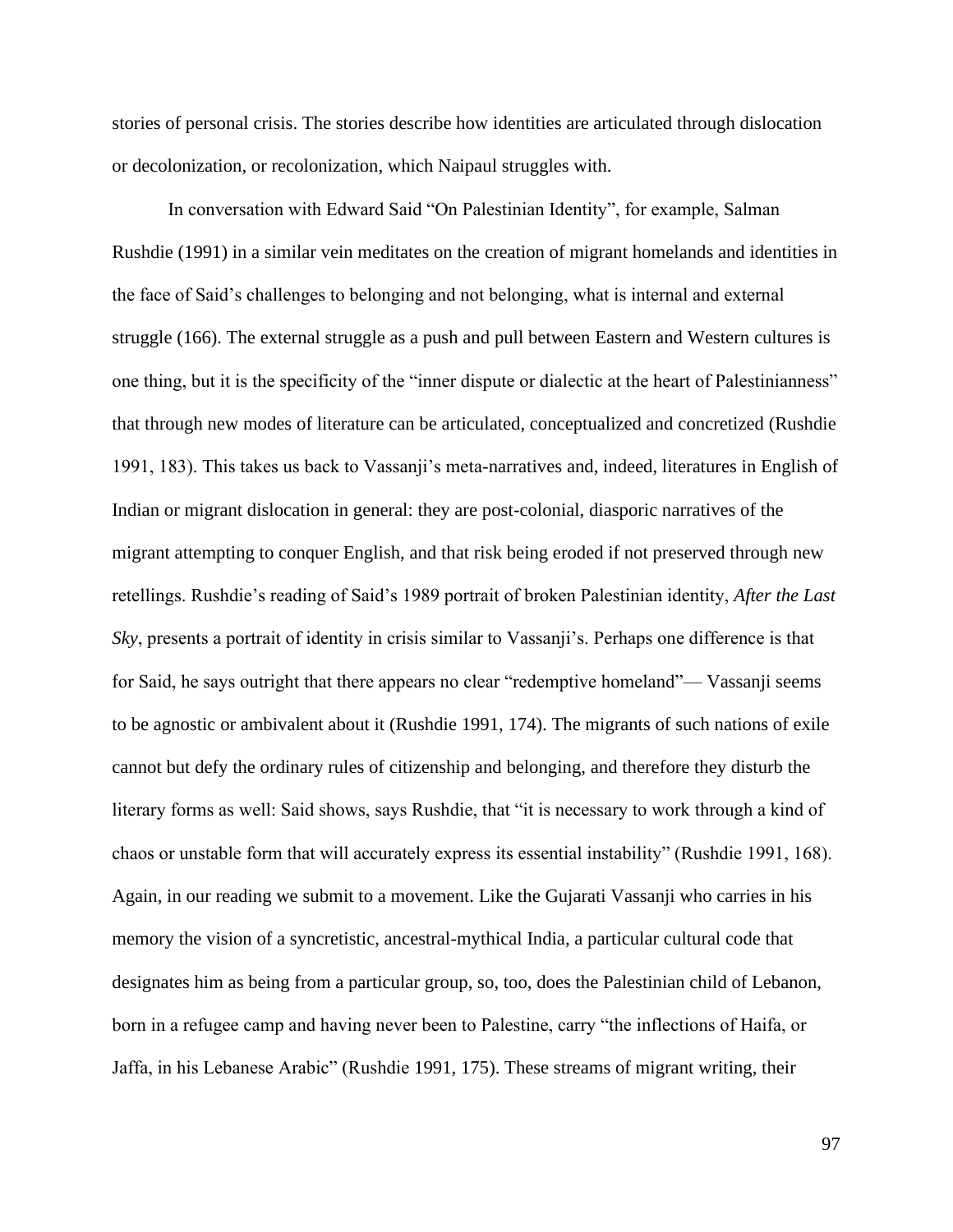stories of personal crisis. The stories describe how identities are articulated through dislocation or decolonization, or recolonization, which Naipaul struggles with.

In conversation with Edward Said "On Palestinian Identity", for example, Salman Rushdie (1991) in a similar vein meditates on the creation of migrant homelands and identities in the face of Said's challenges to belonging and not belonging, what is internal and external struggle (166). The external struggle as a push and pull between Eastern and Western cultures is one thing, but it is the specificity of the "inner dispute or dialectic at the heart of Palestinianness" that through new modes of literature can be articulated, conceptualized and concretized (Rushdie 1991, 183). This takes us back to Vassanji's meta-narratives and, indeed, literatures in English of Indian or migrant dislocation in general: they are post-colonial, diasporic narratives of the migrant attempting to conquer English, and that risk being eroded if not preserved through new retellings. Rushdie's reading of Said's 1989 portrait of broken Palestinian identity, *After the Last Sky*, presents a portrait of identity in crisis similar to Vassanji's. Perhaps one difference is that for Said, he says outright that there appears no clear "redemptive homeland"— Vassanji seems to be agnostic or ambivalent about it (Rushdie 1991, 174). The migrants of such nations of exile cannot but defy the ordinary rules of citizenship and belonging, and therefore they disturb the literary forms as well: Said shows, says Rushdie, that "it is necessary to work through a kind of chaos or unstable form that will accurately express its essential instability" (Rushdie 1991, 168). Again, in our reading we submit to a movement. Like the Gujarati Vassanji who carries in his memory the vision of a syncretistic, ancestral-mythical India, a particular cultural code that designates him as being from a particular group, so, too, does the Palestinian child of Lebanon, born in a refugee camp and having never been to Palestine, carry "the inflections of Haifa, or Jaffa, in his Lebanese Arabic" (Rushdie 1991, 175). These streams of migrant writing, their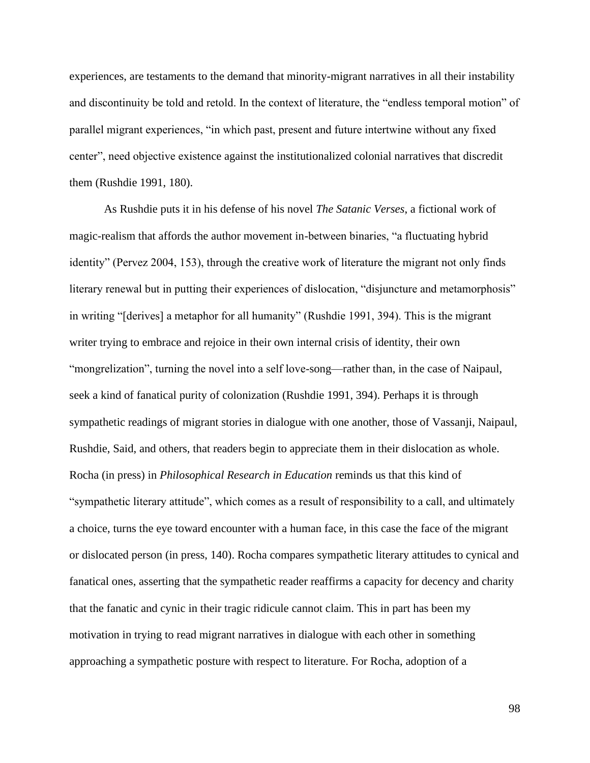experiences, are testaments to the demand that minority-migrant narratives in all their instability and discontinuity be told and retold. In the context of literature, the "endless temporal motion" of parallel migrant experiences, "in which past, present and future intertwine without any fixed center", need objective existence against the institutionalized colonial narratives that discredit them (Rushdie 1991, 180).

As Rushdie puts it in his defense of his novel *The Satanic Verses*, a fictional work of magic-realism that affords the author movement in-between binaries, "a fluctuating hybrid identity" (Pervez 2004, 153), through the creative work of literature the migrant not only finds literary renewal but in putting their experiences of dislocation, "disjuncture and metamorphosis" in writing "[derives] a metaphor for all humanity" (Rushdie 1991, 394). This is the migrant writer trying to embrace and rejoice in their own internal crisis of identity, their own "mongrelization", turning the novel into a self love-song—rather than, in the case of Naipaul, seek a kind of fanatical purity of colonization (Rushdie 1991, 394). Perhaps it is through sympathetic readings of migrant stories in dialogue with one another, those of Vassanji, Naipaul, Rushdie, Said, and others, that readers begin to appreciate them in their dislocation as whole. Rocha (in press) in *Philosophical Research in Education* reminds us that this kind of "sympathetic literary attitude", which comes as a result of responsibility to a call, and ultimately a choice, turns the eye toward encounter with a human face, in this case the face of the migrant or dislocated person (in press, 140). Rocha compares sympathetic literary attitudes to cynical and fanatical ones, asserting that the sympathetic reader reaffirms a capacity for decency and charity that the fanatic and cynic in their tragic ridicule cannot claim. This in part has been my motivation in trying to read migrant narratives in dialogue with each other in something approaching a sympathetic posture with respect to literature. For Rocha, adoption of a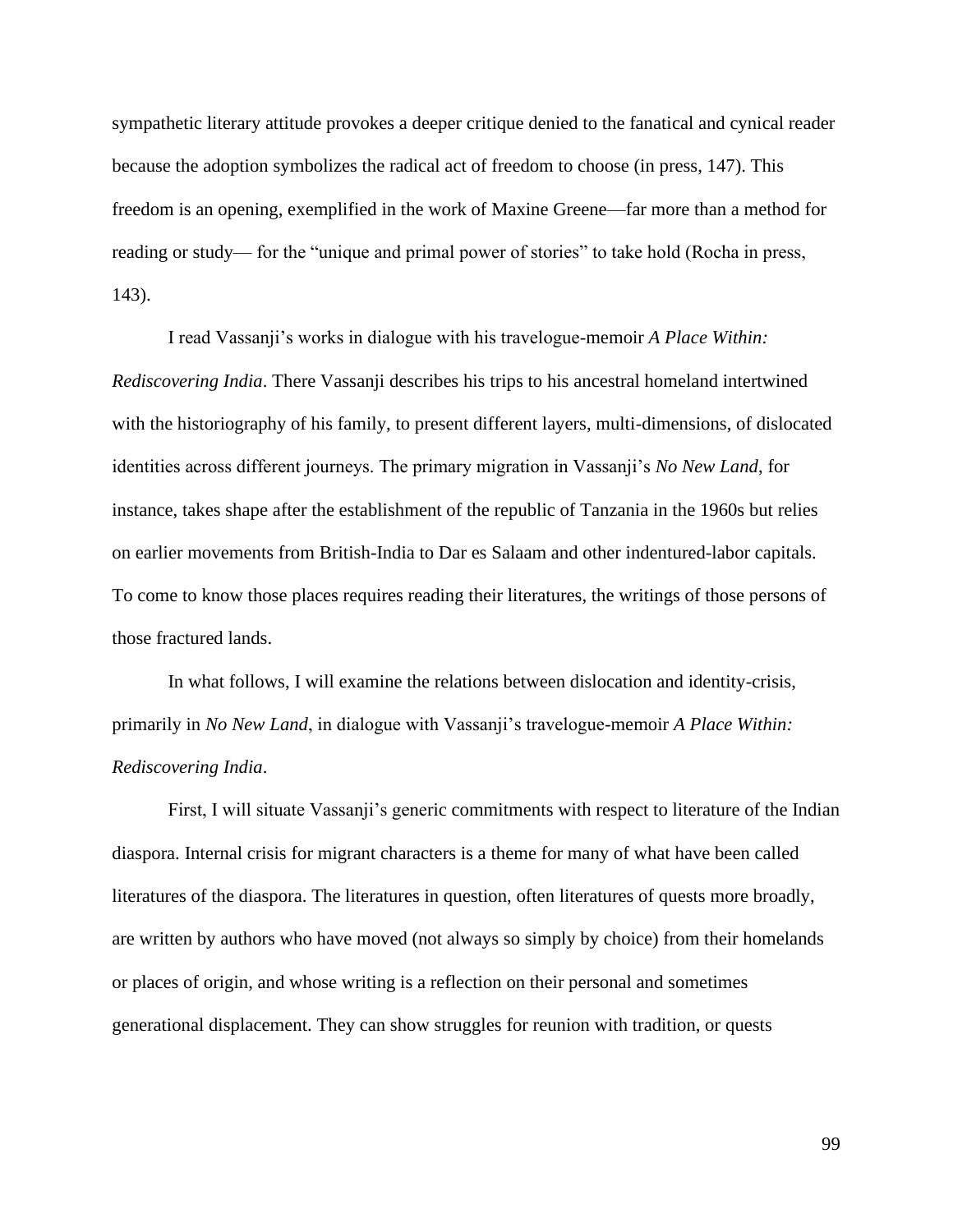sympathetic literary attitude provokes a deeper critique denied to the fanatical and cynical reader because the adoption symbolizes the radical act of freedom to choose (in press, 147). This freedom is an opening, exemplified in the work of Maxine Greene—far more than a method for reading or study— for the "unique and primal power of stories" to take hold (Rocha in press, 143).

I read Vassanji's works in dialogue with his travelogue-memoir *A Place Within: Rediscovering India*. There Vassanji describes his trips to his ancestral homeland intertwined with the historiography of his family, to present different layers, multi-dimensions, of dislocated identities across different journeys. The primary migration in Vassanji's *No New Land*, for instance, takes shape after the establishment of the republic of Tanzania in the 1960s but relies on earlier movements from British-India to Dar es Salaam and other indentured-labor capitals. To come to know those places requires reading their literatures, the writings of those persons of those fractured lands.

In what follows, I will examine the relations between dislocation and identity-crisis, primarily in *No New Land*, in dialogue with Vassanji's travelogue-memoir *A Place Within: Rediscovering India*.

First, I will situate Vassanji's generic commitments with respect to literature of the Indian diaspora. Internal crisis for migrant characters is a theme for many of what have been called literatures of the diaspora. The literatures in question, often literatures of quests more broadly, are written by authors who have moved (not always so simply by choice) from their homelands or places of origin, and whose writing is a reflection on their personal and sometimes generational displacement. They can show struggles for reunion with tradition, or quests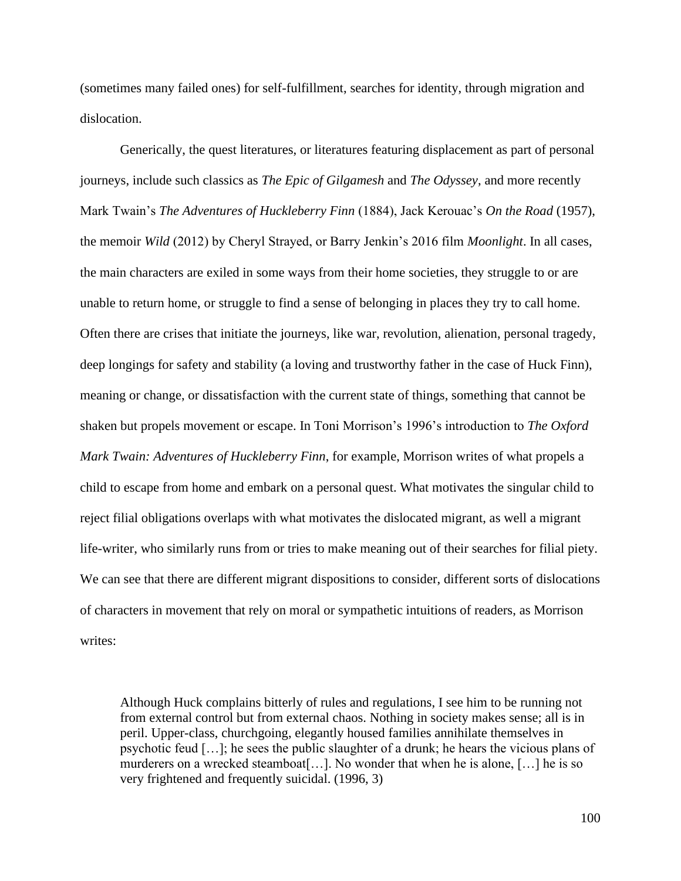(sometimes many failed ones) for self-fulfillment, searches for identity, through migration and dislocation.

Generically, the quest literatures, or literatures featuring displacement as part of personal journeys, include such classics as *The Epic of Gilgamesh* and *The Odyssey*, and more recently Mark Twain's *The Adventures of Huckleberry Finn* (1884), Jack Kerouac's *On the Road* (1957), the memoir *Wild* (2012) by Cheryl Strayed, or Barry Jenkin's 2016 film *Moonlight*. In all cases, the main characters are exiled in some ways from their home societies, they struggle to or are unable to return home, or struggle to find a sense of belonging in places they try to call home. Often there are crises that initiate the journeys, like war, revolution, alienation, personal tragedy, deep longings for safety and stability (a loving and trustworthy father in the case of Huck Finn), meaning or change, or dissatisfaction with the current state of things, something that cannot be shaken but propels movement or escape. In Toni Morrison's 1996's introduction to *The Oxford Mark Twain: Adventures of Huckleberry Finn*, for example, Morrison writes of what propels a child to escape from home and embark on a personal quest. What motivates the singular child to reject filial obligations overlaps with what motivates the dislocated migrant, as well a migrant life-writer, who similarly runs from or tries to make meaning out of their searches for filial piety. We can see that there are different migrant dispositions to consider, different sorts of dislocations of characters in movement that rely on moral or sympathetic intuitions of readers, as Morrison writes:

> Although Huck complains bitterly of rules and regulations, I see him to be running not from external control but from external chaos. Nothing in society makes sense; all is in peril. Upper-class, churchgoing, elegantly housed families annihilate themselves in psychotic feud […]; he sees the public slaughter of a drunk; he hears the vicious plans of murderers on a wrecked steamboat[…]. No wonder that when he is alone, […] he is so very frightened and frequently suicidal. (1996, 3)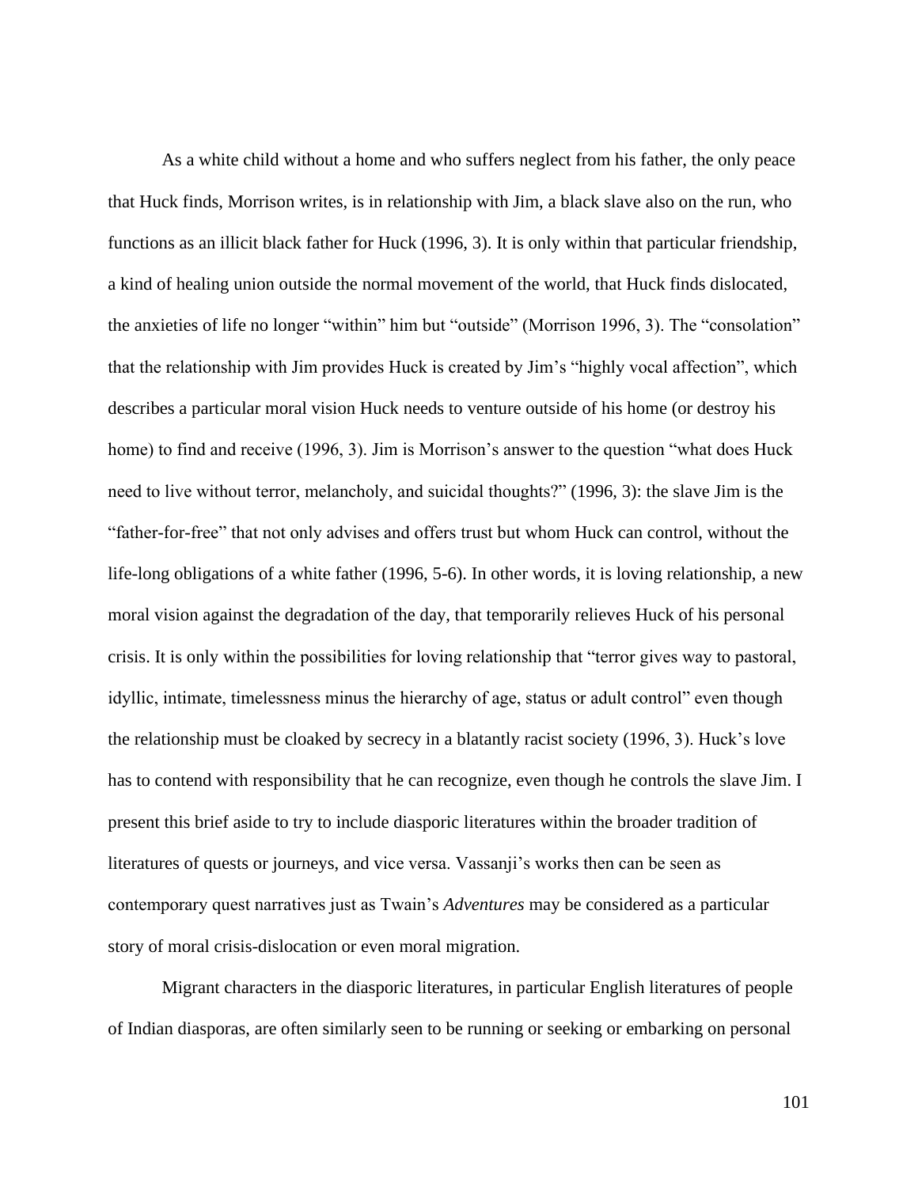As a white child without a home and who suffers neglect from his father, the only peace that Huck finds, Morrison writes, is in relationship with Jim, a black slave also on the run, who functions as an illicit black father for Huck (1996, 3). It is only within that particular friendship, a kind of healing union outside the normal movement of the world, that Huck finds dislocated, the anxieties of life no longer "within" him but "outside" (Morrison 1996, 3). The "consolation" that the relationship with Jim provides Huck is created by Jim's "highly vocal affection", which describes a particular moral vision Huck needs to venture outside of his home (or destroy his home) to find and receive (1996, 3). Jim is Morrison's answer to the question "what does Huck need to live without terror, melancholy, and suicidal thoughts?" (1996, 3): the slave Jim is the "father-for-free" that not only advises and offers trust but whom Huck can control, without the life-long obligations of a white father (1996, 5-6). In other words, it is loving relationship, a new moral vision against the degradation of the day, that temporarily relieves Huck of his personal crisis. It is only within the possibilities for loving relationship that "terror gives way to pastoral, idyllic, intimate, timelessness minus the hierarchy of age, status or adult control" even though the relationship must be cloaked by secrecy in a blatantly racist society (1996, 3). Huck's love has to contend with responsibility that he can recognize, even though he controls the slave Jim. I present this brief aside to try to include diasporic literatures within the broader tradition of literatures of quests or journeys, and vice versa. Vassanji's works then can be seen as contemporary quest narratives just as Twain's *Adventures* may be considered as a particular story of moral crisis-dislocation or even moral migration.

Migrant characters in the diasporic literatures, in particular English literatures of people of Indian diasporas, are often similarly seen to be running or seeking or embarking on personal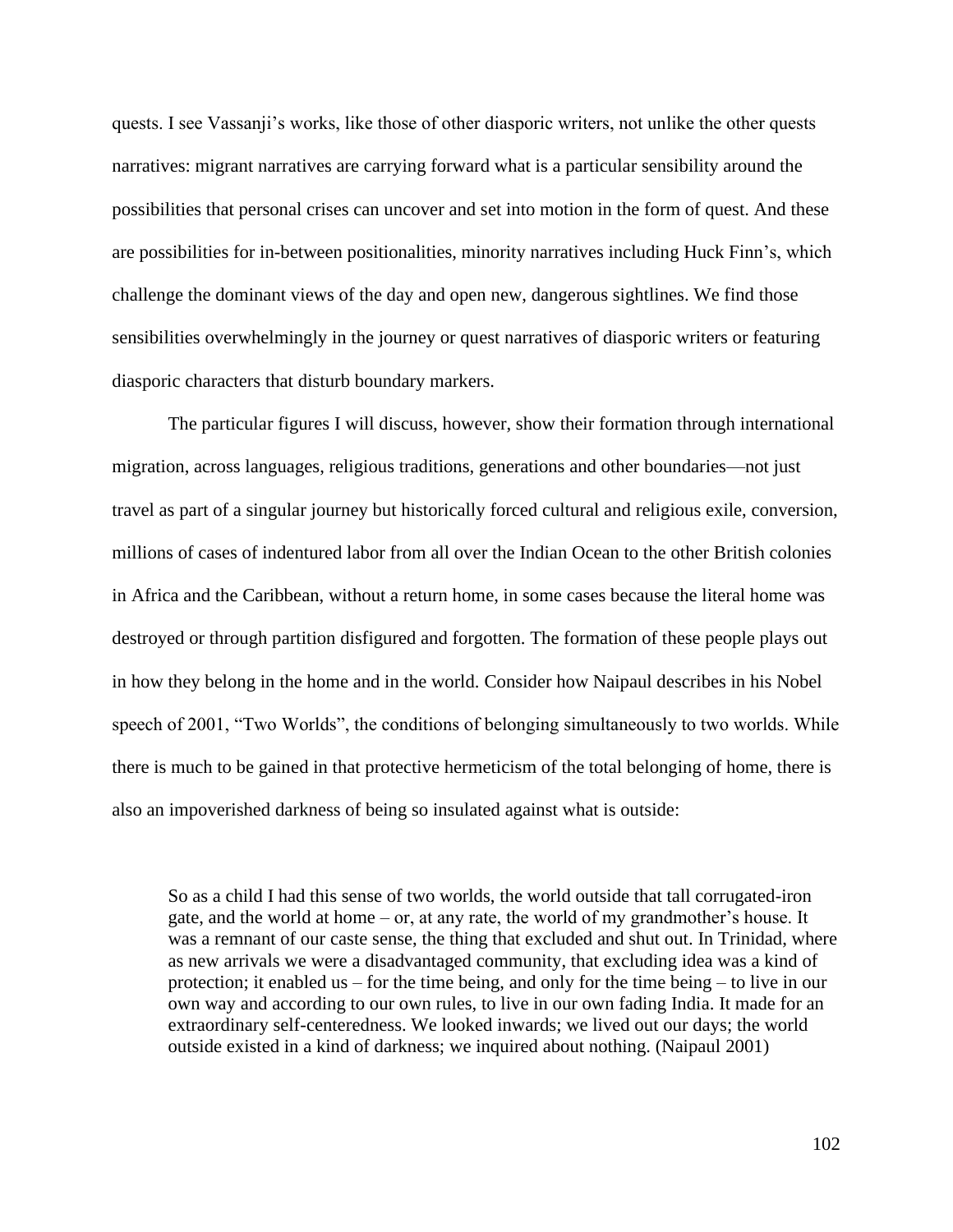quests. I see Vassanji's works, like those of other diasporic writers, not unlike the other quests narratives: migrant narratives are carrying forward what is a particular sensibility around the possibilities that personal crises can uncover and set into motion in the form of quest. And these are possibilities for in-between positionalities, minority narratives including Huck Finn's, which challenge the dominant views of the day and open new, dangerous sightlines. We find those sensibilities overwhelmingly in the journey or quest narratives of diasporic writers or featuring diasporic characters that disturb boundary markers.

The particular figures I will discuss, however, show their formation through international migration, across languages, religious traditions, generations and other boundaries—not just travel as part of a singular journey but historically forced cultural and religious exile, conversion, millions of cases of indentured labor from all over the Indian Ocean to the other British colonies in Africa and the Caribbean, without a return home, in some cases because the literal home was destroyed or through partition disfigured and forgotten. The formation of these people plays out in how they belong in the home and in the world. Consider how Naipaul describes in his Nobel speech of 2001, "Two Worlds", the conditions of belonging simultaneously to two worlds. While there is much to be gained in that protective hermeticism of the total belonging of home, there is also an impoverished darkness of being so insulated against what is outside:

> So as a child I had this sense of two worlds, the world outside that tall corrugated-iron gate, and the world at home – or, at any rate, the world of my grandmother's house. It was a remnant of our caste sense, the thing that excluded and shut out. In Trinidad, where as new arrivals we were a disadvantaged community, that excluding idea was a kind of protection; it enabled us – for the time being, and only for the time being – to live in our own way and according to our own rules, to live in our own fading India. It made for an extraordinary self-centeredness. We looked inwards; we lived out our days; the world outside existed in a kind of darkness; we inquired about nothing. (Naipaul 2001)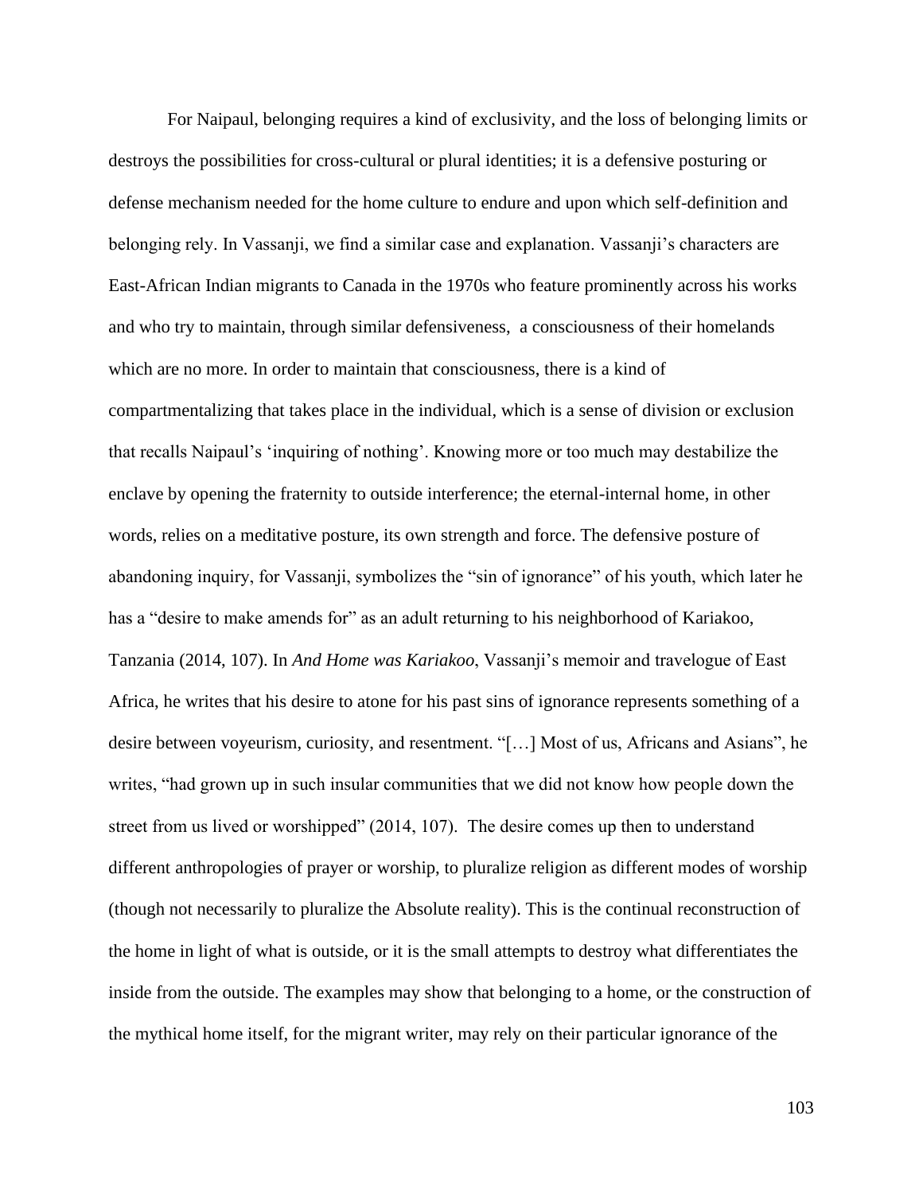For Naipaul, belonging requires a kind of exclusivity, and the loss of belonging limits or destroys the possibilities for cross-cultural or plural identities; it is a defensive posturing or defense mechanism needed for the home culture to endure and upon which self-definition and belonging rely. In Vassanji, we find a similar case and explanation. Vassanji's characters are East-African Indian migrants to Canada in the 1970s who feature prominently across his works and who try to maintain, through similar defensiveness, a consciousness of their homelands which are no more. In order to maintain that consciousness, there is a kind of compartmentalizing that takes place in the individual, which is a sense of division or exclusion that recalls Naipaul's 'inquiring of nothing'. Knowing more or too much may destabilize the enclave by opening the fraternity to outside interference; the eternal-internal home, in other words, relies on a meditative posture, its own strength and force. The defensive posture of abandoning inquiry, for Vassanji, symbolizes the "sin of ignorance" of his youth, which later he has a "desire to make amends for" as an adult returning to his neighborhood of Kariakoo, Tanzania (2014, 107). In *And Home was Kariakoo*, Vassanji's memoir and travelogue of East Africa, he writes that his desire to atone for his past sins of ignorance represents something of a desire between voyeurism, curiosity, and resentment. "[…] Most of us, Africans and Asians", he writes, "had grown up in such insular communities that we did not know how people down the street from us lived or worshipped" (2014, 107). The desire comes up then to understand different anthropologies of prayer or worship, to pluralize religion as different modes of worship (though not necessarily to pluralize the Absolute reality). This is the continual reconstruction of the home in light of what is outside, or it is the small attempts to destroy what differentiates the inside from the outside. The examples may show that belonging to a home, or the construction of the mythical home itself, for the migrant writer, may rely on their particular ignorance of the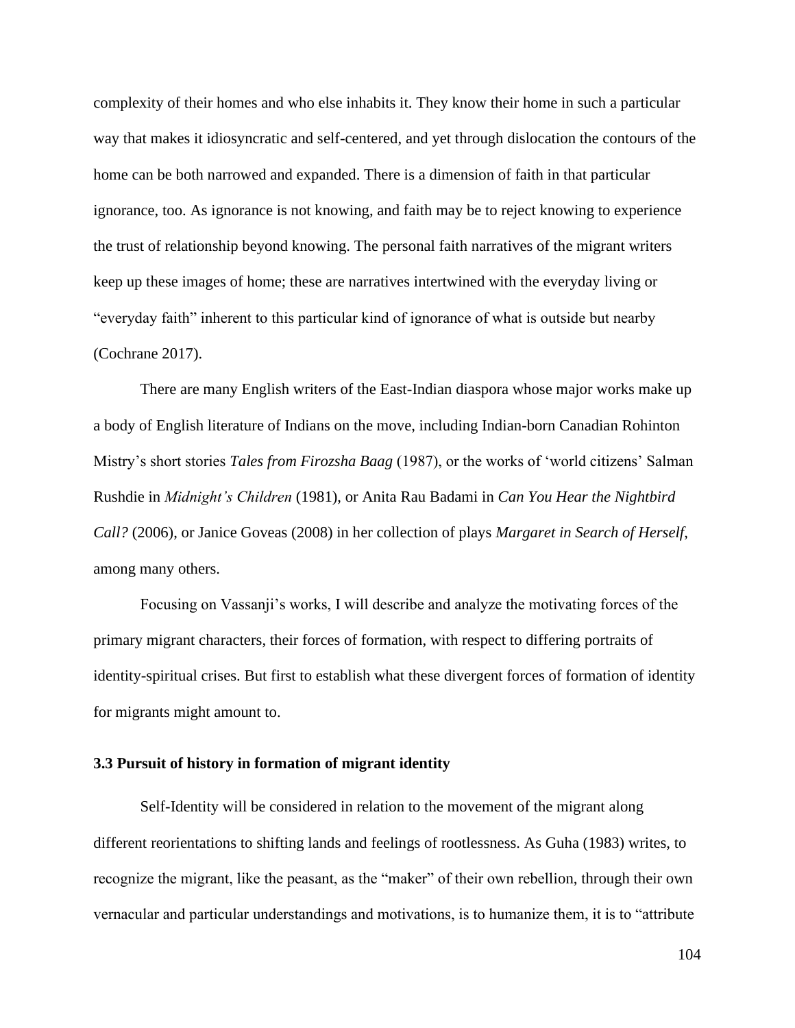complexity of their homes and who else inhabits it. They know their home in such a particular way that makes it idiosyncratic and self-centered, and yet through dislocation the contours of the home can be both narrowed and expanded. There is a dimension of faith in that particular ignorance, too. As ignorance is not knowing, and faith may be to reject knowing to experience the trust of relationship beyond knowing. The personal faith narratives of the migrant writers keep up these images of home; these are narratives intertwined with the everyday living or "everyday faith" inherent to this particular kind of ignorance of what is outside but nearby (Cochrane 2017).

There are many English writers of the East-Indian diaspora whose major works make up a body of English literature of Indians on the move, including Indian-born Canadian Rohinton Mistry's short stories *Tales from Firozsha Baag* (1987), or the works of 'world citizens' Salman Rushdie in *Midnight's Children* (1981), or Anita Rau Badami in *Can You Hear the Nightbird Call?* (2006), or Janice Goveas (2008) in her collection of plays *Margaret in Search of Herself*, among many others.

Focusing on Vassanji's works, I will describe and analyze the motivating forces of the primary migrant characters, their forces of formation, with respect to differing portraits of identity-spiritual crises. But first to establish what these divergent forces of formation of identity for migrants might amount to.

### 3.3 Pursuit of history in formation of migrant identity

Self-Identity will be considered in relation to the movement of the migrant along different reorientations to shifting lands and feelings of rootlessness. As Guha (1983) writes, to recognize the migrant, like the peasant, as the "maker" of their own rebellion, through their own vernacular and particular understandings and motivations, is to humanize them, it is to "attribute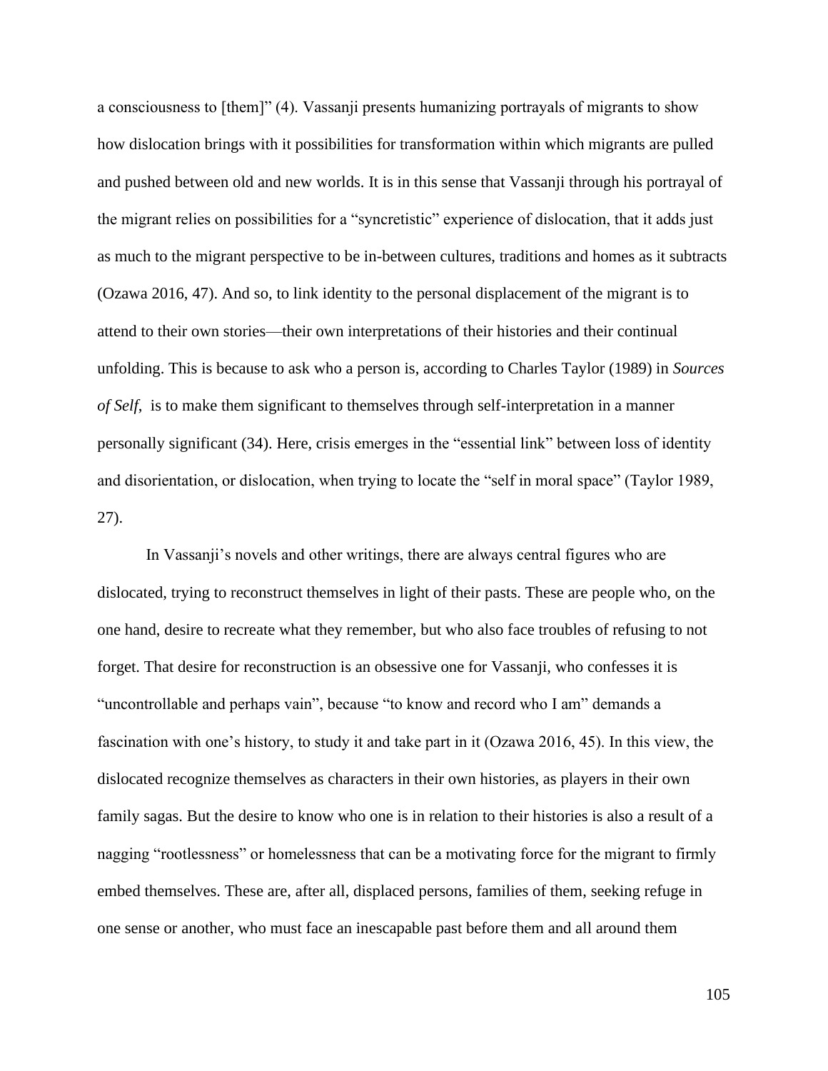a consciousness to [them]" (4). Vassanji presents humanizing portrayals of migrants to show how dislocation brings with it possibilities for transformation within which migrants are pulled and pushed between old and new worlds. It is in this sense that Vassanji through his portrayal of the migrant relies on possibilities for a "syncretistic" experience of dislocation, that it adds just as much to the migrant perspective to be in-between cultures, traditions and homes as it subtracts (Ozawa 2016, 47). And so, to link identity to the personal displacement of the migrant is to attend to their own stories—their own interpretations of their histories and their continual unfolding. This is because to ask who a person is, according to Charles Taylor (1989) in *Sources of Self,* is to make them significant to themselves through self-interpretation in a manner personally significant (34). Here, crisis emerges in the "essential link" between loss of identity and disorientation, or dislocation, when trying to locate the "self in moral space" (Taylor 1989, 27).

In Vassanji's novels and other writings, there are always central figures who are dislocated, trying to reconstruct themselves in light of their pasts. These are people who, on the one hand, desire to recreate what they remember, but who also face troubles of refusing to not forget. That desire for reconstruction is an obsessive one for Vassanji, who confesses it is "uncontrollable and perhaps vain", because "to know and record who I am" demands a fascination with one's history, to study it and take part in it (Ozawa 2016, 45). In this view, the dislocated recognize themselves as characters in their own histories, as players in their own family sagas. But the desire to know who one is in relation to their histories is also a result of a nagging "rootlessness" or homelessness that can be a motivating force for the migrant to firmly embed themselves. These are, after all, displaced persons, families of them, seeking refuge in one sense or another, who must face an inescapable past before them and all around them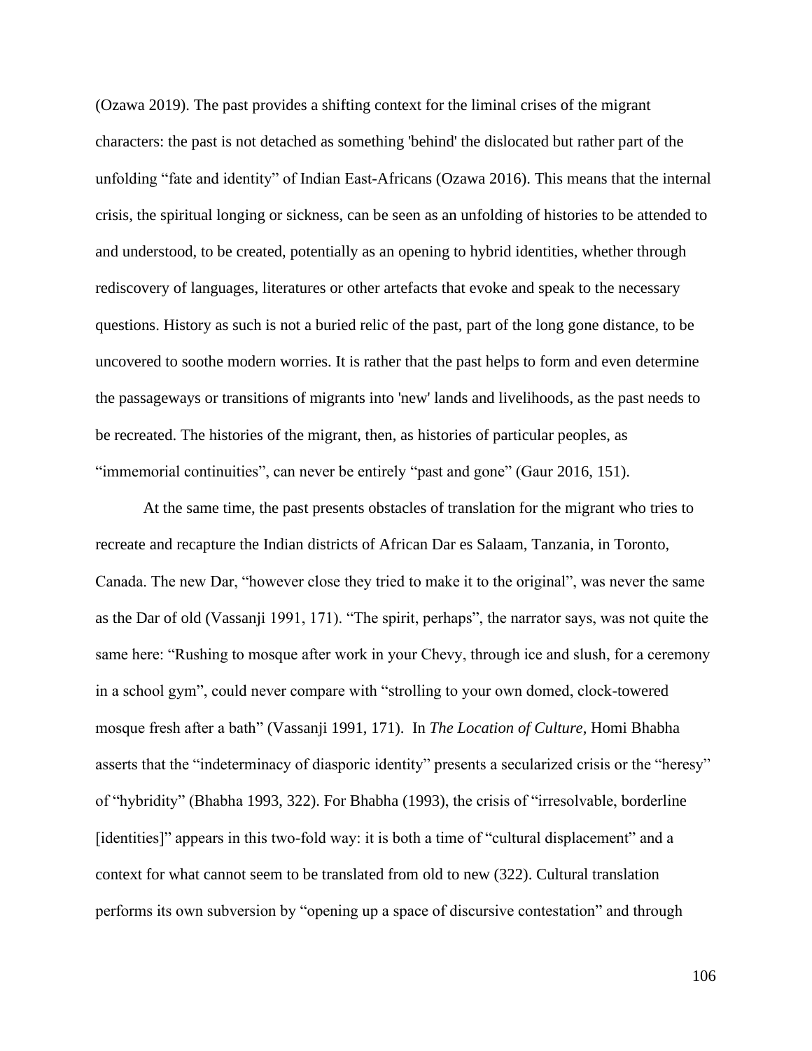(Ozawa 2019). The past provides a shifting context for the liminal crises of the migrant characters: the past is not detached as something 'behind' the dislocated but rather part of the unfolding "fate and identity" of Indian East-Africans (Ozawa 2016). This means that the internal crisis, the spiritual longing or sickness, can be seen as an unfolding of histories to be attended to and understood, to be created, potentially as an opening to hybrid identities, whether through rediscovery of languages, literatures or other artefacts that evoke and speak to the necessary questions. History as such is not a buried relic of the past, part of the long gone distance, to be uncovered to soothe modern worries. It is rather that the past helps to form and even determine the passageways or transitions of migrants into 'new' lands and livelihoods, as the past needs to be recreated. The histories of the migrant, then, as histories of particular peoples, as "immemorial continuities", can never be entirely "past and gone" (Gaur 2016, 151).

At the same time, the past presents obstacles of translation for the migrant who tries to recreate and recapture the Indian districts of African Dar es Salaam, Tanzania, in Toronto, Canada. The new Dar, "however close they tried to make it to the original", was never the same as the Dar of old (Vassanji 1991, 171). "The spirit, perhaps", the narrator says, was not quite the same here: "Rushing to mosque after work in your Chevy, through ice and slush, for a ceremony in a school gym", could never compare with "strolling to your own domed, clock-towered mosque fresh after a bath" (Vassanji 1991, 171). In *The Location of Culture*, Homi Bhabha asserts that the "indeterminacy of diasporic identity" presents a secularized crisis or the "heresy" of "hybridity" (Bhabha 1993, 322). For Bhabha (1993), the crisis of "irresolvable, borderline [identities]" appears in this two-fold way: it is both a time of "cultural displacement" and a context for what cannot seem to be translated from old to new (322). Cultural translation performs its own subversion by "opening up a space of discursive contestation" and through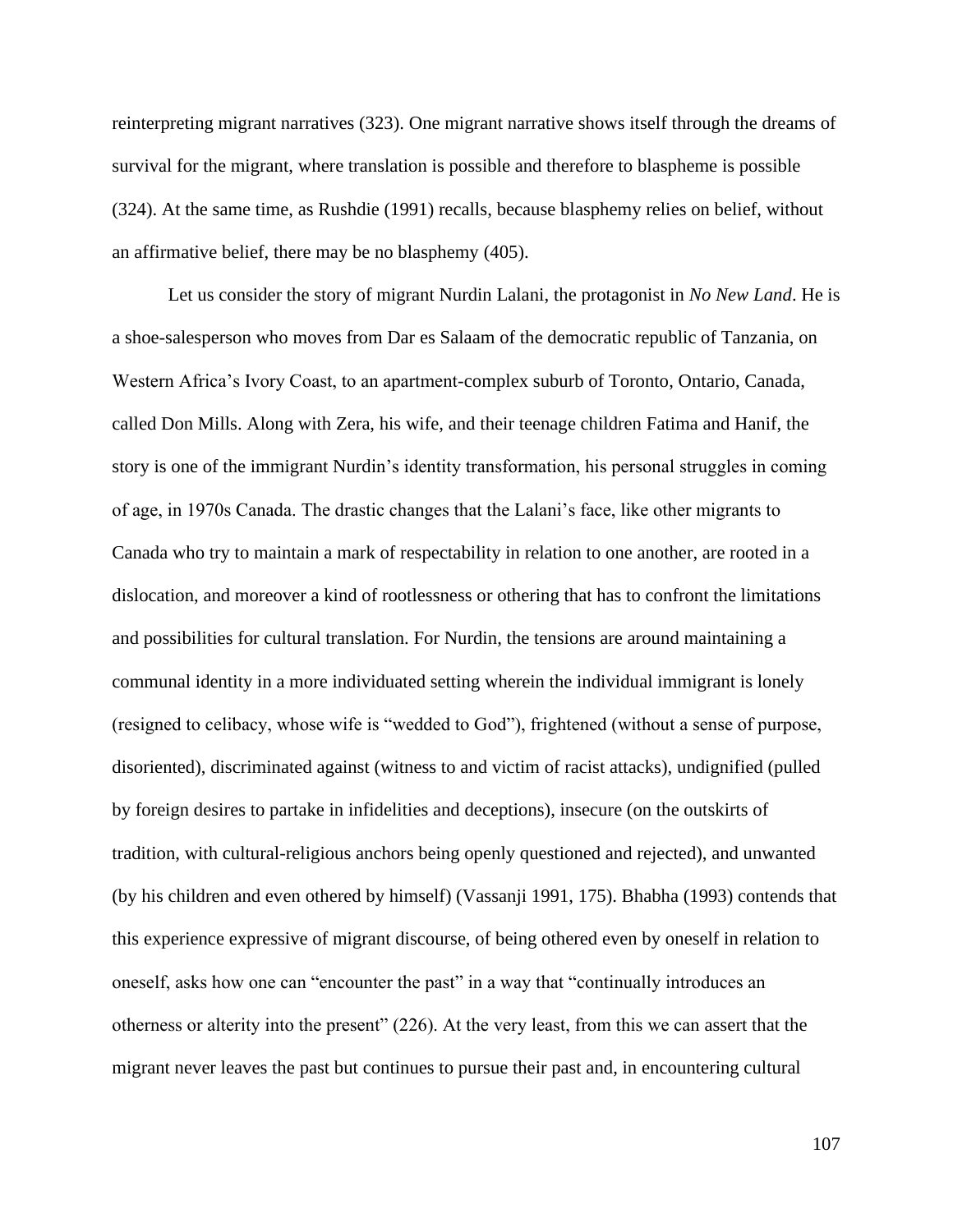reinterpreting migrant narratives (323). One migrant narrative shows itself through the dreams of survival for the migrant, where translation is possible and therefore to blaspheme is possible (324). At the same time, as Rushdie (1991) recalls, because blasphemy relies on belief, without an affirmative belief, there may be no blasphemy (405).

Let us consider the story of migrant Nurdin Lalani, the protagonist in *No New Land*. He is a shoe-salesperson who moves from Dar es Salaam of the democratic republic of Tanzania, on Western Africa's Ivory Coast, to an apartment-complex suburb of Toronto, Ontario, Canada, called Don Mills. Along with Zera, his wife, and their teenage children Fatima and Hanif, the story is one of the immigrant Nurdin's identity transformation, his personal struggles in coming of age, in 1970s Canada. The drastic changes that the Lalani's face, like other migrants to Canada who try to maintain a mark of respectability in relation to one another, are rooted in a dislocation, and moreover a kind of rootlessness or othering that has to confront the limitations and possibilities for cultural translation. For Nurdin, the tensions are around maintaining a communal identity in a more individuated setting wherein the individual immigrant is lonely (resigned to celibacy, whose wife is "wedded to God"), frightened (without a sense of purpose, disoriented), discriminated against (witness to and victim of racist attacks), undignified (pulled by foreign desires to partake in infidelities and deceptions), insecure (on the outskirts of tradition, with cultural-religious anchors being openly questioned and rejected), and unwanted (by his children and even othered by himself) (Vassanji 1991, 175). Bhabha (1993) contends that this experience expressive of migrant discourse, of being othered even by oneself in relation to oneself, asks how one can "encounter the past" in a way that "continually introduces an otherness or alterity into the present" (226). At the very least, from this we can assert that the migrant never leaves the past but continues to pursue their past and, in encountering cultural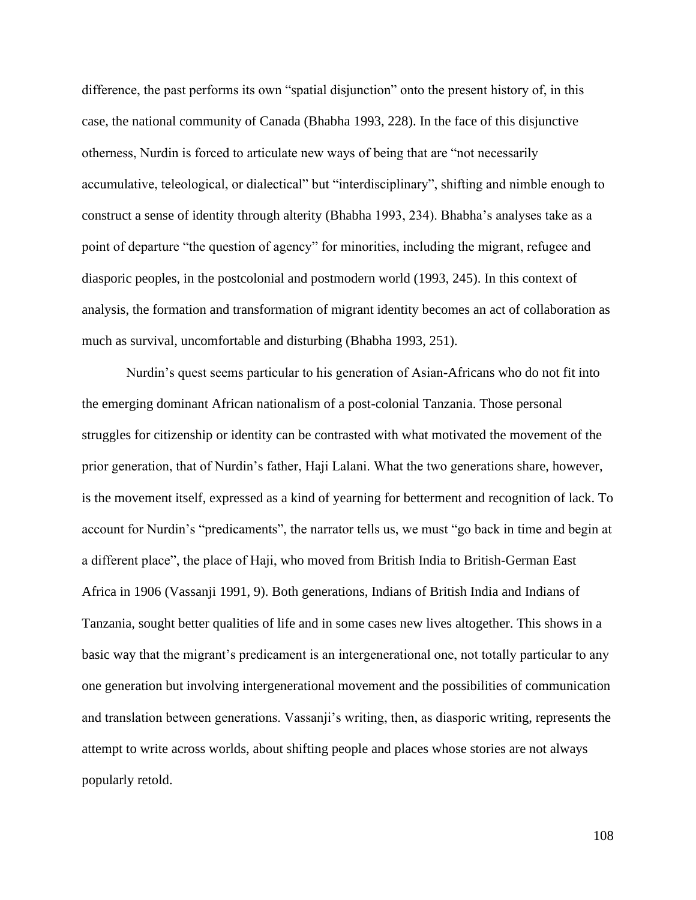difference, the past performs its own "spatial disjunction" onto the present history of, in this case, the national community of Canada (Bhabha 1993, 228). In the face of this disjunctive otherness, Nurdin is forced to articulate new ways of being that are "not necessarily accumulative, teleological, or dialectical" but "interdisciplinary", shifting and nimble enough to construct a sense of identity through alterity (Bhabha 1993, 234). Bhabha's analyses take as a point of departure "the question of agency" for minorities, including the migrant, refugee and diasporic peoples, in the postcolonial and postmodern world (1993, 245). In this context of analysis, the formation and transformation of migrant identity becomes an act of collaboration as much as survival, uncomfortable and disturbing (Bhabha 1993, 251).

Nurdin's quest seems particular to his generation of Asian-Africans who do not fit into the emerging dominant African nationalism of a post-colonial Tanzania. Those personal struggles for citizenship or identity can be contrasted with what motivated the movement of the prior generation, that of Nurdin's father, Haji Lalani. What the two generations share, however, is the movement itself, expressed as a kind of yearning for betterment and recognition of lack. To account for Nurdin's "predicaments", the narrator tells us, we must "go back in time and begin at a different place", the place of Haji, who moved from British India to British-German East Africa in 1906 (Vassanji 1991, 9). Both generations, Indians of British India and Indians of Tanzania, sought better qualities of life and in some cases new lives altogether. This shows in a basic way that the migrant's predicament is an intergenerational one, not totally particular to any one generation but involving intergenerational movement and the possibilities of communication and translation between generations. Vassanji's writing, then, as diasporic writing, represents the attempt to write across worlds, about shifting people and places whose stories are not always popularly retold.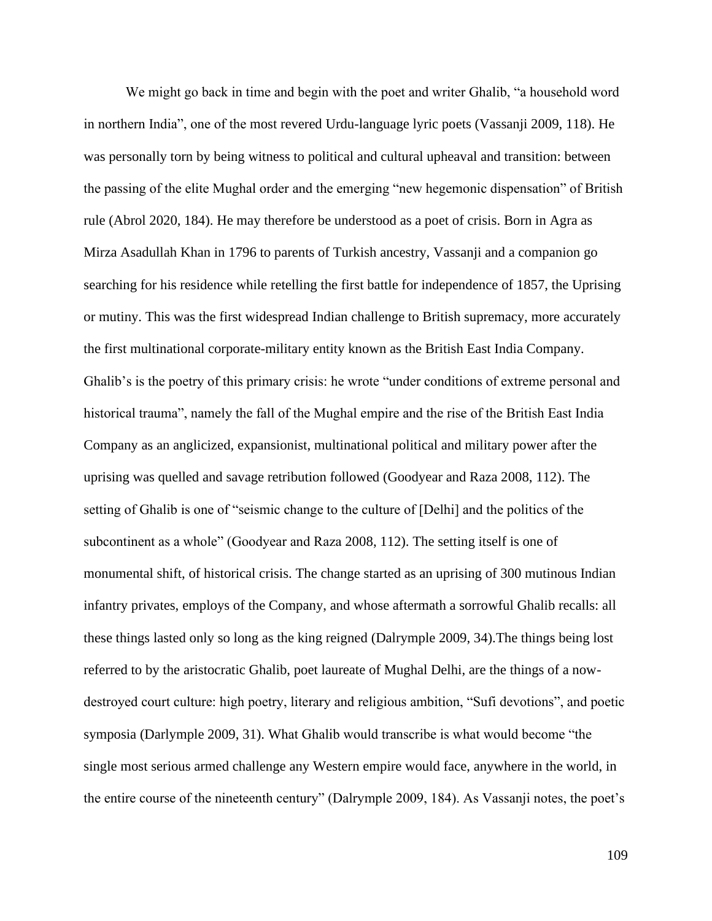We might go back in time and begin with the poet and writer Ghalib, "a household word in northern India", one of the most revered Urdu-language lyric poets (Vassanji 2009, 118). He was personally torn by being witness to political and cultural upheaval and transition: between the passing of the elite Mughal order and the emerging "new hegemonic dispensation" of British rule (Abrol 2020, 184). He may therefore be understood as a poet of crisis. Born in Agra as Mirza Asadullah Khan in 1796 to parents of Turkish ancestry, Vassanji and a companion go searching for his residence while retelling the first battle for independence of 1857, the Uprising or mutiny. This was the first widespread Indian challenge to British supremacy, more accurately the first multinational corporate-military entity known as the British East India Company. Ghalib's is the poetry of this primary crisis: he wrote "under conditions of extreme personal and historical trauma", namely the fall of the Mughal empire and the rise of the British East India Company as an anglicized, expansionist, multinational political and military power after the uprising was quelled and savage retribution followed (Goodyear and Raza 2008, 112). The setting of Ghalib is one of "seismic change to the culture of [Delhi] and the politics of the subcontinent as a whole" (Goodyear and Raza 2008, 112). The setting itself is one of monumental shift, of historical crisis. The change started as an uprising of 300 mutinous Indian infantry privates, employs of the Company, and whose aftermath a sorrowful Ghalib recalls: all these things lasted only so long as the king reigned (Dalrymple 2009, 34).The things being lost referred to by the aristocratic Ghalib, poet laureate of Mughal Delhi, are the things of a now-destroyed court culture: high poetry, literary and religious ambition, "Sufi devotions", and poetic symposia (Darlymple 2009, 31). What Ghalib would transcribe is what would become "the single most serious armed challenge any Western empire would face, anywhere in the world, in the entire course of the nineteenth century" (Dalrymple 2009, 184). As Vassanji notes, the poet's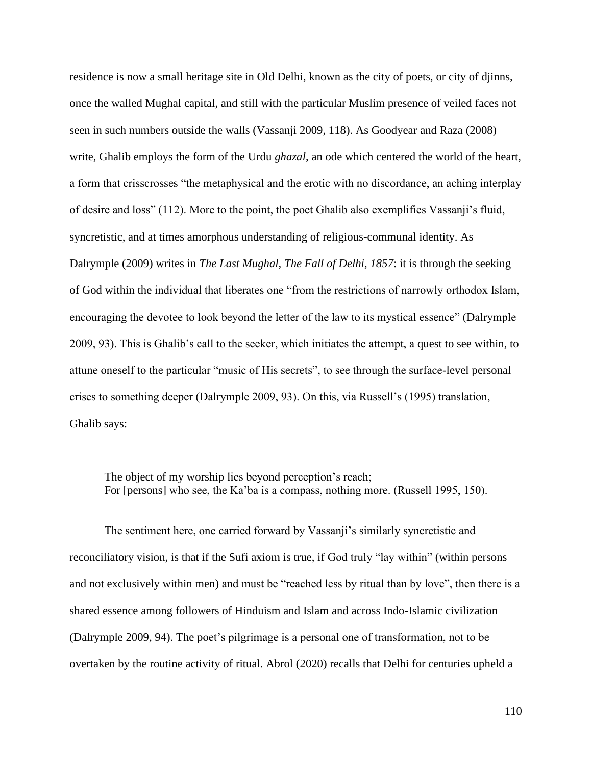residence is now a small heritage site in Old Delhi, known as the city of poets, or city of djinns, once the walled Mughal capital, and still with the particular Muslim presence of veiled faces not seen in such numbers outside the walls (Vassanji 2009, 118). As Goodyear and Raza (2008) write, Ghalib employs the form of the Urdu *ghazal*, an ode which centered the world of the heart, a form that crisscrosses "the metaphysical and the erotic with no discordance, an aching interplay of desire and loss" (112). More to the point, the poet Ghalib also exemplifies Vassanji's fluid, syncretistic, and at times amorphous understanding of religious-communal identity. As Dalrymple (2009) writes in *The Last Mughal, The Fall of Delhi, 1857*: it is through the seeking of God within the individual that liberates one "from the restrictions of narrowly orthodox Islam, encouraging the devotee to look beyond the letter of the law to its mystical essence" (Dalrymple 2009, 93). This is Ghalib's call to the seeker, which initiates the attempt, a quest to see within, to attune oneself to the particular "music of His secrets", to see through the surface-level personal crises to something deeper (Dalrymple 2009, 93). On this, via Russell's (1995) translation, Ghalib says:

> The object of my worship lies beyond perception's reach;
> For [persons] who see, the Ka'ba is a compass, nothing more. (Russell 1995, 150).

The sentiment here, one carried forward by Vassanji's similarly syncretistic and reconciliatory vision, is that if the Sufi axiom is true, if God truly "lay within" (within persons and not exclusively within men) and must be "reached less by ritual than by love", then there is a shared essence among followers of Hinduism and Islam and across Indo-Islamic civilization (Dalrymple 2009, 94). The poet's pilgrimage is a personal one of transformation, not to be overtaken by the routine activity of ritual. Abrol (2020) recalls that Delhi for centuries upheld a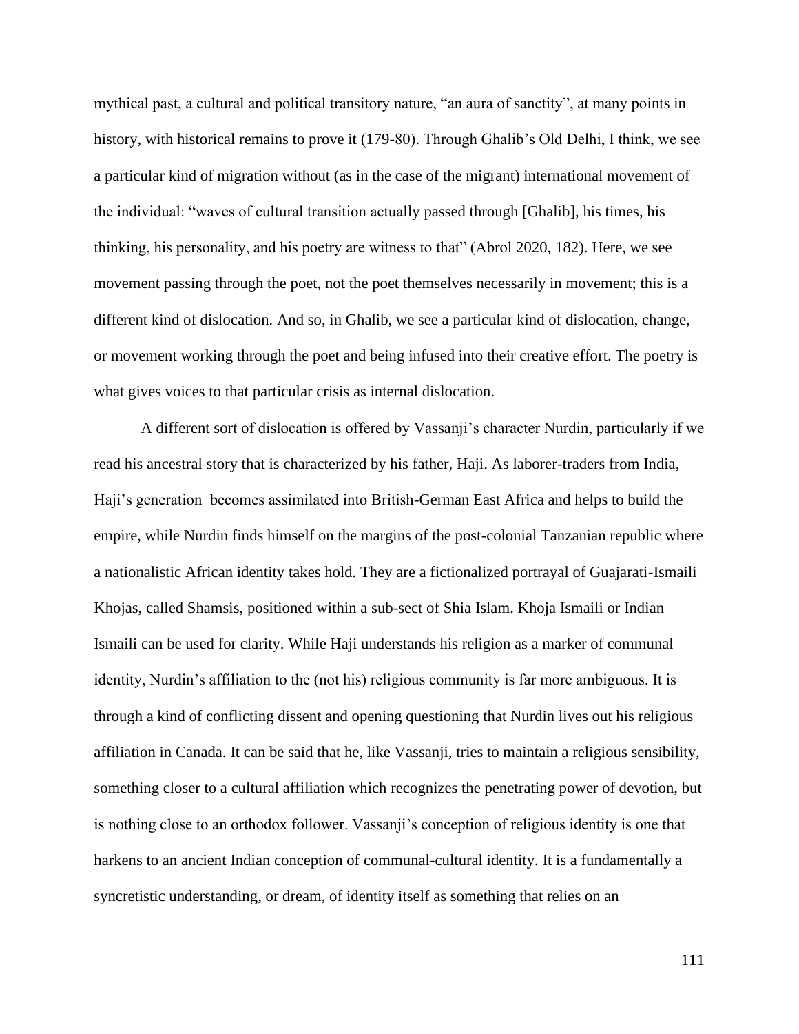mythical past, a cultural and political transitory nature, "an aura of sanctity", at many points in history, with historical remains to prove it (179-80). Through Ghalib's Old Delhi, I think, we see a particular kind of migration without (as in the case of the migrant) international movement of the individual: "waves of cultural transition actually passed through [Ghalib], his times, his thinking, his personality, and his poetry are witness to that" (Abrol 2020, 182). Here, we see movement passing through the poet, not the poet themselves necessarily in movement; this is a different kind of dislocation. And so, in Ghalib, we see a particular kind of dislocation, change, or movement working through the poet and being infused into their creative effort. The poetry is what gives voices to that particular crisis as internal dislocation.

A different sort of dislocation is offered by Vassanji's character Nurdin, particularly if we read his ancestral story that is characterized by his father, Haji. As laborer-traders from India, Haji's generation becomes assimilated into British-German East Africa and helps to build the empire, while Nurdin finds himself on the margins of the post-colonial Tanzanian republic where a nationalistic African identity takes hold. They are a fictionalized portrayal of Guajarati-Ismaili Khojas, called Shamsis, positioned within a sub-sect of Shia Islam. Khoja Ismaili or Indian Ismaili can be used for clarity. While Haji understands his religion as a marker of communal identity, Nurdin's affiliation to the (not his) religious community is far more ambiguous. It is through a kind of conflicting dissent and opening questioning that Nurdin lives out his religious affiliation in Canada. It can be said that he, like Vassanji, tries to maintain a religious sensibility, something closer to a cultural affiliation which recognizes the penetrating power of devotion, but is nothing close to an orthodox follower. Vassanji's conception of religious identity is one that harkens to an ancient Indian conception of communal-cultural identity. It is a fundamentally a syncretistic understanding, or dream, of identity itself as something that relies on an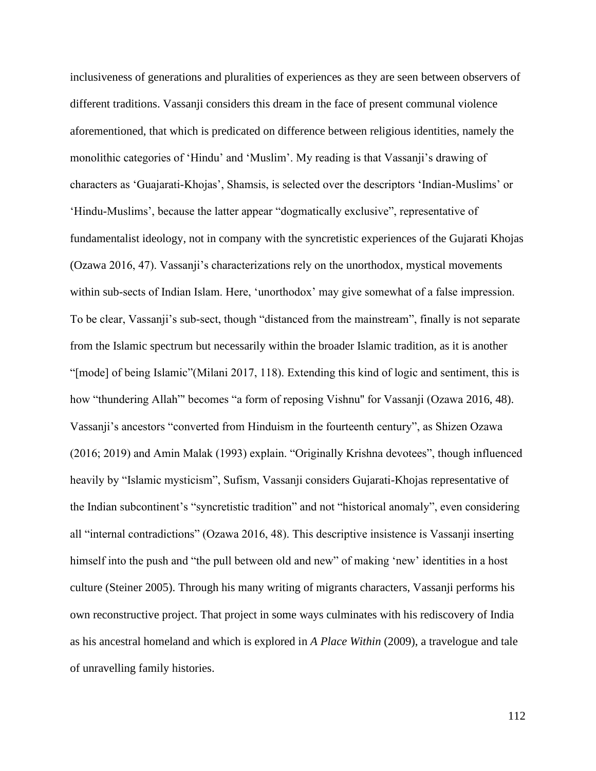inclusiveness of generations and pluralities of experiences as they are seen between observers of different traditions. Vassanji considers this dream in the face of present communal violence aforementioned, that which is predicated on difference between religious identities, namely the monolithic categories of 'Hindu' and 'Muslim'. My reading is that Vassanji's drawing of characters as 'Guajarati-Khojas', Shamsis, is selected over the descriptors 'Indian-Muslims' or 'Hindu-Muslims', because the latter appear "dogmatically exclusive", representative of fundamentalist ideology, not in company with the syncretistic experiences of the Gujarati Khojas (Ozawa 2016, 47). Vassanji's characterizations rely on the unorthodox, mystical movements within sub-sects of Indian Islam. Here, 'unorthodox' may give somewhat of a false impression. To be clear, Vassanji's sub-sect, though "distanced from the mainstream", finally is not separate from the Islamic spectrum but necessarily within the broader Islamic tradition, as it is another "[mode] of being Islamic"(Milani 2017, 118). Extending this kind of logic and sentiment, this is how "thundering Allah"' becomes "a form of reposing Vishnu" for Vassanji (Ozawa 2016, 48). Vassanji's ancestors "converted from Hinduism in the fourteenth century", as Shizen Ozawa (2016; 2019) and Amin Malak (1993) explain. "Originally Krishna devotees", though influenced heavily by "Islamic mysticism", Sufism, Vassanji considers Gujarati-Khojas representative of the Indian subcontinent's "syncretistic tradition" and not "historical anomaly", even considering all "internal contradictions" (Ozawa 2016, 48). This descriptive insistence is Vassanji inserting himself into the push and "the pull between old and new" of making 'new' identities in a host culture (Steiner 2005). Through his many writing of migrants characters, Vassanji performs his own reconstructive project. That project in some ways culminates with his rediscovery of India as his ancestral homeland and which is explored in *A Place Within* (2009), a travelogue and tale of unravelling family histories.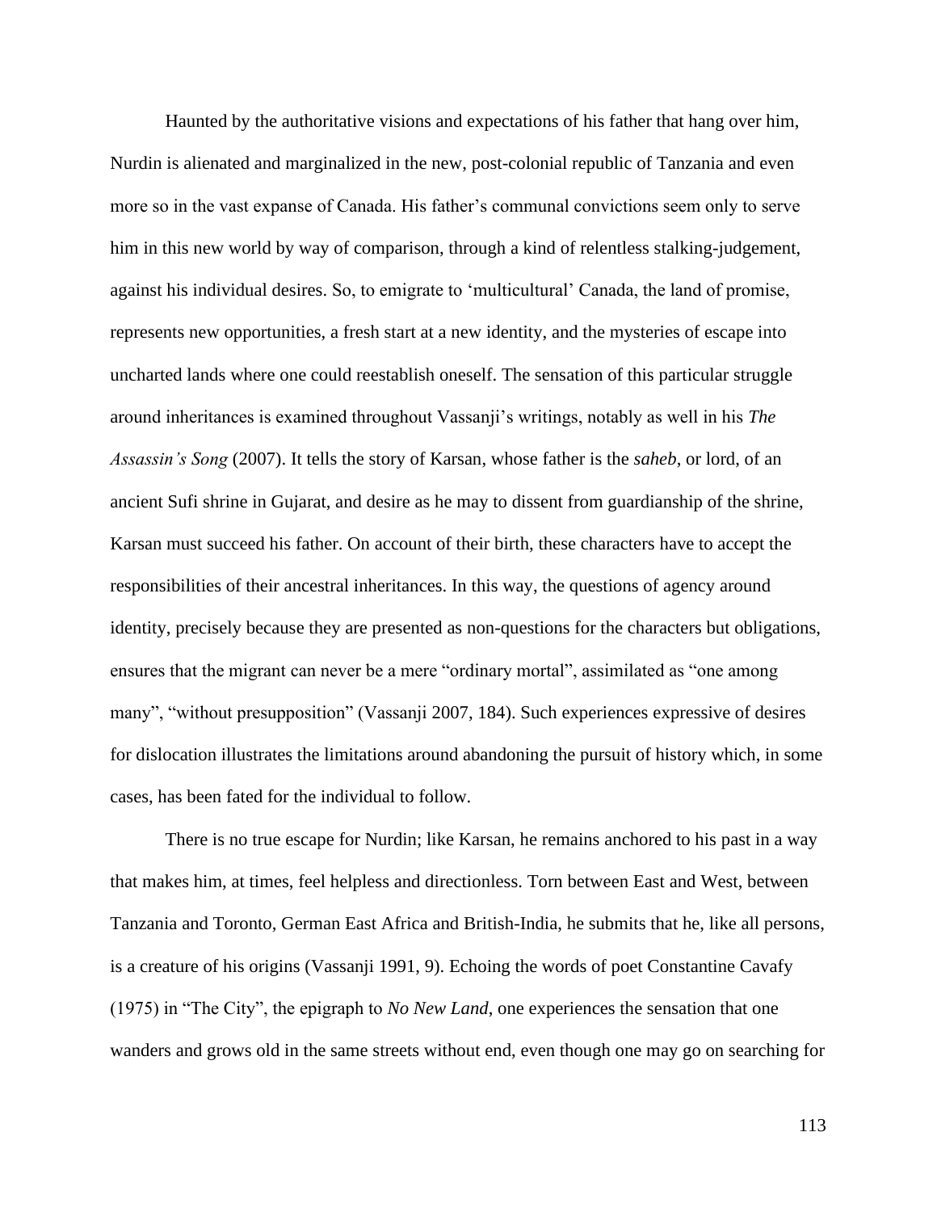Haunted by the authoritative visions and expectations of his father that hang over him, Nurdin is alienated and marginalized in the new, post-colonial republic of Tanzania and even more so in the vast expanse of Canada. His father's communal convictions seem only to serve him in this new world by way of comparison, through a kind of relentless stalking-judgement, against his individual desires. So, to emigrate to 'multicultural' Canada, the land of promise, represents new opportunities, a fresh start at a new identity, and the mysteries of escape into uncharted lands where one could reestablish oneself. The sensation of this particular struggle around inheritances is examined throughout Vassanji's writings, notably as well in his *The Assassin's Song* (2007). It tells the story of Karsan, whose father is the *saheb*, or lord, of an ancient Sufi shrine in Gujarat, and desire as he may to dissent from guardianship of the shrine, Karsan must succeed his father. On account of their birth, these characters have to accept the responsibilities of their ancestral inheritances. In this way, the questions of agency around identity, precisely because they are presented as non-questions for the characters but obligations, ensures that the migrant can never be a mere "ordinary mortal", assimilated as "one among many", "without presupposition" (Vassanji 2007, 184). Such experiences expressive of desires for dislocation illustrates the limitations around abandoning the pursuit of history which, in some cases, has been fated for the individual to follow.

There is no true escape for Nurdin; like Karsan, he remains anchored to his past in a way that makes him, at times, feel helpless and directionless. Torn between East and West, between Tanzania and Toronto, German East Africa and British-India, he submits that he, like all persons, is a creature of his origins (Vassanji 1991, 9). Echoing the words of poet Constantine Cavafy (1975) in "The City", the epigraph to *No New Land*, one experiences the sensation that one wanders and grows old in the same streets without end, even though one may go on searching for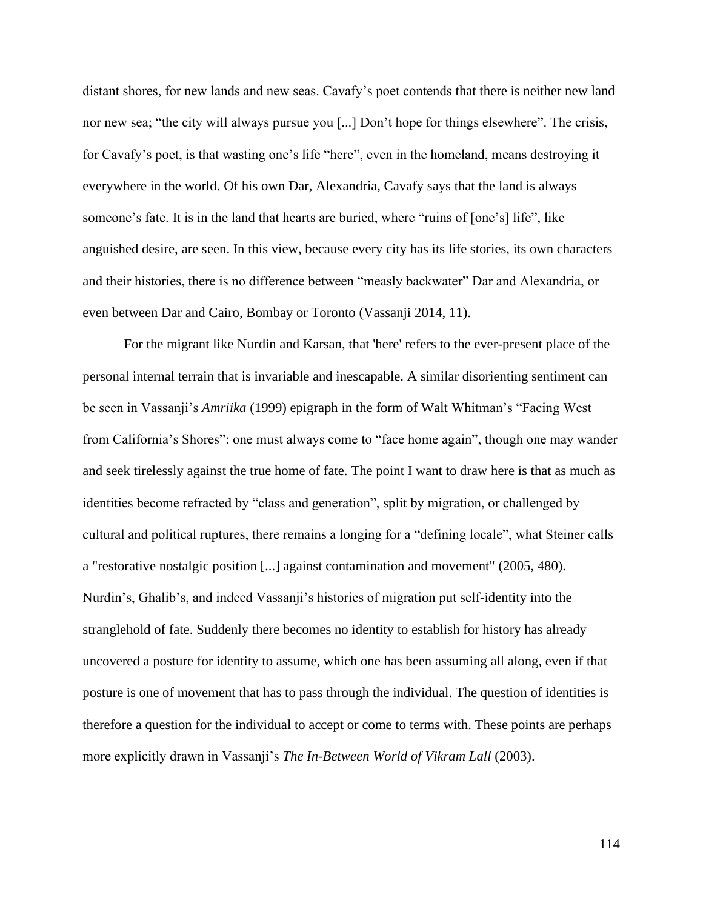distant shores, for new lands and new seas. Cavafy's poet contends that there is neither new land nor new sea; "the city will always pursue you [...] Don't hope for things elsewhere". The crisis, for Cavafy's poet, is that wasting one's life "here", even in the homeland, means destroying it everywhere in the world. Of his own Dar, Alexandria, Cavafy says that the land is always someone's fate. It is in the land that hearts are buried, where "ruins of [one's] life", like anguished desire, are seen. In this view, because every city has its life stories, its own characters and their histories, there is no difference between "measly backwater" Dar and Alexandria, or even between Dar and Cairo, Bombay or Toronto (Vassanji 2014, 11).

For the migrant like Nurdin and Karsan, that 'here' refers to the ever-present place of the personal internal terrain that is invariable and inescapable. A similar disorienting sentiment can be seen in Vassanji's *Amriika* (1999) epigraph in the form of Walt Whitman's "Facing West from California's Shores": one must always come to "face home again", though one may wander and seek tirelessly against the true home of fate. The point I want to draw here is that as much as identities become refracted by "class and generation", split by migration, or challenged by cultural and political ruptures, there remains a longing for a "defining locale", what Steiner calls a "restorative nostalgic position [...] against contamination and movement" (2005, 480). Nurdin's, Ghalib's, and indeed Vassanji's histories of migration put self-identity into the stranglehold of fate. Suddenly there becomes no identity to establish for history has already uncovered a posture for identity to assume, which one has been assuming all along, even if that posture is one of movement that has to pass through the individual. The question of identities is therefore a question for the individual to accept or come to terms with. These points are perhaps more explicitly drawn in Vassanji's *The In-Between World of Vikram Lall* (2003).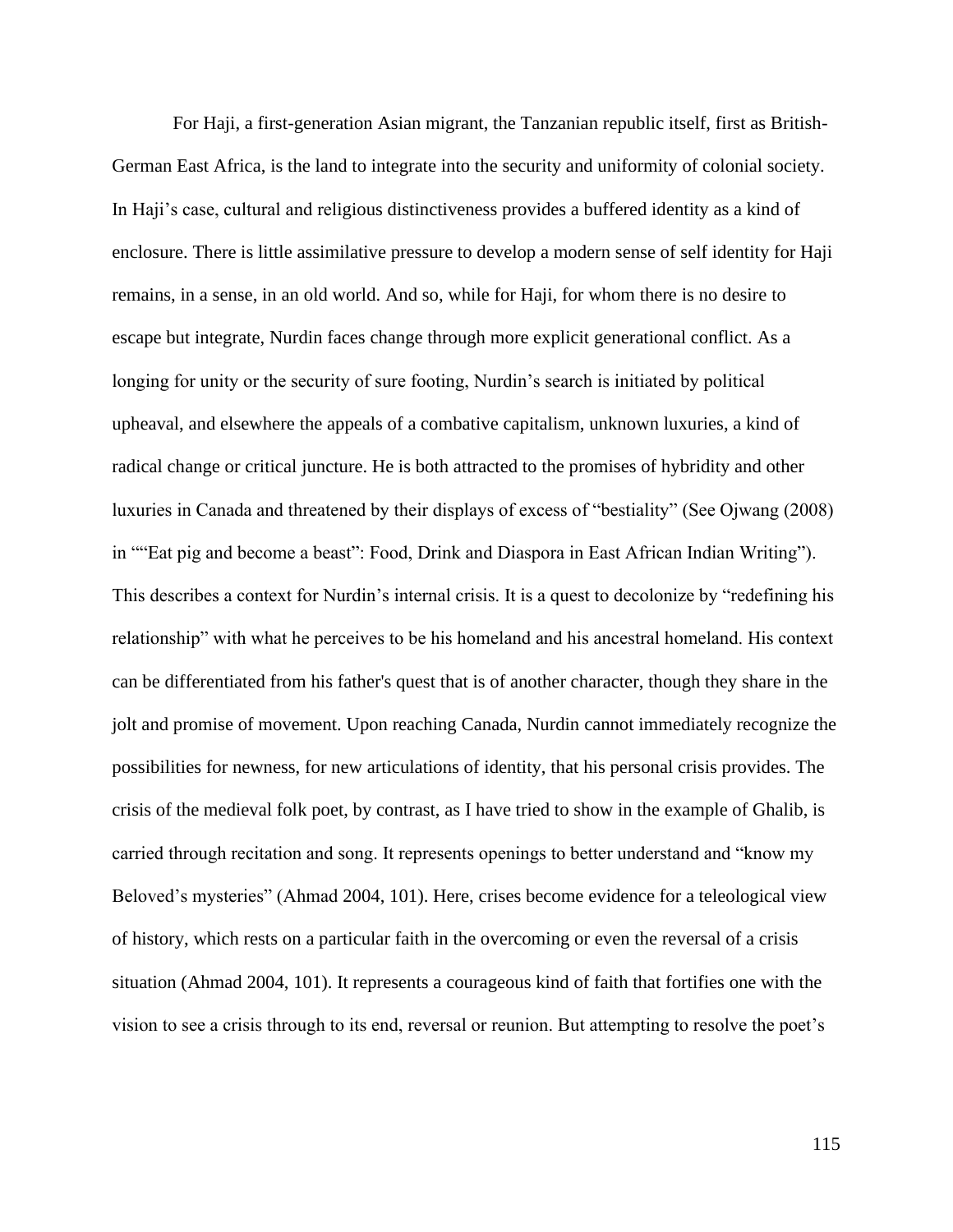For Haji, a first-generation Asian migrant, the Tanzanian republic itself, first as British-German East Africa, is the land to integrate into the security and uniformity of colonial society. In Haji's case, cultural and religious distinctiveness provides a buffered identity as a kind of enclosure. There is little assimilative pressure to develop a modern sense of self identity for Haji remains, in a sense, in an old world. And so, while for Haji, for whom there is no desire to escape but integrate, Nurdin faces change through more explicit generational conflict. As a longing for unity or the security of sure footing, Nurdin's search is initiated by political upheaval, and elsewhere the appeals of a combative capitalism, unknown luxuries, a kind of radical change or critical juncture. He is both attracted to the promises of hybridity and other luxuries in Canada and threatened by their displays of excess of "bestiality" (See Ojwang (2008) in ""Eat pig and become a beast": Food, Drink and Diaspora in East African Indian Writing"). This describes a context for Nurdin's internal crisis. It is a quest to decolonize by "redefining his relationship" with what he perceives to be his homeland and his ancestral homeland. His context can be differentiated from his father's quest that is of another character, though they share in the jolt and promise of movement. Upon reaching Canada, Nurdin cannot immediately recognize the possibilities for newness, for new articulations of identity, that his personal crisis provides. The crisis of the medieval folk poet, by contrast, as I have tried to show in the example of Ghalib, is carried through recitation and song. It represents openings to better understand and "know my Beloved's mysteries" (Ahmad 2004, 101). Here, crises become evidence for a teleological view of history, which rests on a particular faith in the overcoming or even the reversal of a crisis situation (Ahmad 2004, 101). It represents a courageous kind of faith that fortifies one with the vision to see a crisis through to its end, reversal or reunion. But attempting to resolve the poet's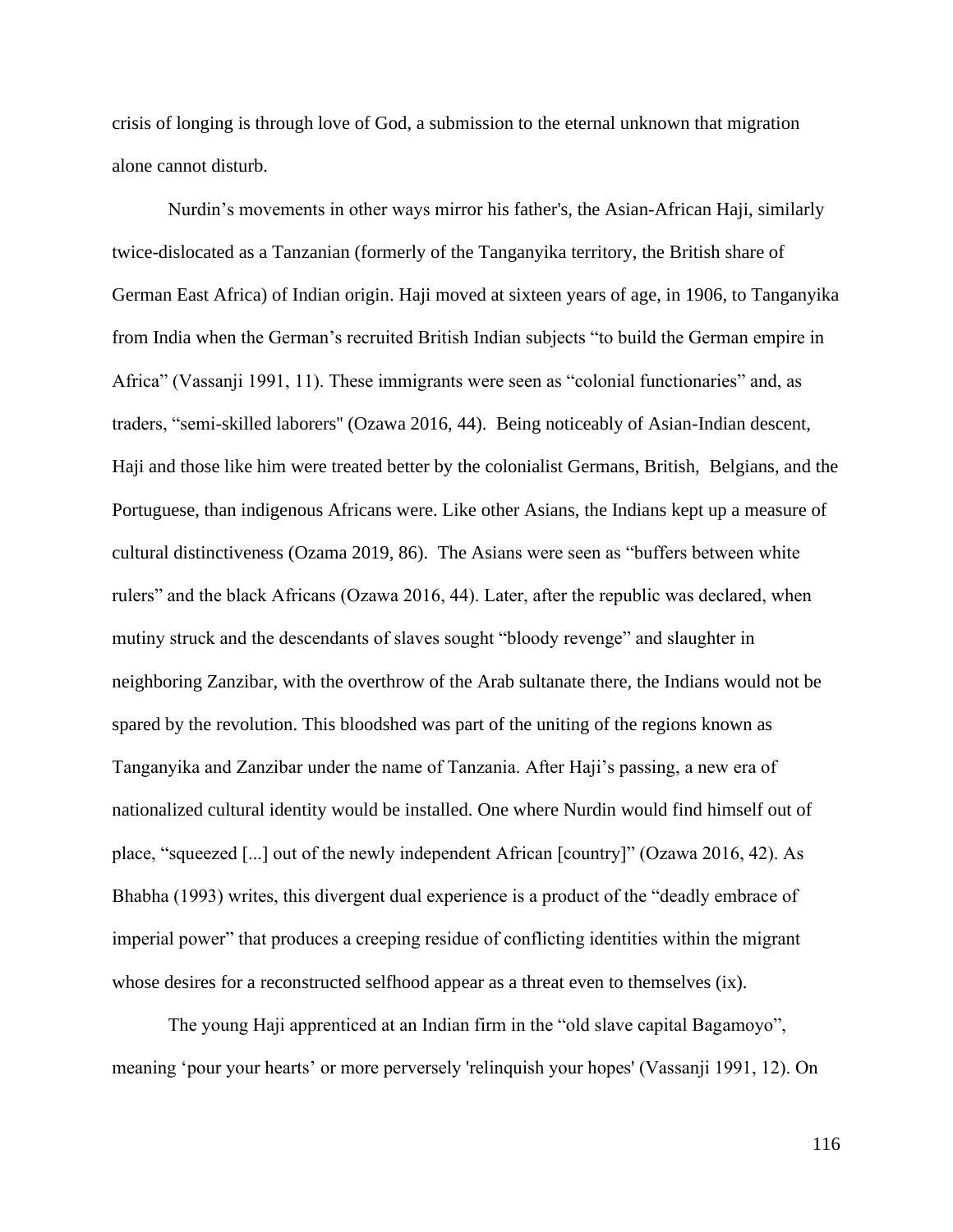crisis of longing is through love of God, a submission to the eternal unknown that migration alone cannot disturb.

Nurdin's movements in other ways mirror his father's, the Asian-African Haji, similarly twice-dislocated as a Tanzanian (formerly of the Tanganyika territory, the British share of German East Africa) of Indian origin. Haji moved at sixteen years of age, in 1906, to Tanganyika from India when the German's recruited British Indian subjects "to build the German empire in Africa" (Vassanji 1991, 11). These immigrants were seen as "colonial functionaries" and, as traders, "semi-skilled laborers" (Ozawa 2016, 44). Being noticeably of Asian-Indian descent, Haji and those like him were treated better by the colonialist Germans, British, Belgians, and the Portuguese, than indigenous Africans were. Like other Asians, the Indians kept up a measure of cultural distinctiveness (Ozama 2019, 86). The Asians were seen as "buffers between white rulers" and the black Africans (Ozawa 2016, 44). Later, after the republic was declared, when mutiny struck and the descendants of slaves sought "bloody revenge" and slaughter in neighboring Zanzibar, with the overthrow of the Arab sultanate there, the Indians would not be spared by the revolution. This bloodshed was part of the uniting of the regions known as Tanganyika and Zanzibar under the name of Tanzania. After Haji's passing, a new era of nationalized cultural identity would be installed. One where Nurdin would find himself out of place, "squeezed [...] out of the newly independent African [country]" (Ozawa 2016, 42). As Bhabha (1993) writes, this divergent dual experience is a product of the "deadly embrace of imperial power" that produces a creeping residue of conflicting identities within the migrant whose desires for a reconstructed selfhood appear as a threat even to themselves (ix).

The young Haji apprenticed at an Indian firm in the "old slave capital Bagamoyo", meaning 'pour your hearts' or more perversely 'relinquish your hopes' (Vassanji 1991, 12). On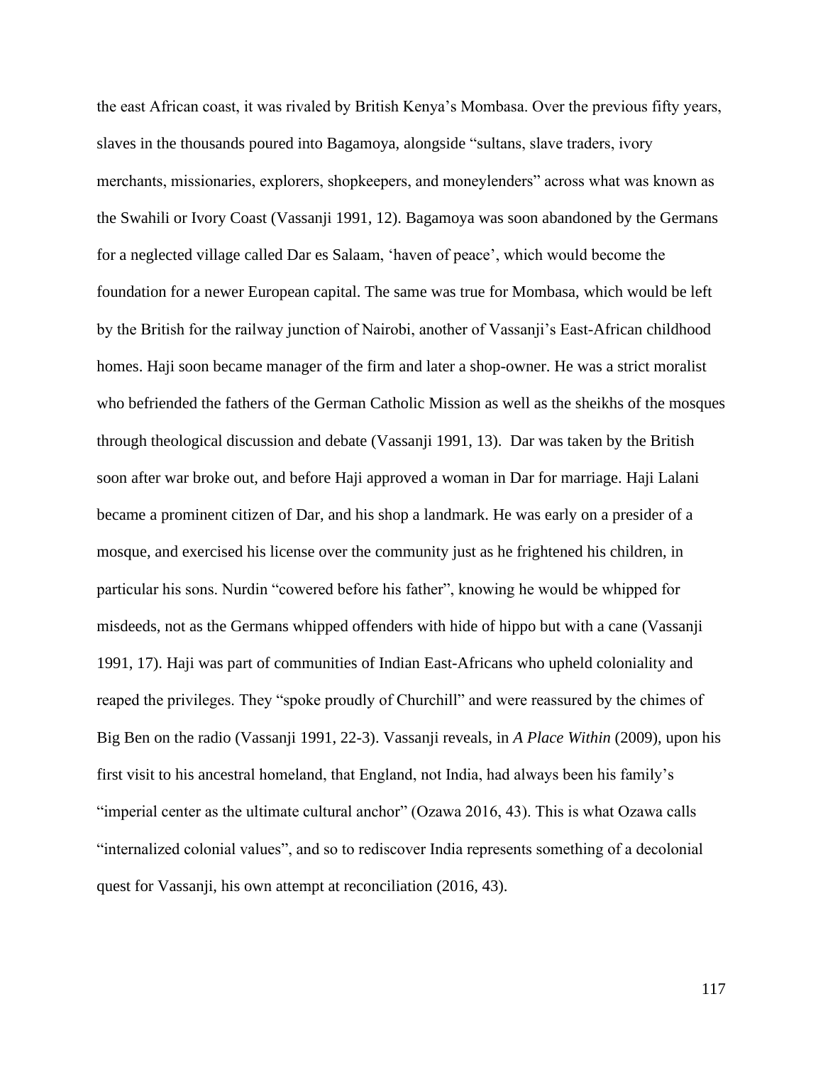the east African coast, it was rivaled by British Kenya's Mombasa. Over the previous fifty years, slaves in the thousands poured into Bagamoya, alongside "sultans, slave traders, ivory merchants, missionaries, explorers, shopkeepers, and moneylenders" across what was known as the Swahili or Ivory Coast (Vassanji 1991, 12). Bagamoya was soon abandoned by the Germans for a neglected village called Dar es Salaam, 'haven of peace', which would become the foundation for a newer European capital. The same was true for Mombasa, which would be left by the British for the railway junction of Nairobi, another of Vassanji's East-African childhood homes. Haji soon became manager of the firm and later a shop-owner. He was a strict moralist who befriended the fathers of the German Catholic Mission as well as the sheikhs of the mosques through theological discussion and debate (Vassanji 1991, 13). Dar was taken by the British soon after war broke out, and before Haji approved a woman in Dar for marriage. Haji Lalani became a prominent citizen of Dar, and his shop a landmark. He was early on a presider of a mosque, and exercised his license over the community just as he frightened his children, in particular his sons. Nurdin "cowered before his father", knowing he would be whipped for misdeeds, not as the Germans whipped offenders with hide of hippo but with a cane (Vassanji 1991, 17). Haji was part of communities of Indian East-Africans who upheld coloniality and reaped the privileges. They "spoke proudly of Churchill" and were reassured by the chimes of Big Ben on the radio (Vassanji 1991, 22-3). Vassanji reveals, in *A Place Within* (2009), upon his first visit to his ancestral homeland, that England, not India, had always been his family's "imperial center as the ultimate cultural anchor" (Ozawa 2016, 43). This is what Ozawa calls "internalized colonial values", and so to rediscover India represents something of a decolonial quest for Vassanji, his own attempt at reconciliation (2016, 43).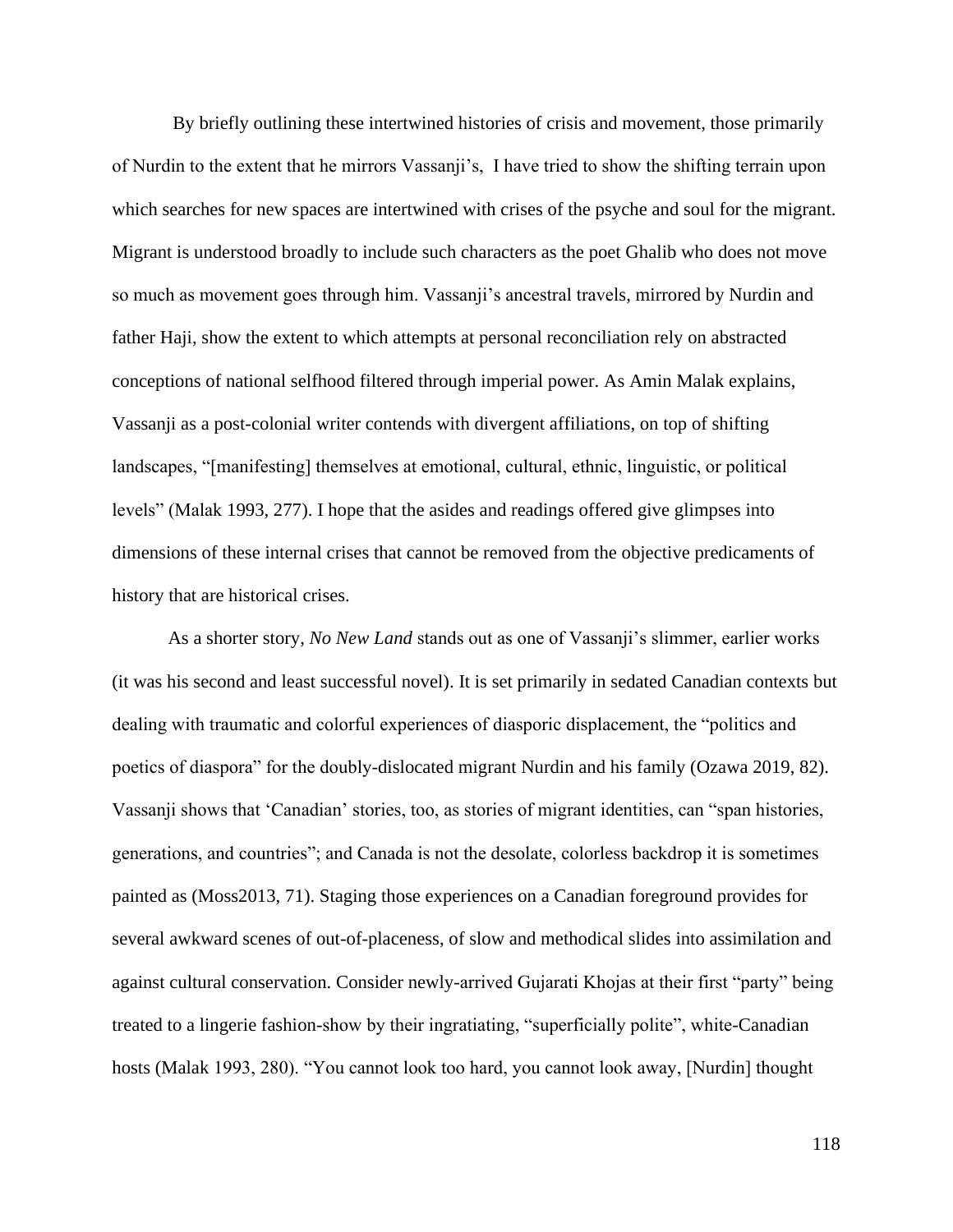By briefly outlining these intertwined histories of crisis and movement, those primarily of Nurdin to the extent that he mirrors Vassanji's, I have tried to show the shifting terrain upon which searches for new spaces are intertwined with crises of the psyche and soul for the migrant. Migrant is understood broadly to include such characters as the poet Ghalib who does not move so much as movement goes through him. Vassanji's ancestral travels, mirrored by Nurdin and father Haji, show the extent to which attempts at personal reconciliation rely on abstracted conceptions of national selfhood filtered through imperial power. As Amin Malak explains, Vassanji as a post-colonial writer contends with divergent affiliations, on top of shifting landscapes, "[manifesting] themselves at emotional, cultural, ethnic, linguistic, or political levels" (Malak 1993, 277). I hope that the asides and readings offered give glimpses into dimensions of these internal crises that cannot be removed from the objective predicaments of history that are historical crises.

As a shorter story, *No New Land* stands out as one of Vassanji's slimmer, earlier works (it was his second and least successful novel). It is set primarily in sedated Canadian contexts but dealing with traumatic and colorful experiences of diasporic displacement, the "politics and poetics of diaspora" for the doubly-dislocated migrant Nurdin and his family (Ozawa 2019, 82). Vassanji shows that 'Canadian' stories, too, as stories of migrant identities, can "span histories, generations, and countries"; and Canada is not the desolate, colorless backdrop it is sometimes painted as (Moss2013, 71). Staging those experiences on a Canadian foreground provides for several awkward scenes of out-of-placeness, of slow and methodical slides into assimilation and against cultural conservation. Consider newly-arrived Gujarati Khojas at their first "party" being treated to a lingerie fashion-show by their ingratiating, "superficially polite", white-Canadian hosts (Malak 1993, 280). "You cannot look too hard, you cannot look away, [Nurdin] thought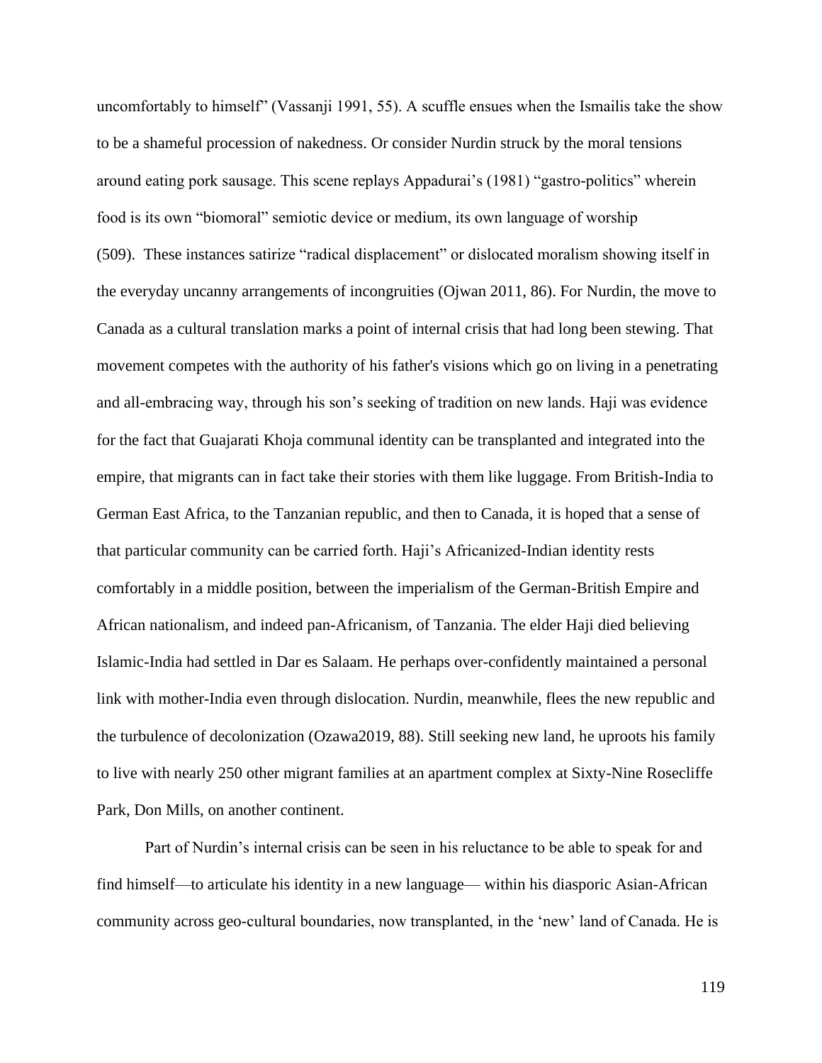uncomfortably to himself" (Vassanji 1991, 55). A scuffle ensues when the Ismailis take the show to be a shameful procession of nakedness. Or consider Nurdin struck by the moral tensions around eating pork sausage. This scene replays Appadurai's (1981) "gastro-politics" wherein food is its own "biomoral" semiotic device or medium, its own language of worship (509). These instances satirize "radical displacement" or dislocated moralism showing itself in the everyday uncanny arrangements of incongruities (Ojwan 2011, 86). For Nurdin, the move to Canada as a cultural translation marks a point of internal crisis that had long been stewing. That movement competes with the authority of his father's visions which go on living in a penetrating and all-embracing way, through his son's seeking of tradition on new lands. Haji was evidence for the fact that Guajarati Khoja communal identity can be transplanted and integrated into the empire, that migrants can in fact take their stories with them like luggage. From British-India to German East Africa, to the Tanzanian republic, and then to Canada, it is hoped that a sense of that particular community can be carried forth. Haji's Africanized-Indian identity rests comfortably in a middle position, between the imperialism of the German-British Empire and African nationalism, and indeed pan-Africanism, of Tanzania. The elder Haji died believing Islamic-India had settled in Dar es Salaam. He perhaps over-confidently maintained a personal link with mother-India even through dislocation. Nurdin, meanwhile, flees the new republic and the turbulence of decolonization (Ozawa2019, 88). Still seeking new land, he uproots his family to live with nearly 250 other migrant families at an apartment complex at Sixty-Nine Rosecliffe Park, Don Mills, on another continent.

Part of Nurdin's internal crisis can be seen in his reluctance to be able to speak for and find himself—to articulate his identity in a new language— within his diasporic Asian-African community across geo-cultural boundaries, now transplanted, in the 'new' land of Canada. He is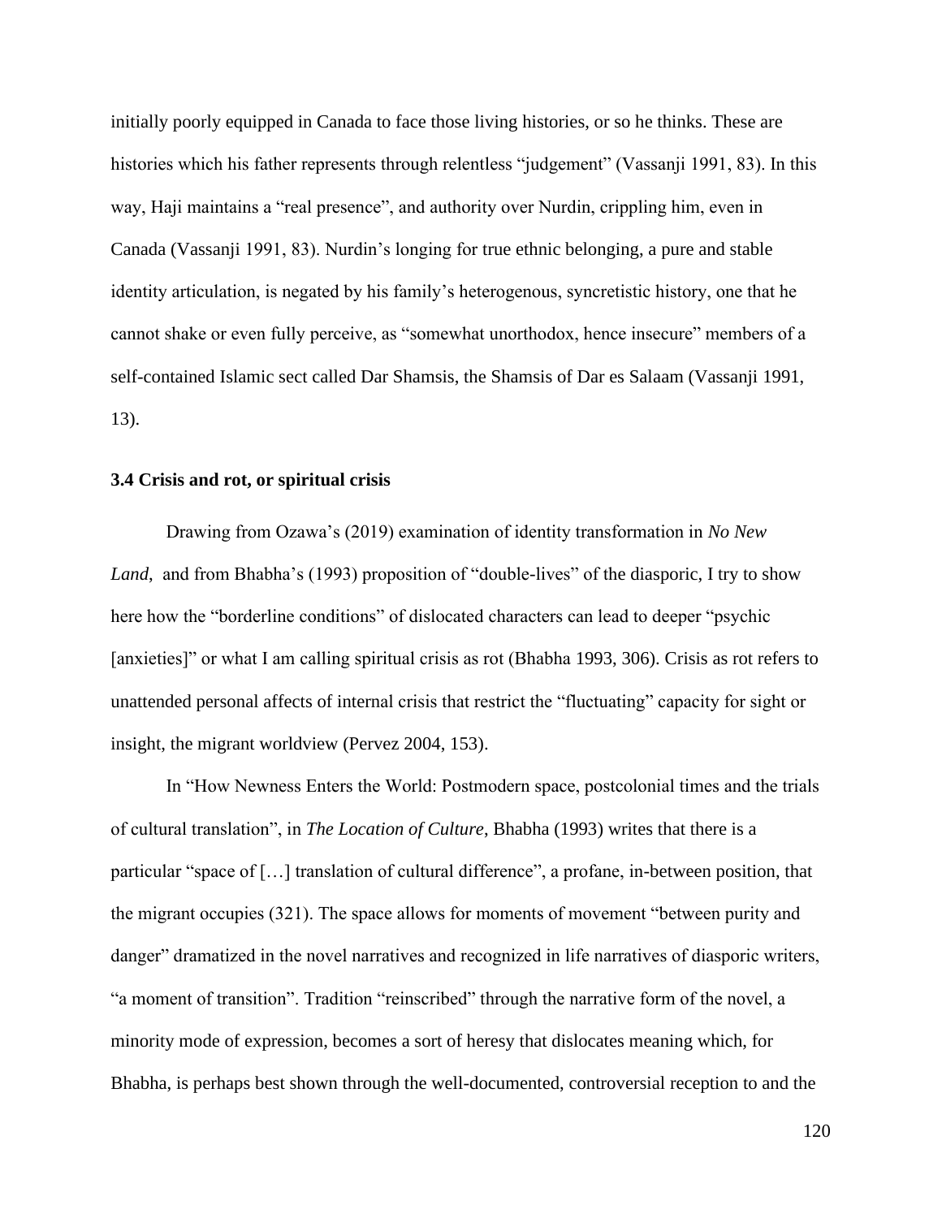initially poorly equipped in Canada to face those living histories, or so he thinks. These are histories which his father represents through relentless "judgement" (Vassanji 1991, 83). In this way, Haji maintains a "real presence", and authority over Nurdin, crippling him, even in Canada (Vassanji 1991, 83). Nurdin's longing for true ethnic belonging, a pure and stable identity articulation, is negated by his family's heterogenous, syncretistic history, one that he cannot shake or even fully perceive, as "somewhat unorthodox, hence insecure" members of a self-contained Islamic sect called Dar Shamsis, the Shamsis of Dar es Salaam (Vassanji 1991, 13).

### 3.4 Crisis and rot, or spiritual crisis

Drawing from Ozawa's (2019) examination of identity transformation in *No New Land*, and from Bhabha's (1993) proposition of "double-lives" of the diasporic, I try to show here how the "borderline conditions" of dislocated characters can lead to deeper "psychic [anxieties]" or what I am calling spiritual crisis as rot (Bhabha 1993, 306). Crisis as rot refers to unattended personal affects of internal crisis that restrict the "fluctuating" capacity for sight or insight, the migrant worldview (Pervez 2004, 153).

In "How Newness Enters the World: Postmodern space, postcolonial times and the trials of cultural translation", in *The Location of Culture*, Bhabha (1993) writes that there is a particular "space of […] translation of cultural difference", a profane, in-between position, that the migrant occupies (321). The space allows for moments of movement "between purity and danger" dramatized in the novel narratives and recognized in life narratives of diasporic writers, "a moment of transition". Tradition "reinscribed" through the narrative form of the novel, a minority mode of expression, becomes a sort of heresy that dislocates meaning which, for Bhabha, is perhaps best shown through the well-documented, controversial reception to and the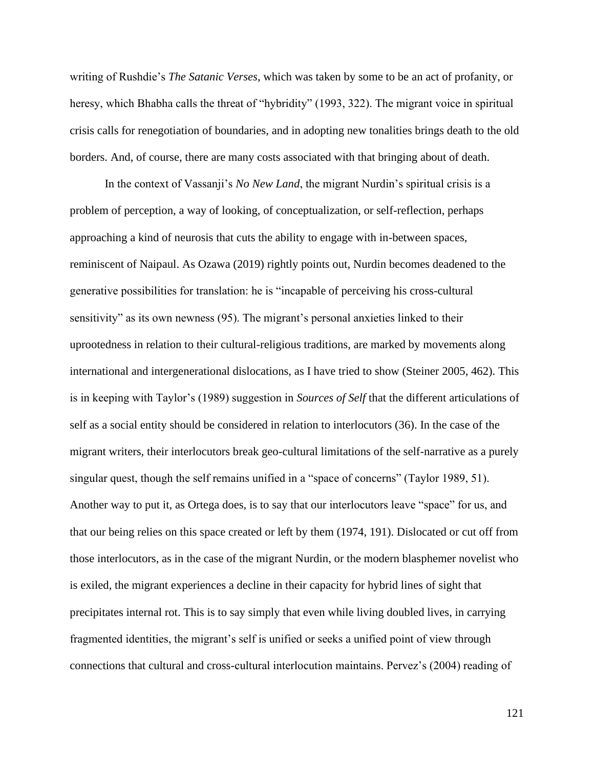writing of Rushdie's *The Satanic Verses*, which was taken by some to be an act of profanity, or heresy, which Bhabha calls the threat of "hybridity" (1993, 322). The migrant voice in spiritual crisis calls for renegotiation of boundaries, and in adopting new tonalities brings death to the old borders. And, of course, there are many costs associated with that bringing about of death.

In the context of Vassanji's *No New Land*, the migrant Nurdin's spiritual crisis is a problem of perception, a way of looking, of conceptualization, or self-reflection, perhaps approaching a kind of neurosis that cuts the ability to engage with in-between spaces, reminiscent of Naipaul. As Ozawa (2019) rightly points out, Nurdin becomes deadened to the generative possibilities for translation: he is "incapable of perceiving his cross-cultural sensitivity" as its own newness (95). The migrant's personal anxieties linked to their uprootedness in relation to their cultural-religious traditions, are marked by movements along international and intergenerational dislocations, as I have tried to show (Steiner 2005, 462). This is in keeping with Taylor's (1989) suggestion in *Sources of Self* that the different articulations of self as a social entity should be considered in relation to interlocutors (36). In the case of the migrant writers, their interlocutors break geo-cultural limitations of the self-narrative as a purely singular quest, though the self remains unified in a "space of concerns" (Taylor 1989, 51). Another way to put it, as Ortega does, is to say that our interlocutors leave "space" for us, and that our being relies on this space created or left by them (1974, 191). Dislocated or cut off from those interlocutors, as in the case of the migrant Nurdin, or the modern blasphemer novelist who is exiled, the migrant experiences a decline in their capacity for hybrid lines of sight that precipitates internal rot. This is to say simply that even while living doubled lives, in carrying fragmented identities, the migrant's self is unified or seeks a unified point of view through connections that cultural and cross-cultural interlocution maintains. Pervez's (2004) reading of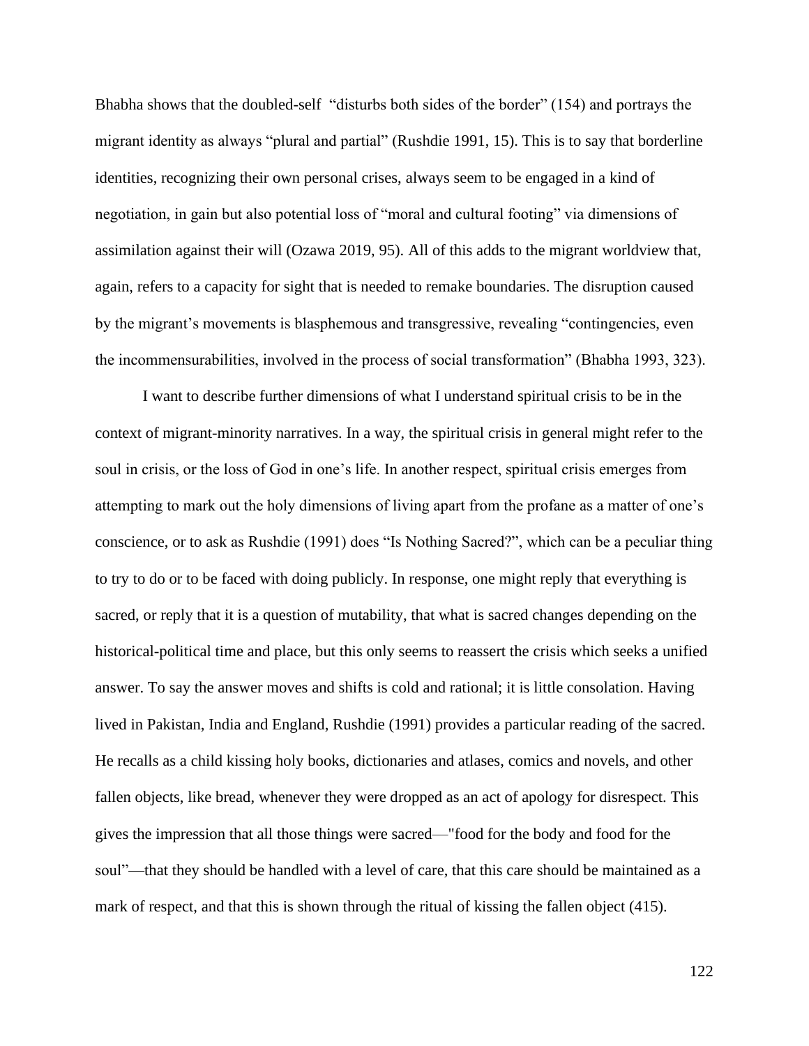Bhabha shows that the doubled-self "disturbs both sides of the border" (154) and portrays the migrant identity as always "plural and partial" (Rushdie 1991, 15). This is to say that borderline identities, recognizing their own personal crises, always seem to be engaged in a kind of negotiation, in gain but also potential loss of "moral and cultural footing" via dimensions of assimilation against their will (Ozawa 2019, 95). All of this adds to the migrant worldview that, again, refers to a capacity for sight that is needed to remake boundaries. The disruption caused by the migrant's movements is blasphemous and transgressive, revealing "contingencies, even the incommensurabilities, involved in the process of social transformation" (Bhabha 1993, 323).

I want to describe further dimensions of what I understand spiritual crisis to be in the context of migrant-minority narratives. In a way, the spiritual crisis in general might refer to the soul in crisis, or the loss of God in one's life. In another respect, spiritual crisis emerges from attempting to mark out the holy dimensions of living apart from the profane as a matter of one's conscience, or to ask as Rushdie (1991) does "Is Nothing Sacred?", which can be a peculiar thing to try to do or to be faced with doing publicly. In response, one might reply that everything is sacred, or reply that it is a question of mutability, that what is sacred changes depending on the historical-political time and place, but this only seems to reassert the crisis which seeks a unified answer. To say the answer moves and shifts is cold and rational; it is little consolation. Having lived in Pakistan, India and England, Rushdie (1991) provides a particular reading of the sacred. He recalls as a child kissing holy books, dictionaries and atlases, comics and novels, and other fallen objects, like bread, whenever they were dropped as an act of apology for disrespect. This gives the impression that all those things were sacred—"food for the body and food for the soul"—that they should be handled with a level of care, that this care should be maintained as a mark of respect, and that this is shown through the ritual of kissing the fallen object (415).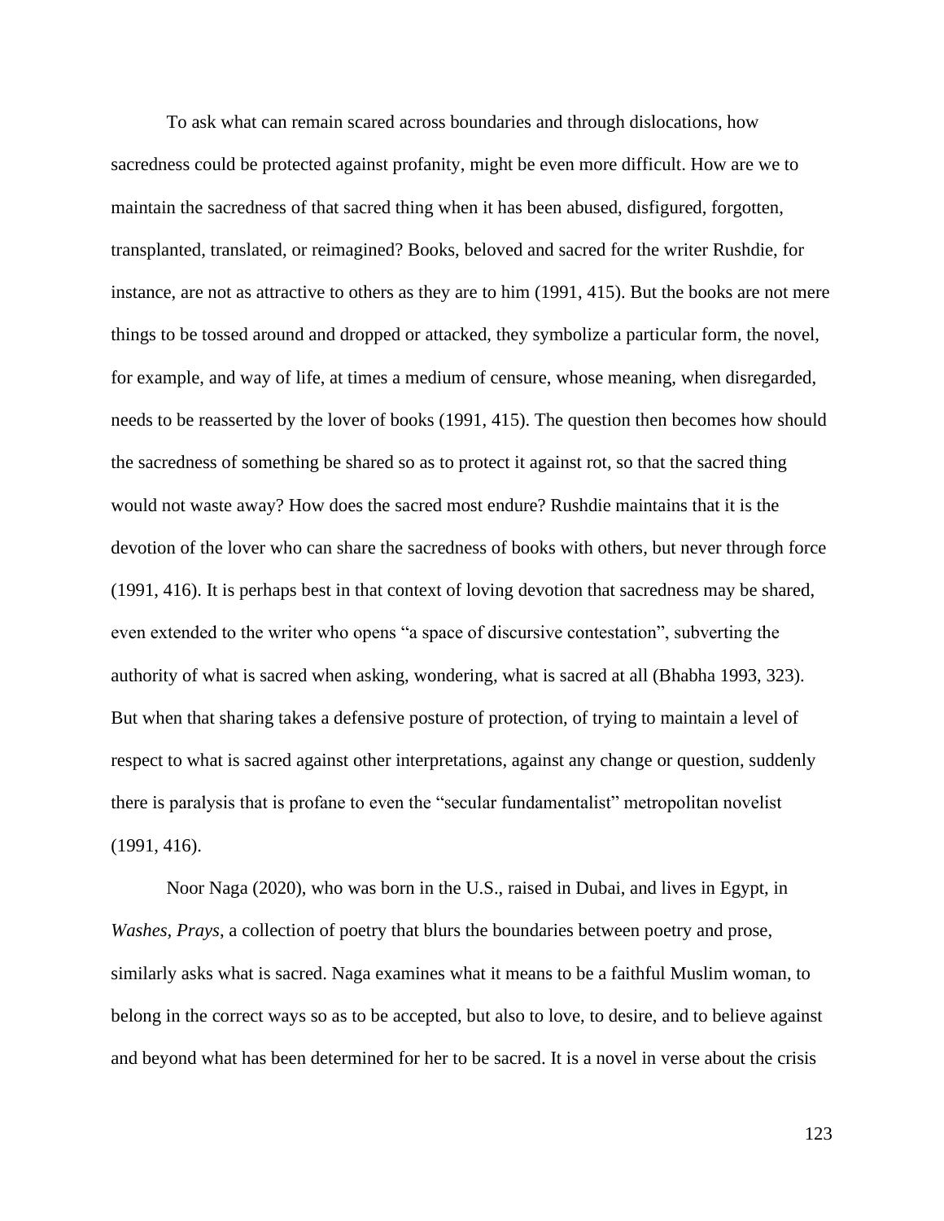To ask what can remain scared across boundaries and through dislocations, how sacredness could be protected against profanity, might be even more difficult. How are we to maintain the sacredness of that sacred thing when it has been abused, disfigured, forgotten, transplanted, translated, or reimagined? Books, beloved and sacred for the writer Rushdie, for instance, are not as attractive to others as they are to him (1991, 415). But the books are not mere things to be tossed around and dropped or attacked, they symbolize a particular form, the novel, for example, and way of life, at times a medium of censure, whose meaning, when disregarded, needs to be reasserted by the lover of books (1991, 415). The question then becomes how should the sacredness of something be shared so as to protect it against rot, so that the sacred thing would not waste away? How does the sacred most endure? Rushdie maintains that it is the devotion of the lover who can share the sacredness of books with others, but never through force (1991, 416). It is perhaps best in that context of loving devotion that sacredness may be shared, even extended to the writer who opens "a space of discursive contestation", subverting the authority of what is sacred when asking, wondering, what is sacred at all (Bhabha 1993, 323). But when that sharing takes a defensive posture of protection, of trying to maintain a level of respect to what is sacred against other interpretations, against any change or question, suddenly there is paralysis that is profane to even the "secular fundamentalist" metropolitan novelist (1991, 416).

Noor Naga (2020), who was born in the U.S., raised in Dubai, and lives in Egypt, in *Washes, Prays*, a collection of poetry that blurs the boundaries between poetry and prose, similarly asks what is sacred. Naga examines what it means to be a faithful Muslim woman, to belong in the correct ways so as to be accepted, but also to love, to desire, and to believe against and beyond what has been determined for her to be sacred. It is a novel in verse about the crisis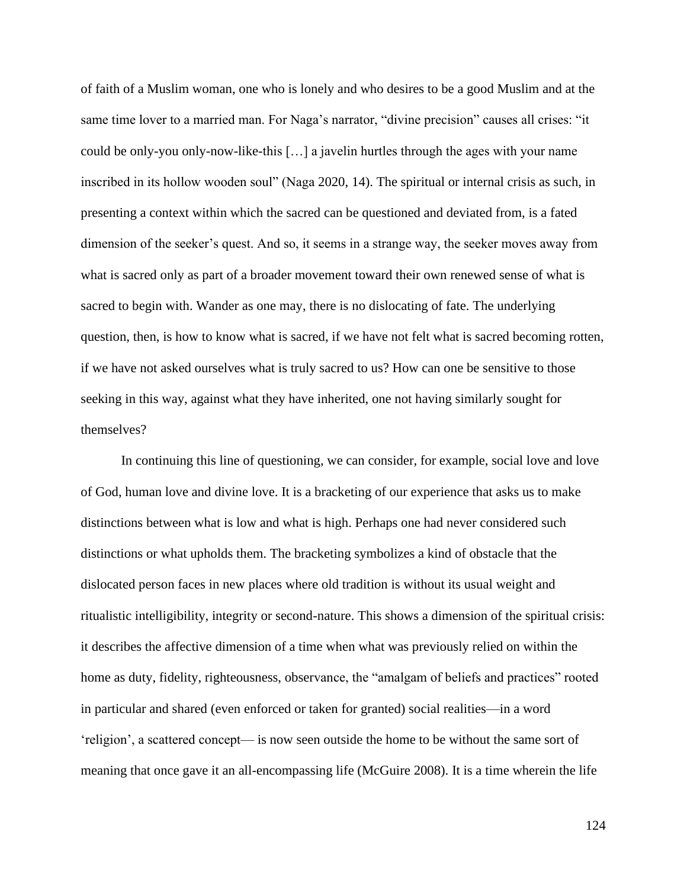of faith of a Muslim woman, one who is lonely and who desires to be a good Muslim and at the same time lover to a married man. For Naga's narrator, "divine precision" causes all crises: "it could be only-you only-now-like-this […] a javelin hurtles through the ages with your name inscribed in its hollow wooden soul" (Naga 2020, 14). The spiritual or internal crisis as such, in presenting a context within which the sacred can be questioned and deviated from, is a fated dimension of the seeker's quest. And so, it seems in a strange way, the seeker moves away from what is sacred only as part of a broader movement toward their own renewed sense of what is sacred to begin with. Wander as one may, there is no dislocating of fate. The underlying question, then, is how to know what is sacred, if we have not felt what is sacred becoming rotten, if we have not asked ourselves what is truly sacred to us? How can one be sensitive to those seeking in this way, against what they have inherited, one not having similarly sought for themselves?

In continuing this line of questioning, we can consider, for example, social love and love of God, human love and divine love. It is a bracketing of our experience that asks us to make distinctions between what is low and what is high. Perhaps one had never considered such distinctions or what upholds them. The bracketing symbolizes a kind of obstacle that the dislocated person faces in new places where old tradition is without its usual weight and ritualistic intelligibility, integrity or second-nature. This shows a dimension of the spiritual crisis: it describes the affective dimension of a time when what was previously relied on within the home as duty, fidelity, righteousness, observance, the "amalgam of beliefs and practices" rooted in particular and shared (even enforced or taken for granted) social realities—in a word 'religion', a scattered concept— is now seen outside the home to be without the same sort of meaning that once gave it an all-encompassing life (McGuire 2008). It is a time wherein the life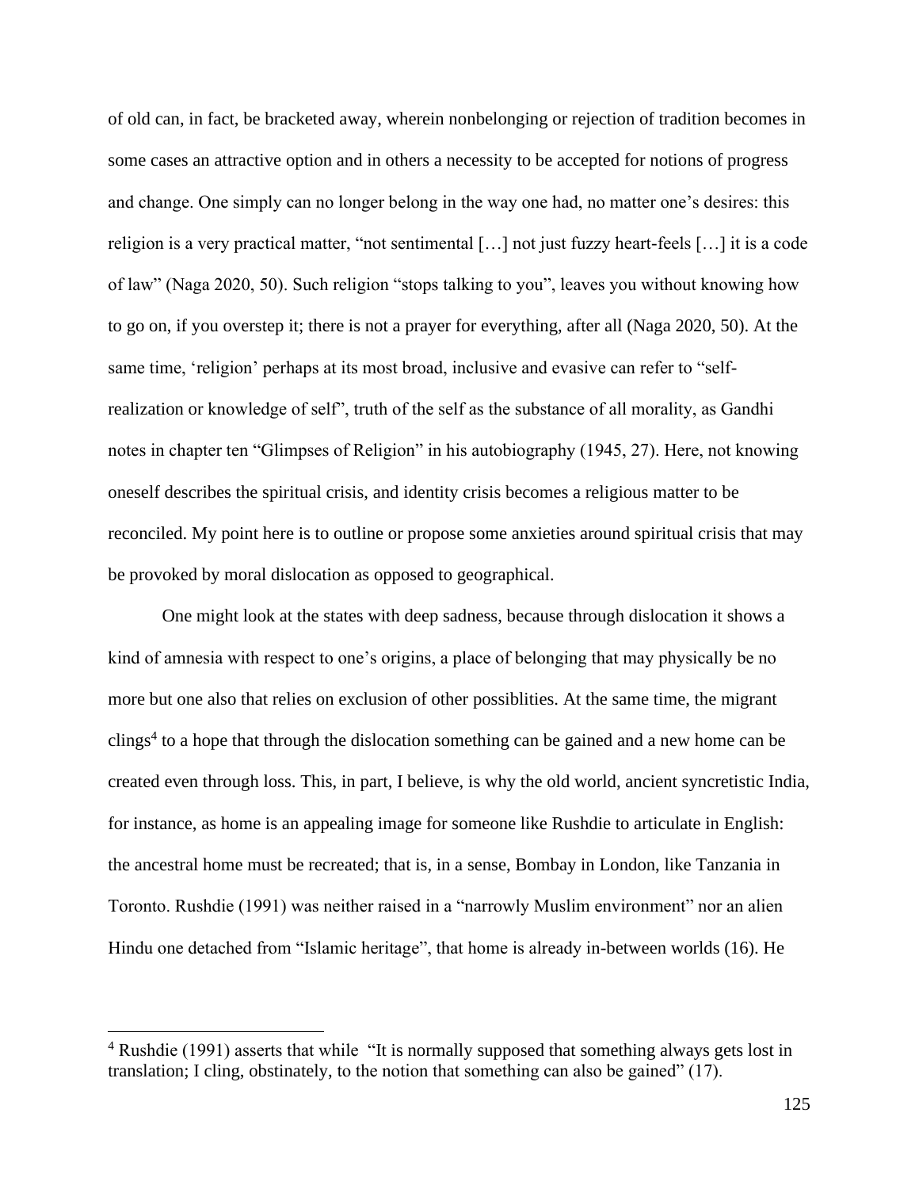of old can, in fact, be bracketed away, wherein nonbelonging or rejection of tradition becomes in some cases an attractive option and in others a necessity to be accepted for notions of progress and change. One simply can no longer belong in the way one had, no matter one's desires: this religion is a very practical matter, "not sentimental […] not just fuzzy heart-feels […] it is a code of law" (Naga 2020, 50). Such religion "stops talking to you", leaves you without knowing how to go on, if you overstep it; there is not a prayer for everything, after all (Naga 2020, 50). At the same time, 'religion' perhaps at its most broad, inclusive and evasive can refer to "self-realization or knowledge of self", truth of the self as the substance of all morality, as Gandhi notes in chapter ten "Glimpses of Religion" in his autobiography (1945, 27). Here, not knowing oneself describes the spiritual crisis, and identity crisis becomes a religious matter to be reconciled. My point here is to outline or propose some anxieties around spiritual crisis that may be provoked by moral dislocation as opposed to geographical.

One might look at the states with deep sadness, because through dislocation it shows a kind of amnesia with respect to one's origins, a place of belonging that may physically be no more but one also that relies on exclusion of other possiblities. At the same time, the migrant clings[4] to a hope that through the dislocation something can be gained and a new home can be created even through loss. This, in part, I believe, is why the old world, ancient syncretistic India, for instance, as home is an appealing image for someone like Rushdie to articulate in English: the ancestral home must be recreated; that is, in a sense, Bombay in London, like Tanzania in Toronto. Rushdie (1991) was neither raised in a "narrowly Muslim environment" nor an alien Hindu one detached from "Islamic heritage", that home is already in-between worlds (16). He

[4] Rushdie (1991) asserts that while "It is normally supposed that something always gets lost in translation; I cling, obstinately, to the notion that something can also be gained" (17).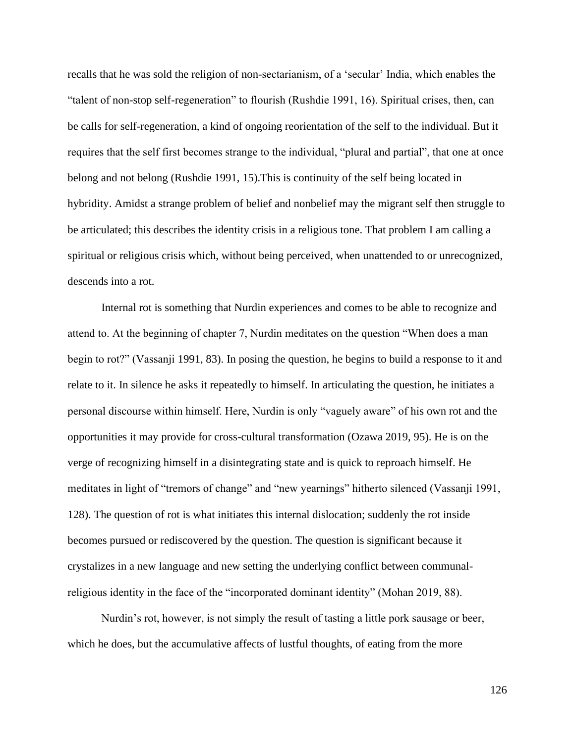recalls that he was sold the religion of non-sectarianism, of a 'secular' India, which enables the "talent of non-stop self-regeneration" to flourish (Rushdie 1991, 16). Spiritual crises, then, can be calls for self-regeneration, a kind of ongoing reorientation of the self to the individual. But it requires that the self first becomes strange to the individual, "plural and partial", that one at once belong and not belong (Rushdie 1991, 15).This is continuity of the self being located in hybridity. Amidst a strange problem of belief and nonbelief may the migrant self then struggle to be articulated; this describes the identity crisis in a religious tone. That problem I am calling a spiritual or religious crisis which, without being perceived, when unattended to or unrecognized, descends into a rot.

Internal rot is something that Nurdin experiences and comes to be able to recognize and attend to. At the beginning of chapter 7, Nurdin meditates on the question "When does a man begin to rot?" (Vassanji 1991, 83). In posing the question, he begins to build a response to it and relate to it. In silence he asks it repeatedly to himself. In articulating the question, he initiates a personal discourse within himself. Here, Nurdin is only "vaguely aware" of his own rot and the opportunities it may provide for cross-cultural transformation (Ozawa 2019, 95). He is on the verge of recognizing himself in a disintegrating state and is quick to reproach himself. He meditates in light of "tremors of change" and "new yearnings" hitherto silenced (Vassanji 1991, 128). The question of rot is what initiates this internal dislocation; suddenly the rot inside becomes pursued or rediscovered by the question. The question is significant because it crystalizes in a new language and new setting the underlying conflict between communal-religious identity in the face of the "incorporated dominant identity" (Mohan 2019, 88).

Nurdin's rot, however, is not simply the result of tasting a little pork sausage or beer, which he does, but the accumulative affects of lustful thoughts, of eating from the more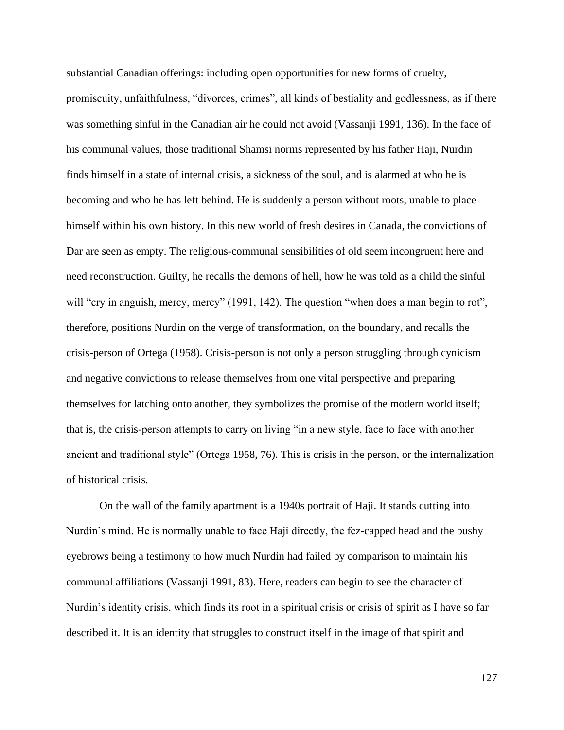substantial Canadian offerings: including open opportunities for new forms of cruelty, promiscuity, unfaithfulness, "divorces, crimes", all kinds of bestiality and godlessness, as if there was something sinful in the Canadian air he could not avoid (Vassanji 1991, 136). In the face of his communal values, those traditional Shamsi norms represented by his father Haji, Nurdin finds himself in a state of internal crisis, a sickness of the soul, and is alarmed at who he is becoming and who he has left behind. He is suddenly a person without roots, unable to place himself within his own history. In this new world of fresh desires in Canada, the convictions of Dar are seen as empty. The religious-communal sensibilities of old seem incongruent here and need reconstruction. Guilty, he recalls the demons of hell, how he was told as a child the sinful will "cry in anguish, mercy, mercy" (1991, 142). The question "when does a man begin to rot", therefore, positions Nurdin on the verge of transformation, on the boundary, and recalls the crisis-person of Ortega (1958). Crisis-person is not only a person struggling through cynicism and negative convictions to release themselves from one vital perspective and preparing themselves for latching onto another, they symbolizes the promise of the modern world itself; that is, the crisis-person attempts to carry on living "in a new style, face to face with another ancient and traditional style" (Ortega 1958, 76). This is crisis in the person, or the internalization of historical crisis.

On the wall of the family apartment is a 1940s portrait of Haji. It stands cutting into Nurdin's mind. He is normally unable to face Haji directly, the fez-capped head and the bushy eyebrows being a testimony to how much Nurdin had failed by comparison to maintain his communal affiliations (Vassanji 1991, 83). Here, readers can begin to see the character of Nurdin's identity crisis, which finds its root in a spiritual crisis or crisis of spirit as I have so far described it. It is an identity that struggles to construct itself in the image of that spirit and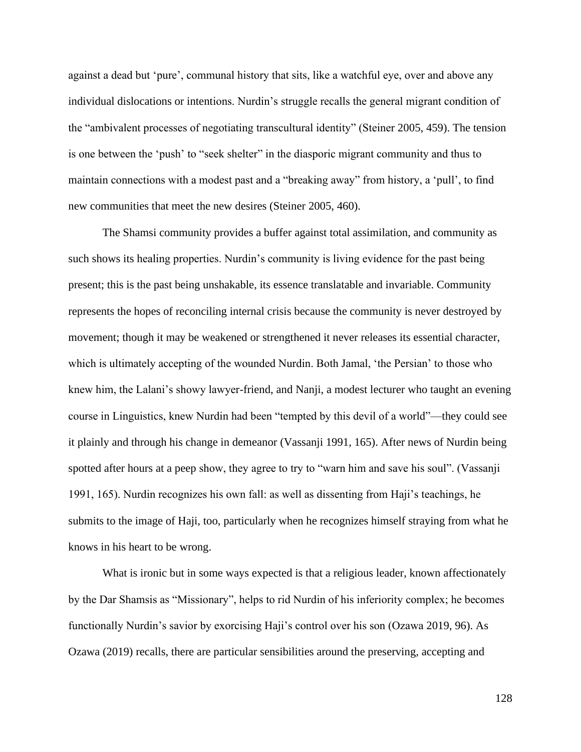against a dead but 'pure', communal history that sits, like a watchful eye, over and above any individual dislocations or intentions. Nurdin's struggle recalls the general migrant condition of the "ambivalent processes of negotiating transcultural identity" (Steiner 2005, 459). The tension is one between the 'push' to "seek shelter" in the diasporic migrant community and thus to maintain connections with a modest past and a "breaking away" from history, a 'pull', to find new communities that meet the new desires (Steiner 2005, 460).

The Shamsi community provides a buffer against total assimilation, and community as such shows its healing properties. Nurdin's community is living evidence for the past being present; this is the past being unshakable, its essence translatable and invariable. Community represents the hopes of reconciling internal crisis because the community is never destroyed by movement; though it may be weakened or strengthened it never releases its essential character, which is ultimately accepting of the wounded Nurdin. Both Jamal, 'the Persian' to those who knew him, the Lalani's showy lawyer-friend, and Nanji, a modest lecturer who taught an evening course in Linguistics, knew Nurdin had been "tempted by this devil of a world"—they could see it plainly and through his change in demeanor (Vassanji 1991, 165). After news of Nurdin being spotted after hours at a peep show, they agree to try to "warn him and save his soul". (Vassanji 1991, 165). Nurdin recognizes his own fall: as well as dissenting from Haji's teachings, he submits to the image of Haji, too, particularly when he recognizes himself straying from what he knows in his heart to be wrong.

What is ironic but in some ways expected is that a religious leader, known affectionately by the Dar Shamsis as "Missionary", helps to rid Nurdin of his inferiority complex; he becomes functionally Nurdin's savior by exorcising Haji's control over his son (Ozawa 2019, 96). As Ozawa (2019) recalls, there are particular sensibilities around the preserving, accepting and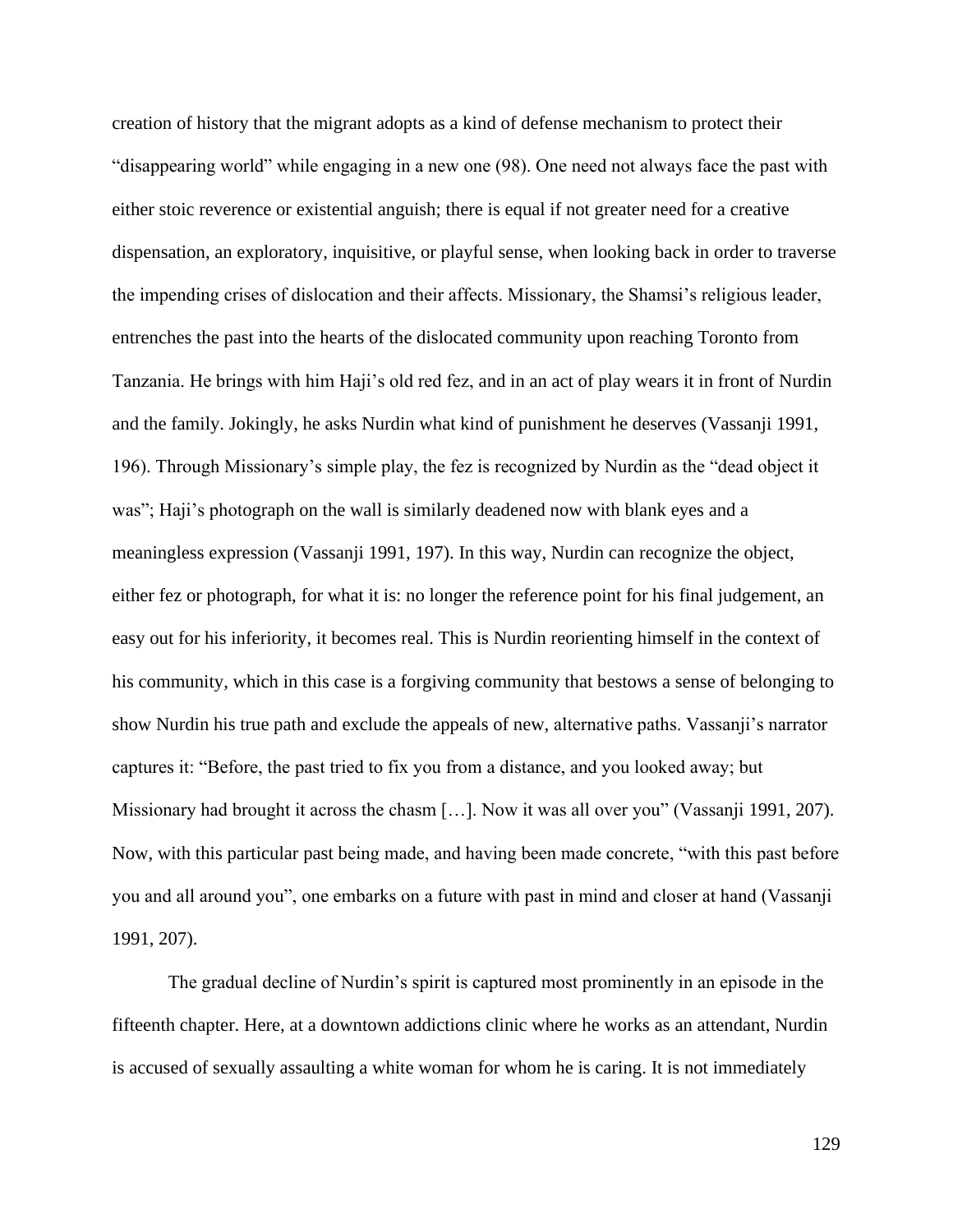creation of history that the migrant adopts as a kind of defense mechanism to protect their "disappearing world" while engaging in a new one (98). One need not always face the past with either stoic reverence or existential anguish; there is equal if not greater need for a creative dispensation, an exploratory, inquisitive, or playful sense, when looking back in order to traverse the impending crises of dislocation and their affects. Missionary, the Shamsi's religious leader, entrenches the past into the hearts of the dislocated community upon reaching Toronto from Tanzania. He brings with him Haji's old red fez, and in an act of play wears it in front of Nurdin and the family. Jokingly, he asks Nurdin what kind of punishment he deserves (Vassanji 1991, 196). Through Missionary's simple play, the fez is recognized by Nurdin as the "dead object it was"; Haji's photograph on the wall is similarly deadened now with blank eyes and a meaningless expression (Vassanji 1991, 197). In this way, Nurdin can recognize the object, either fez or photograph, for what it is: no longer the reference point for his final judgement, an easy out for his inferiority, it becomes real. This is Nurdin reorienting himself in the context of his community, which in this case is a forgiving community that bestows a sense of belonging to show Nurdin his true path and exclude the appeals of new, alternative paths. Vassanji's narrator captures it: "Before, the past tried to fix you from a distance, and you looked away; but Missionary had brought it across the chasm […]. Now it was all over you" (Vassanji 1991, 207). Now, with this particular past being made, and having been made concrete, "with this past before you and all around you", one embarks on a future with past in mind and closer at hand (Vassanji 1991, 207).

The gradual decline of Nurdin's spirit is captured most prominently in an episode in the fifteenth chapter. Here, at a downtown addictions clinic where he works as an attendant, Nurdin is accused of sexually assaulting a white woman for whom he is caring. It is not immediately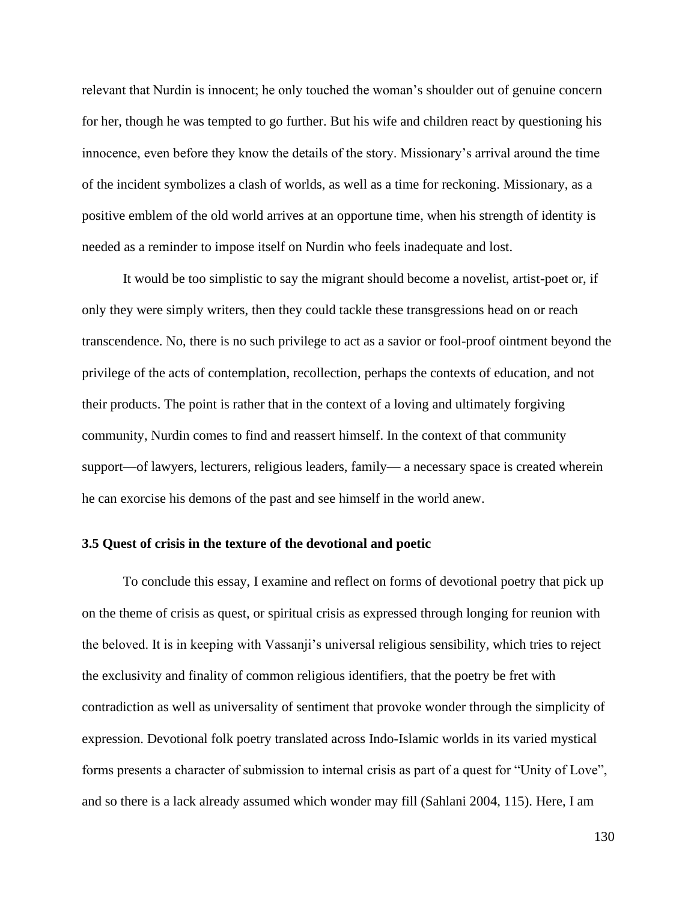relevant that Nurdin is innocent; he only touched the woman's shoulder out of genuine concern for her, though he was tempted to go further. But his wife and children react by questioning his innocence, even before they know the details of the story. Missionary's arrival around the time of the incident symbolizes a clash of worlds, as well as a time for reckoning. Missionary, as a positive emblem of the old world arrives at an opportune time, when his strength of identity is needed as a reminder to impose itself on Nurdin who feels inadequate and lost.

It would be too simplistic to say the migrant should become a novelist, artist-poet or, if only they were simply writers, then they could tackle these transgressions head on or reach transcendence. No, there is no such privilege to act as a savior or fool-proof ointment beyond the privilege of the acts of contemplation, recollection, perhaps the contexts of education, and not their products. The point is rather that in the context of a loving and ultimately forgiving community, Nurdin comes to find and reassert himself. In the context of that community support—of lawyers, lecturers, religious leaders, family— a necessary space is created wherein he can exorcise his demons of the past and see himself in the world anew.

### 3.5 Quest of crisis in the texture of the devotional and poetic

To conclude this essay, I examine and reflect on forms of devotional poetry that pick up on the theme of crisis as quest, or spiritual crisis as expressed through longing for reunion with the beloved. It is in keeping with Vassanji's universal religious sensibility, which tries to reject the exclusivity and finality of common religious identifiers, that the poetry be fret with contradiction as well as universality of sentiment that provoke wonder through the simplicity of expression. Devotional folk poetry translated across Indo-Islamic worlds in its varied mystical forms presents a character of submission to internal crisis as part of a quest for "Unity of Love", and so there is a lack already assumed which wonder may fill (Sahlani 2004, 115). Here, I am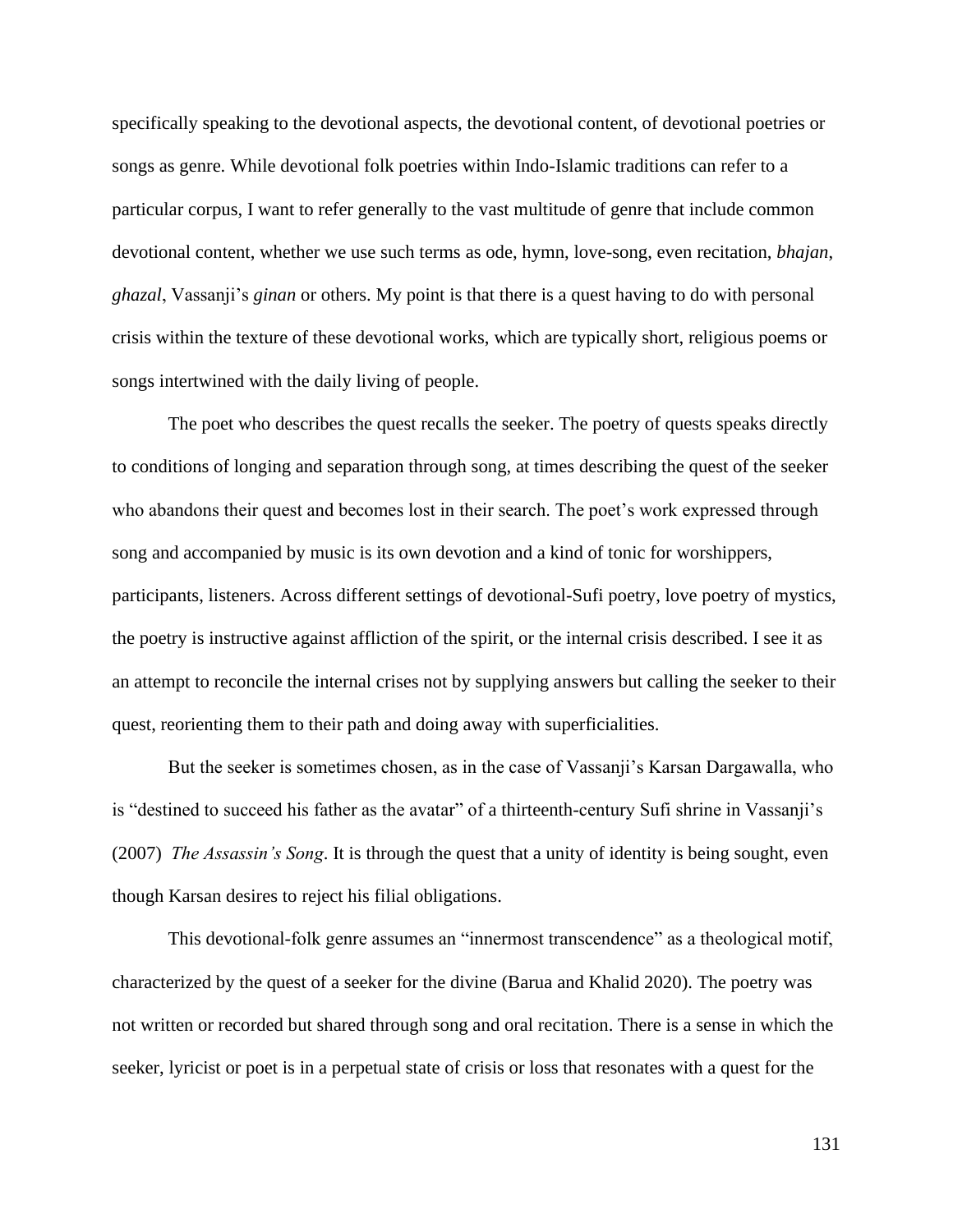specifically speaking to the devotional aspects, the devotional content, of devotional poetries or songs as genre. While devotional folk poetries within Indo-Islamic traditions can refer to a particular corpus, I want to refer generally to the vast multitude of genre that include common devotional content, whether we use such terms as ode, hymn, love-song, even recitation, *bhajan*, *ghazal*, Vassanji's *ginan* or others. My point is that there is a quest having to do with personal crisis within the texture of these devotional works, which are typically short, religious poems or songs intertwined with the daily living of people.

The poet who describes the quest recalls the seeker. The poetry of quests speaks directly to conditions of longing and separation through song, at times describing the quest of the seeker who abandons their quest and becomes lost in their search. The poet's work expressed through song and accompanied by music is its own devotion and a kind of tonic for worshippers, participants, listeners. Across different settings of devotional-Sufi poetry, love poetry of mystics, the poetry is instructive against affliction of the spirit, or the internal crisis described. I see it as an attempt to reconcile the internal crises not by supplying answers but calling the seeker to their quest, reorienting them to their path and doing away with superficialities.

But the seeker is sometimes chosen, as in the case of Vassanji's Karsan Dargawalla, who is "destined to succeed his father as the avatar" of a thirteenth-century Sufi shrine in Vassanji's (2007) *The Assassin's Song*. It is through the quest that a unity of identity is being sought, even though Karsan desires to reject his filial obligations.

This devotional-folk genre assumes an "innermost transcendence" as a theological motif, characterized by the quest of a seeker for the divine (Barua and Khalid 2020). The poetry was not written or recorded but shared through song and oral recitation. There is a sense in which the seeker, lyricist or poet is in a perpetual state of crisis or loss that resonates with a quest for the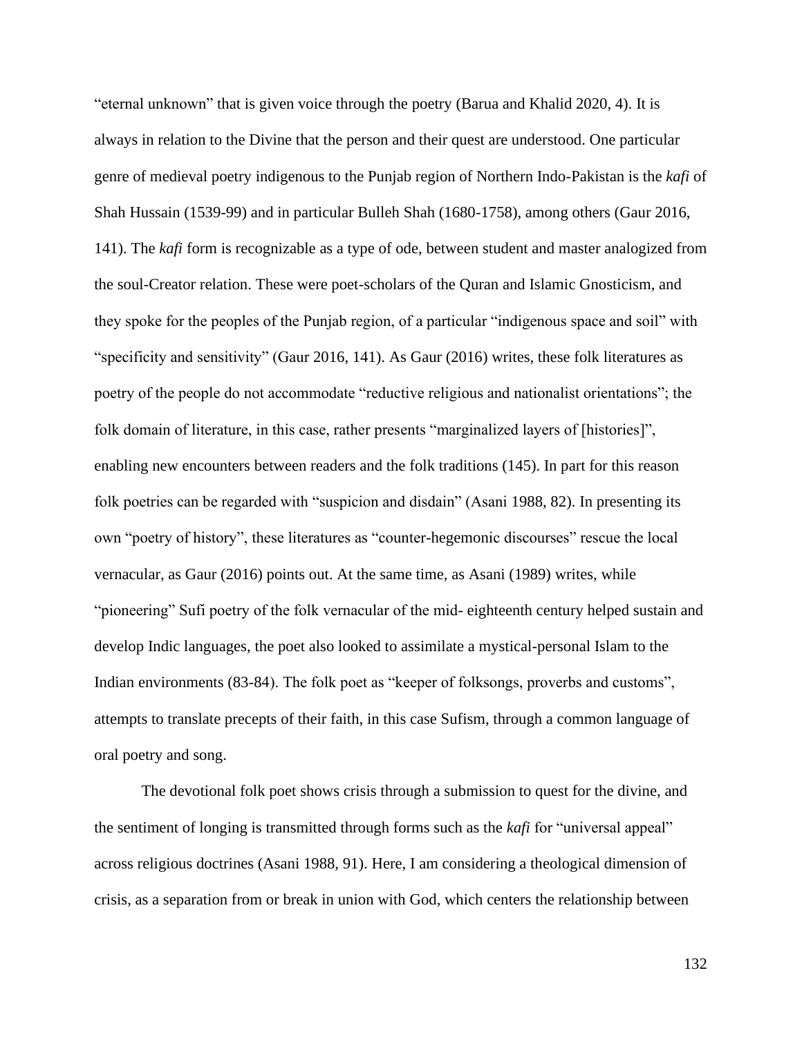"eternal unknown" that is given voice through the poetry (Barua and Khalid 2020, 4). It is always in relation to the Divine that the person and their quest are understood. One particular genre of medieval poetry indigenous to the Punjab region of Northern Indo-Pakistan is the *kafi* of Shah Hussain (1539-99) and in particular Bulleh Shah (1680-1758), among others (Gaur 2016, 141). The *kafi* form is recognizable as a type of ode, between student and master analogized from the soul-Creator relation. These were poet-scholars of the Quran and Islamic Gnosticism, and they spoke for the peoples of the Punjab region, of a particular "indigenous space and soil" with "specificity and sensitivity" (Gaur 2016, 141). As Gaur (2016) writes, these folk literatures as poetry of the people do not accommodate "reductive religious and nationalist orientations"; the folk domain of literature, in this case, rather presents "marginalized layers of [histories]", enabling new encounters between readers and the folk traditions (145). In part for this reason folk poetries can be regarded with "suspicion and disdain" (Asani 1988, 82). In presenting its own "poetry of history", these literatures as "counter-hegemonic discourses" rescue the local vernacular, as Gaur (2016) points out. At the same time, as Asani (1989) writes, while "pioneering" Sufi poetry of the folk vernacular of the mid- eighteenth century helped sustain and develop Indic languages, the poet also looked to assimilate a mystical-personal Islam to the Indian environments (83-84). The folk poet as "keeper of folksongs, proverbs and customs", attempts to translate precepts of their faith, in this case Sufism, through a common language of oral poetry and song.

The devotional folk poet shows crisis through a submission to quest for the divine, and the sentiment of longing is transmitted through forms such as the *kafi* for "universal appeal" across religious doctrines (Asani 1988, 91). Here, I am considering a theological dimension of crisis, as a separation from or break in union with God, which centers the relationship between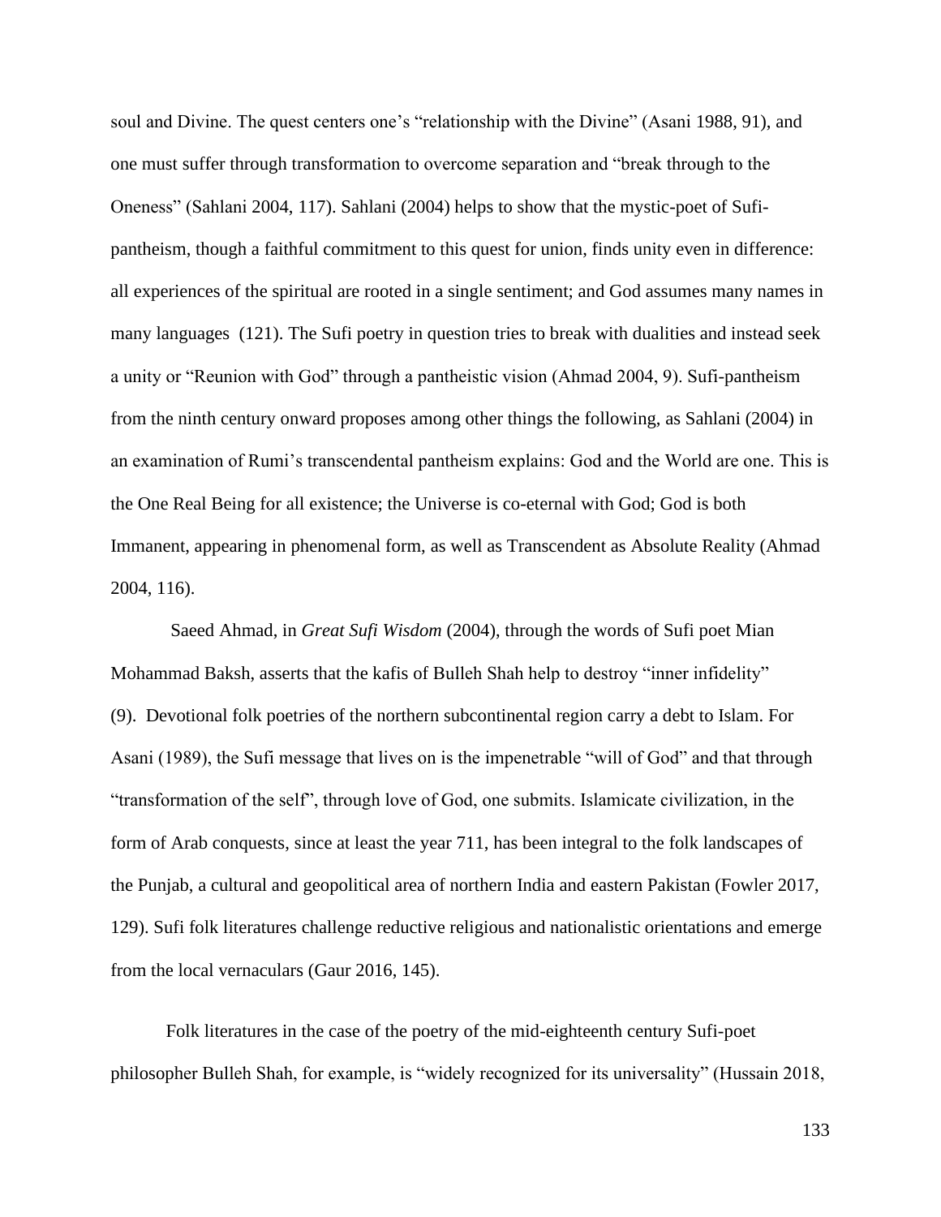soul and Divine. The quest centers one's "relationship with the Divine" (Asani 1988, 91), and one must suffer through transformation to overcome separation and "break through to the Oneness" (Sahlani 2004, 117). Sahlani (2004) helps to show that the mystic-poet of Sufi-pantheism, though a faithful commitment to this quest for union, finds unity even in difference: all experiences of the spiritual are rooted in a single sentiment; and God assumes many names in many languages  (121). The Sufi poetry in question tries to break with dualities and instead seek a unity or "Reunion with God" through a pantheistic vision (Ahmad 2004, 9). Sufi-pantheism from the ninth century onward proposes among other things the following, as Sahlani (2004) in an examination of Rumi's transcendental pantheism explains: God and the World are one. This is the One Real Being for all existence; the Universe is co-eternal with God; God is both Immanent, appearing in phenomenal form, as well as Transcendent as Absolute Reality (Ahmad 2004, 116).

Saeed Ahmad, in *Great Sufi Wisdom* (2004), through the words of Sufi poet Mian Mohammad Baksh, asserts that the kafis of Bulleh Shah help to destroy "inner infidelity" (9).  Devotional folk poetries of the northern subcontinental region carry a debt to Islam. For Asani (1989), the Sufi message that lives on is the impenetrable "will of God" and that through "transformation of the self", through love of God, one submits. Islamicate civilization, in the form of Arab conquests, since at least the year 711, has been integral to the folk landscapes of the Punjab, a cultural and geopolitical area of northern India and eastern Pakistan (Fowler 2017, 129). Sufi folk literatures challenge reductive religious and nationalistic orientations and emerge from the local vernaculars (Gaur 2016, 145).

Folk literatures in the case of the poetry of the mid-eighteenth century Sufi-poet philosopher Bulleh Shah, for example, is "widely recognized for its universality" (Hussain 2018,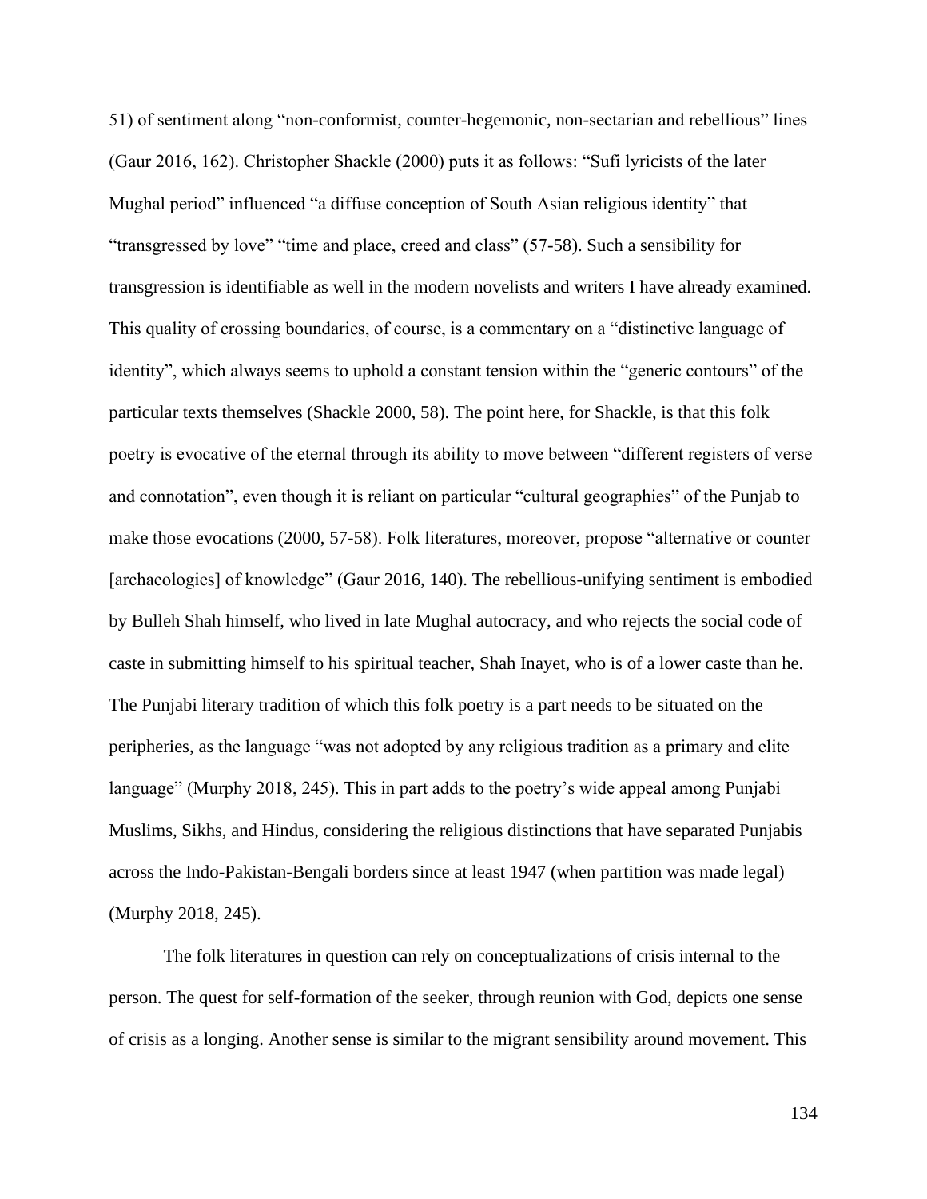51) of sentiment along “non-conformist, counter-hegemonic, non-sectarian and rebellious” lines (Gaur 2016, 162). Christopher Shackle (2000) puts it as follows: “Sufi lyricists of the later Mughal period” influenced “a diffuse conception of South Asian religious identity” that “transgressed by love” “time and place, creed and class” (57-58). Such a sensibility for transgression is identifiable as well in the modern novelists and writers I have already examined. This quality of crossing boundaries, of course, is a commentary on a “distinctive language of identity”, which always seems to uphold a constant tension within the “generic contours” of the particular texts themselves (Shackle 2000, 58). The point here, for Shackle, is that this folk poetry is evocative of the eternal through its ability to move between “different registers of verse and connotation”, even though it is reliant on particular “cultural geographies” of the Punjab to make those evocations (2000, 57-58). Folk literatures, moreover, propose “alternative or counter [archaeologies] of knowledge” (Gaur 2016, 140). The rebellious-unifying sentiment is embodied by Bulleh Shah himself, who lived in late Mughal autocracy, and who rejects the social code of caste in submitting himself to his spiritual teacher, Shah Inayet, who is of a lower caste than he. The Punjabi literary tradition of which this folk poetry is a part needs to be situated on the peripheries, as the language “was not adopted by any religious tradition as a primary and elite language” (Murphy 2018, 245). This in part adds to the poetry’s wide appeal among Punjabi Muslims, Sikhs, and Hindus, considering the religious distinctions that have separated Punjabis across the Indo-Pakistan-Bengali borders since at least 1947 (when partition was made legal) (Murphy 2018, 245).

The folk literatures in question can rely on conceptualizations of crisis internal to the person. The quest for self-formation of the seeker, through reunion with God, depicts one sense of crisis as a longing. Another sense is similar to the migrant sensibility around movement. This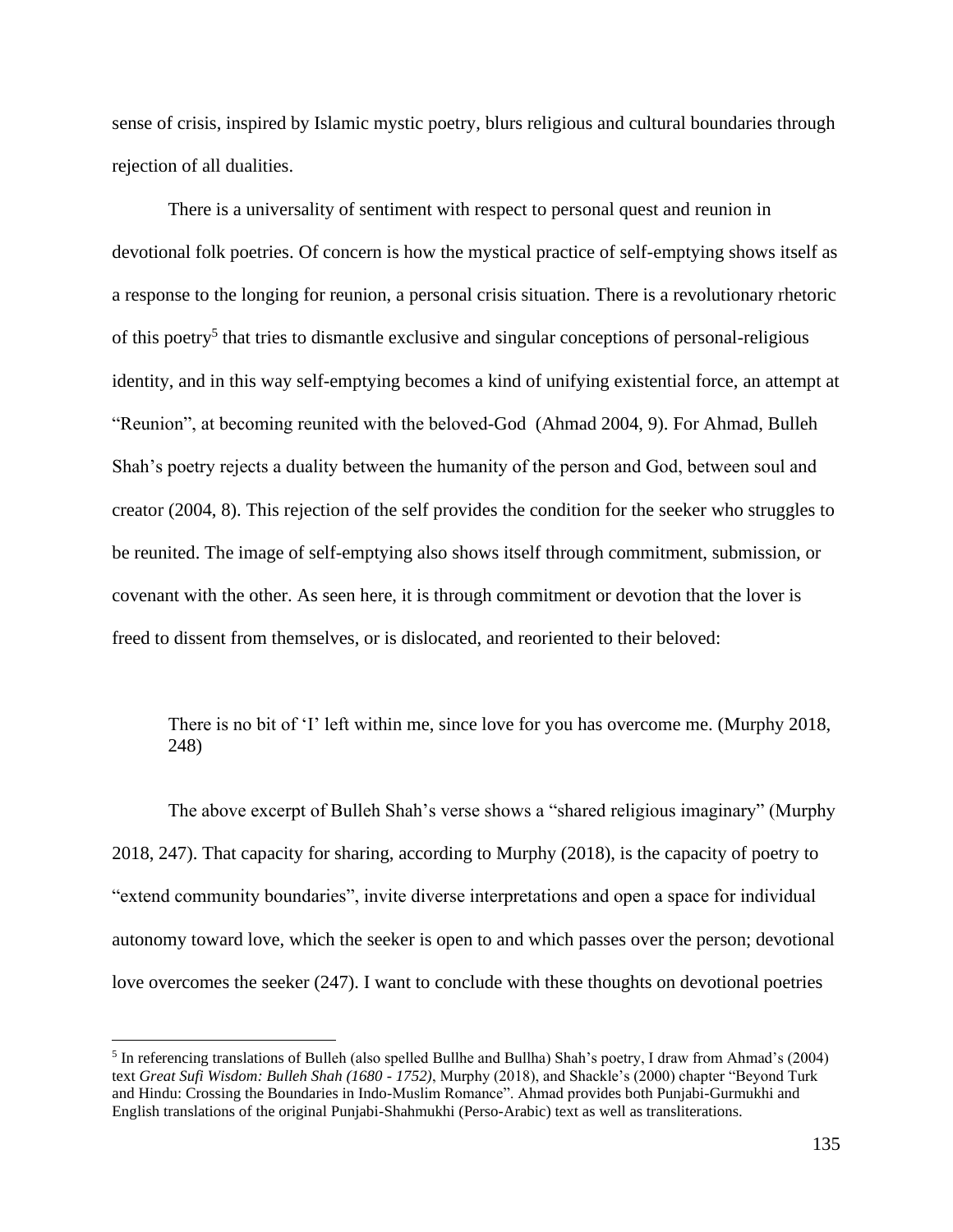sense of crisis, inspired by Islamic mystic poetry, blurs religious and cultural boundaries through rejection of all dualities.

There is a universality of sentiment with respect to personal quest and reunion in devotional folk poetries. Of concern is how the mystical practice of self-emptying shows itself as a response to the longing for reunion, a personal crisis situation. There is a revolutionary rhetoric of this poetry[5] that tries to dismantle exclusive and singular conceptions of personal-religious identity, and in this way self-emptying becomes a kind of unifying existential force, an attempt at "Reunion", at becoming reunited with the beloved-God (Ahmad 2004, 9). For Ahmad, Bulleh Shah's poetry rejects a duality between the humanity of the person and God, between soul and creator (2004, 8). This rejection of the self provides the condition for the seeker who struggles to be reunited. The image of self-emptying also shows itself through commitment, submission, or covenant with the other. As seen here, it is through commitment or devotion that the lover is freed to dissent from themselves, or is dislocated, and reoriented to their beloved:

> There is no bit of 'I' left within me, since love for you has overcome me. (Murphy 2018, 248)

The above excerpt of Bulleh Shah's verse shows a "shared religious imaginary" (Murphy 2018, 247). That capacity for sharing, according to Murphy (2018), is the capacity of poetry to "extend community boundaries", invite diverse interpretations and open a space for individual autonomy toward love, which the seeker is open to and which passes over the person; devotional love overcomes the seeker (247). I want to conclude with these thoughts on devotional poetries

[5] In referencing translations of Bulleh (also spelled Bullhe and Bullha) Shah's poetry, I draw from Ahmad's (2004) text *Great Sufi Wisdom: Bulleh Shah (1680 - 1752)*, Murphy (2018), and Shackle's (2000) chapter "Beyond Turk and Hindu: Crossing the Boundaries in Indo-Muslim Romance". Ahmad provides both Punjabi-Gurmukhi and English translations of the original Punjabi-Shahmukhi (Perso-Arabic) text as well as transliterations.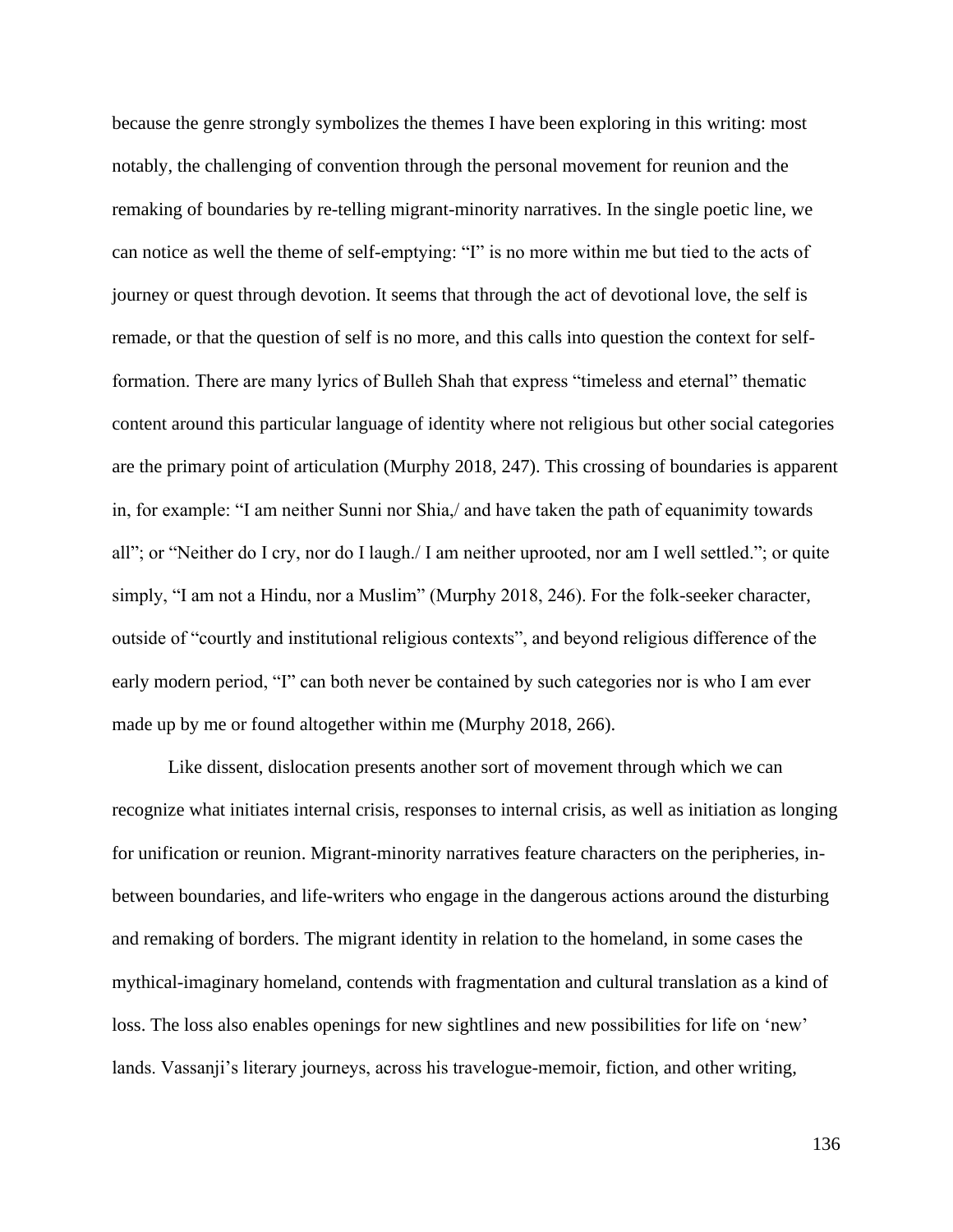because the genre strongly symbolizes the themes I have been exploring in this writing: most notably, the challenging of convention through the personal movement for reunion and the remaking of boundaries by re-telling migrant-minority narratives. In the single poetic line, we can notice as well the theme of self-emptying: "I" is no more within me but tied to the acts of journey or quest through devotion. It seems that through the act of devotional love, the self is remade, or that the question of self is no more, and this calls into question the context for self-formation. There are many lyrics of Bulleh Shah that express "timeless and eternal" thematic content around this particular language of identity where not religious but other social categories are the primary point of articulation (Murphy 2018, 247). This crossing of boundaries is apparent in, for example: "I am neither Sunni nor Shia,/ and have taken the path of equanimity towards all"; or "Neither do I cry, nor do I laugh./ I am neither uprooted, nor am I well settled."; or quite simply, "I am not a Hindu, nor a Muslim" (Murphy 2018, 246). For the folk-seeker character, outside of "courtly and institutional religious contexts", and beyond religious difference of the early modern period, "I" can both never be contained by such categories nor is who I am ever made up by me or found altogether within me (Murphy 2018, 266).

Like dissent, dislocation presents another sort of movement through which we can recognize what initiates internal crisis, responses to internal crisis, as well as initiation as longing for unification or reunion. Migrant-minority narratives feature characters on the peripheries, in-between boundaries, and life-writers who engage in the dangerous actions around the disturbing and remaking of borders. The migrant identity in relation to the homeland, in some cases the mythical-imaginary homeland, contends with fragmentation and cultural translation as a kind of loss. The loss also enables openings for new sightlines and new possibilities for life on 'new' lands. Vassanji's literary journeys, across his travelogue-memoir, fiction, and other writing,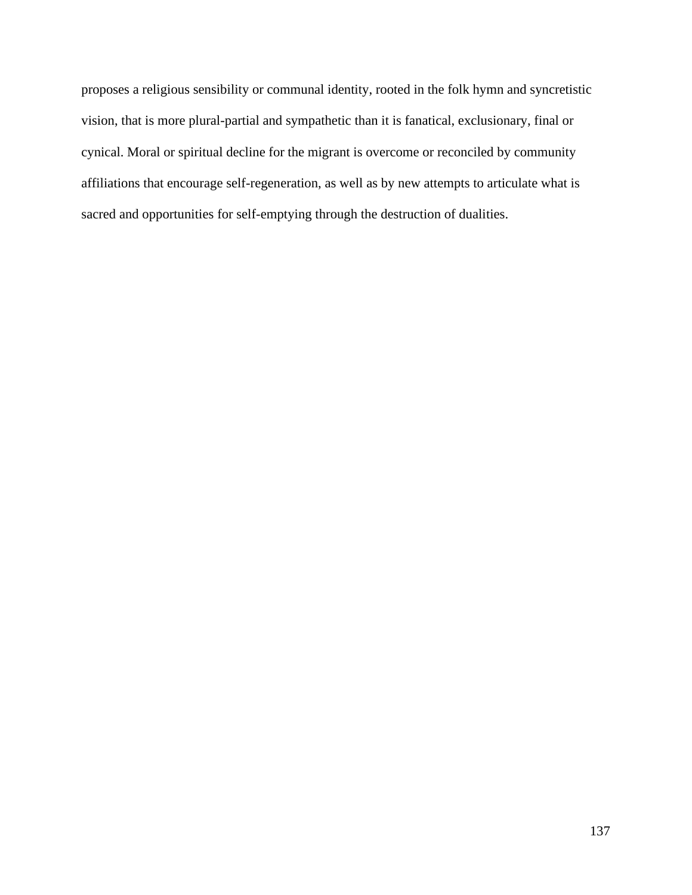proposes a religious sensibility or communal identity, rooted in the folk hymn and syncretistic vision, that is more plural-partial and sympathetic than it is fanatical, exclusionary, final or cynical. Moral or spiritual decline for the migrant is overcome or reconciled by community affiliations that encourage self-regeneration, as well as by new attempts to articulate what is sacred and opportunities for self-emptying through the destruction of dualities.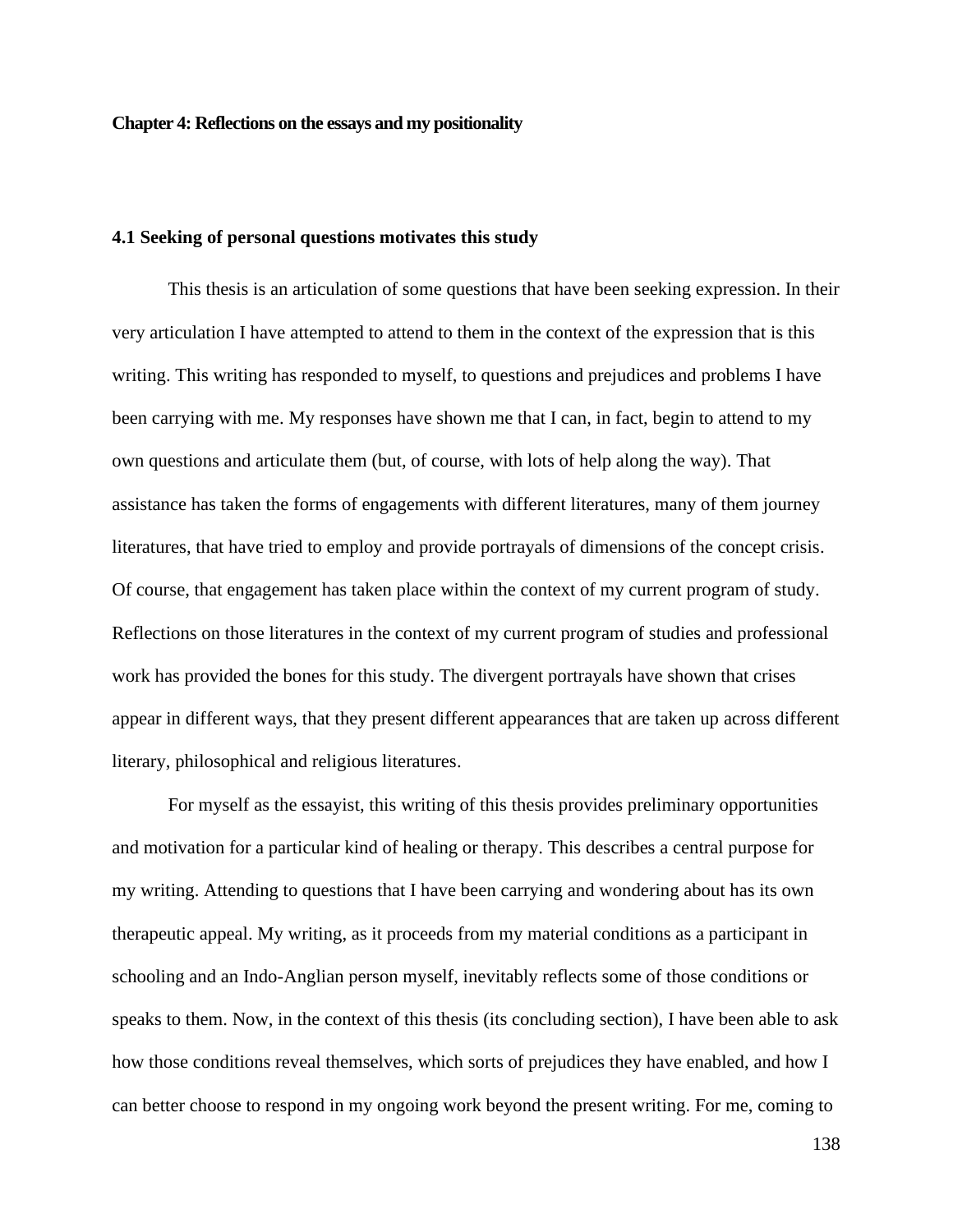## Chapter 4: Reflections on the essays and my positionality

### 4.1 Seeking of personal questions motivates this study

This thesis is an articulation of some questions that have been seeking expression. In their very articulation I have attempted to attend to them in the context of the expression that is this writing. This writing has responded to myself, to questions and prejudices and problems I have been carrying with me. My responses have shown me that I can, in fact, begin to attend to my own questions and articulate them (but, of course, with lots of help along the way). That assistance has taken the forms of engagements with different literatures, many of them journey literatures, that have tried to employ and provide portrayals of dimensions of the concept crisis. Of course, that engagement has taken place within the context of my current program of study. Reflections on those literatures in the context of my current program of studies and professional work has provided the bones for this study. The divergent portrayals have shown that crises appear in different ways, that they present different appearances that are taken up across different literary, philosophical and religious literatures.

For myself as the essayist, this writing of this thesis provides preliminary opportunities and motivation for a particular kind of healing or therapy. This describes a central purpose for my writing. Attending to questions that I have been carrying and wondering about has its own therapeutic appeal. My writing, as it proceeds from my material conditions as a participant in schooling and an Indo-Anglian person myself, inevitably reflects some of those conditions or speaks to them. Now, in the context of this thesis (its concluding section), I have been able to ask how those conditions reveal themselves, which sorts of prejudices they have enabled, and how I can better choose to respond in my ongoing work beyond the present writing. For me, coming to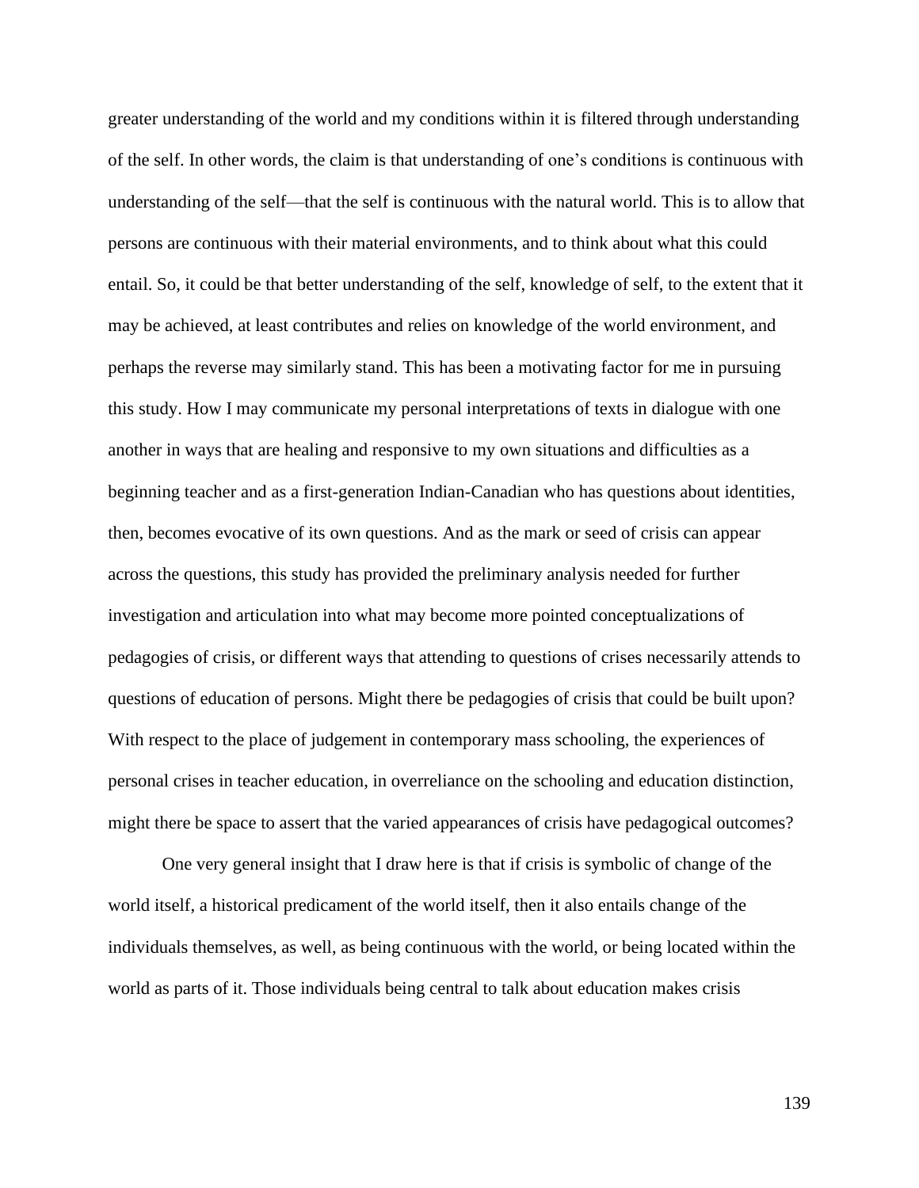greater understanding of the world and my conditions within it is filtered through understanding of the self. In other words, the claim is that understanding of one's conditions is continuous with understanding of the self—that the self is continuous with the natural world. This is to allow that persons are continuous with their material environments, and to think about what this could entail. So, it could be that better understanding of the self, knowledge of self, to the extent that it may be achieved, at least contributes and relies on knowledge of the world environment, and perhaps the reverse may similarly stand. This has been a motivating factor for me in pursuing this study. How I may communicate my personal interpretations of texts in dialogue with one another in ways that are healing and responsive to my own situations and difficulties as a beginning teacher and as a first-generation Indian-Canadian who has questions about identities, then, becomes evocative of its own questions. And as the mark or seed of crisis can appear across the questions, this study has provided the preliminary analysis needed for further investigation and articulation into what may become more pointed conceptualizations of pedagogies of crisis, or different ways that attending to questions of crises necessarily attends to questions of education of persons. Might there be pedagogies of crisis that could be built upon? With respect to the place of judgement in contemporary mass schooling, the experiences of personal crises in teacher education, in overreliance on the schooling and education distinction, might there be space to assert that the varied appearances of crisis have pedagogical outcomes?

One very general insight that I draw here is that if crisis is symbolic of change of the world itself, a historical predicament of the world itself, then it also entails change of the individuals themselves, as well, as being continuous with the world, or being located within the world as parts of it. Those individuals being central to talk about education makes crisis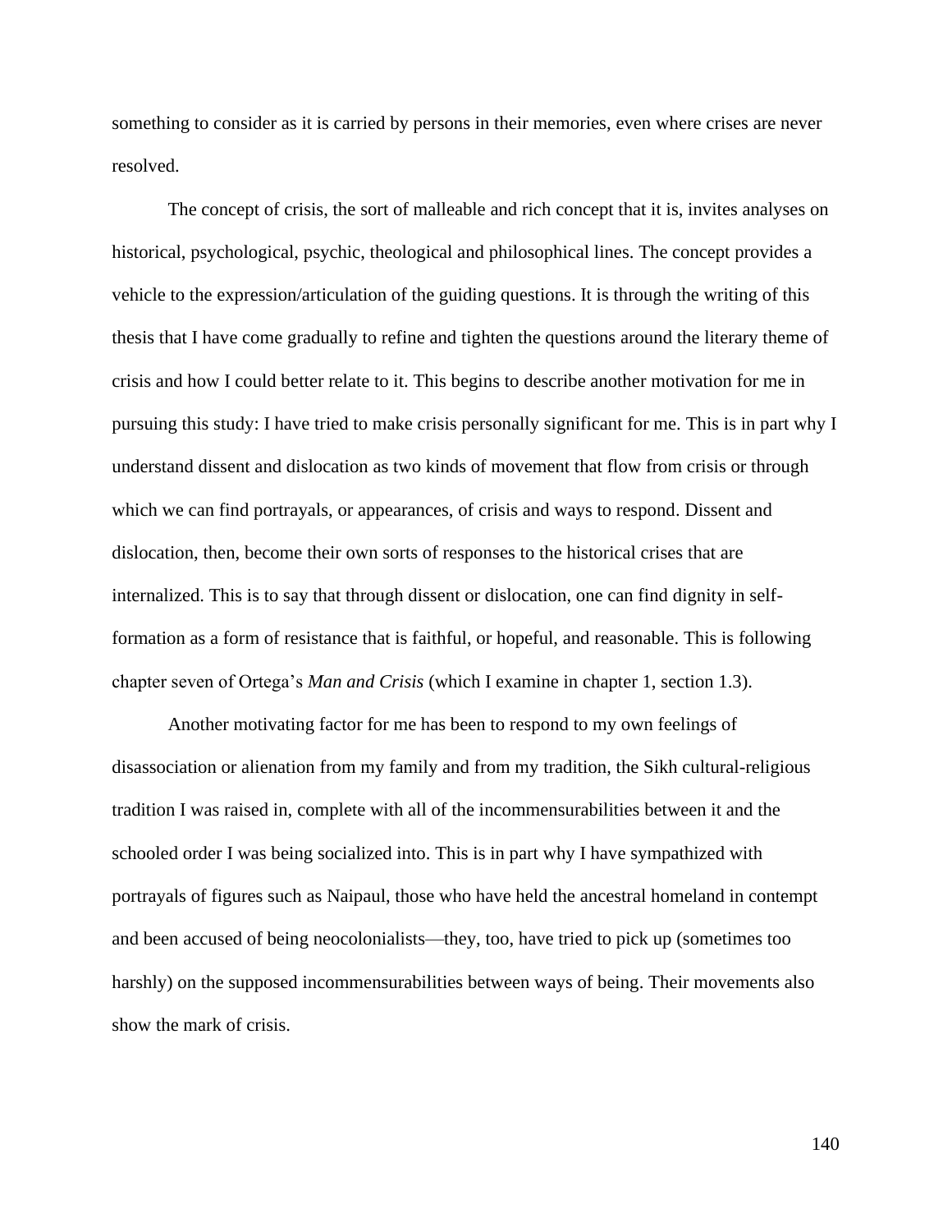something to consider as it is carried by persons in their memories, even where crises are never resolved.

The concept of crisis, the sort of malleable and rich concept that it is, invites analyses on historical, psychological, psychic, theological and philosophical lines. The concept provides a vehicle to the expression/articulation of the guiding questions. It is through the writing of this thesis that I have come gradually to refine and tighten the questions around the literary theme of crisis and how I could better relate to it. This begins to describe another motivation for me in pursuing this study: I have tried to make crisis personally significant for me. This is in part why I understand dissent and dislocation as two kinds of movement that flow from crisis or through which we can find portrayals, or appearances, of crisis and ways to respond. Dissent and dislocation, then, become their own sorts of responses to the historical crises that are internalized. This is to say that through dissent or dislocation, one can find dignity in self-formation as a form of resistance that is faithful, or hopeful, and reasonable. This is following chapter seven of Ortega's *Man and Crisis* (which I examine in chapter 1, section 1.3).

Another motivating factor for me has been to respond to my own feelings of disassociation or alienation from my family and from my tradition, the Sikh cultural-religious tradition I was raised in, complete with all of the incommensurabilities between it and the schooled order I was being socialized into. This is in part why I have sympathized with portrayals of figures such as Naipaul, those who have held the ancestral homeland in contempt and been accused of being neocolonialists—they, too, have tried to pick up (sometimes too harshly) on the supposed incommensurabilities between ways of being. Their movements also show the mark of crisis.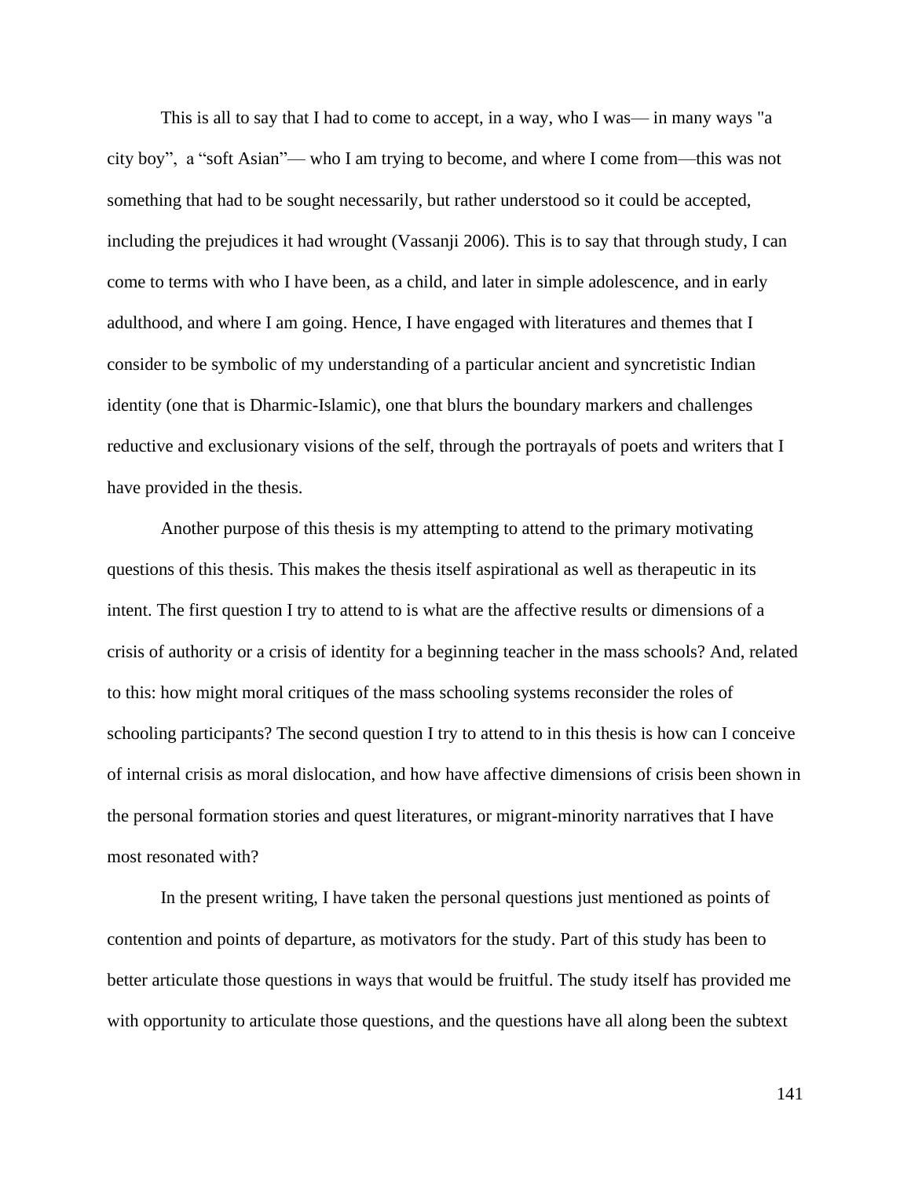This is all to say that I had to come to accept, in a way, who I was— in many ways "a city boy",  a “soft Asian”— who I am trying to become, and where I come from—this was not something that had to be sought necessarily, but rather understood so it could be accepted, including the prejudices it had wrought (Vassanji 2006). This is to say that through study, I can come to terms with who I have been, as a child, and later in simple adolescence, and in early adulthood, and where I am going. Hence, I have engaged with literatures and themes that I consider to be symbolic of my understanding of a particular ancient and syncretistic Indian identity (one that is Dharmic-Islamic), one that blurs the boundary markers and challenges reductive and exclusionary visions of the self, through the portrayals of poets and writers that I have provided in the thesis.

Another purpose of this thesis is my attempting to attend to the primary motivating questions of this thesis. This makes the thesis itself aspirational as well as therapeutic in its intent. The first question I try to attend to is what are the affective results or dimensions of a crisis of authority or a crisis of identity for a beginning teacher in the mass schools? And, related to this: how might moral critiques of the mass schooling systems reconsider the roles of schooling participants? The second question I try to attend to in this thesis is how can I conceive of internal crisis as moral dislocation, and how have affective dimensions of crisis been shown in the personal formation stories and quest literatures, or migrant-minority narratives that I have most resonated with?

In the present writing, I have taken the personal questions just mentioned as points of contention and points of departure, as motivators for the study. Part of this study has been to better articulate those questions in ways that would be fruitful. The study itself has provided me with opportunity to articulate those questions, and the questions have all along been the subtext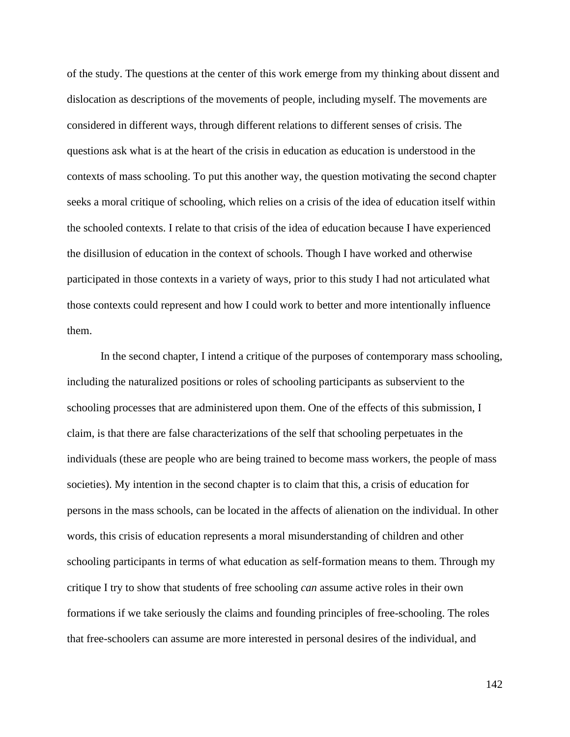of the study. The questions at the center of this work emerge from my thinking about dissent and dislocation as descriptions of the movements of people, including myself. The movements are considered in different ways, through different relations to different senses of crisis. The questions ask what is at the heart of the crisis in education as education is understood in the contexts of mass schooling. To put this another way, the question motivating the second chapter seeks a moral critique of schooling, which relies on a crisis of the idea of education itself within the schooled contexts. I relate to that crisis of the idea of education because I have experienced the disillusion of education in the context of schools. Though I have worked and otherwise participated in those contexts in a variety of ways, prior to this study I had not articulated what those contexts could represent and how I could work to better and more intentionally influence them.

In the second chapter, I intend a critique of the purposes of contemporary mass schooling, including the naturalized positions or roles of schooling participants as subservient to the schooling processes that are administered upon them. One of the effects of this submission, I claim, is that there are false characterizations of the self that schooling perpetuates in the individuals (these are people who are being trained to become mass workers, the people of mass societies). My intention in the second chapter is to claim that this, a crisis of education for persons in the mass schools, can be located in the affects of alienation on the individual. In other words, this crisis of education represents a moral misunderstanding of children and other schooling participants in terms of what education as self-formation means to them. Through my critique I try to show that students of free schooling *can* assume active roles in their own formations if we take seriously the claims and founding principles of free-schooling. The roles that free-schoolers can assume are more interested in personal desires of the individual, and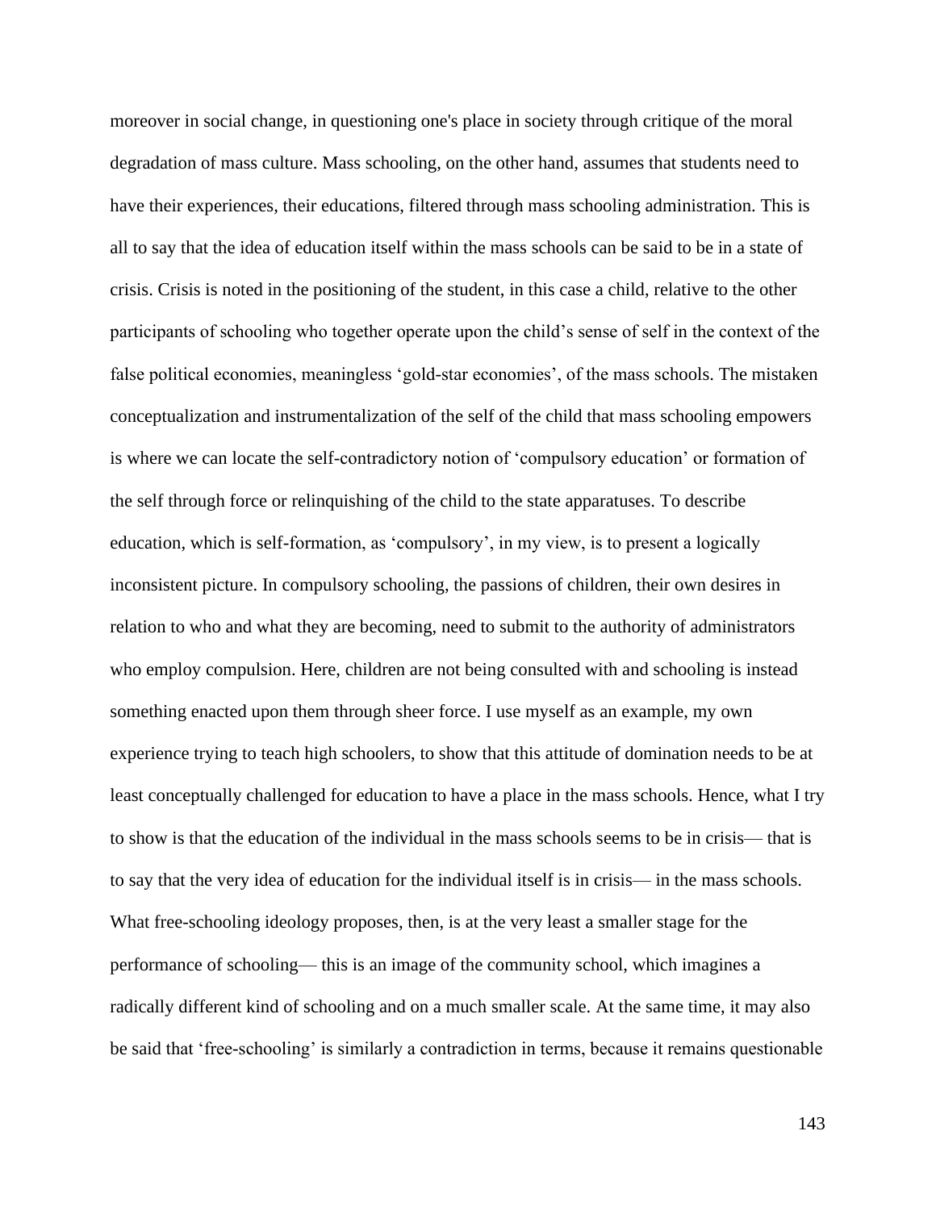moreover in social change, in questioning one's place in society through critique of the moral degradation of mass culture. Mass schooling, on the other hand, assumes that students need to have their experiences, their educations, filtered through mass schooling administration. This is all to say that the idea of education itself within the mass schools can be said to be in a state of crisis. Crisis is noted in the positioning of the student, in this case a child, relative to the other participants of schooling who together operate upon the child's sense of self in the context of the false political economies, meaningless 'gold-star economies', of the mass schools. The mistaken conceptualization and instrumentalization of the self of the child that mass schooling empowers is where we can locate the self-contradictory notion of 'compulsory education' or formation of the self through force or relinquishing of the child to the state apparatuses. To describe education, which is self-formation, as 'compulsory', in my view, is to present a logically inconsistent picture. In compulsory schooling, the passions of children, their own desires in relation to who and what they are becoming, need to submit to the authority of administrators who employ compulsion. Here, children are not being consulted with and schooling is instead something enacted upon them through sheer force. I use myself as an example, my own experience trying to teach high schoolers, to show that this attitude of domination needs to be at least conceptually challenged for education to have a place in the mass schools. Hence, what I try to show is that the education of the individual in the mass schools seems to be in crisis— that is to say that the very idea of education for the individual itself is in crisis— in the mass schools. What free-schooling ideology proposes, then, is at the very least a smaller stage for the performance of schooling— this is an image of the community school, which imagines a radically different kind of schooling and on a much smaller scale. At the same time, it may also be said that 'free-schooling' is similarly a contradiction in terms, because it remains questionable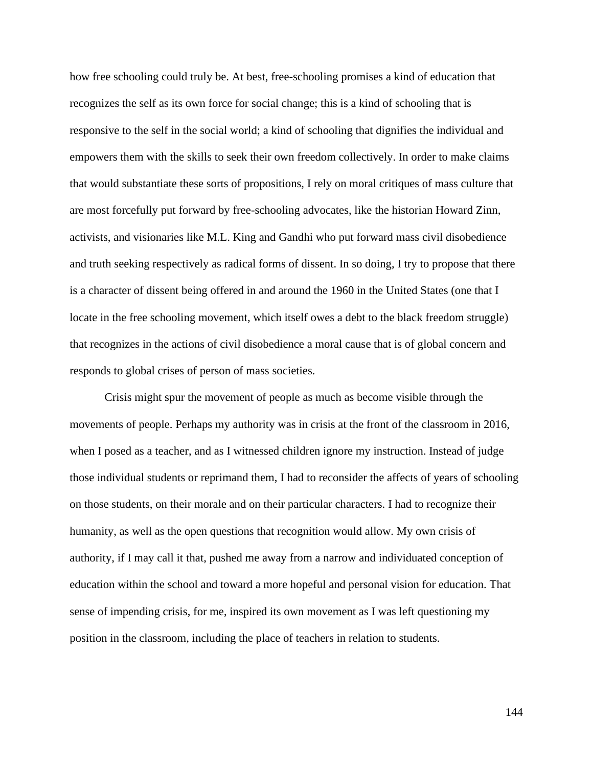how free schooling could truly be. At best, free-schooling promises a kind of education that recognizes the self as its own force for social change; this is a kind of schooling that is responsive to the self in the social world; a kind of schooling that dignifies the individual and empowers them with the skills to seek their own freedom collectively. In order to make claims that would substantiate these sorts of propositions, I rely on moral critiques of mass culture that are most forcefully put forward by free-schooling advocates, like the historian Howard Zinn, activists, and visionaries like M.L. King and Gandhi who put forward mass civil disobedience and truth seeking respectively as radical forms of dissent. In so doing, I try to propose that there is a character of dissent being offered in and around the 1960 in the United States (one that I locate in the free schooling movement, which itself owes a debt to the black freedom struggle) that recognizes in the actions of civil disobedience a moral cause that is of global concern and responds to global crises of person of mass societies.

Crisis might spur the movement of people as much as become visible through the movements of people. Perhaps my authority was in crisis at the front of the classroom in 2016, when I posed as a teacher, and as I witnessed children ignore my instruction. Instead of judge those individual students or reprimand them, I had to reconsider the affects of years of schooling on those students, on their morale and on their particular characters. I had to recognize their humanity, as well as the open questions that recognition would allow. My own crisis of authority, if I may call it that, pushed me away from a narrow and individuated conception of education within the school and toward a more hopeful and personal vision for education. That sense of impending crisis, for me, inspired its own movement as I was left questioning my position in the classroom, including the place of teachers in relation to students.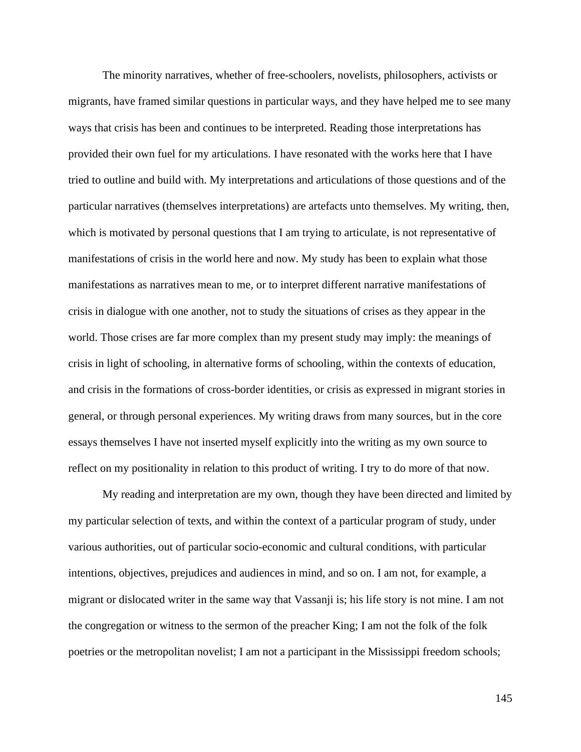The minority narratives, whether of free-schoolers, novelists, philosophers, activists or migrants, have framed similar questions in particular ways, and they have helped me to see many ways that crisis has been and continues to be interpreted. Reading those interpretations has provided their own fuel for my articulations. I have resonated with the works here that I have tried to outline and build with. My interpretations and articulations of those questions and of the particular narratives (themselves interpretations) are artefacts unto themselves. My writing, then, which is motivated by personal questions that I am trying to articulate, is not representative of manifestations of crisis in the world here and now. My study has been to explain what those manifestations as narratives mean to me, or to interpret different narrative manifestations of crisis in dialogue with one another, not to study the situations of crises as they appear in the world. Those crises are far more complex than my present study may imply: the meanings of crisis in light of schooling, in alternative forms of schooling, within the contexts of education, and crisis in the formations of cross-border identities, or crisis as expressed in migrant stories in general, or through personal experiences. My writing draws from many sources, but in the core essays themselves I have not inserted myself explicitly into the writing as my own source to reflect on my positionality in relation to this product of writing. I try to do more of that now.

My reading and interpretation are my own, though they have been directed and limited by my particular selection of texts, and within the context of a particular program of study, under various authorities, out of particular socio-economic and cultural conditions, with particular intentions, objectives, prejudices and audiences in mind, and so on. I am not, for example, a migrant or dislocated writer in the same way that Vassanji is; his life story is not mine. I am not the congregation or witness to the sermon of the preacher King; I am not the folk of the folk poetries or the metropolitan novelist; I am not a participant in the Mississippi freedom schools;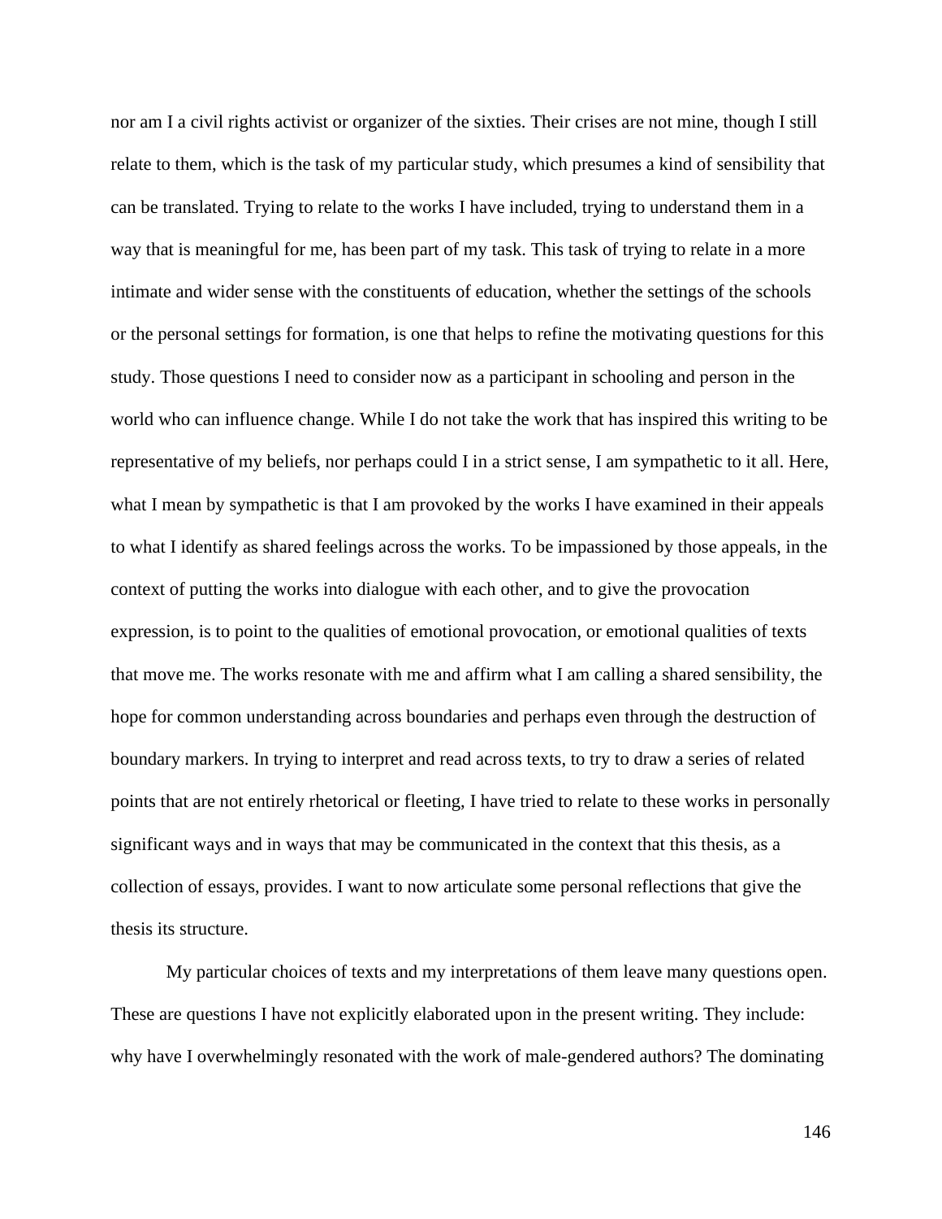nor am I a civil rights activist or organizer of the sixties. Their crises are not mine, though I still relate to them, which is the task of my particular study, which presumes a kind of sensibility that can be translated. Trying to relate to the works I have included, trying to understand them in a way that is meaningful for me, has been part of my task. This task of trying to relate in a more intimate and wider sense with the constituents of education, whether the settings of the schools or the personal settings for formation, is one that helps to refine the motivating questions for this study. Those questions I need to consider now as a participant in schooling and person in the world who can influence change. While I do not take the work that has inspired this writing to be representative of my beliefs, nor perhaps could I in a strict sense, I am sympathetic to it all. Here, what I mean by sympathetic is that I am provoked by the works I have examined in their appeals to what I identify as shared feelings across the works. To be impassioned by those appeals, in the context of putting the works into dialogue with each other, and to give the provocation expression, is to point to the qualities of emotional provocation, or emotional qualities of texts that move me. The works resonate with me and affirm what I am calling a shared sensibility, the hope for common understanding across boundaries and perhaps even through the destruction of boundary markers. In trying to interpret and read across texts, to try to draw a series of related points that are not entirely rhetorical or fleeting, I have tried to relate to these works in personally significant ways and in ways that may be communicated in the context that this thesis, as a collection of essays, provides. I want to now articulate some personal reflections that give the thesis its structure.

My particular choices of texts and my interpretations of them leave many questions open. These are questions I have not explicitly elaborated upon in the present writing. They include: why have I overwhelmingly resonated with the work of male-gendered authors? The dominating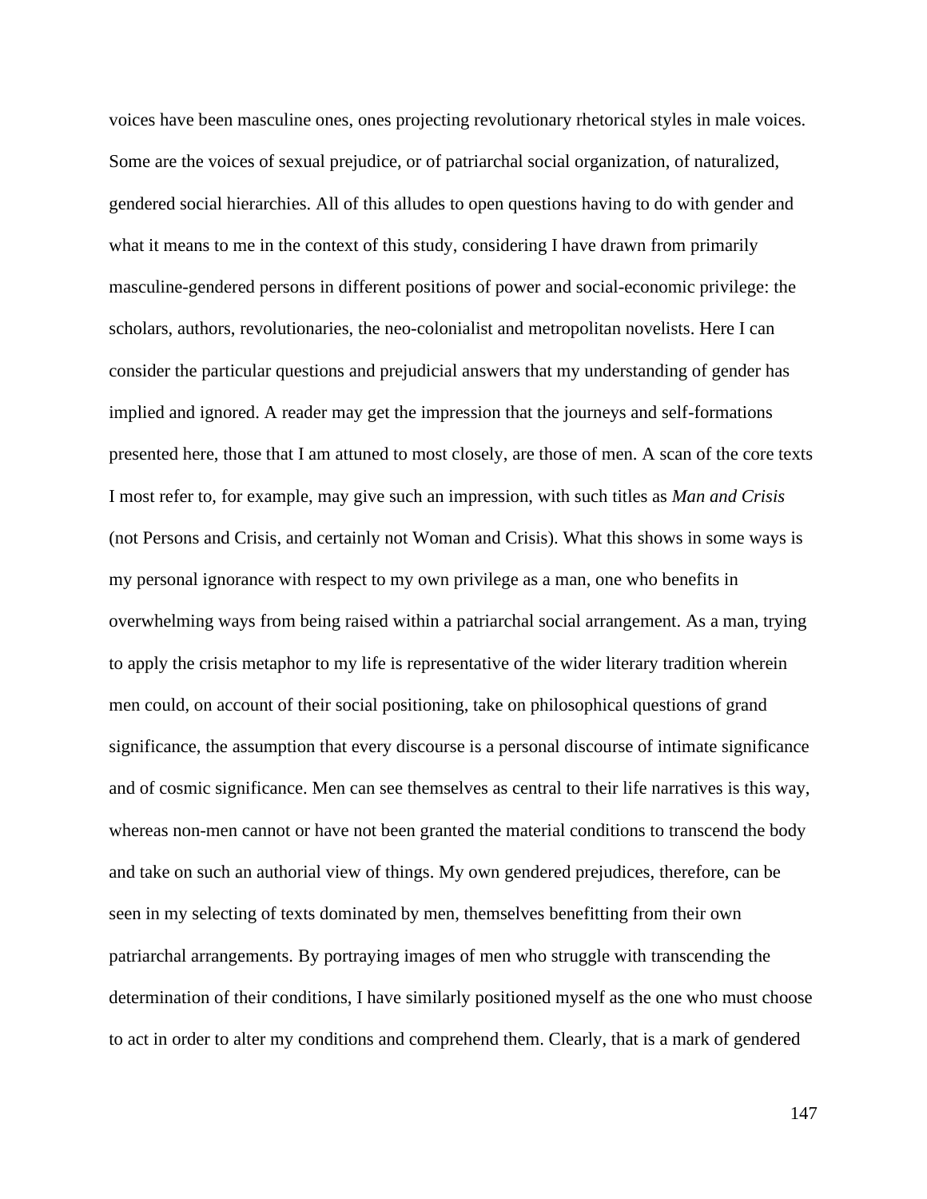voices have been masculine ones, ones projecting revolutionary rhetorical styles in male voices. Some are the voices of sexual prejudice, or of patriarchal social organization, of naturalized, gendered social hierarchies. All of this alludes to open questions having to do with gender and what it means to me in the context of this study, considering I have drawn from primarily masculine-gendered persons in different positions of power and social-economic privilege: the scholars, authors, revolutionaries, the neo-colonialist and metropolitan novelists. Here I can consider the particular questions and prejudicial answers that my understanding of gender has implied and ignored. A reader may get the impression that the journeys and self-formations presented here, those that I am attuned to most closely, are those of men. A scan of the core texts I most refer to, for example, may give such an impression, with such titles as *Man and Crisis* (not Persons and Crisis, and certainly not Woman and Crisis). What this shows in some ways is my personal ignorance with respect to my own privilege as a man, one who benefits in overwhelming ways from being raised within a patriarchal social arrangement. As a man, trying to apply the crisis metaphor to my life is representative of the wider literary tradition wherein men could, on account of their social positioning, take on philosophical questions of grand significance, the assumption that every discourse is a personal discourse of intimate significance and of cosmic significance. Men can see themselves as central to their life narratives is this way, whereas non-men cannot or have not been granted the material conditions to transcend the body and take on such an authorial view of things. My own gendered prejudices, therefore, can be seen in my selecting of texts dominated by men, themselves benefitting from their own patriarchal arrangements. By portraying images of men who struggle with transcending the determination of their conditions, I have similarly positioned myself as the one who must choose to act in order to alter my conditions and comprehend them. Clearly, that is a mark of gendered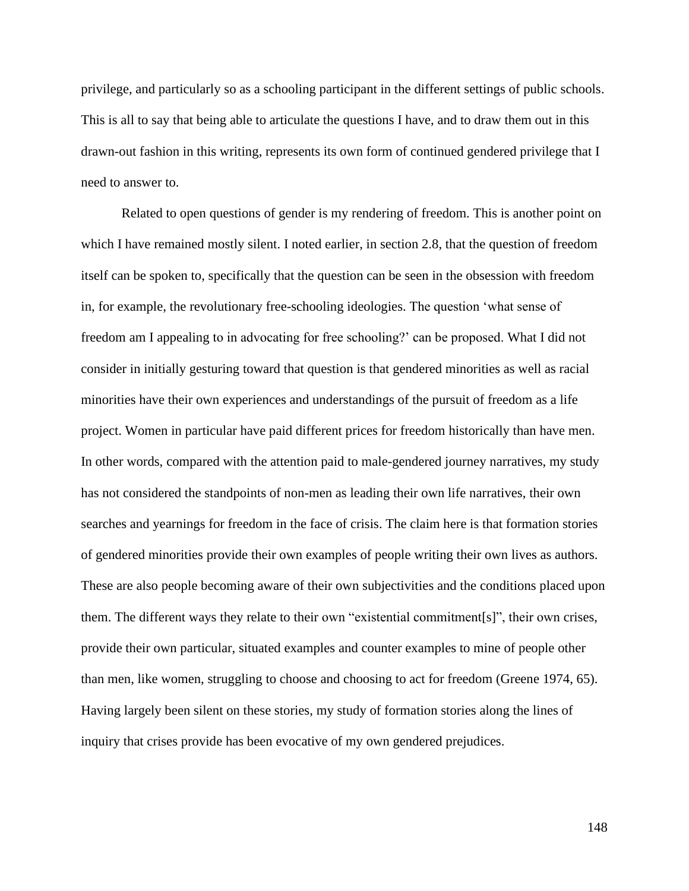privilege, and particularly so as a schooling participant in the different settings of public schools. This is all to say that being able to articulate the questions I have, and to draw them out in this drawn-out fashion in this writing, represents its own form of continued gendered privilege that I need to answer to.

Related to open questions of gender is my rendering of freedom. This is another point on which I have remained mostly silent. I noted earlier, in section 2.8, that the question of freedom itself can be spoken to, specifically that the question can be seen in the obsession with freedom in, for example, the revolutionary free-schooling ideologies. The question 'what sense of freedom am I appealing to in advocating for free schooling?' can be proposed. What I did not consider in initially gesturing toward that question is that gendered minorities as well as racial minorities have their own experiences and understandings of the pursuit of freedom as a life project. Women in particular have paid different prices for freedom historically than have men. In other words, compared with the attention paid to male-gendered journey narratives, my study has not considered the standpoints of non-men as leading their own life narratives, their own searches and yearnings for freedom in the face of crisis. The claim here is that formation stories of gendered minorities provide their own examples of people writing their own lives as authors. These are also people becoming aware of their own subjectivities and the conditions placed upon them. The different ways they relate to their own "existential commitment[s]", their own crises, provide their own particular, situated examples and counter examples to mine of people other than men, like women, struggling to choose and choosing to act for freedom (Greene 1974, 65). Having largely been silent on these stories, my study of formation stories along the lines of inquiry that crises provide has been evocative of my own gendered prejudices.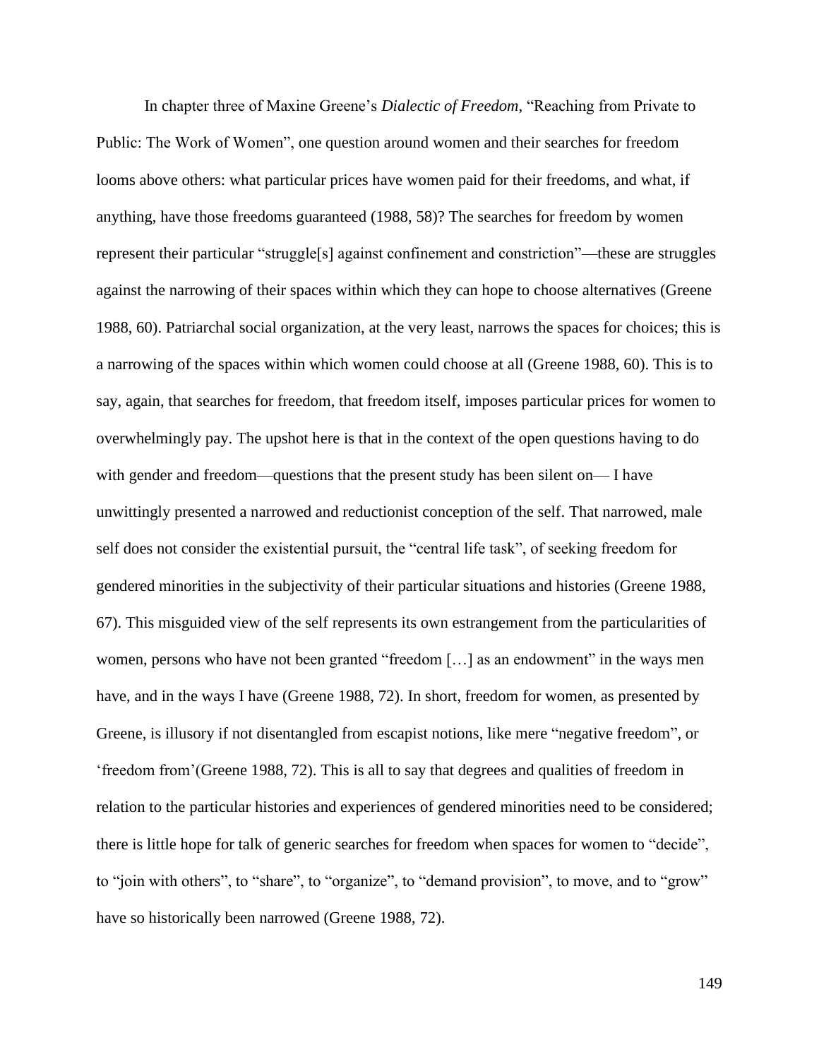In chapter three of Maxine Greene's *Dialectic of Freedom*, "Reaching from Private to Public: The Work of Women", one question around women and their searches for freedom looms above others: what particular prices have women paid for their freedoms, and what, if anything, have those freedoms guaranteed (1988, 58)? The searches for freedom by women represent their particular "struggle[s] against confinement and constriction"—these are struggles against the narrowing of their spaces within which they can hope to choose alternatives (Greene 1988, 60). Patriarchal social organization, at the very least, narrows the spaces for choices; this is a narrowing of the spaces within which women could choose at all (Greene 1988, 60). This is to say, again, that searches for freedom, that freedom itself, imposes particular prices for women to overwhelmingly pay. The upshot here is that in the context of the open questions having to do with gender and freedom—questions that the present study has been silent on— I have unwittingly presented a narrowed and reductionist conception of the self. That narrowed, male self does not consider the existential pursuit, the "central life task", of seeking freedom for gendered minorities in the subjectivity of their particular situations and histories (Greene 1988, 67). This misguided view of the self represents its own estrangement from the particularities of women, persons who have not been granted "freedom […] as an endowment" in the ways men have, and in the ways I have (Greene 1988, 72). In short, freedom for women, as presented by Greene, is illusory if not disentangled from escapist notions, like mere "negative freedom", or 'freedom from'(Greene 1988, 72). This is all to say that degrees and qualities of freedom in relation to the particular histories and experiences of gendered minorities need to be considered; there is little hope for talk of generic searches for freedom when spaces for women to "decide", to "join with others", to "share", to "organize", to "demand provision", to move, and to "grow" have so historically been narrowed (Greene 1988, 72).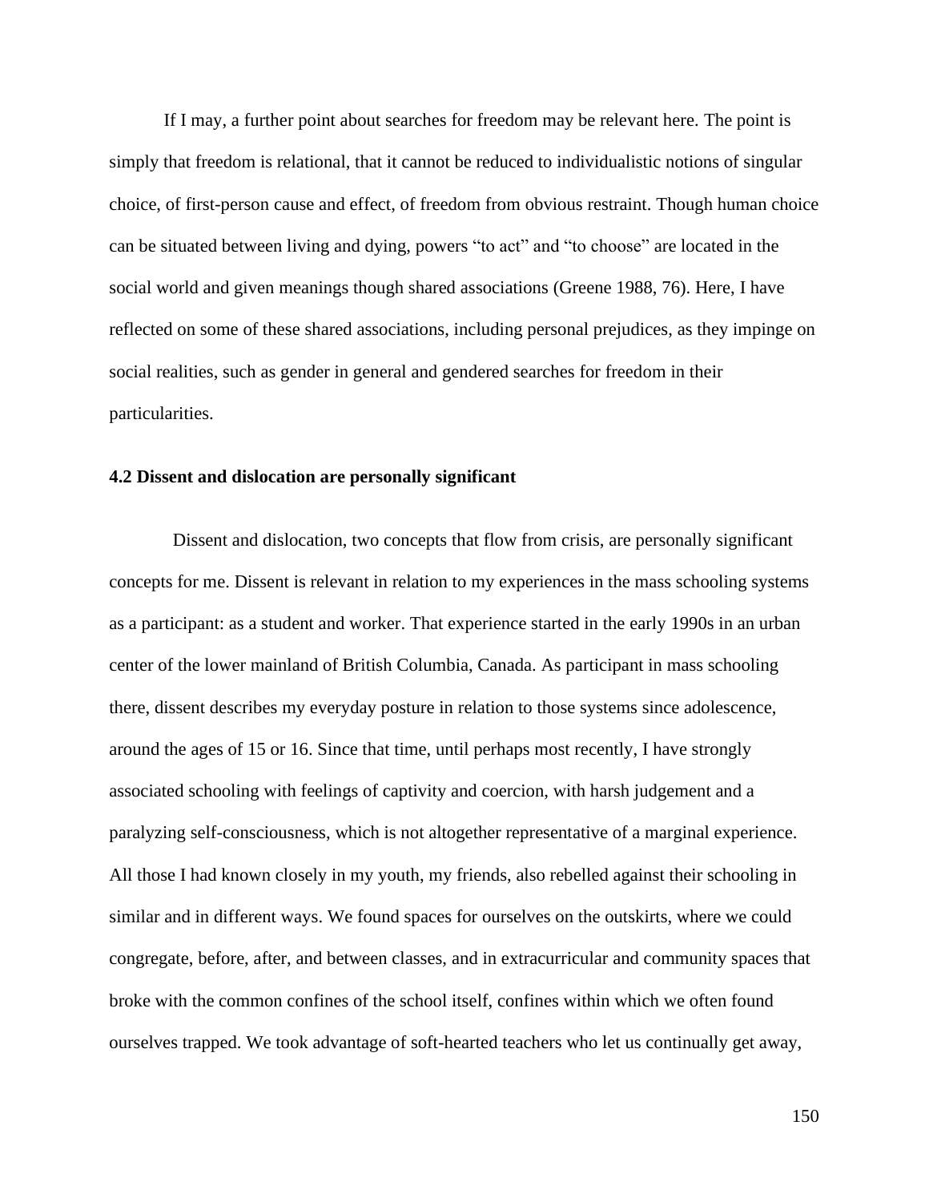If I may, a further point about searches for freedom may be relevant here. The point is simply that freedom is relational, that it cannot be reduced to individualistic notions of singular choice, of first-person cause and effect, of freedom from obvious restraint. Though human choice can be situated between living and dying, powers "to act" and "to choose" are located in the social world and given meanings though shared associations (Greene 1988, 76). Here, I have reflected on some of these shared associations, including personal prejudices, as they impinge on social realities, such as gender in general and gendered searches for freedom in their particularities.

### 4.2 Dissent and dislocation are personally significant

Dissent and dislocation, two concepts that flow from crisis, are personally significant concepts for me. Dissent is relevant in relation to my experiences in the mass schooling systems as a participant: as a student and worker. That experience started in the early 1990s in an urban center of the lower mainland of British Columbia, Canada. As participant in mass schooling there, dissent describes my everyday posture in relation to those systems since adolescence, around the ages of 15 or 16. Since that time, until perhaps most recently, I have strongly associated schooling with feelings of captivity and coercion, with harsh judgement and a paralyzing self-consciousness, which is not altogether representative of a marginal experience. All those I had known closely in my youth, my friends, also rebelled against their schooling in similar and in different ways. We found spaces for ourselves on the outskirts, where we could congregate, before, after, and between classes, and in extracurricular and community spaces that broke with the common confines of the school itself, confines within which we often found ourselves trapped. We took advantage of soft-hearted teachers who let us continually get away,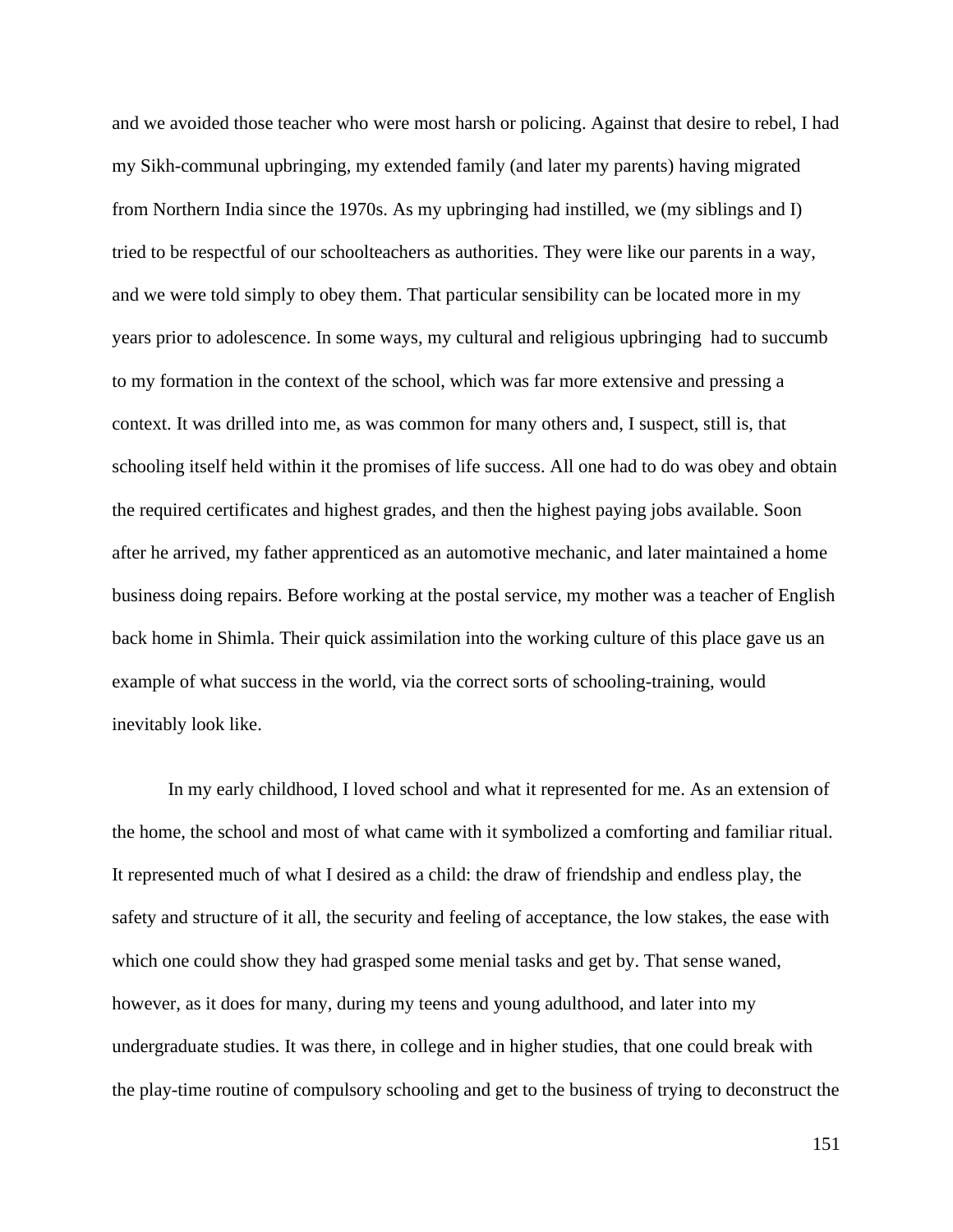and we avoided those teacher who were most harsh or policing. Against that desire to rebel, I had my Sikh-communal upbringing, my extended family (and later my parents) having migrated from Northern India since the 1970s. As my upbringing had instilled, we (my siblings and I) tried to be respectful of our schoolteachers as authorities. They were like our parents in a way, and we were told simply to obey them. That particular sensibility can be located more in my years prior to adolescence. In some ways, my cultural and religious upbringing  had to succumb to my formation in the context of the school, which was far more extensive and pressing a context. It was drilled into me, as was common for many others and, I suspect, still is, that schooling itself held within it the promises of life success. All one had to do was obey and obtain the required certificates and highest grades, and then the highest paying jobs available. Soon after he arrived, my father apprenticed as an automotive mechanic, and later maintained a home business doing repairs. Before working at the postal service, my mother was a teacher of English back home in Shimla. Their quick assimilation into the working culture of this place gave us an example of what success in the world, via the correct sorts of schooling-training, would inevitably look like.

In my early childhood, I loved school and what it represented for me. As an extension of the home, the school and most of what came with it symbolized a comforting and familiar ritual. It represented much of what I desired as a child: the draw of friendship and endless play, the safety and structure of it all, the security and feeling of acceptance, the low stakes, the ease with which one could show they had grasped some menial tasks and get by. That sense waned, however, as it does for many, during my teens and young adulthood, and later into my undergraduate studies. It was there, in college and in higher studies, that one could break with the play-time routine of compulsory schooling and get to the business of trying to deconstruct the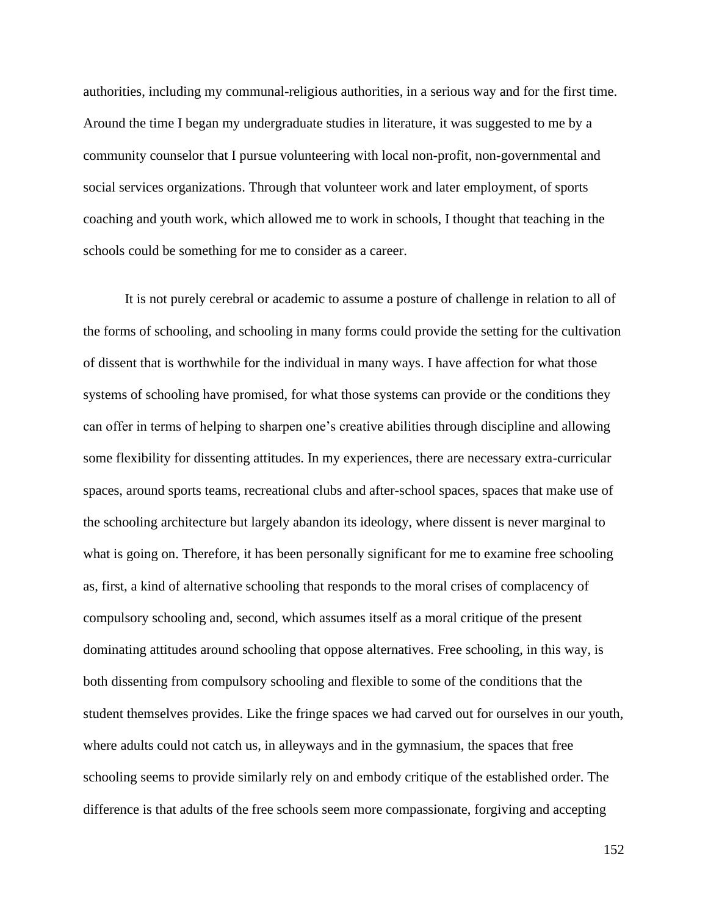authorities, including my communal-religious authorities, in a serious way and for the first time. Around the time I began my undergraduate studies in literature, it was suggested to me by a community counselor that I pursue volunteering with local non-profit, non-governmental and social services organizations. Through that volunteer work and later employment, of sports coaching and youth work, which allowed me to work in schools, I thought that teaching in the schools could be something for me to consider as a career.

It is not purely cerebral or academic to assume a posture of challenge in relation to all of the forms of schooling, and schooling in many forms could provide the setting for the cultivation of dissent that is worthwhile for the individual in many ways. I have affection for what those systems of schooling have promised, for what those systems can provide or the conditions they can offer in terms of helping to sharpen one's creative abilities through discipline and allowing some flexibility for dissenting attitudes. In my experiences, there are necessary extra-curricular spaces, around sports teams, recreational clubs and after-school spaces, spaces that make use of the schooling architecture but largely abandon its ideology, where dissent is never marginal to what is going on. Therefore, it has been personally significant for me to examine free schooling as, first, a kind of alternative schooling that responds to the moral crises of complacency of compulsory schooling and, second, which assumes itself as a moral critique of the present dominating attitudes around schooling that oppose alternatives. Free schooling, in this way, is both dissenting from compulsory schooling and flexible to some of the conditions that the student themselves provides. Like the fringe spaces we had carved out for ourselves in our youth, where adults could not catch us, in alleyways and in the gymnasium, the spaces that free schooling seems to provide similarly rely on and embody critique of the established order. The difference is that adults of the free schools seem more compassionate, forgiving and accepting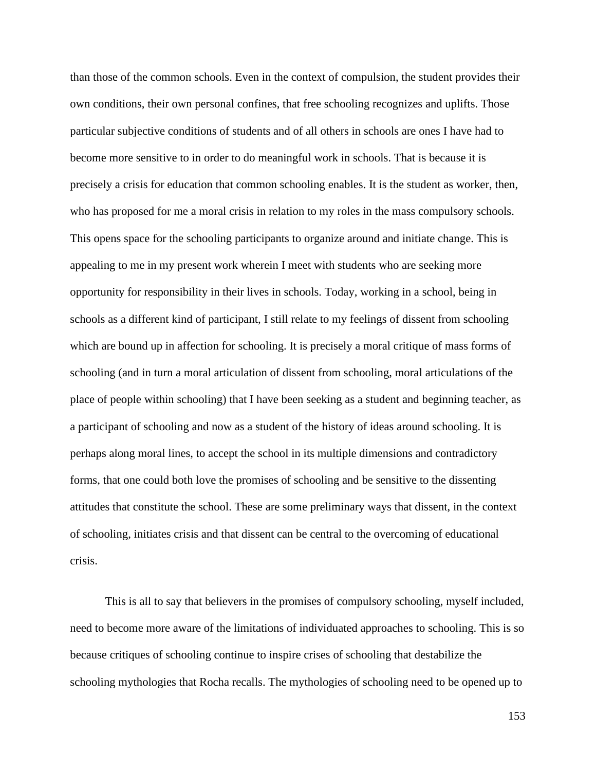than those of the common schools. Even in the context of compulsion, the student provides their own conditions, their own personal confines, that free schooling recognizes and uplifts. Those particular subjective conditions of students and of all others in schools are ones I have had to become more sensitive to in order to do meaningful work in schools. That is because it is precisely a crisis for education that common schooling enables. It is the student as worker, then, who has proposed for me a moral crisis in relation to my roles in the mass compulsory schools. This opens space for the schooling participants to organize around and initiate change. This is appealing to me in my present work wherein I meet with students who are seeking more opportunity for responsibility in their lives in schools. Today, working in a school, being in schools as a different kind of participant, I still relate to my feelings of dissent from schooling which are bound up in affection for schooling. It is precisely a moral critique of mass forms of schooling (and in turn a moral articulation of dissent from schooling, moral articulations of the place of people within schooling) that I have been seeking as a student and beginning teacher, as a participant of schooling and now as a student of the history of ideas around schooling. It is perhaps along moral lines, to accept the school in its multiple dimensions and contradictory forms, that one could both love the promises of schooling and be sensitive to the dissenting attitudes that constitute the school. These are some preliminary ways that dissent, in the context of schooling, initiates crisis and that dissent can be central to the overcoming of educational crisis.

This is all to say that believers in the promises of compulsory schooling, myself included, need to become more aware of the limitations of individuated approaches to schooling. This is so because critiques of schooling continue to inspire crises of schooling that destabilize the schooling mythologies that Rocha recalls. The mythologies of schooling need to be opened up to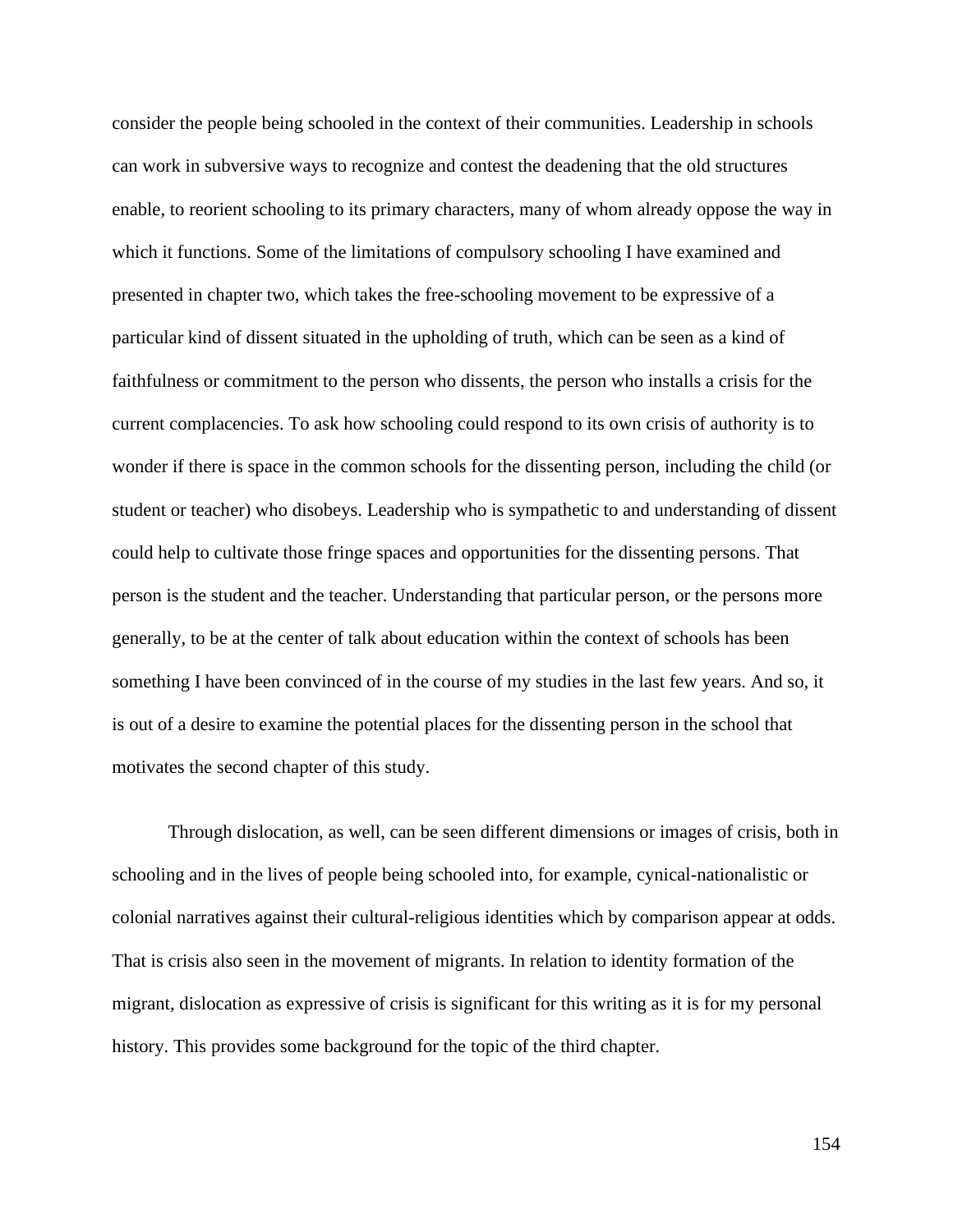consider the people being schooled in the context of their communities. Leadership in schools can work in subversive ways to recognize and contest the deadening that the old structures enable, to reorient schooling to its primary characters, many of whom already oppose the way in which it functions. Some of the limitations of compulsory schooling I have examined and presented in chapter two, which takes the free-schooling movement to be expressive of a particular kind of dissent situated in the upholding of truth, which can be seen as a kind of faithfulness or commitment to the person who dissents, the person who installs a crisis for the current complacencies. To ask how schooling could respond to its own crisis of authority is to wonder if there is space in the common schools for the dissenting person, including the child (or student or teacher) who disobeys. Leadership who is sympathetic to and understanding of dissent could help to cultivate those fringe spaces and opportunities for the dissenting persons. That person is the student and the teacher. Understanding that particular person, or the persons more generally, to be at the center of talk about education within the context of schools has been something I have been convinced of in the course of my studies in the last few years. And so, it is out of a desire to examine the potential places for the dissenting person in the school that motivates the second chapter of this study.

Through dislocation, as well, can be seen different dimensions or images of crisis, both in schooling and in the lives of people being schooled into, for example, cynical-nationalistic or colonial narratives against their cultural-religious identities which by comparison appear at odds. That is crisis also seen in the movement of migrants. In relation to identity formation of the migrant, dislocation as expressive of crisis is significant for this writing as it is for my personal history. This provides some background for the topic of the third chapter.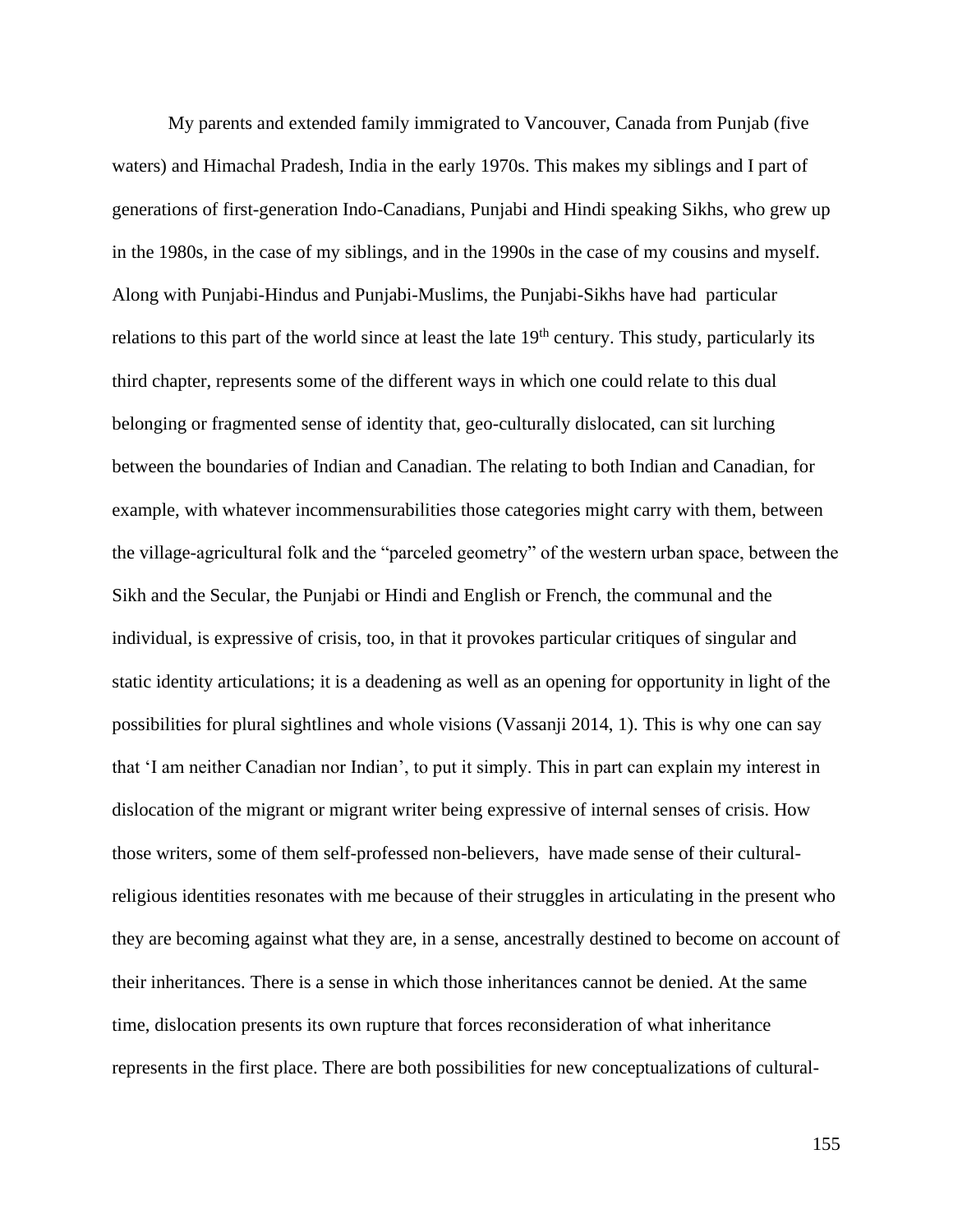My parents and extended family immigrated to Vancouver, Canada from Punjab (five waters) and Himachal Pradesh, India in the early 1970s. This makes my siblings and I part of generations of first-generation Indo-Canadians, Punjabi and Hindi speaking Sikhs, who grew up in the 1980s, in the case of my siblings, and in the 1990s in the case of my cousins and myself. Along with Punjabi-Hindus and Punjabi-Muslims, the Punjabi-Sikhs have had particular relations to this part of the world since at least the late 19th century. This study, particularly its third chapter, represents some of the different ways in which one could relate to this dual belonging or fragmented sense of identity that, geo-culturally dislocated, can sit lurching between the boundaries of Indian and Canadian. The relating to both Indian and Canadian, for example, with whatever incommensurabilities those categories might carry with them, between the village-agricultural folk and the "parceled geometry" of the western urban space, between the Sikh and the Secular, the Punjabi or Hindi and English or French, the communal and the individual, is expressive of crisis, too, in that it provokes particular critiques of singular and static identity articulations; it is a deadening as well as an opening for opportunity in light of the possibilities for plural sightlines and whole visions (Vassanji 2014, 1). This is why one can say that 'I am neither Canadian nor Indian', to put it simply. This in part can explain my interest in dislocation of the migrant or migrant writer being expressive of internal senses of crisis. How those writers, some of them self-professed non-believers, have made sense of their cultural-religious identities resonates with me because of their struggles in articulating in the present who they are becoming against what they are, in a sense, ancestrally destined to become on account of their inheritances. There is a sense in which those inheritances cannot be denied. At the same time, dislocation presents its own rupture that forces reconsideration of what inheritance represents in the first place. There are both possibilities for new conceptualizations of cultural-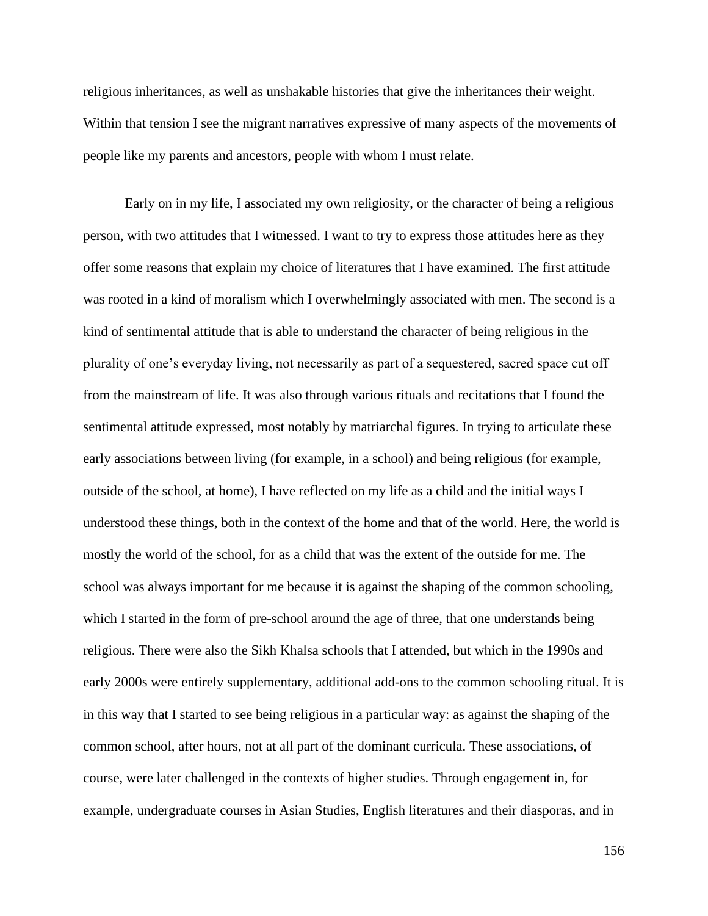religious inheritances, as well as unshakable histories that give the inheritances their weight. Within that tension I see the migrant narratives expressive of many aspects of the movements of people like my parents and ancestors, people with whom I must relate.

Early on in my life, I associated my own religiosity, or the character of being a religious person, with two attitudes that I witnessed. I want to try to express those attitudes here as they offer some reasons that explain my choice of literatures that I have examined. The first attitude was rooted in a kind of moralism which I overwhelmingly associated with men. The second is a kind of sentimental attitude that is able to understand the character of being religious in the plurality of one's everyday living, not necessarily as part of a sequestered, sacred space cut off from the mainstream of life. It was also through various rituals and recitations that I found the sentimental attitude expressed, most notably by matriarchal figures. In trying to articulate these early associations between living (for example, in a school) and being religious (for example, outside of the school, at home), I have reflected on my life as a child and the initial ways I understood these things, both in the context of the home and that of the world. Here, the world is mostly the world of the school, for as a child that was the extent of the outside for me. The school was always important for me because it is against the shaping of the common schooling, which I started in the form of pre-school around the age of three, that one understands being religious. There were also the Sikh Khalsa schools that I attended, but which in the 1990s and early 2000s were entirely supplementary, additional add-ons to the common schooling ritual. It is in this way that I started to see being religious in a particular way: as against the shaping of the common school, after hours, not at all part of the dominant curricula. These associations, of course, were later challenged in the contexts of higher studies. Through engagement in, for example, undergraduate courses in Asian Studies, English literatures and their diasporas, and in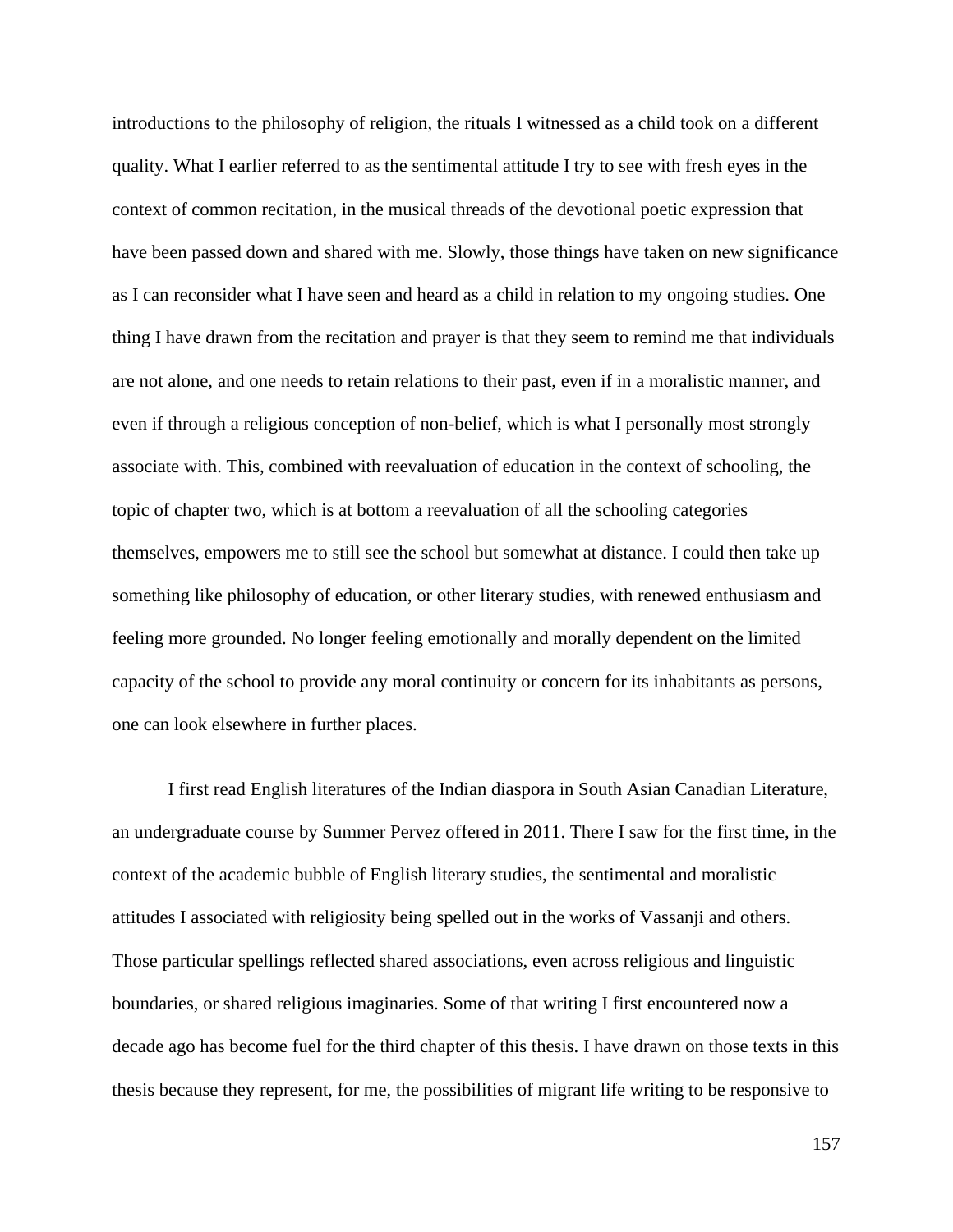introductions to the philosophy of religion, the rituals I witnessed as a child took on a different quality. What I earlier referred to as the sentimental attitude I try to see with fresh eyes in the context of common recitation, in the musical threads of the devotional poetic expression that have been passed down and shared with me. Slowly, those things have taken on new significance as I can reconsider what I have seen and heard as a child in relation to my ongoing studies. One thing I have drawn from the recitation and prayer is that they seem to remind me that individuals are not alone, and one needs to retain relations to their past, even if in a moralistic manner, and even if through a religious conception of non-belief, which is what I personally most strongly associate with. This, combined with reevaluation of education in the context of schooling, the topic of chapter two, which is at bottom a reevaluation of all the schooling categories themselves, empowers me to still see the school but somewhat at distance. I could then take up something like philosophy of education, or other literary studies, with renewed enthusiasm and feeling more grounded. No longer feeling emotionally and morally dependent on the limited capacity of the school to provide any moral continuity or concern for its inhabitants as persons, one can look elsewhere in further places.

I first read English literatures of the Indian diaspora in South Asian Canadian Literature, an undergraduate course by Summer Pervez offered in 2011. There I saw for the first time, in the context of the academic bubble of English literary studies, the sentimental and moralistic attitudes I associated with religiosity being spelled out in the works of Vassanji and others. Those particular spellings reflected shared associations, even across religious and linguistic boundaries, or shared religious imaginaries. Some of that writing I first encountered now a decade ago has become fuel for the third chapter of this thesis. I have drawn on those texts in this thesis because they represent, for me, the possibilities of migrant life writing to be responsive to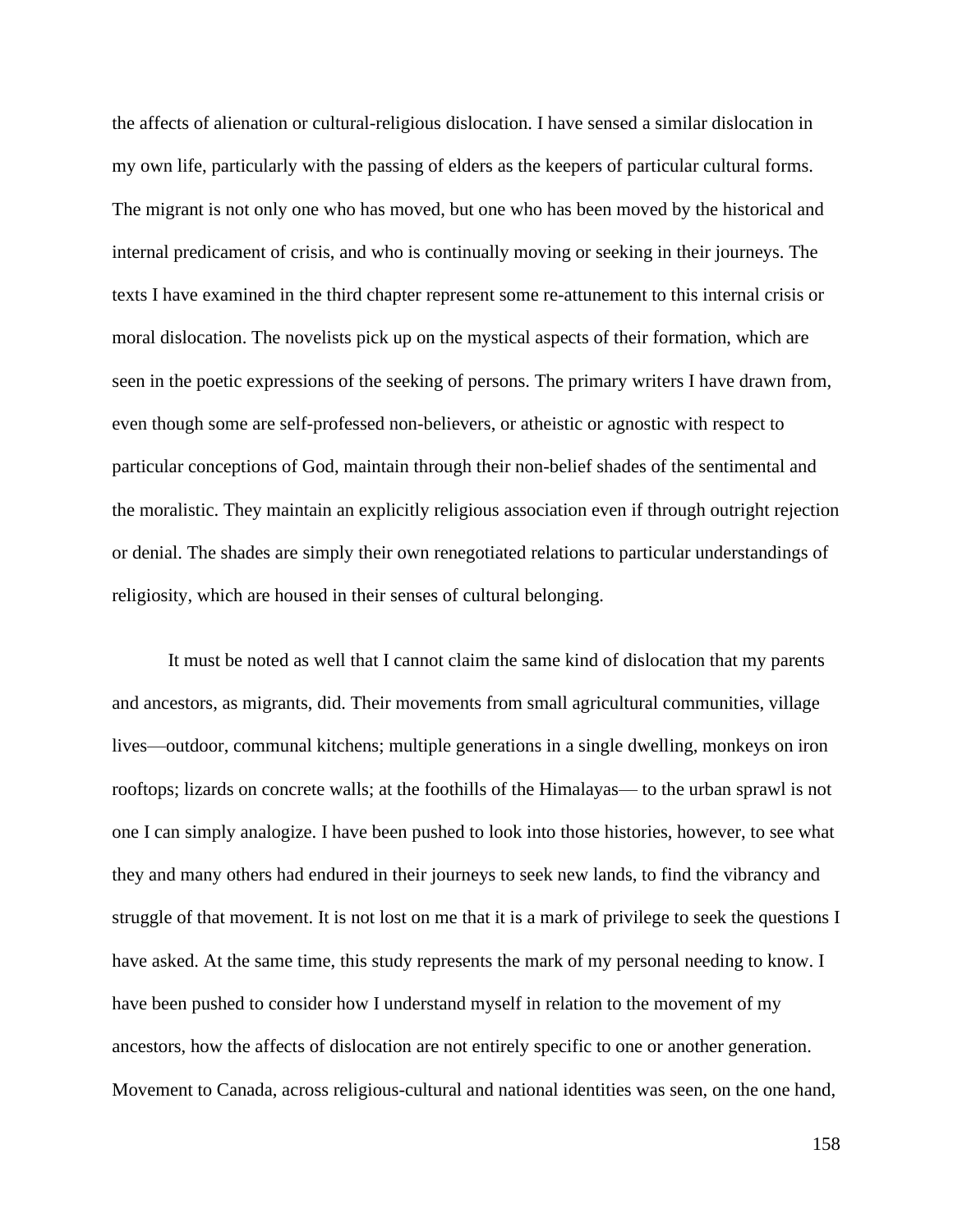the affects of alienation or cultural-religious dislocation. I have sensed a similar dislocation in my own life, particularly with the passing of elders as the keepers of particular cultural forms. The migrant is not only one who has moved, but one who has been moved by the historical and internal predicament of crisis, and who is continually moving or seeking in their journeys. The texts I have examined in the third chapter represent some re-attunement to this internal crisis or moral dislocation. The novelists pick up on the mystical aspects of their formation, which are seen in the poetic expressions of the seeking of persons. The primary writers I have drawn from, even though some are self-professed non-believers, or atheistic or agnostic with respect to particular conceptions of God, maintain through their non-belief shades of the sentimental and the moralistic. They maintain an explicitly religious association even if through outright rejection or denial. The shades are simply their own renegotiated relations to particular understandings of religiosity, which are housed in their senses of cultural belonging.

It must be noted as well that I cannot claim the same kind of dislocation that my parents and ancestors, as migrants, did. Their movements from small agricultural communities, village lives—outdoor, communal kitchens; multiple generations in a single dwelling, monkeys on iron rooftops; lizards on concrete walls; at the foothills of the Himalayas— to the urban sprawl is not one I can simply analogize. I have been pushed to look into those histories, however, to see what they and many others had endured in their journeys to seek new lands, to find the vibrancy and struggle of that movement. It is not lost on me that it is a mark of privilege to seek the questions I have asked. At the same time, this study represents the mark of my personal needing to know. I have been pushed to consider how I understand myself in relation to the movement of my ancestors, how the affects of dislocation are not entirely specific to one or another generation. Movement to Canada, across religious-cultural and national identities was seen, on the one hand,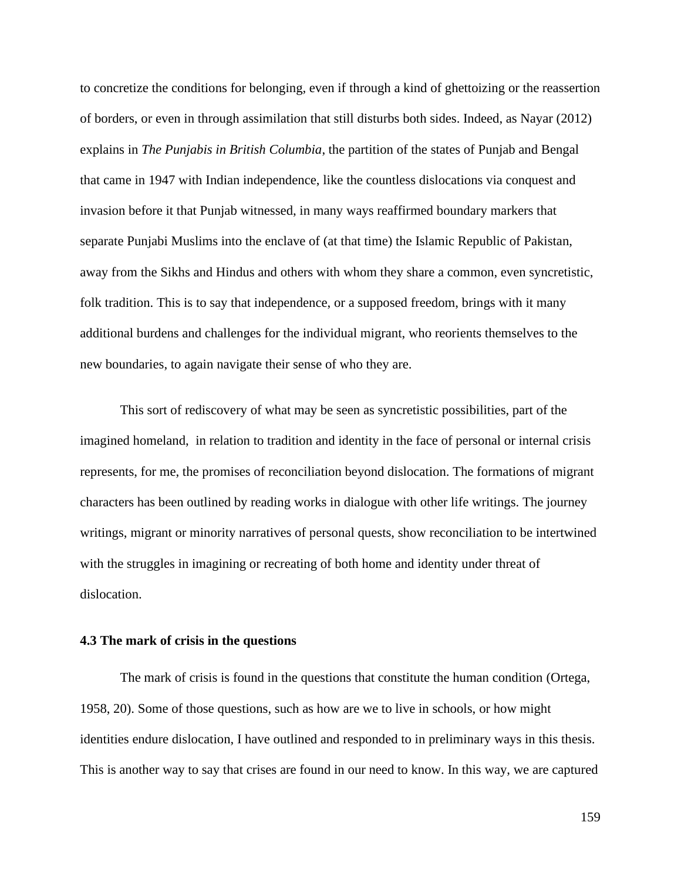to concretize the conditions for belonging, even if through a kind of ghettoizing or the reassertion of borders, or even in through assimilation that still disturbs both sides. Indeed, as Nayar (2012) explains in *The Punjabis in British Columbia*, the partition of the states of Punjab and Bengal that came in 1947 with Indian independence, like the countless dislocations via conquest and invasion before it that Punjab witnessed, in many ways reaffirmed boundary markers that separate Punjabi Muslims into the enclave of (at that time) the Islamic Republic of Pakistan, away from the Sikhs and Hindus and others with whom they share a common, even syncretistic, folk tradition. This is to say that independence, or a supposed freedom, brings with it many additional burdens and challenges for the individual migrant, who reorients themselves to the new boundaries, to again navigate their sense of who they are.

This sort of rediscovery of what may be seen as syncretistic possibilities, part of the imagined homeland, in relation to tradition and identity in the face of personal or internal crisis represents, for me, the promises of reconciliation beyond dislocation. The formations of migrant characters has been outlined by reading works in dialogue with other life writings. The journey writings, migrant or minority narratives of personal quests, show reconciliation to be intertwined with the struggles in imagining or recreating of both home and identity under threat of dislocation.

### 4.3 The mark of crisis in the questions

The mark of crisis is found in the questions that constitute the human condition (Ortega, 1958, 20). Some of those questions, such as how are we to live in schools, or how might identities endure dislocation, I have outlined and responded to in preliminary ways in this thesis. This is another way to say that crises are found in our need to know. In this way, we are captured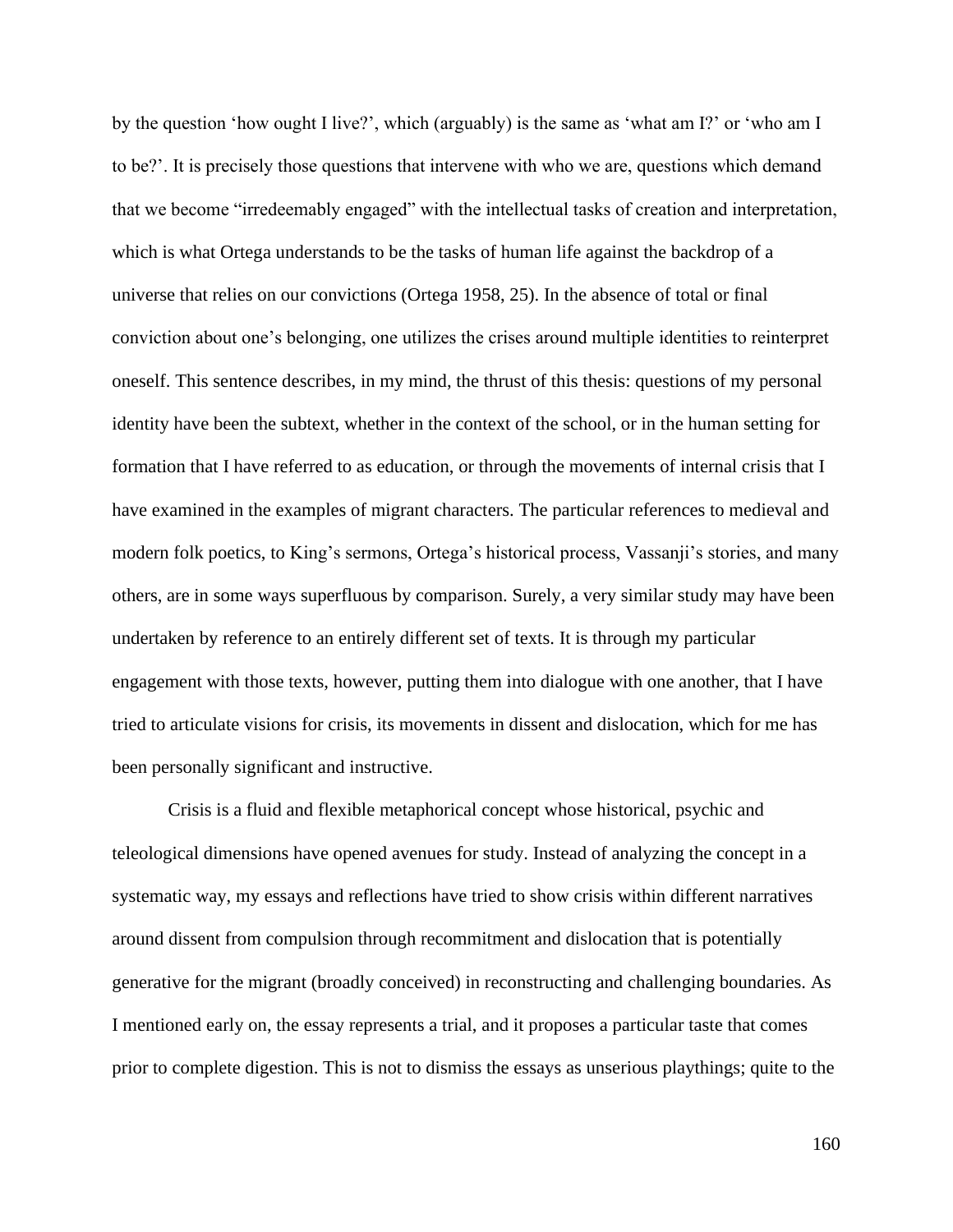by the question 'how ought I live?', which (arguably) is the same as 'what am I?' or 'who am I to be?'. It is precisely those questions that intervene with who we are, questions which demand that we become "irredeemably engaged" with the intellectual tasks of creation and interpretation, which is what Ortega understands to be the tasks of human life against the backdrop of a universe that relies on our convictions (Ortega 1958, 25). In the absence of total or final conviction about one's belonging, one utilizes the crises around multiple identities to reinterpret oneself. This sentence describes, in my mind, the thrust of this thesis: questions of my personal identity have been the subtext, whether in the context of the school, or in the human setting for formation that I have referred to as education, or through the movements of internal crisis that I have examined in the examples of migrant characters. The particular references to medieval and modern folk poetics, to King's sermons, Ortega's historical process, Vassanji's stories, and many others, are in some ways superfluous by comparison. Surely, a very similar study may have been undertaken by reference to an entirely different set of texts. It is through my particular engagement with those texts, however, putting them into dialogue with one another, that I have tried to articulate visions for crisis, its movements in dissent and dislocation, which for me has been personally significant and instructive.

Crisis is a fluid and flexible metaphorical concept whose historical, psychic and teleological dimensions have opened avenues for study. Instead of analyzing the concept in a systematic way, my essays and reflections have tried to show crisis within different narratives around dissent from compulsion through recommitment and dislocation that is potentially generative for the migrant (broadly conceived) in reconstructing and challenging boundaries. As I mentioned early on, the essay represents a trial, and it proposes a particular taste that comes prior to complete digestion. This is not to dismiss the essays as unserious playthings; quite to the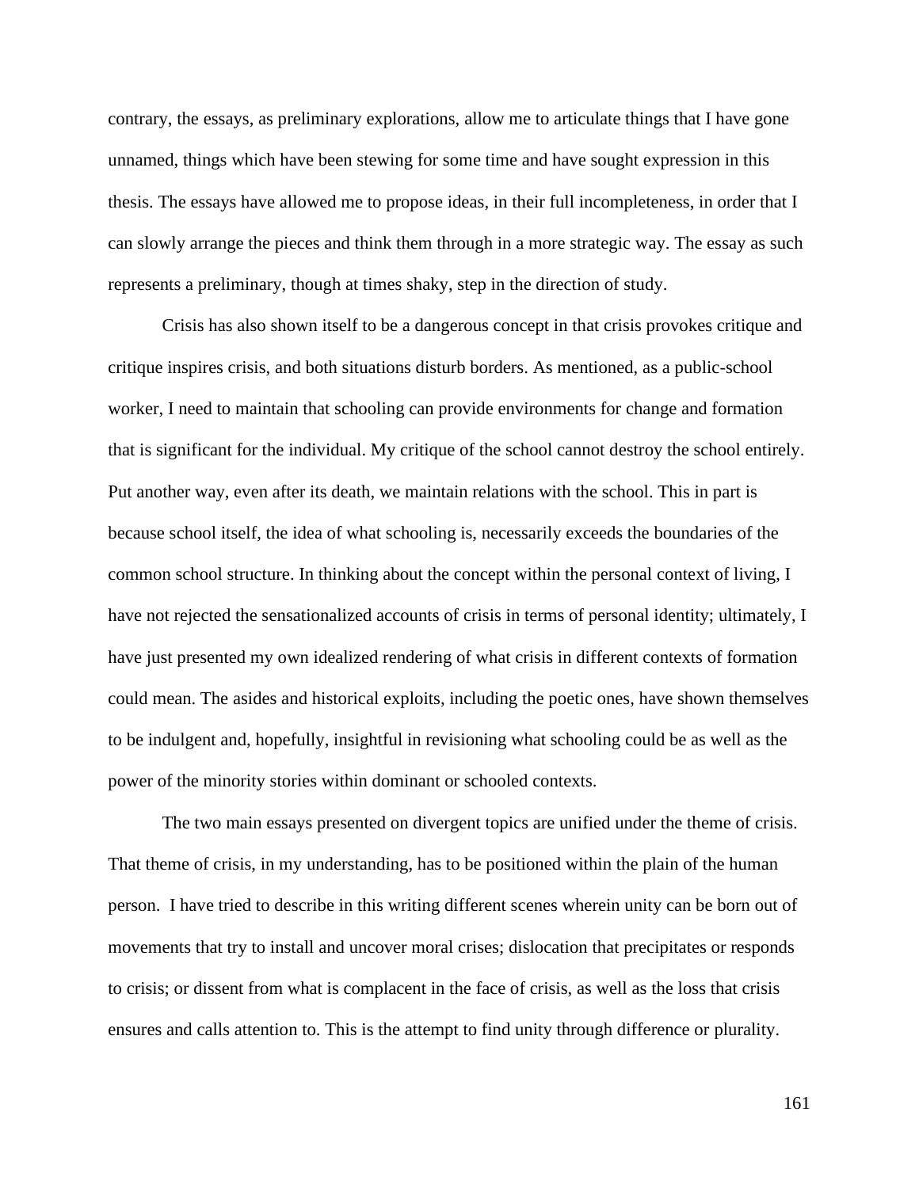contrary, the essays, as preliminary explorations, allow me to articulate things that I have gone unnamed, things which have been stewing for some time and have sought expression in this thesis. The essays have allowed me to propose ideas, in their full incompleteness, in order that I can slowly arrange the pieces and think them through in a more strategic way. The essay as such represents a preliminary, though at times shaky, step in the direction of study.

Crisis has also shown itself to be a dangerous concept in that crisis provokes critique and critique inspires crisis, and both situations disturb borders. As mentioned, as a public-school worker, I need to maintain that schooling can provide environments for change and formation that is significant for the individual. My critique of the school cannot destroy the school entirely. Put another way, even after its death, we maintain relations with the school. This in part is because school itself, the idea of what schooling is, necessarily exceeds the boundaries of the common school structure. In thinking about the concept within the personal context of living, I have not rejected the sensationalized accounts of crisis in terms of personal identity; ultimately, I have just presented my own idealized rendering of what crisis in different contexts of formation could mean. The asides and historical exploits, including the poetic ones, have shown themselves to be indulgent and, hopefully, insightful in revisioning what schooling could be as well as the power of the minority stories within dominant or schooled contexts.

The two main essays presented on divergent topics are unified under the theme of crisis. That theme of crisis, in my understanding, has to be positioned within the plain of the human person. I have tried to describe in this writing different scenes wherein unity can be born out of movements that try to install and uncover moral crises; dislocation that precipitates or responds to crisis; or dissent from what is complacent in the face of crisis, as well as the loss that crisis ensures and calls attention to. This is the attempt to find unity through difference or plurality.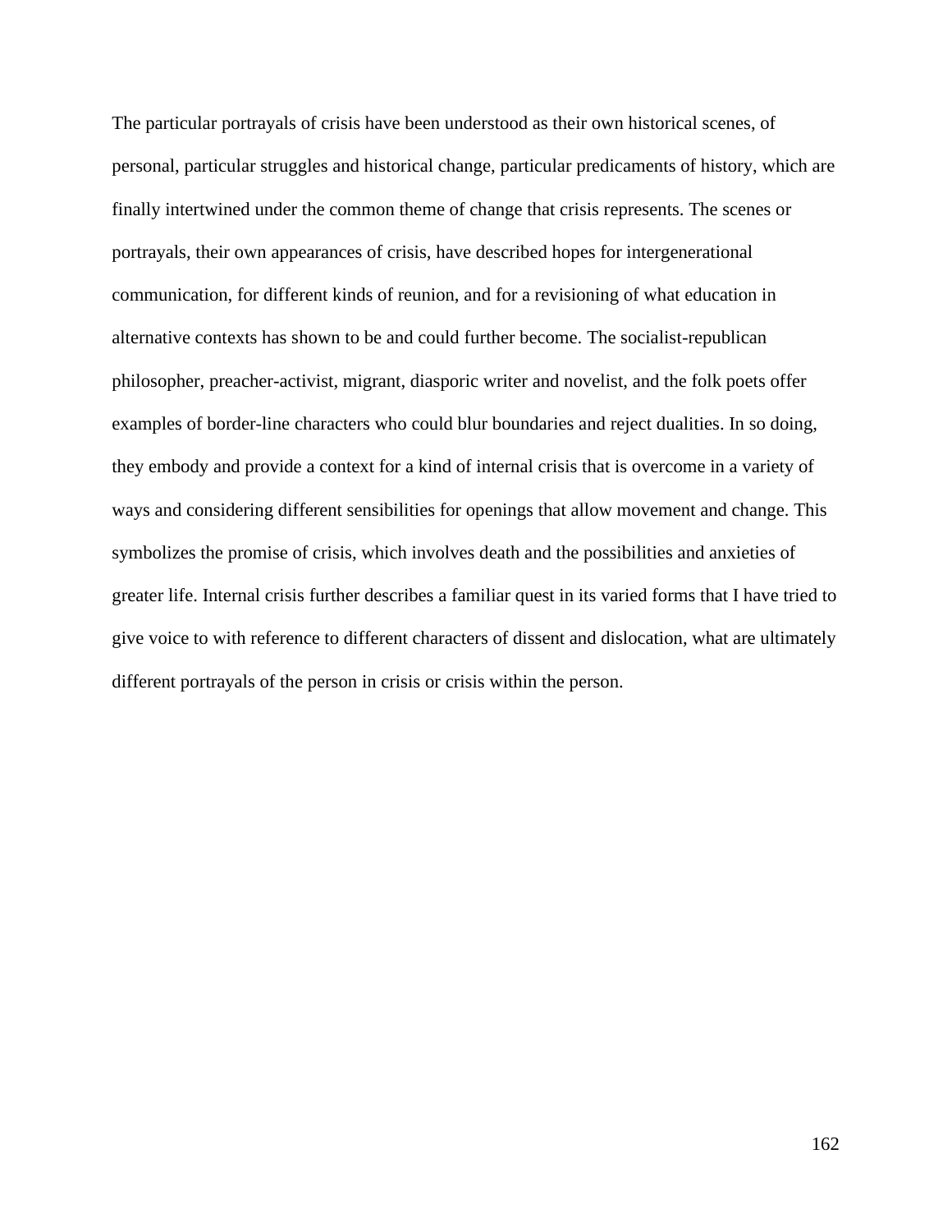The particular portrayals of crisis have been understood as their own historical scenes, of personal, particular struggles and historical change, particular predicaments of history, which are finally intertwined under the common theme of change that crisis represents. The scenes or portrayals, their own appearances of crisis, have described hopes for intergenerational communication, for different kinds of reunion, and for a revisioning of what education in alternative contexts has shown to be and could further become. The socialist-republican philosopher, preacher-activist, migrant, diasporic writer and novelist, and the folk poets offer examples of border-line characters who could blur boundaries and reject dualities. In so doing, they embody and provide a context for a kind of internal crisis that is overcome in a variety of ways and considering different sensibilities for openings that allow movement and change. This symbolizes the promise of crisis, which involves death and the possibilities and anxieties of greater life. Internal crisis further describes a familiar quest in its varied forms that I have tried to give voice to with reference to different characters of dissent and dislocation, what are ultimately different portrayals of the person in crisis or crisis within the person.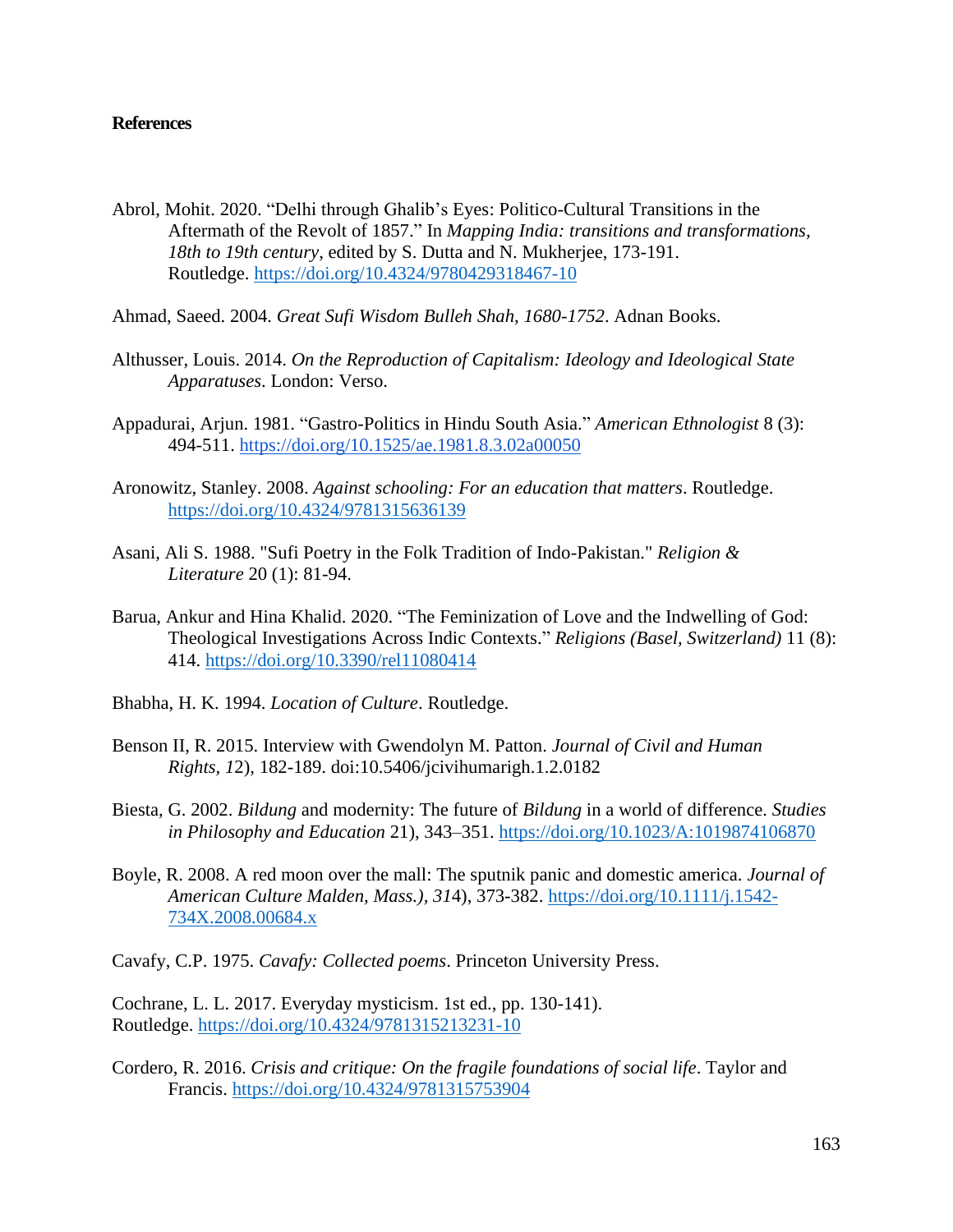**References**

Abrol, Mohit. 2020. “Delhi through Ghalib’s Eyes: Politico-Cultural Transitions in the Aftermath of the Revolt of 1857.” In *Mapping India: transitions and transformations, 18th to 19th century*, edited by S. Dutta and N. Mukherjee, 173-191. Routledge. https://doi.org/10.4324/9780429318467-10

Ahmad, Saeed. 2004. *Great Sufi Wisdom Bulleh Shah, 1680-1752*. Adnan Books.

Althusser, Louis. 2014. *On the Reproduction of Capitalism: Ideology and Ideological State Apparatuses*. London: Verso.

Appadurai, Arjun. 1981. “Gastro-Politics in Hindu South Asia.” *American Ethnologist* 8 (3): 494-511. https://doi.org/10.1525/ae.1981.8.3.02a00050

Aronowitz, Stanley. 2008. *Against schooling: For an education that matters*. Routledge. https://doi.org/10.4324/9781315636139

Asani, Ali S. 1988. "Sufi Poetry in the Folk Tradition of Indo-Pakistan." *Religion & Literature* 20 (1): 81-94.

Barua, Ankur and Hina Khalid. 2020. “The Feminization of Love and the Indwelling of God: Theological Investigations Across Indic Contexts.” *Religions (Basel, Switzerland)* 11 (8): 414. https://doi.org/10.3390/rel11080414

Bhabha, H. K. 1994. *Location of Culture*. Routledge.

Benson II, R. 2015. Interview with Gwendolyn M. Patton. *Journal of Civil and Human Rights, 1*2), 182-189. doi:10.5406/jcivihumarigh.1.2.0182

Biesta, G. 2002. *Bildung* and modernity: The future of *Bildung* in a world of difference. *Studies in Philosophy and Education* 21), 343–351. https://doi.org/10.1023/A:1019874106870

Boyle, R. 2008. A red moon over the mall: The sputnik panic and domestic america. *Journal of American Culture Malden, Mass.), 31*4), 373-382. https://doi.org/10.1111/j.1542-734X.2008.00684.x

Cavafy, C.P. 1975. *Cavafy: Collected poems*. Princeton University Press.

Cochrane, L. L. 2017. Everyday mysticism. 1st ed., pp. 130-141). Routledge. https://doi.org/10.4324/9781315213231-10

Cordero, R. 2016. *Crisis and critique: On the fragile foundations of social life*. Taylor and Francis. https://doi.org/10.4324/9781315753904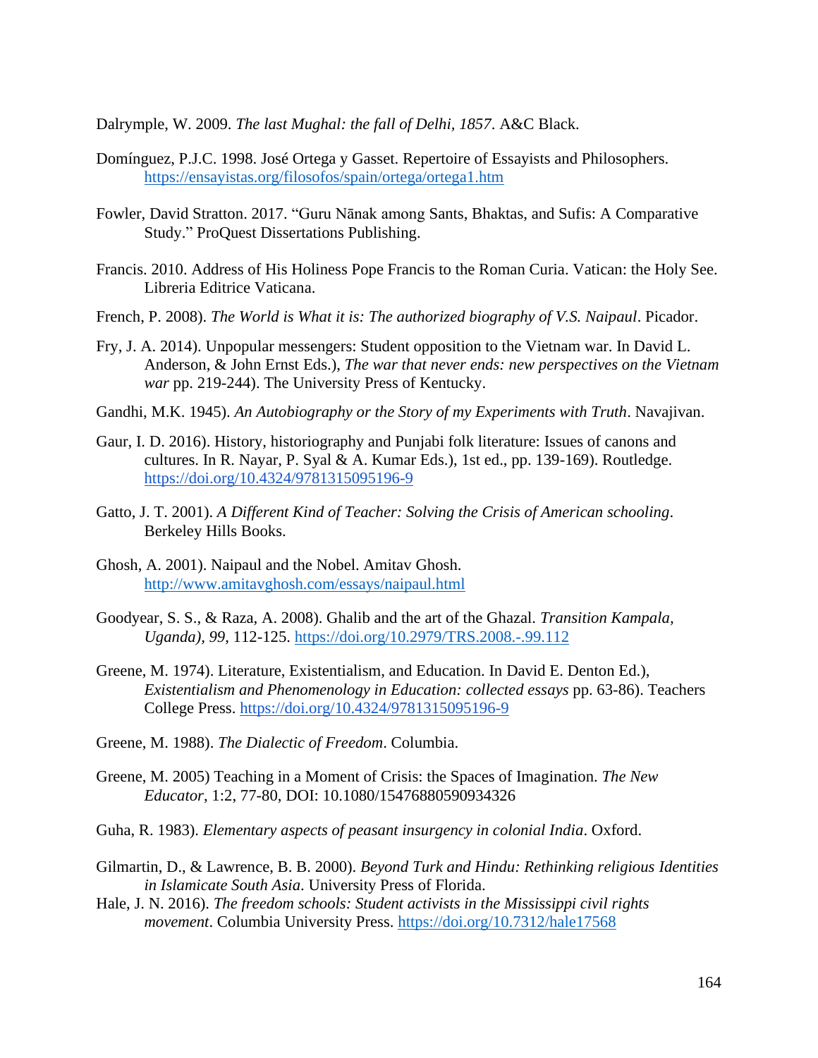Dalrymple, W. 2009. *The last Mughal: the fall of Delhi, 1857*. A&C Black.

Domínguez, P.J.C. 1998. José Ortega y Gasset. Repertoire of Essayists and Philosophers. https://ensayistas.org/filosofos/spain/ortega/ortega1.htm

Fowler, David Stratton. 2017. "Guru Nānak among Sants, Bhaktas, and Sufis: A Comparative Study." ProQuest Dissertations Publishing.

Francis. 2010. Address of His Holiness Pope Francis to the Roman Curia. Vatican: the Holy See. Libreria Editrice Vaticana.

French, P. 2008). *The World is What it is: The authorized biography of V.S. Naipaul*. Picador.

Fry, J. A. 2014). Unpopular messengers: Student opposition to the Vietnam war. In David L. Anderson, & John Ernst Eds.), *The war that never ends: new perspectives on the Vietnam war* pp. 219-244). The University Press of Kentucky.

Gandhi, M.K. 1945). *An Autobiography or the Story of my Experiments with Truth*. Navajivan.

Gaur, I. D. 2016). History, historiography and Punjabi folk literature: Issues of canons and cultures. In R. Nayar, P. Syal & A. Kumar Eds.), 1st ed., pp. 139-169). Routledge. https://doi.org/10.4324/9781315095196-9

Gatto, J. T. 2001). *A Different Kind of Teacher: Solving the Crisis of American schooling*. Berkeley Hills Books.

Ghosh, A. 2001). Naipaul and the Nobel. Amitav Ghosh. http://www.amitavghosh.com/essays/naipaul.html

Goodyear, S. S., & Raza, A. 2008). Ghalib and the art of the Ghazal. *Transition Kampala, Uganda), 99*, 112-125. https://doi.org/10.2979/TRS.2008.-.99.112

Greene, M. 1974). Literature, Existentialism, and Education. In David E. Denton Ed.), *Existentialism and Phenomenology in Education: collected essays* pp. 63-86). Teachers College Press. https://doi.org/10.4324/9781315095196-9

Greene, M. 1988). *The Dialectic of Freedom*. Columbia.

Greene, M. 2005) Teaching in a Moment of Crisis: the Spaces of Imagination. *The New Educator*, 1:2, 77-80, DOI: 10.1080/15476880590934326

Guha, R. 1983). *Elementary aspects of peasant insurgency in colonial India*. Oxford.

Gilmartin, D., & Lawrence, B. B. 2000). *Beyond Turk and Hindu: Rethinking religious Identities in Islamicate South Asia*. University Press of Florida.

Hale, J. N. 2016). *The freedom schools: Student activists in the Mississippi civil rights movement*. Columbia University Press. https://doi.org/10.7312/hale17568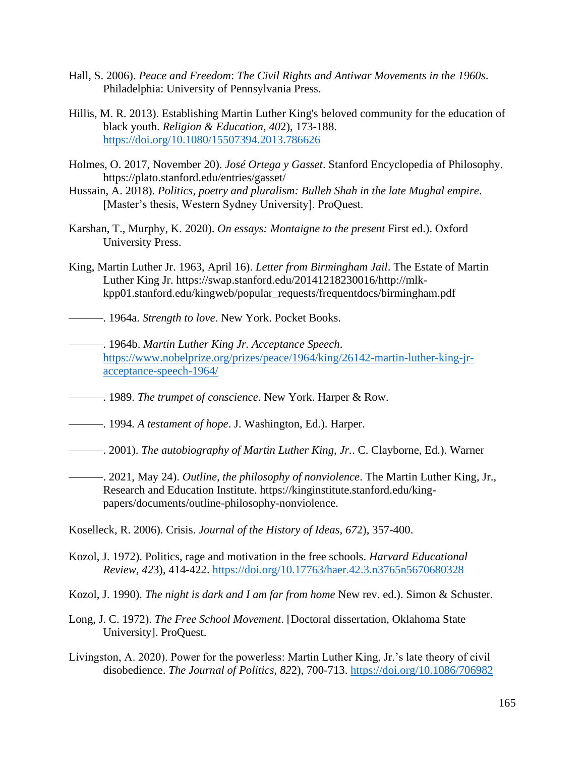Hall, S. 2006). *Peace and Freedom*: *The Civil Rights and Antiwar Movements in the 1960s*. Philadelphia: University of Pennsylvania Press.

Hillis, M. R. 2013). Establishing Martin Luther King's beloved community for the education of black youth. *Religion & Education, 40*2), 173-188. https://doi.org/10.1080/15507394.2013.786626

Holmes, O. 2017, November 20). *José Ortega y Gasset*. Stanford Encyclopedia of Philosophy. https://plato.stanford.edu/entries/gasset/

Hussain, A. 2018). *Politics, poetry and pluralism: Bulleh Shah in the late Mughal empire*. [Master's thesis, Western Sydney University]. ProQuest.

Karshan, T., Murphy, K. 2020). *On essays: Montaigne to the present* First ed.). Oxford University Press.

King, Martin Luther Jr. 1963, April 16). *Letter from Birmingham Jail*. The Estate of Martin Luther King Jr. https://swap.stanford.edu/20141218230016/http://mlk-kpp01.stanford.edu/kingweb/popular_requests/frequentdocs/birmingham.pdf

———. 1964a. *Strength to love*. New York. Pocket Books.

———. 1964b. *Martin Luther King Jr. Acceptance Speech*. https://www.nobelprize.org/prizes/peace/1964/king/26142-martin-luther-king-jr-acceptance-speech-1964/

———. 1989. *The trumpet of conscience*. New York. Harper & Row.

———. 1994. *A testament of hope*. J. Washington, Ed.). Harper.

———. 2001). *The autobiography of Martin Luther King, Jr.*. C. Clayborne, Ed.). Warner

———. 2021, May 24). *Outline, the philosophy of nonviolence*. The Martin Luther King, Jr., Research and Education Institute. https://kinginstitute.stanford.edu/king-papers/documents/outline-philosophy-nonviolence.

Koselleck, R. 2006). Crisis. *Journal of the History of Ideas, 67*2), 357-400.

Kozol, J. 1972). Politics, rage and motivation in the free schools. *Harvard Educational Review, 42*3), 414-422. https://doi.org/10.17763/haer.42.3.n3765n5670680328

Kozol, J. 1990). *The night is dark and I am far from home* New rev. ed.). Simon & Schuster.

Long, J. C. 1972). *The Free School Movement*. [Doctoral dissertation, Oklahoma State University]. ProQuest.

Livingston, A. 2020). Power for the powerless: Martin Luther King, Jr.'s late theory of civil disobedience. *The Journal of Politics, 82*2), 700-713. https://doi.org/10.1086/706982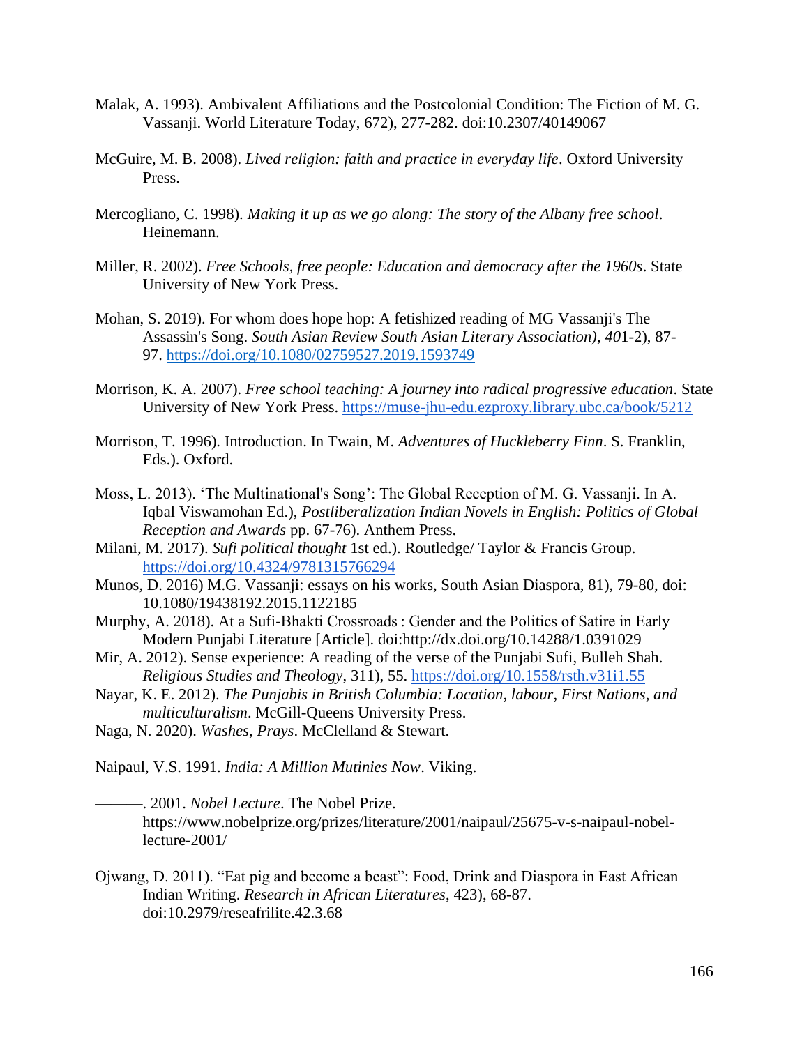Malak, A. 1993). Ambivalent Affiliations and the Postcolonial Condition: The Fiction of M. G. Vassanji. World Literature Today, 672), 277-282. doi:10.2307/40149067

McGuire, M. B. 2008). *Lived religion: faith and practice in everyday life*. Oxford University Press.

Mercogliano, C. 1998). *Making it up as we go along: The story of the Albany free school*. Heinemann.

Miller, R. 2002). *Free Schools, free people: Education and democracy after the 1960s*. State University of New York Press.

Mohan, S. 2019). For whom does hope hop: A fetishized reading of MG Vassanji's The Assassin's Song. *South Asian Review South Asian Literary Association), 40*1-2), 87-97. https://doi.org/10.1080/02759527.2019.1593749

Morrison, K. A. 2007). *Free school teaching: A journey into radical progressive education*. State University of New York Press. https://muse-jhu-edu.ezproxy.library.ubc.ca/book/5212

Morrison, T. 1996). Introduction. In Twain, M. *Adventures of Huckleberry Finn*. S. Franklin, Eds.). Oxford.

Moss, L. 2013). 'The Multinational's Song': The Global Reception of M. G. Vassanji. In A. Iqbal Viswamohan Ed.), *Postliberalization Indian Novels in English: Politics of Global Reception and Awards* pp. 67-76). Anthem Press.

Milani, M. 2017). *Sufi political thought* 1st ed.). Routledge/ Taylor & Francis Group. https://doi.org/10.4324/9781315766294

Munos, D. 2016) M.G. Vassanji: essays on his works, South Asian Diaspora, 81), 79-80, doi: 10.1080/19438192.2015.1122185

Murphy, A. 2018). At a Sufi-Bhakti Crossroads : Gender and the Politics of Satire in Early Modern Punjabi Literature [Article]. doi:http://dx.doi.org/10.14288/1.0391029

Mir, A. 2012). Sense experience: A reading of the verse of the Punjabi Sufi, Bulleh Shah. *Religious Studies and Theology*, 311), 55. https://doi.org/10.1558/rsth.v31i1.55

Nayar, K. E. 2012). *The Punjabis in British Columbia: Location, labour, First Nations, and multiculturalism*. McGill-Queens University Press.

Naga, N. 2020). *Washes, Prays*. McClelland & Stewart.

Naipaul, V.S. 1991. *India: A Million Mutinies Now*. Viking.

———. 2001. *Nobel Lecture*. The Nobel Prize. https://www.nobelprize.org/prizes/literature/2001/naipaul/25675-v-s-naipaul-nobel-lecture-2001/

Ojwang, D. 2011). "Eat pig and become a beast": Food, Drink and Diaspora in East African Indian Writing. *Research in African Literatures*, 423), 68-87. doi:10.2979/reseafrilite.42.3.68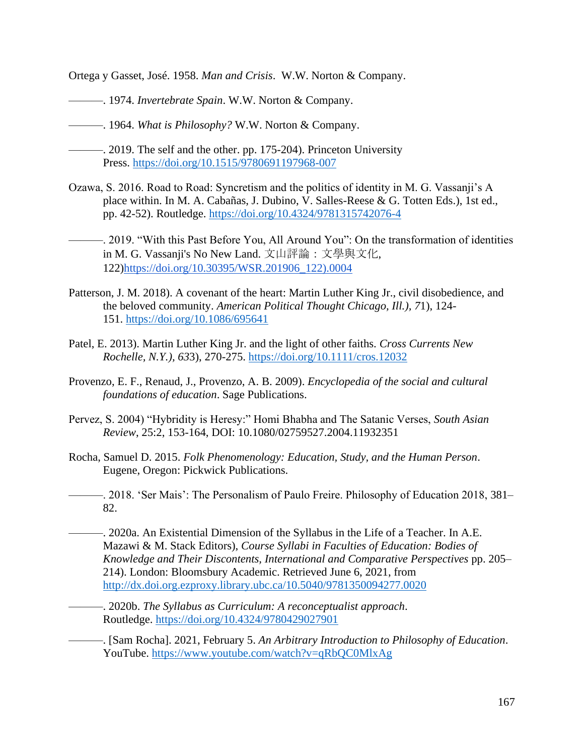Ortega y Gasset, José. 1958. *Man and Crisis*. W.W. Norton & Company.

———. 1974. *Invertebrate Spain*. W.W. Norton & Company.

———. 1964. *What is Philosophy?* W.W. Norton & Company.

———. 2019. The self and the other. pp. 175-204). Princeton University Press. https://doi.org/10.1515/9780691197968-007

Ozawa, S. 2016. Road to Road: Syncretism and the politics of identity in M. G. Vassanji's A place within. In M. A. Cabañas, J. Dubino, V. Salles-Reese & G. Totten Eds.), 1st ed., pp. 42-52). Routledge. https://doi.org/10.4324/9781315742076-4

———. 2019. "With this Past Before You, All Around You": On the transformation of identities in M. G. Vassanji's No New Land. 文山評論：文學與文化, 122)https://doi.org/10.30395/WSR.201906_122).0004

Patterson, J. M. 2018). A covenant of the heart: Martin Luther King Jr., civil disobedience, and the beloved community. *American Political Thought Chicago, Ill.), 7*1), 124-151. https://doi.org/10.1086/695641

Patel, E. 2013). Martin Luther King Jr. and the light of other faiths. *Cross Currents New Rochelle, N.Y.), 63*3), 270-275. https://doi.org/10.1111/cros.12032

Provenzo, E. F., Renaud, J., Provenzo, A. B. 2009). *Encyclopedia of the social and cultural foundations of education*. Sage Publications.

Pervez, S. 2004) "Hybridity is Heresy:" Homi Bhabha and The Satanic Verses, *South Asian Review*, 25:2, 153-164, DOI: 10.1080/02759527.2004.11932351

Rocha, Samuel D. 2015. *Folk Phenomenology: Education, Study, and the Human Person*. Eugene, Oregon: Pickwick Publications.

———. 2018. 'Ser Mais': The Personalism of Paulo Freire. Philosophy of Education 2018, 381–82.

———. 2020a. An Existential Dimension of the Syllabus in the Life of a Teacher. In A.E. Mazawi & M. Stack Editors), *Course Syllabi in Faculties of Education: Bodies of Knowledge and Their Discontents, International and Comparative Perspectives* pp. 205–214). London: Bloomsbury Academic. Retrieved June 6, 2021, from http://dx.doi.org.ezproxy.library.ubc.ca/10.5040/9781350094277.0020

———. 2020b. *The Syllabus as Curriculum: A reconceptualist approach*. Routledge. https://doi.org/10.4324/9780429027901

———. [Sam Rocha]. 2021, February 5. *An Arbitrary Introduction to Philosophy of Education*. YouTube. https://www.youtube.com/watch?v=qRbQC0MlxAg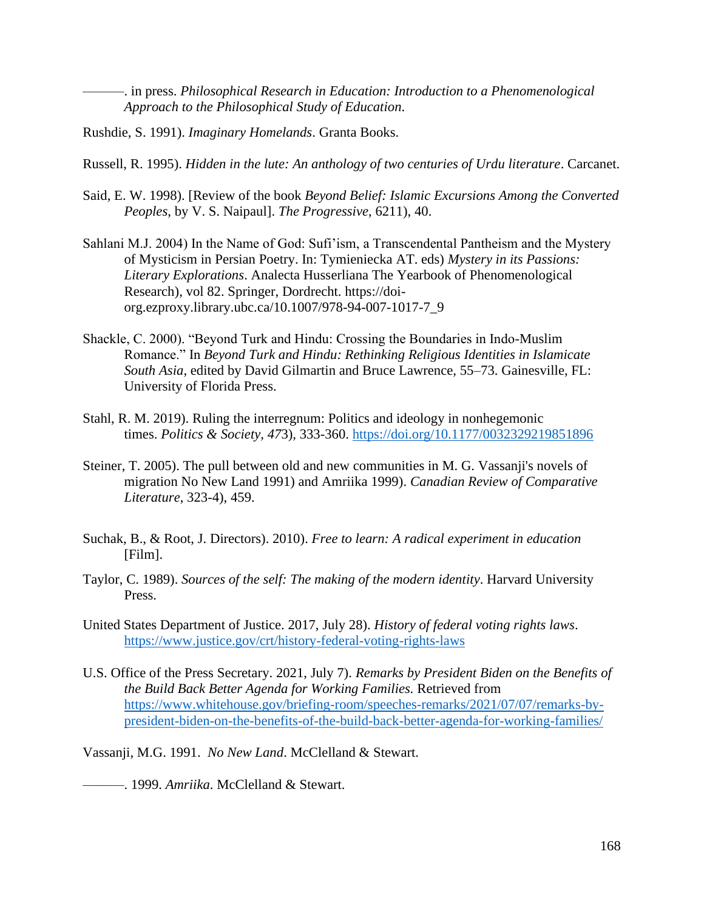———. in press. *Philosophical Research in Education: Introduction to a Phenomenological Approach to the Philosophical Study of Education.*

Rushdie, S. 1991). *Imaginary Homelands*. Granta Books.

Russell, R. 1995). *Hidden in the lute: An anthology of two centuries of Urdu literature*. Carcanet.

Said, E. W. 1998). [Review of the book *Beyond Belief: Islamic Excursions Among the Converted Peoples*, by V. S. Naipaul]. *The Progressive*, 6211), 40.

Sahlani M.J. 2004) In the Name of God: Sufi'ism, a Transcendental Pantheism and the Mystery of Mysticism in Persian Poetry. In: Tymieniecka AT. eds) *Mystery in its Passions: Literary Explorations*. Analecta Husserliana The Yearbook of Phenomenological Research), vol 82. Springer, Dordrecht. https://doi-org.ezproxy.library.ubc.ca/10.1007/978-94-007-1017-7_9

Shackle, C. 2000). "Beyond Turk and Hindu: Crossing the Boundaries in Indo-Muslim Romance." In *Beyond Turk and Hindu: Rethinking Religious Identities in Islamicate South Asia*, edited by David Gilmartin and Bruce Lawrence, 55–73. Gainesville, FL: University of Florida Press.

Stahl, R. M. 2019). Ruling the interregnum: Politics and ideology in nonhegemonic times. *Politics & Society, 47*3), 333-360. https://doi.org/10.1177/0032329219851896

Steiner, T. 2005). The pull between old and new communities in M. G. Vassanji's novels of migration No New Land 1991) and Amriika 1999). *Canadian Review of Comparative Literature*, 323-4), 459.

Suchak, B., & Root, J. Directors). 2010). *Free to learn: A radical experiment in education* [Film].

Taylor, C. 1989). *Sources of the self: The making of the modern identity*. Harvard University Press.

United States Department of Justice. 2017, July 28). *History of federal voting rights laws*. https://www.justice.gov/crt/history-federal-voting-rights-laws

U.S. Office of the Press Secretary. 2021, July 7). *Remarks by President Biden on the Benefits of the Build Back Better Agenda for Working Families.* Retrieved from https://www.whitehouse.gov/briefing-room/speeches-remarks/2021/07/07/remarks-by-president-biden-on-the-benefits-of-the-build-back-better-agenda-for-working-families/

Vassanji, M.G. 1991. *No New Land*. McClelland & Stewart.

———. 1999. *Amriika*. McClelland & Stewart.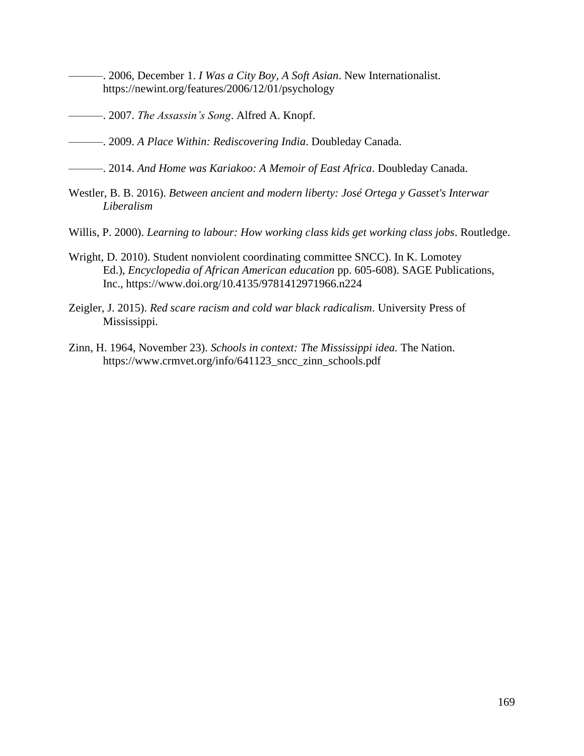———. 2006, December 1. *I Was a City Boy, A Soft Asian*. New Internationalist. https://newint.org/features/2006/12/01/psychology

———. 2007. *The Assassin's Song*. Alfred A. Knopf.

———. 2009. *A Place Within: Rediscovering India*. Doubleday Canada.

———. 2014. *And Home was Kariakoo: A Memoir of East Africa*. Doubleday Canada.

Westler, B. B. 2016). *Between ancient and modern liberty: José Ortega y Gasset's Interwar Liberalism*

Willis, P. 2000). *Learning to labour: How working class kids get working class jobs*. Routledge.

Wright, D. 2010). Student nonviolent coordinating committee SNCC). In K. Lomotey Ed.), *Encyclopedia of African American education* pp. 605-608). SAGE Publications, Inc., https://www.doi.org/10.4135/9781412971966.n224

Zeigler, J. 2015). *Red scare racism and cold war black radicalism*. University Press of Mississippi.

Zinn, H. 1964, November 23). *Schools in context: The Mississippi idea.* The Nation. https://www.crmvet.org/info/641123_sncc_zinn_schools.pdf